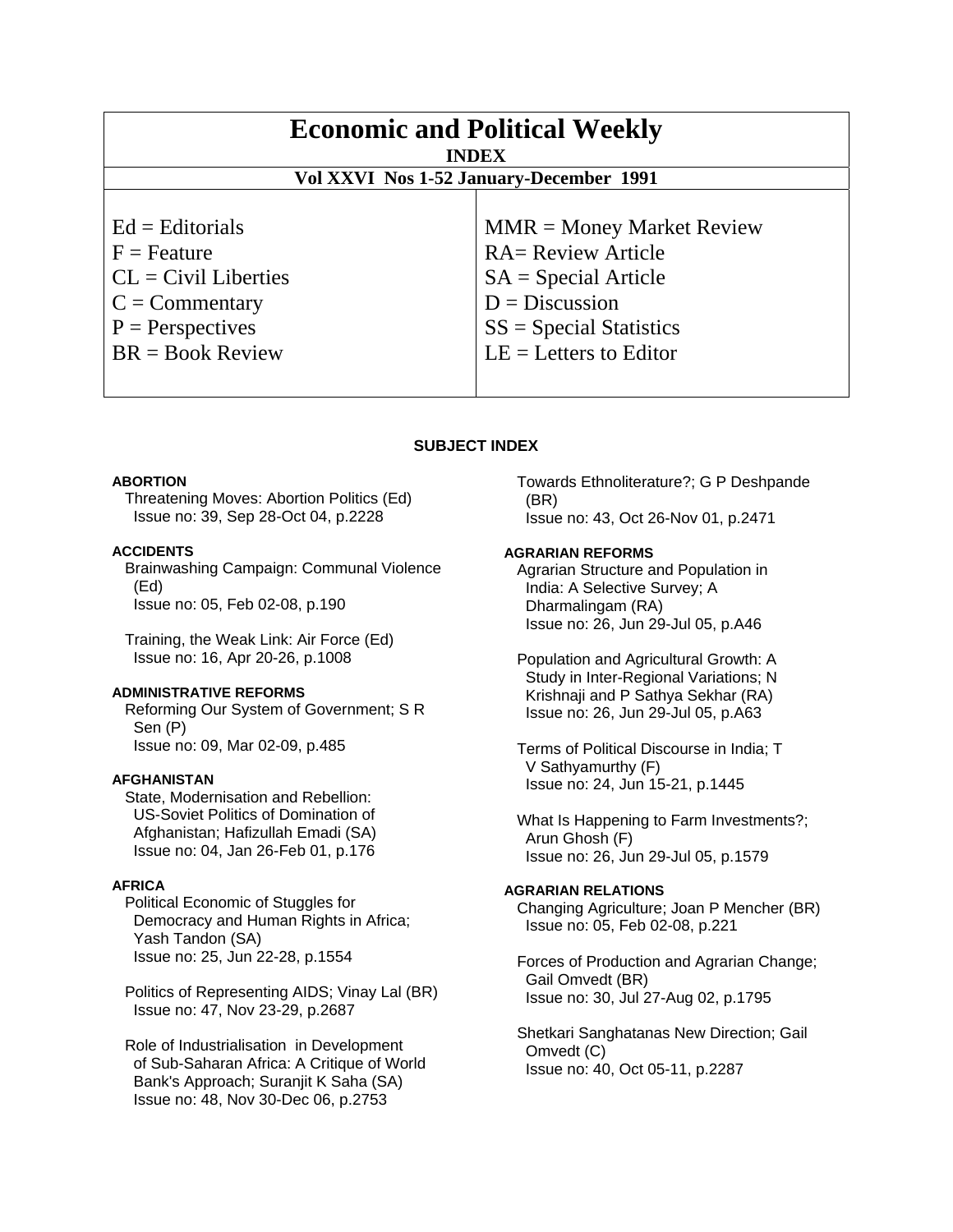# Economic and Political Weekly

**INDEX**

**Vol XXVI Nos 1-52 January-December 1991**

| | |
|---|---|
| Ed = Editorials | MMR = Money Market Review |
| F = Feature | RA= Review Article |
| CL = Civil Liberties | SA = Special Article |
| C = Commentary | D = Discussion |
| P = Perspectives | SS = Special Statistics |
| BR = Book Review | LE = Letters to Editor |

## SUBJECT INDEX

**ABORTION**

Threatening Moves: Abortion Politics (Ed)
Issue no: 39, Sep 28-Oct 04, p.2228

**ACCIDENTS**

Brainwashing Campaign: Communal Violence (Ed)
Issue no: 05, Feb 02-08, p.190

Training, the Weak Link: Air Force (Ed)
Issue no: 16, Apr 20-26, p.1008

**ADMINISTRATIVE REFORMS**

Reforming Our System of Government; S R Sen (P)
Issue no: 09, Mar 02-09, p.485

**AFGHANISTAN**

State, Modernisation and Rebellion: US-Soviet Politics of Domination of Afghanistan; Hafizullah Emadi (SA)
Issue no: 04, Jan 26-Feb 01, p.176

**AFRICA**

Political Economic of Stuggles for Democracy and Human Rights in Africa; Yash Tandon (SA)
Issue no: 25, Jun 22-28, p.1554

Politics of Representing AIDS; Vinay Lal (BR)
Issue no: 47, Nov 23-29, p.2687

Role of Industrialisation in Development of Sub-Saharan Africa: A Critique of World Bank's Approach; Suranjit K Saha (SA)
Issue no: 48, Nov 30-Dec 06, p.2753

Towards Ethnoliterature?; G P Deshpande (BR)
Issue no: 43, Oct 26-Nov 01, p.2471

**AGRARIAN REFORMS**

Agrarian Structure and Population in India: A Selective Survey; A Dharmalingam (RA)
Issue no: 26, Jun 29-Jul 05, p.A46

Population and Agricultural Growth: A Study in Inter-Regional Variations; N Krishnaji and P Sathya Sekhar (RA)
Issue no: 26, Jun 29-Jul 05, p.A63

Terms of Political Discourse in India; T V Sathyamurthy (F)
Issue no: 24, Jun 15-21, p.1445

What Is Happening to Farm Investments?; Arun Ghosh (F)
Issue no: 26, Jun 29-Jul 05, p.1579

**AGRARIAN RELATIONS**

Changing Agriculture; Joan P Mencher (BR)
Issue no: 05, Feb 02-08, p.221

Forces of Production and Agrarian Change; Gail Omvedt (BR)
Issue no: 30, Jul 27-Aug 02, p.1795

Shetkari Sanghatanas New Direction; Gail Omvedt (C)
Issue no: 40, Oct 05-11, p.2287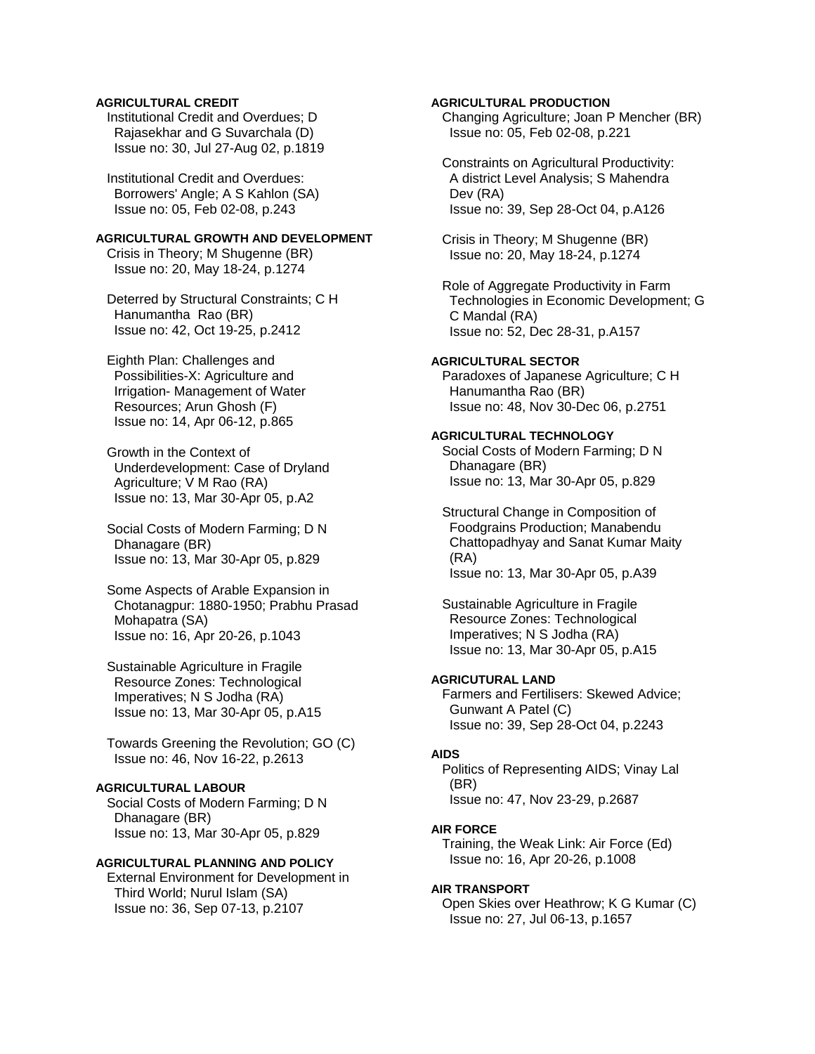**AGRICULTURAL CREDIT**

Institutional Credit and Overdues; D Rajasekhar and G Suvarchala (D)
Issue no: 30, Jul 27-Aug 02, p.1819

Institutional Credit and Overdues: Borrowers' Angle; A S Kahlon (SA)
Issue no: 05, Feb 02-08, p.243

**AGRICULTURAL GROWTH AND DEVELOPMENT**

Crisis in Theory; M Shugenne (BR)
Issue no: 20, May 18-24, p.1274

Deterred by Structural Constraints; C H Hanumantha Rao (BR)
Issue no: 42, Oct 19-25, p.2412

Eighth Plan: Challenges and Possibilities-X: Agriculture and Irrigation- Management of Water Resources; Arun Ghosh (F)
Issue no: 14, Apr 06-12, p.865

Growth in the Context of Underdevelopment: Case of Dryland Agriculture; V M Rao (RA)
Issue no: 13, Mar 30-Apr 05, p.A2

Social Costs of Modern Farming; D N Dhanagare (BR)
Issue no: 13, Mar 30-Apr 05, p.829

Some Aspects of Arable Expansion in Chotanagpur: 1880-1950; Prabhu Prasad Mohapatra (SA)
Issue no: 16, Apr 20-26, p.1043

Sustainable Agriculture in Fragile Resource Zones: Technological Imperatives; N S Jodha (RA)
Issue no: 13, Mar 30-Apr 05, p.A15

Towards Greening the Revolution; GO (C)
Issue no: 46, Nov 16-22, p.2613

**AGRICULTURAL LABOUR**

Social Costs of Modern Farming; D N Dhanagare (BR)
Issue no: 13, Mar 30-Apr 05, p.829

**AGRICULTURAL PLANNING AND POLICY**

External Environment for Development in Third World; Nurul Islam (SA)
Issue no: 36, Sep 07-13, p.2107

**AGRICULTURAL PRODUCTION**

Changing Agriculture; Joan P Mencher (BR)
Issue no: 05, Feb 02-08, p.221

Constraints on Agricultural Productivity: A district Level Analysis; S Mahendra Dev (RA)
Issue no: 39, Sep 28-Oct 04, p.A126

Crisis in Theory; M Shugenne (BR)
Issue no: 20, May 18-24, p.1274

Role of Aggregate Productivity in Farm Technologies in Economic Development; G C Mandal (RA)
Issue no: 52, Dec 28-31, p.A157

**AGRICULTURAL SECTOR**

Paradoxes of Japanese Agriculture; C H Hanumantha Rao (BR)
Issue no: 48, Nov 30-Dec 06, p.2751

**AGRICULTURAL TECHNOLOGY**

Social Costs of Modern Farming; D N Dhanagare (BR)
Issue no: 13, Mar 30-Apr 05, p.829

Structural Change in Composition of Foodgrains Production; Manabendu Chattopadhyay and Sanat Kumar Maity (RA)
Issue no: 13, Mar 30-Apr 05, p.A39

Sustainable Agriculture in Fragile Resource Zones: Technological Imperatives; N S Jodha (RA)
Issue no: 13, Mar 30-Apr 05, p.A15

**AGRICUTURAL LAND**

Farmers and Fertilisers: Skewed Advice; Gunwant A Patel (C)
Issue no: 39, Sep 28-Oct 04, p.2243

**AIDS**

Politics of Representing AIDS; Vinay Lal (BR)
Issue no: 47, Nov 23-29, p.2687

**AIR FORCE**

Training, the Weak Link: Air Force (Ed)
Issue no: 16, Apr 20-26, p.1008

**AIR TRANSPORT**

Open Skies over Heathrow; K G Kumar (C)
Issue no: 27, Jul 06-13, p.1657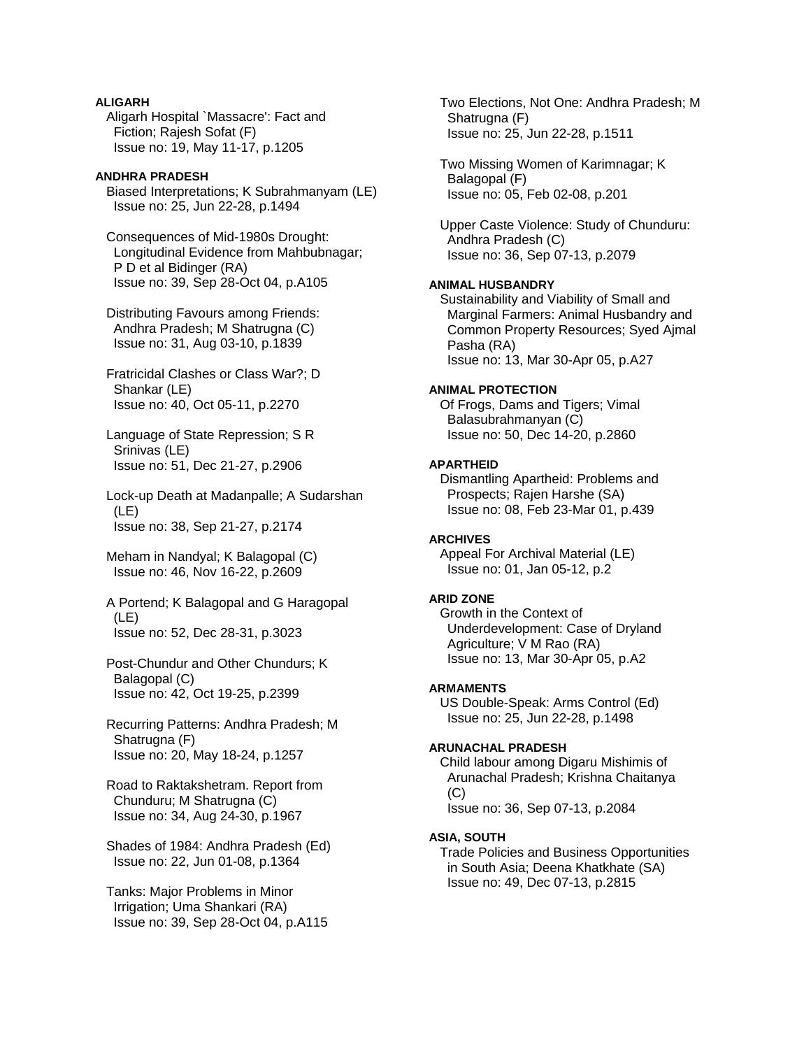**ALIGARH**

Aligarh Hospital `Massacre': Fact and Fiction; Rajesh Sofat (F)
Issue no: 19, May 11-17, p.1205

**ANDHRA PRADESH**

Biased Interpretations; K Subrahmanyam (LE)
Issue no: 25, Jun 22-28, p.1494

Consequences of Mid-1980s Drought: Longitudinal Evidence from Mahbubnagar; P D et al Bidinger (RA)
Issue no: 39, Sep 28-Oct 04, p.A105

Distributing Favours among Friends: Andhra Pradesh; M Shatrugna (C)
Issue no: 31, Aug 03-10, p.1839

Fratricidal Clashes or Class War?; D Shankar (LE)
Issue no: 40, Oct 05-11, p.2270

Language of State Repression; S R Srinivas (LE)
Issue no: 51, Dec 21-27, p.2906

Lock-up Death at Madanpalle; A Sudarshan (LE)
Issue no: 38, Sep 21-27, p.2174

Meham in Nandyal; K Balagopal (C)
Issue no: 46, Nov 16-22, p.2609

A Portend; K Balagopal and G Haragopal (LE)
Issue no: 52, Dec 28-31, p.3023

Post-Chundur and Other Chundurs; K Balagopal (C)
Issue no: 42, Oct 19-25, p.2399

Recurring Patterns: Andhra Pradesh; M Shatrugna (F)
Issue no: 20, May 18-24, p.1257

Road to Raktakshetram. Report from Chunduru; M Shatrugna (C)
Issue no: 34, Aug 24-30, p.1967

Shades of 1984: Andhra Pradesh (Ed)
Issue no: 22, Jun 01-08, p.1364

Tanks: Major Problems in Minor Irrigation; Uma Shankari (RA)
Issue no: 39, Sep 28-Oct 04, p.A115

Two Elections, Not One: Andhra Pradesh; M Shatrugna (F)
Issue no: 25, Jun 22-28, p.1511

Two Missing Women of Karimnagar; K Balagopal (F)
Issue no: 05, Feb 02-08, p.201

Upper Caste Violence: Study of Chunduru: Andhra Pradesh (C)
Issue no: 36, Sep 07-13, p.2079

**ANIMAL HUSBANDRY**

Sustainability and Viability of Small and Marginal Farmers: Animal Husbandry and Common Property Resources; Syed Ajmal Pasha (RA)
Issue no: 13, Mar 30-Apr 05, p.A27

**ANIMAL PROTECTION**

Of Frogs, Dams and Tigers; Vimal Balasubrahmanyan (C)
Issue no: 50, Dec 14-20, p.2860

**APARTHEID**

Dismantling Apartheid: Problems and Prospects; Rajen Harshe (SA)
Issue no: 08, Feb 23-Mar 01, p.439

**ARCHIVES**

Appeal For Archival Material (LE)
Issue no: 01, Jan 05-12, p.2

**ARID ZONE**

Growth in the Context of Underdevelopment: Case of Dryland Agriculture; V M Rao (RA)
Issue no: 13, Mar 30-Apr 05, p.A2

**ARMAMENTS**

US Double-Speak: Arms Control (Ed)
Issue no: 25, Jun 22-28, p.1498

**ARUNACHAL PRADESH**

Child labour among Digaru Mishimis of Arunachal Pradesh; Krishna Chaitanya (C)
Issue no: 36, Sep 07-13, p.2084

**ASIA, SOUTH**

Trade Policies and Business Opportunities in South Asia; Deena Khatkhate (SA)
Issue no: 49, Dec 07-13, p.2815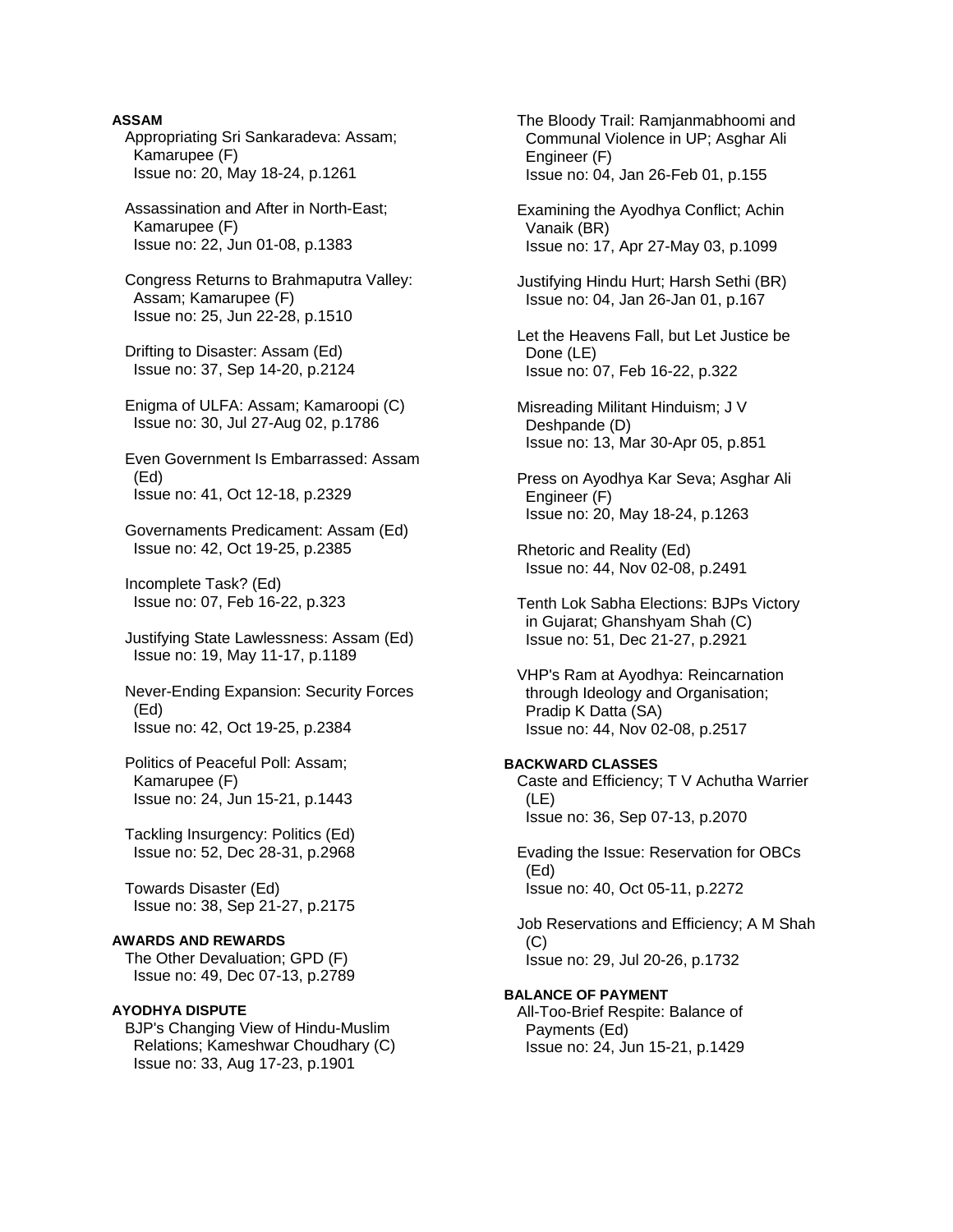**ASSAM**

Appropriating Sri Sankaradeva: Assam; Kamarupee (F)
Issue no: 20, May 18-24, p.1261

Assassination and After in North-East; Kamarupee (F)
Issue no: 22, Jun 01-08, p.1383

Congress Returns to Brahmaputra Valley: Assam; Kamarupee (F)
Issue no: 25, Jun 22-28, p.1510

Drifting to Disaster: Assam (Ed)
Issue no: 37, Sep 14-20, p.2124

Enigma of ULFA: Assam; Kamaroopi (C)
Issue no: 30, Jul 27-Aug 02, p.1786

Even Government Is Embarrassed: Assam (Ed)
Issue no: 41, Oct 12-18, p.2329

Governaments Predicament: Assam (Ed)
Issue no: 42, Oct 19-25, p.2385

Incomplete Task? (Ed)
Issue no: 07, Feb 16-22, p.323

Justifying State Lawlessness: Assam (Ed)
Issue no: 19, May 11-17, p.1189

Never-Ending Expansion: Security Forces (Ed)
Issue no: 42, Oct 19-25, p.2384

Politics of Peaceful Poll: Assam; Kamarupee (F)
Issue no: 24, Jun 15-21, p.1443

Tackling Insurgency: Politics (Ed)
Issue no: 52, Dec 28-31, p.2968

Towards Disaster (Ed)
Issue no: 38, Sep 21-27, p.2175

**AWARDS AND REWARDS**

The Other Devaluation; GPD (F)
Issue no: 49, Dec 07-13, p.2789

**AYODHYA DISPUTE**

BJP's Changing View of Hindu-Muslim Relations; Kameshwar Choudhary (C)
Issue no: 33, Aug 17-23, p.1901

The Bloody Trail: Ramjanmabhoomi and Communal Violence in UP; Asghar Ali Engineer (F)
Issue no: 04, Jan 26-Feb 01, p.155

Examining the Ayodhya Conflict; Achin Vanaik (BR)
Issue no: 17, Apr 27-May 03, p.1099

Justifying Hindu Hurt; Harsh Sethi (BR)
Issue no: 04, Jan 26-Jan 01, p.167

Let the Heavens Fall, but Let Justice be Done (LE)
Issue no: 07, Feb 16-22, p.322

Misreading Militant Hinduism; J V Deshpande (D)
Issue no: 13, Mar 30-Apr 05, p.851

Press on Ayodhya Kar Seva; Asghar Ali Engineer (F)
Issue no: 20, May 18-24, p.1263

Rhetoric and Reality (Ed)
Issue no: 44, Nov 02-08, p.2491

Tenth Lok Sabha Elections: BJPs Victory in Gujarat; Ghanshyam Shah (C)
Issue no: 51, Dec 21-27, p.2921

VHP's Ram at Ayodhya: Reincarnation through Ideology and Organisation; Pradip K Datta (SA)
Issue no: 44, Nov 02-08, p.2517

**BACKWARD CLASSES**

Caste and Efficiency; T V Achutha Warrier (LE)
Issue no: 36, Sep 07-13, p.2070

Evading the Issue: Reservation for OBCs (Ed)
Issue no: 40, Oct 05-11, p.2272

Job Reservations and Efficiency; A M Shah (C)
Issue no: 29, Jul 20-26, p.1732

**BALANCE OF PAYMENT**

All-Too-Brief Respite: Balance of Payments (Ed)
Issue no: 24, Jun 15-21, p.1429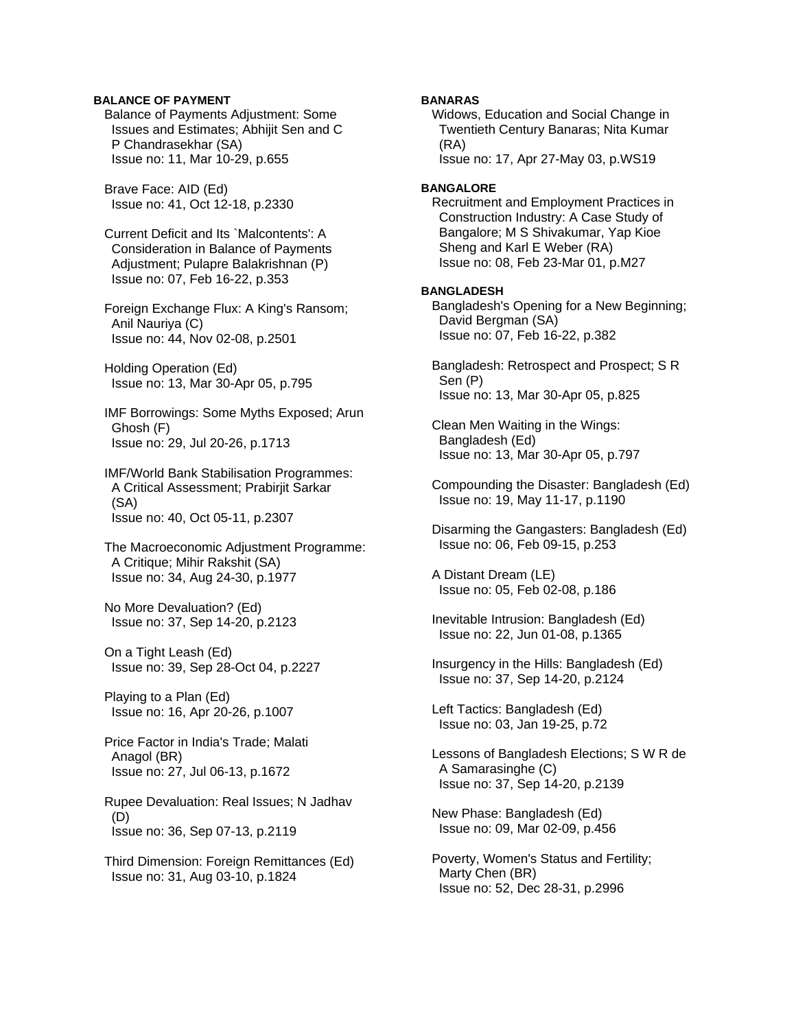**BALANCE OF PAYMENT**

Balance of Payments Adjustment: Some Issues and Estimates; Abhijit Sen and C P Chandrasekhar (SA)
Issue no: 11, Mar 10-29, p.655

Brave Face: AID (Ed)
Issue no: 41, Oct 12-18, p.2330

Current Deficit and Its `Malcontents': A Consideration in Balance of Payments Adjustment; Pulapre Balakrishnan (P)
Issue no: 07, Feb 16-22, p.353

Foreign Exchange Flux: A King's Ransom; Anil Nauriya (C)
Issue no: 44, Nov 02-08, p.2501

Holding Operation (Ed)
Issue no: 13, Mar 30-Apr 05, p.795

IMF Borrowings: Some Myths Exposed; Arun Ghosh (F)
Issue no: 29, Jul 20-26, p.1713

IMF/World Bank Stabilisation Programmes: A Critical Assessment; Prabirjit Sarkar (SA)
Issue no: 40, Oct 05-11, p.2307

The Macroeconomic Adjustment Programme: A Critique; Mihir Rakshit (SA)
Issue no: 34, Aug 24-30, p.1977

No More Devaluation? (Ed)
Issue no: 37, Sep 14-20, p.2123

On a Tight Leash (Ed)
Issue no: 39, Sep 28-Oct 04, p.2227

Playing to a Plan (Ed)
Issue no: 16, Apr 20-26, p.1007

Price Factor in India's Trade; Malati Anagol (BR)
Issue no: 27, Jul 06-13, p.1672

Rupee Devaluation: Real Issues; N Jadhav (D)
Issue no: 36, Sep 07-13, p.2119

Third Dimension: Foreign Remittances (Ed)
Issue no: 31, Aug 03-10, p.1824

**BANARAS**

Widows, Education and Social Change in Twentieth Century Banaras; Nita Kumar (RA)
Issue no: 17, Apr 27-May 03, p.WS19

**BANGALORE**

Recruitment and Employment Practices in Construction Industry: A Case Study of Bangalore; M S Shivakumar, Yap Kioe Sheng and Karl E Weber (RA)
Issue no: 08, Feb 23-Mar 01, p.M27

**BANGLADESH**

Bangladesh's Opening for a New Beginning; David Bergman (SA)
Issue no: 07, Feb 16-22, p.382

Bangladesh: Retrospect and Prospect; S R Sen (P)
Issue no: 13, Mar 30-Apr 05, p.825

Clean Men Waiting in the Wings: Bangladesh (Ed)
Issue no: 13, Mar 30-Apr 05, p.797

Compounding the Disaster: Bangladesh (Ed)
Issue no: 19, May 11-17, p.1190

Disarming the Gangsters: Bangladesh (Ed)
Issue no: 06, Feb 09-15, p.253

A Distant Dream (LE)
Issue no: 05, Feb 02-08, p.186

Inevitable Intrusion: Bangladesh (Ed)
Issue no: 22, Jun 01-08, p.1365

Insurgency in the Hills: Bangladesh (Ed)
Issue no: 37, Sep 14-20, p.2124

Left Tactics: Bangladesh (Ed)
Issue no: 03, Jan 19-25, p.72

Lessons of Bangladesh Elections; S W R de A Samarasinghe (C)
Issue no: 37, Sep 14-20, p.2139

New Phase: Bangladesh (Ed)
Issue no: 09, Mar 02-09, p.456

Poverty, Women's Status and Fertility; Marty Chen (BR)
Issue no: 52, Dec 28-31, p.2996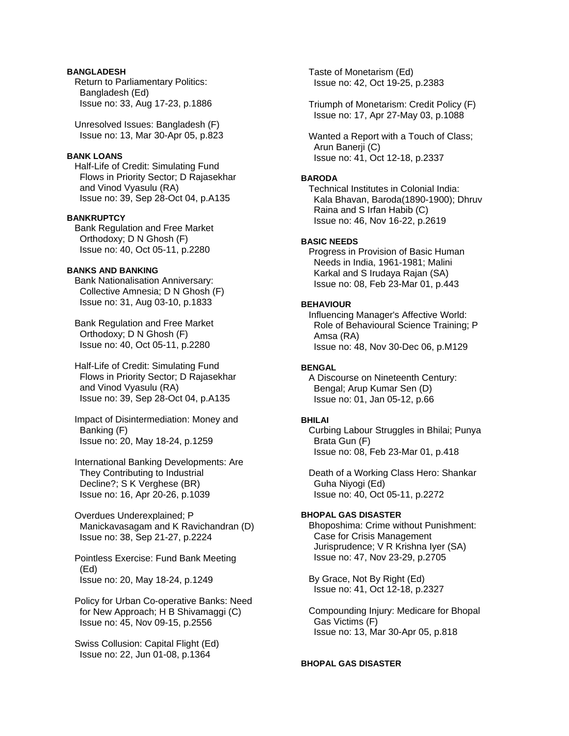**BANGLADESH**

Return to Parliamentary Politics: Bangladesh (Ed)
Issue no: 33, Aug 17-23, p.1886

Unresolved Issues: Bangladesh (F)
Issue no: 13, Mar 30-Apr 05, p.823

**BANK LOANS**

Half-Life of Credit: Simulating Fund Flows in Priority Sector; D Rajasekhar and Vinod Vyasulu (RA)
Issue no: 39, Sep 28-Oct 04, p.A135

**BANKRUPTCY**

Bank Regulation and Free Market Orthodoxy; D N Ghosh (F)
Issue no: 40, Oct 05-11, p.2280

**BANKS AND BANKING**

Bank Nationalisation Anniversary: Collective Amnesia; D N Ghosh (F)
Issue no: 31, Aug 03-10, p.1833

Bank Regulation and Free Market Orthodoxy; D N Ghosh (F)
Issue no: 40, Oct 05-11, p.2280

Half-Life of Credit: Simulating Fund Flows in Priority Sector; D Rajasekhar and Vinod Vyasulu (RA)
Issue no: 39, Sep 28-Oct 04, p.A135

Impact of Disintermediation: Money and Banking (F)
Issue no: 20, May 18-24, p.1259

International Banking Developments: Are They Contributing to Industrial Decline?; S K Verghese (BR)
Issue no: 16, Apr 20-26, p.1039

Overdues Underexplained; P Manickavasagam and K Ravichandran (D)
Issue no: 38, Sep 21-27, p.2224

Pointless Exercise: Fund Bank Meeting (Ed)
Issue no: 20, May 18-24, p.1249

Policy for Urban Co-operative Banks: Need for New Approach; H B Shivamaggi (C)
Issue no: 45, Nov 09-15, p.2556

Swiss Collusion: Capital Flight (Ed)
Issue no: 22, Jun 01-08, p.1364

Taste of Monetarism (Ed)
Issue no: 42, Oct 19-25, p.2383

Triumph of Monetarism: Credit Policy (F)
Issue no: 17, Apr 27-May 03, p.1088

Wanted a Report with a Touch of Class; Arun Banerji (C)
Issue no: 41, Oct 12-18, p.2337

**BARODA**

Technical Institutes in Colonial India: Kala Bhavan, Baroda(1890-1900); Dhruv Raina and S Irfan Habib (C)
Issue no: 46, Nov 16-22, p.2619

**BASIC NEEDS**

Progress in Provision of Basic Human Needs in India, 1961-1981; Malini Karkal and S Irudaya Rajan (SA)
Issue no: 08, Feb 23-Mar 01, p.443

**BEHAVIOUR**

Influencing Manager's Affective World: Role of Behavioural Science Training; P Amsa (RA)
Issue no: 48, Nov 30-Dec 06, p.M129

**BENGAL**

A Discourse on Nineteenth Century: Bengal; Arup Kumar Sen (D)
Issue no: 01, Jan 05-12, p.66

**BHILAI**

Curbing Labour Struggles in Bhilai; Punya Brata Gun (F)
Issue no: 08, Feb 23-Mar 01, p.418

Death of a Working Class Hero: Shankar Guha Niyogi (Ed)
Issue no: 40, Oct 05-11, p.2272

**BHOPAL GAS DISASTER**

Bhoposhima: Crime without Punishment: Case for Crisis Management Jurisprudence; V R Krishna Iyer (SA)
Issue no: 47, Nov 23-29, p.2705

By Grace, Not By Right (Ed)
Issue no: 41, Oct 12-18, p.2327

Compounding Injury: Medicare for Bhopal Gas Victims (F)
Issue no: 13, Mar 30-Apr 05, p.818

**BHOPAL GAS DISASTER**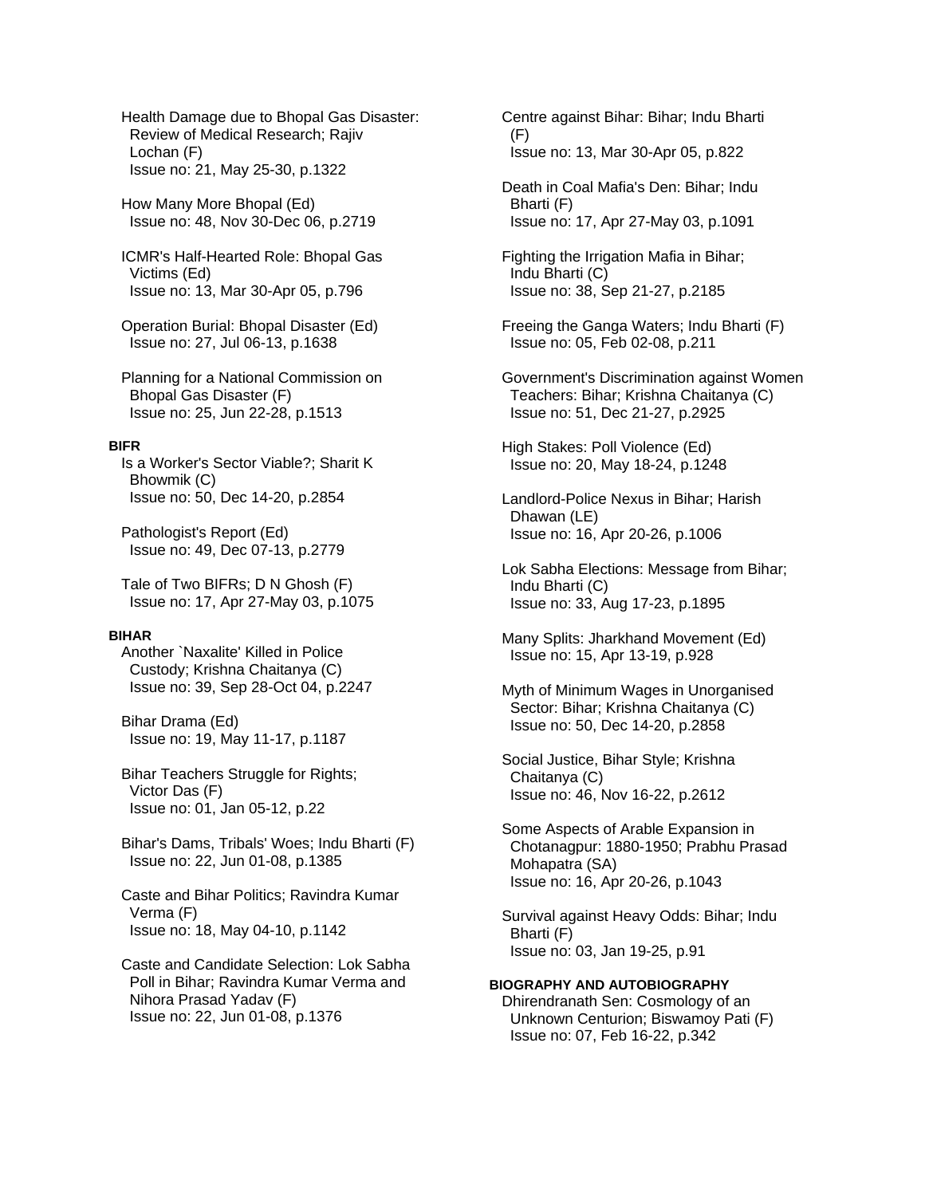Health Damage due to Bhopal Gas Disaster: Review of Medical Research; Rajiv Lochan (F)
Issue no: 21, May 25-30, p.1322

How Many More Bhopal (Ed)
Issue no: 48, Nov 30-Dec 06, p.2719

ICMR's Half-Hearted Role: Bhopal Gas Victims (Ed)
Issue no: 13, Mar 30-Apr 05, p.796

Operation Burial: Bhopal Disaster (Ed)
Issue no: 27, Jul 06-13, p.1638

Planning for a National Commission on Bhopal Gas Disaster (F)
Issue no: 25, Jun 22-28, p.1513

**BIFR**

Is a Worker's Sector Viable?; Sharit K Bhowmik (C)
Issue no: 50, Dec 14-20, p.2854

Pathologist's Report (Ed)
Issue no: 49, Dec 07-13, p.2779

Tale of Two BIFRs; D N Ghosh (F)
Issue no: 17, Apr 27-May 03, p.1075

**BIHAR**

Another `Naxalite' Killed in Police Custody; Krishna Chaitanya (C)
Issue no: 39, Sep 28-Oct 04, p.2247

Bihar Drama (Ed)
Issue no: 19, May 11-17, p.1187

Bihar Teachers Struggle for Rights; Victor Das (F)
Issue no: 01, Jan 05-12, p.22

Bihar's Dams, Tribals' Woes; Indu Bharti (F)
Issue no: 22, Jun 01-08, p.1385

Caste and Bihar Politics; Ravindra Kumar Verma (F)
Issue no: 18, May 04-10, p.1142

Caste and Candidate Selection: Lok Sabha Poll in Bihar; Ravindra Kumar Verma and Nihora Prasad Yadav (F)
Issue no: 22, Jun 01-08, p.1376

Centre against Bihar: Bihar; Indu Bharti (F)
Issue no: 13, Mar 30-Apr 05, p.822

Death in Coal Mafia's Den: Bihar; Indu Bharti (F)
Issue no: 17, Apr 27-May 03, p.1091

Fighting the Irrigation Mafia in Bihar; Indu Bharti (C)
Issue no: 38, Sep 21-27, p.2185

Freeing the Ganga Waters; Indu Bharti (F)
Issue no: 05, Feb 02-08, p.211

Government's Discrimination against Women Teachers: Bihar; Krishna Chaitanya (C)
Issue no: 51, Dec 21-27, p.2925

High Stakes: Poll Violence (Ed)
Issue no: 20, May 18-24, p.1248

Landlord-Police Nexus in Bihar; Harish Dhawan (LE)
Issue no: 16, Apr 20-26, p.1006

Lok Sabha Elections: Message from Bihar; Indu Bharti (C)
Issue no: 33, Aug 17-23, p.1895

Many Splits: Jharkhand Movement (Ed)
Issue no: 15, Apr 13-19, p.928

Myth of Minimum Wages in Unorganised Sector: Bihar; Krishna Chaitanya (C)
Issue no: 50, Dec 14-20, p.2858

Social Justice, Bihar Style; Krishna Chaitanya (C)
Issue no: 46, Nov 16-22, p.2612

Some Aspects of Arable Expansion in Chotanagpur: 1880-1950; Prabhu Prasad Mohapatra (SA)
Issue no: 16, Apr 20-26, p.1043

Survival against Heavy Odds: Bihar; Indu Bharti (F)
Issue no: 03, Jan 19-25, p.91

**BIOGRAPHY AND AUTOBIOGRAPHY**

Dhirendranath Sen: Cosmology of an Unknown Centurion; Biswamoy Pati (F)
Issue no: 07, Feb 16-22, p.342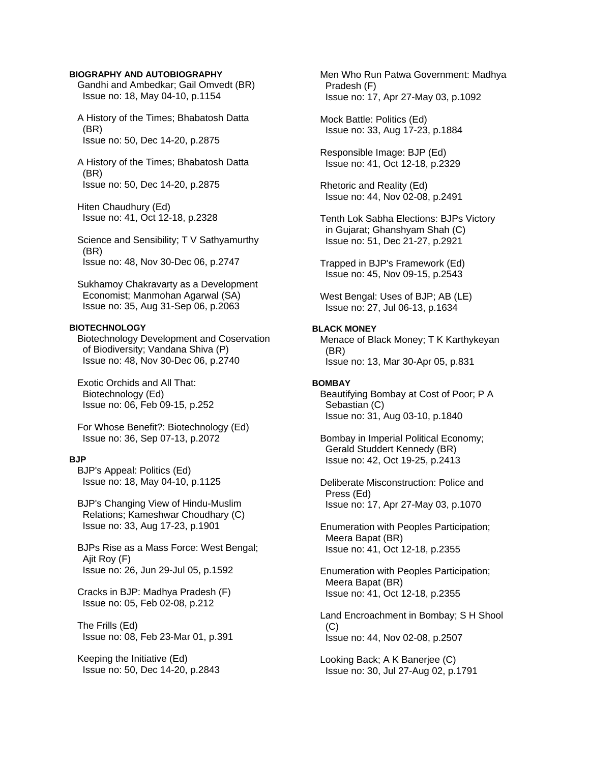**BIOGRAPHY AND AUTOBIOGRAPHY**

Gandhi and Ambedkar; Gail Omvedt (BR)
Issue no: 18, May 04-10, p.1154

A History of the Times; Bhabatosh Datta (BR)
Issue no: 50, Dec 14-20, p.2875

A History of the Times; Bhabatosh Datta (BR)
Issue no: 50, Dec 14-20, p.2875

Hiten Chaudhury (Ed)
Issue no: 41, Oct 12-18, p.2328

Science and Sensibility; T V Sathyamurthy (BR)
Issue no: 48, Nov 30-Dec 06, p.2747

Sukhamoy Chakravarty as a Development Economist; Manmohan Agarwal (SA)
Issue no: 35, Aug 31-Sep 06, p.2063

**BIOTECHNOLOGY**

Biotechnology Development and Coservation of Biodiversity; Vandana Shiva (P)
Issue no: 48, Nov 30-Dec 06, p.2740

Exotic Orchids and All That: Biotechnology (Ed)
Issue no: 06, Feb 09-15, p.252

For Whose Benefit?: Biotechnology (Ed)
Issue no: 36, Sep 07-13, p.2072

**BJP**

BJP's Appeal: Politics (Ed)
Issue no: 18, May 04-10, p.1125

BJP's Changing View of Hindu-Muslim Relations; Kameshwar Choudhary (C)
Issue no: 33, Aug 17-23, p.1901

BJPs Rise as a Mass Force: West Bengal; Ajit Roy (F)
Issue no: 26, Jun 29-Jul 05, p.1592

Cracks in BJP: Madhya Pradesh (F)
Issue no: 05, Feb 02-08, p.212

The Frills (Ed)
Issue no: 08, Feb 23-Mar 01, p.391

Keeping the Initiative (Ed)
Issue no: 50, Dec 14-20, p.2843

Men Who Run Patwa Government: Madhya Pradesh (F)
Issue no: 17, Apr 27-May 03, p.1092

Mock Battle: Politics (Ed)
Issue no: 33, Aug 17-23, p.1884

Responsible Image: BJP (Ed)
Issue no: 41, Oct 12-18, p.2329

Rhetoric and Reality (Ed)
Issue no: 44, Nov 02-08, p.2491

Tenth Lok Sabha Elections: BJPs Victory in Gujarat; Ghanshyam Shah (C)
Issue no: 51, Dec 21-27, p.2921

Trapped in BJP's Framework (Ed)
Issue no: 45, Nov 09-15, p.2543

West Bengal: Uses of BJP; AB (LE)
Issue no: 27, Jul 06-13, p.1634

**BLACK MONEY**

Menace of Black Money; T K Karthykeyan (BR)
Issue no: 13, Mar 30-Apr 05, p.831

**BOMBAY**

Beautifying Bombay at Cost of Poor; P A Sebastian (C)
Issue no: 31, Aug 03-10, p.1840

Bombay in Imperial Political Economy; Gerald Studdert Kennedy (BR)
Issue no: 42, Oct 19-25, p.2413

Deliberate Misconstruction: Police and Press (Ed)
Issue no: 17, Apr 27-May 03, p.1070

Enumeration with Peoples Participation; Meera Bapat (BR)
Issue no: 41, Oct 12-18, p.2355

Enumeration with Peoples Participation; Meera Bapat (BR)
Issue no: 41, Oct 12-18, p.2355

Land Encroachment in Bombay; S H Shool (C)
Issue no: 44, Nov 02-08, p.2507

Looking Back; A K Banerjee (C)
Issue no: 30, Jul 27-Aug 02, p.1791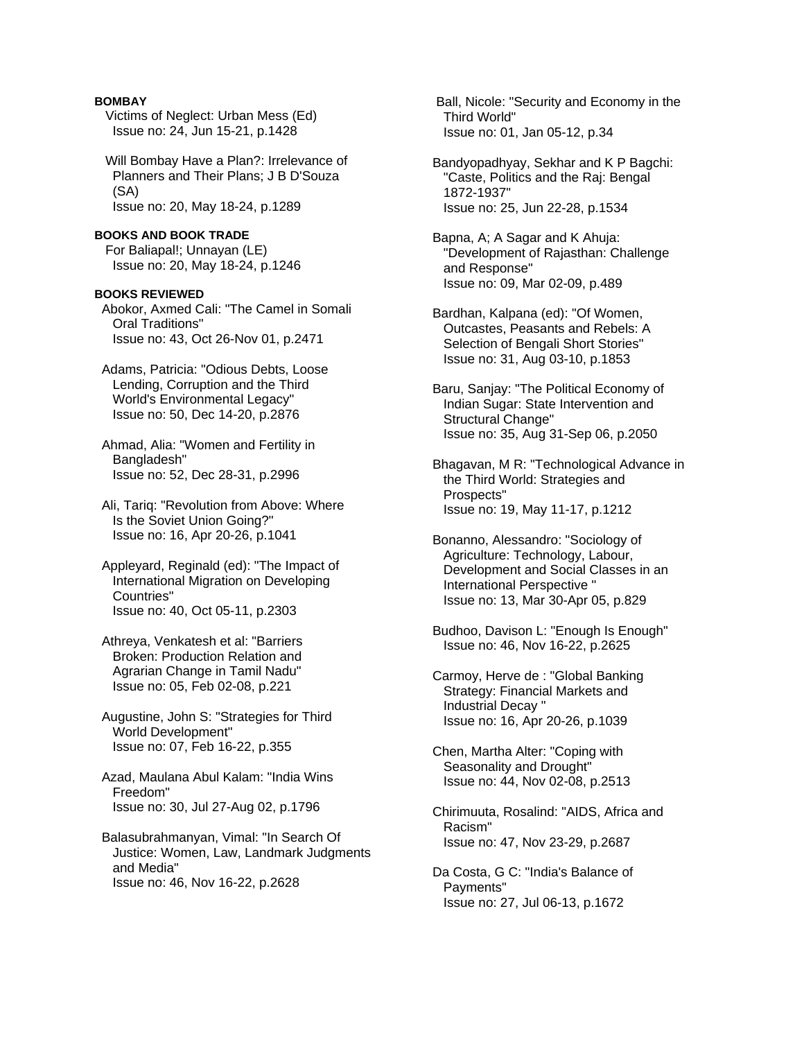**BOMBAY**

Victims of Neglect: Urban Mess (Ed)
Issue no: 24, Jun 15-21, p.1428

Will Bombay Have a Plan?: Irrelevance of Planners and Their Plans; J B D'Souza (SA)
Issue no: 20, May 18-24, p.1289

**BOOKS AND BOOK TRADE**

For Baliapal!; Unnayan (LE)
Issue no: 20, May 18-24, p.1246

**BOOKS REVIEWED**

Abokor, Axmed Cali: "The Camel in Somali Oral Traditions"
Issue no: 43, Oct 26-Nov 01, p.2471

Adams, Patricia: "Odious Debts, Loose Lending, Corruption and the Third World's Environmental Legacy"
Issue no: 50, Dec 14-20, p.2876

Ahmad, Alia: "Women and Fertility in Bangladesh"
Issue no: 52, Dec 28-31, p.2996

Ali, Tariq: "Revolution from Above: Where Is the Soviet Union Going?"
Issue no: 16, Apr 20-26, p.1041

Appleyard, Reginald (ed): "The Impact of International Migration on Developing Countries"
Issue no: 40, Oct 05-11, p.2303

Athreya, Venkatesh et al: "Barriers Broken: Production Relation and Agrarian Change in Tamil Nadu"
Issue no: 05, Feb 02-08, p.221

Augustine, John S: "Strategies for Third World Development"
Issue no: 07, Feb 16-22, p.355

Azad, Maulana Abul Kalam: "India Wins Freedom"
Issue no: 30, Jul 27-Aug 02, p.1796

Balasubrahmanyan, Vimal: "In Search Of Justice: Women, Law, Landmark Judgments and Media"
Issue no: 46, Nov 16-22, p.2628

Ball, Nicole: "Security and Economy in the Third World"
Issue no: 01, Jan 05-12, p.34

Bandyopadhyay, Sekhar and K P Bagchi: "Caste, Politics and the Raj: Bengal 1872-1937"
Issue no: 25, Jun 22-28, p.1534

Bapna, A; A Sagar and K Ahuja: "Development of Rajasthan: Challenge and Response"
Issue no: 09, Mar 02-09, p.489

Bardhan, Kalpana (ed): "Of Women, Outcastes, Peasants and Rebels: A Selection of Bengali Short Stories"
Issue no: 31, Aug 03-10, p.1853

Baru, Sanjay: "The Political Economy of Indian Sugar: State Intervention and Structural Change"
Issue no: 35, Aug 31-Sep 06, p.2050

Bhagavan, M R: "Technological Advance in the Third World: Strategies and Prospects"
Issue no: 19, May 11-17, p.1212

Bonanno, Alessandro: "Sociology of Agriculture: Technology, Labour, Development and Social Classes in an International Perspective "
Issue no: 13, Mar 30-Apr 05, p.829

Budhoo, Davison L: "Enough Is Enough"
Issue no: 46, Nov 16-22, p.2625

Carmoy, Herve de : "Global Banking Strategy: Financial Markets and Industrial Decay "
Issue no: 16, Apr 20-26, p.1039

Chen, Martha Alter: "Coping with Seasonality and Drought"
Issue no: 44, Nov 02-08, p.2513

Chirimuuta, Rosalind: "AIDS, Africa and Racism"
Issue no: 47, Nov 23-29, p.2687

Da Costa, G C: "India's Balance of Payments"
Issue no: 27, Jul 06-13, p.1672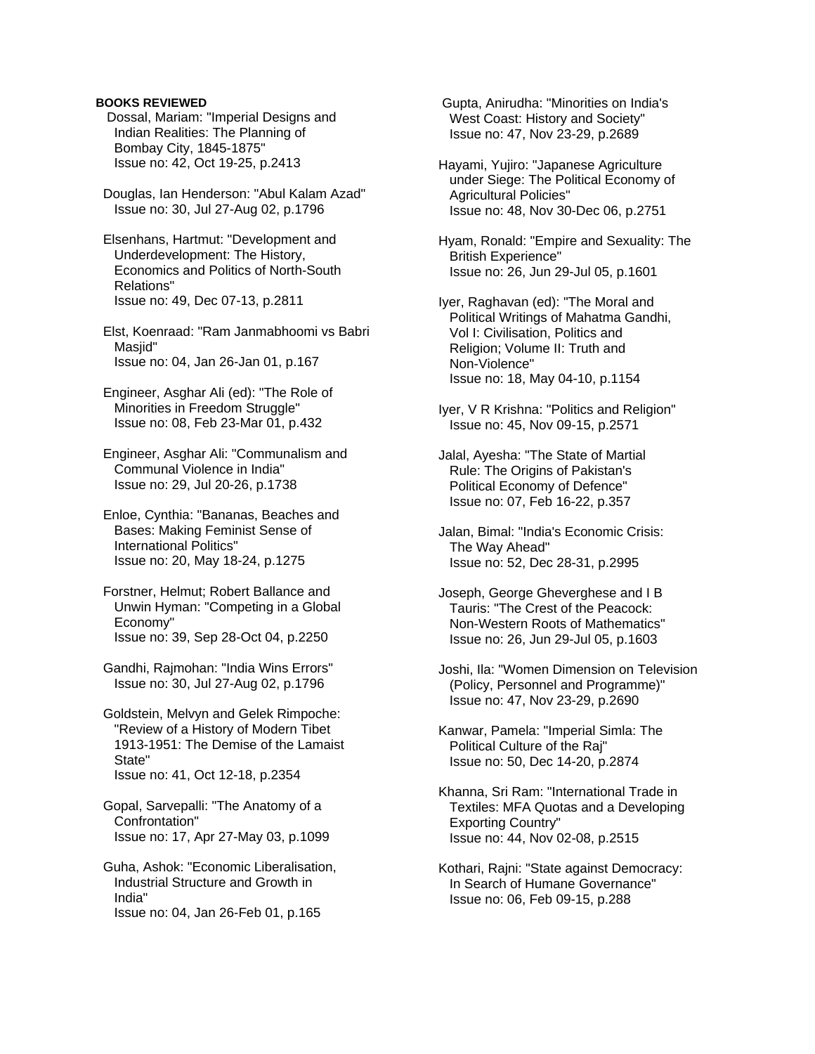**BOOKS REVIEWED**

Dossal, Mariam: "Imperial Designs and Indian Realities: The Planning of Bombay City, 1845-1875"
Issue no: 42, Oct 19-25, p.2413

Douglas, Ian Henderson: "Abul Kalam Azad"
Issue no: 30, Jul 27-Aug 02, p.1796

Elsenhans, Hartmut: "Development and Underdevelopment: The History, Economics and Politics of North-South Relations"
Issue no: 49, Dec 07-13, p.2811

Elst, Koenraad: "Ram Janmabhoomi vs Babri Masjid"
Issue no: 04, Jan 26-Jan 01, p.167

Engineer, Asghar Ali (ed): "The Role of Minorities in Freedom Struggle"
Issue no: 08, Feb 23-Mar 01, p.432

Engineer, Asghar Ali: "Communalism and Communal Violence in India"
Issue no: 29, Jul 20-26, p.1738

Enloe, Cynthia: "Bananas, Beaches and Bases: Making Feminist Sense of International Politics"
Issue no: 20, May 18-24, p.1275

Forstner, Helmut; Robert Ballance and Unwin Hyman: "Competing in a Global Economy"
Issue no: 39, Sep 28-Oct 04, p.2250

Gandhi, Rajmohan: "India Wins Errors"
Issue no: 30, Jul 27-Aug 02, p.1796

Goldstein, Melvyn and Gelek Rimpoche: "Review of a History of Modern Tibet 1913-1951: The Demise of the Lamaist State"
Issue no: 41, Oct 12-18, p.2354

Gopal, Sarvepalli: "The Anatomy of a Confrontation"
Issue no: 17, Apr 27-May 03, p.1099

Guha, Ashok: "Economic Liberalisation, Industrial Structure and Growth in India"
Issue no: 04, Jan 26-Feb 01, p.165

Gupta, Anirudha: "Minorities on India's West Coast: History and Society"
Issue no: 47, Nov 23-29, p.2689

Hayami, Yujiro: "Japanese Agriculture under Siege: The Political Economy of Agricultural Policies"
Issue no: 48, Nov 30-Dec 06, p.2751

Hyam, Ronald: "Empire and Sexuality: The British Experience"
Issue no: 26, Jun 29-Jul 05, p.1601

Iyer, Raghavan (ed): "The Moral and Political Writings of Mahatma Gandhi, Vol I: Civilisation, Politics and Religion; Volume II: Truth and Non-Violence"
Issue no: 18, May 04-10, p.1154

Iyer, V R Krishna: "Politics and Religion"
Issue no: 45, Nov 09-15, p.2571

Jalal, Ayesha: "The State of Martial Rule: The Origins of Pakistan's Political Economy of Defence"
Issue no: 07, Feb 16-22, p.357

Jalan, Bimal: "India's Economic Crisis: The Way Ahead"
Issue no: 52, Dec 28-31, p.2995

Joseph, George Gheverghese and I B Tauris: "The Crest of the Peacock: Non-Western Roots of Mathematics"
Issue no: 26, Jun 29-Jul 05, p.1603

Joshi, Ila: "Women Dimension on Television (Policy, Personnel and Programme)"
Issue no: 47, Nov 23-29, p.2690

Kanwar, Pamela: "Imperial Simla: The Political Culture of the Raj"
Issue no: 50, Dec 14-20, p.2874

Khanna, Sri Ram: "International Trade in Textiles: MFA Quotas and a Developing Exporting Country"
Issue no: 44, Nov 02-08, p.2515

Kothari, Rajni: "State against Democracy: In Search of Humane Governance"
Issue no: 06, Feb 09-15, p.288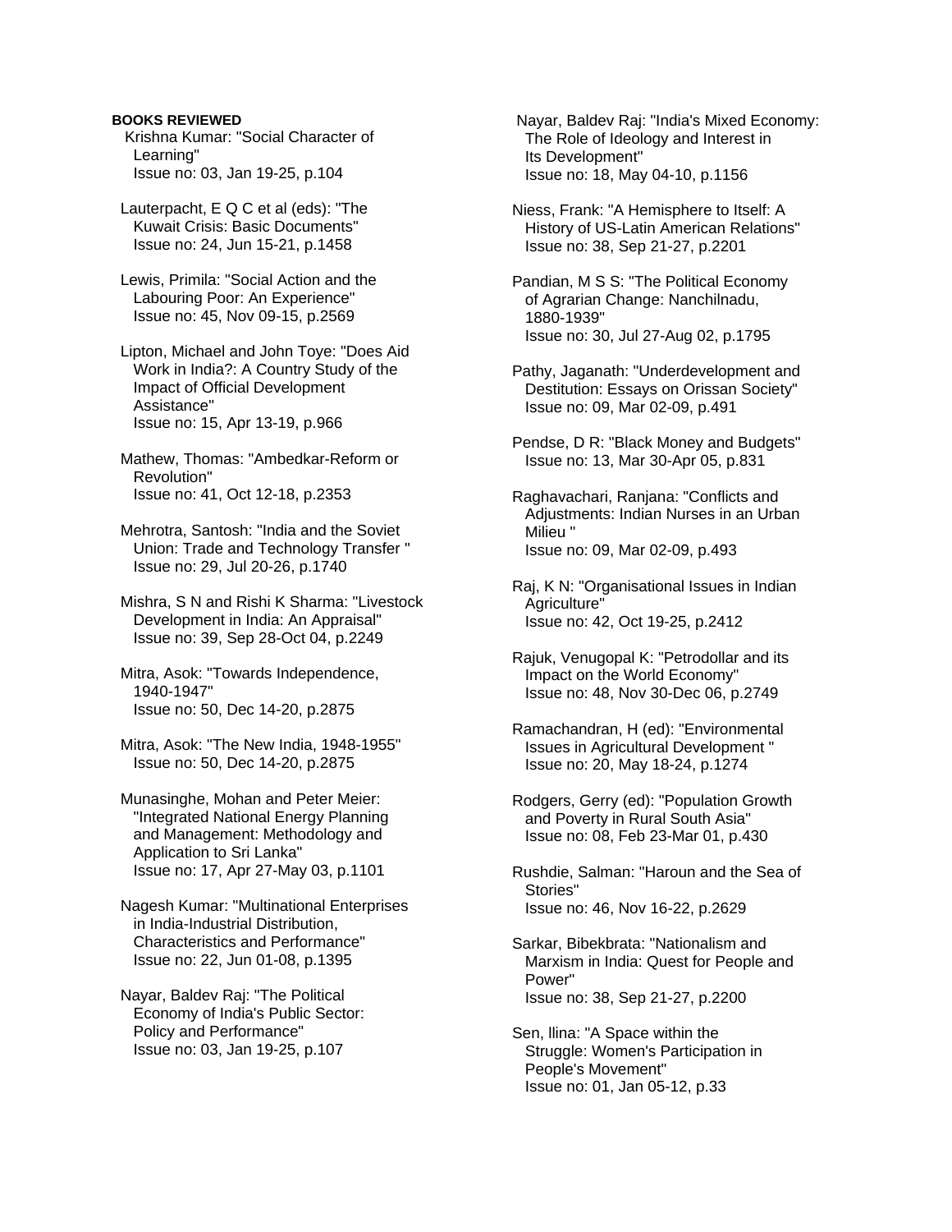**BOOKS REVIEWED**

Krishna Kumar: "Social Character of Learning"
Issue no: 03, Jan 19-25, p.104

Lauterpacht, E Q C et al (eds): "The Kuwait Crisis: Basic Documents"
Issue no: 24, Jun 15-21, p.1458

Lewis, Primila: "Social Action and the Labouring Poor: An Experience"
Issue no: 45, Nov 09-15, p.2569

Lipton, Michael and John Toye: "Does Aid Work in India?: A Country Study of the Impact of Official Development Assistance"
Issue no: 15, Apr 13-19, p.966

Mathew, Thomas: "Ambedkar-Reform or Revolution"
Issue no: 41, Oct 12-18, p.2353

Mehrotra, Santosh: "India and the Soviet Union: Trade and Technology Transfer "
Issue no: 29, Jul 20-26, p.1740

Mishra, S N and Rishi K Sharma: "Livestock Development in India: An Appraisal"
Issue no: 39, Sep 28-Oct 04, p.2249

Mitra, Asok: "Towards Independence, 1940-1947"
Issue no: 50, Dec 14-20, p.2875

Mitra, Asok: "The New India, 1948-1955"
Issue no: 50, Dec 14-20, p.2875

Munasinghe, Mohan and Peter Meier: "Integrated National Energy Planning and Management: Methodology and Application to Sri Lanka"
Issue no: 17, Apr 27-May 03, p.1101

Nagesh Kumar: "Multinational Enterprises in India-Industrial Distribution, Characteristics and Performance"
Issue no: 22, Jun 01-08, p.1395

Nayar, Baldev Raj: "The Political Economy of India's Public Sector: Policy and Performance"
Issue no: 03, Jan 19-25, p.107

Nayar, Baldev Raj: "India's Mixed Economy: The Role of Ideology and Interest in Its Development"
Issue no: 18, May 04-10, p.1156

Niess, Frank: "A Hemisphere to Itself: A History of US-Latin American Relations"
Issue no: 38, Sep 21-27, p.2201

Pandian, M S S: "The Political Economy of Agrarian Change: Nanchilnadu, 1880-1939"
Issue no: 30, Jul 27-Aug 02, p.1795

Pathy, Jaganath: "Underdevelopment and Destitution: Essays on Orissan Society"
Issue no: 09, Mar 02-09, p.491

Pendse, D R: "Black Money and Budgets"
Issue no: 13, Mar 30-Apr 05, p.831

Raghavachari, Ranjana: "Conflicts and Adjustments: Indian Nurses in an Urban Milieu "
Issue no: 09, Mar 02-09, p.493

Raj, K N: "Organisational Issues in Indian Agriculture"
Issue no: 42, Oct 19-25, p.2412

Rajuk, Venugopal K: "Petrodollar and its Impact on the World Economy"
Issue no: 48, Nov 30-Dec 06, p.2749

Ramachandran, H (ed): "Environmental Issues in Agricultural Development "
Issue no: 20, May 18-24, p.1274

Rodgers, Gerry (ed): "Population Growth and Poverty in Rural South Asia"
Issue no: 08, Feb 23-Mar 01, p.430

Rushdie, Salman: "Haroun and the Sea of Stories"
Issue no: 46, Nov 16-22, p.2629

Sarkar, Bibekbrata: "Nationalism and Marxism in India: Quest for People and Power"
Issue no: 38, Sep 21-27, p.2200

Sen, Ilina: "A Space within the Struggle: Women's Participation in People's Movement"
Issue no: 01, Jan 05-12, p.33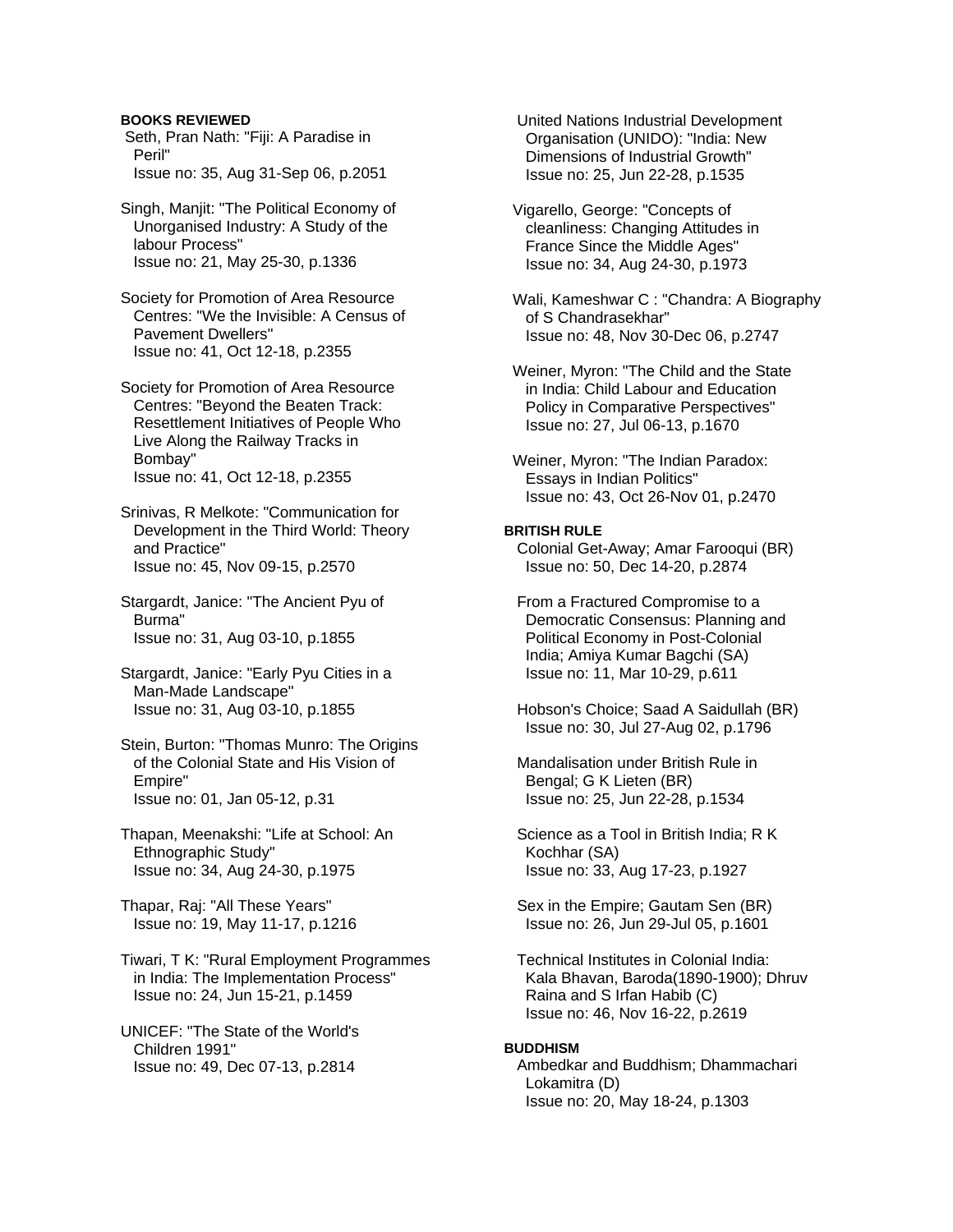**BOOKS REVIEWED**

Seth, Pran Nath: "Fiji: A Paradise in Peril"
Issue no: 35, Aug 31-Sep 06, p.2051

Singh, Manjit: "The Political Economy of Unorganised Industry: A Study of the labour Process"
Issue no: 21, May 25-30, p.1336

Society for Promotion of Area Resource Centres: "We the Invisible: A Census of Pavement Dwellers"
Issue no: 41, Oct 12-18, p.2355

Society for Promotion of Area Resource Centres: "Beyond the Beaten Track: Resettlement Initiatives of People Who Live Along the Railway Tracks in Bombay"
Issue no: 41, Oct 12-18, p.2355

Srinivas, R Melkote: "Communication for Development in the Third World: Theory and Practice"
Issue no: 45, Nov 09-15, p.2570

Stargardt, Janice: "The Ancient Pyu of Burma"
Issue no: 31, Aug 03-10, p.1855

Stargardt, Janice: "Early Pyu Cities in a Man-Made Landscape"
Issue no: 31, Aug 03-10, p.1855

Stein, Burton: "Thomas Munro: The Origins of the Colonial State and His Vision of Empire"
Issue no: 01, Jan 05-12, p.31

Thapan, Meenakshi: "Life at School: An Ethnographic Study"
Issue no: 34, Aug 24-30, p.1975

Thapar, Raj: "All These Years"
Issue no: 19, May 11-17, p.1216

Tiwari, T K: "Rural Employment Programmes in India: The Implementation Process"
Issue no: 24, Jun 15-21, p.1459

UNICEF: "The State of the World's Children 1991"
Issue no: 49, Dec 07-13, p.2814

United Nations Industrial Development Organisation (UNIDO): "India: New Dimensions of Industrial Growth"
Issue no: 25, Jun 22-28, p.1535

Vigarello, George: "Concepts of cleanliness: Changing Attitudes in France Since the Middle Ages"
Issue no: 34, Aug 24-30, p.1973

Wali, Kameshwar C : "Chandra: A Biography of S Chandrasekhar"
Issue no: 48, Nov 30-Dec 06, p.2747

Weiner, Myron: "The Child and the State in India: Child Labour and Education Policy in Comparative Perspectives"
Issue no: 27, Jul 06-13, p.1670

Weiner, Myron: "The Indian Paradox: Essays in Indian Politics"
Issue no: 43, Oct 26-Nov 01, p.2470

**BRITISH RULE**

Colonial Get-Away; Amar Farooqui (BR)
Issue no: 50, Dec 14-20, p.2874

From a Fractured Compromise to a Democratic Consensus: Planning and Political Economy in Post-Colonial India; Amiya Kumar Bagchi (SA)
Issue no: 11, Mar 10-29, p.611

Hobson's Choice; Saad A Saidullah (BR)
Issue no: 30, Jul 27-Aug 02, p.1796

Mandalisation under British Rule in Bengal; G K Lieten (BR)
Issue no: 25, Jun 22-28, p.1534

Science as a Tool in British India; R K Kochhar (SA)
Issue no: 33, Aug 17-23, p.1927

Sex in the Empire; Gautam Sen (BR)
Issue no: 26, Jun 29-Jul 05, p.1601

Technical Institutes in Colonial India: Kala Bhavan, Baroda(1890-1900); Dhruv Raina and S Irfan Habib (C)
Issue no: 46, Nov 16-22, p.2619

**BUDDHISM**

Ambedkar and Buddhism; Dhammachari Lokamitra (D)
Issue no: 20, May 18-24, p.1303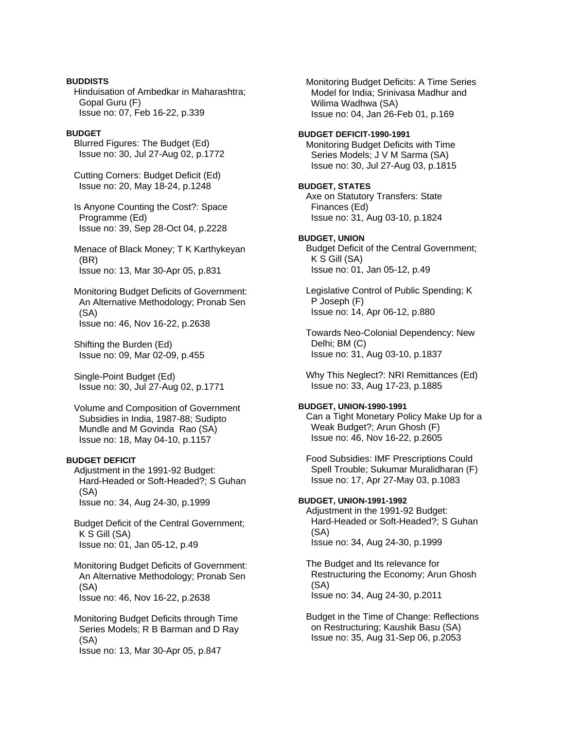**BUDDISTS**

Hinduisation of Ambedkar in Maharashtra; Gopal Guru (F)
Issue no: 07, Feb 16-22, p.339

**BUDGET**

Blurred Figures: The Budget (Ed)
Issue no: 30, Jul 27-Aug 02, p.1772

Cutting Corners: Budget Deficit (Ed)
Issue no: 20, May 18-24, p.1248

Is Anyone Counting the Cost?: Space Programme (Ed)
Issue no: 39, Sep 28-Oct 04, p.2228

Menace of Black Money; T K Karthykeyan (BR)
Issue no: 13, Mar 30-Apr 05, p.831

Monitoring Budget Deficits of Government: An Alternative Methodology; Pronab Sen (SA)
Issue no: 46, Nov 16-22, p.2638

Shifting the Burden (Ed)
Issue no: 09, Mar 02-09, p.455

Single-Point Budget (Ed)
Issue no: 30, Jul 27-Aug 02, p.1771

Volume and Composition of Government Subsidies in India, 1987-88; Sudipto Mundle and M Govinda Rao (SA)
Issue no: 18, May 04-10, p.1157

**BUDGET DEFICIT**

Adjustment in the 1991-92 Budget: Hard-Headed or Soft-Headed?; S Guhan (SA)
Issue no: 34, Aug 24-30, p.1999

Budget Deficit of the Central Government; K S Gill (SA)
Issue no: 01, Jan 05-12, p.49

Monitoring Budget Deficits of Government: An Alternative Methodology; Pronab Sen (SA)
Issue no: 46, Nov 16-22, p.2638

Monitoring Budget Deficits through Time Series Models; R B Barman and D Ray (SA)
Issue no: 13, Mar 30-Apr 05, p.847

Monitoring Budget Deficits: A Time Series Model for India; Srinivasa Madhur and Wilima Wadhwa (SA)
Issue no: 04, Jan 26-Feb 01, p.169

**BUDGET DEFICIT-1990-1991**

Monitoring Budget Deficits with Time Series Models; J V M Sarma (SA)
Issue no: 30, Jul 27-Aug 03, p.1815

**BUDGET, STATES**

Axe on Statutory Transfers: State Finances (Ed)
Issue no: 31, Aug 03-10, p.1824

**BUDGET, UNION**

Budget Deficit of the Central Government; K S Gill (SA)
Issue no: 01, Jan 05-12, p.49

Legislative Control of Public Spending; K P Joseph (F)
Issue no: 14, Apr 06-12, p.880

Towards Neo-Colonial Dependency: New Delhi; BM (C)
Issue no: 31, Aug 03-10, p.1837

Why This Neglect?: NRI Remittances (Ed)
Issue no: 33, Aug 17-23, p.1885

**BUDGET, UNION-1990-1991**

Can a Tight Monetary Policy Make Up for a Weak Budget?; Arun Ghosh (F)
Issue no: 46, Nov 16-22, p.2605

Food Subsidies: IMF Prescriptions Could Spell Trouble; Sukumar Muralidharan (F)
Issue no: 17, Apr 27-May 03, p.1083

**BUDGET, UNION-1991-1992**

Adjustment in the 1991-92 Budget: Hard-Headed or Soft-Headed?; S Guhan (SA)
Issue no: 34, Aug 24-30, p.1999

The Budget and Its relevance for Restructuring the Economy; Arun Ghosh (SA)
Issue no: 34, Aug 24-30, p.2011

Budget in the Time of Change: Reflections on Restructuring; Kaushik Basu (SA)
Issue no: 35, Aug 31-Sep 06, p.2053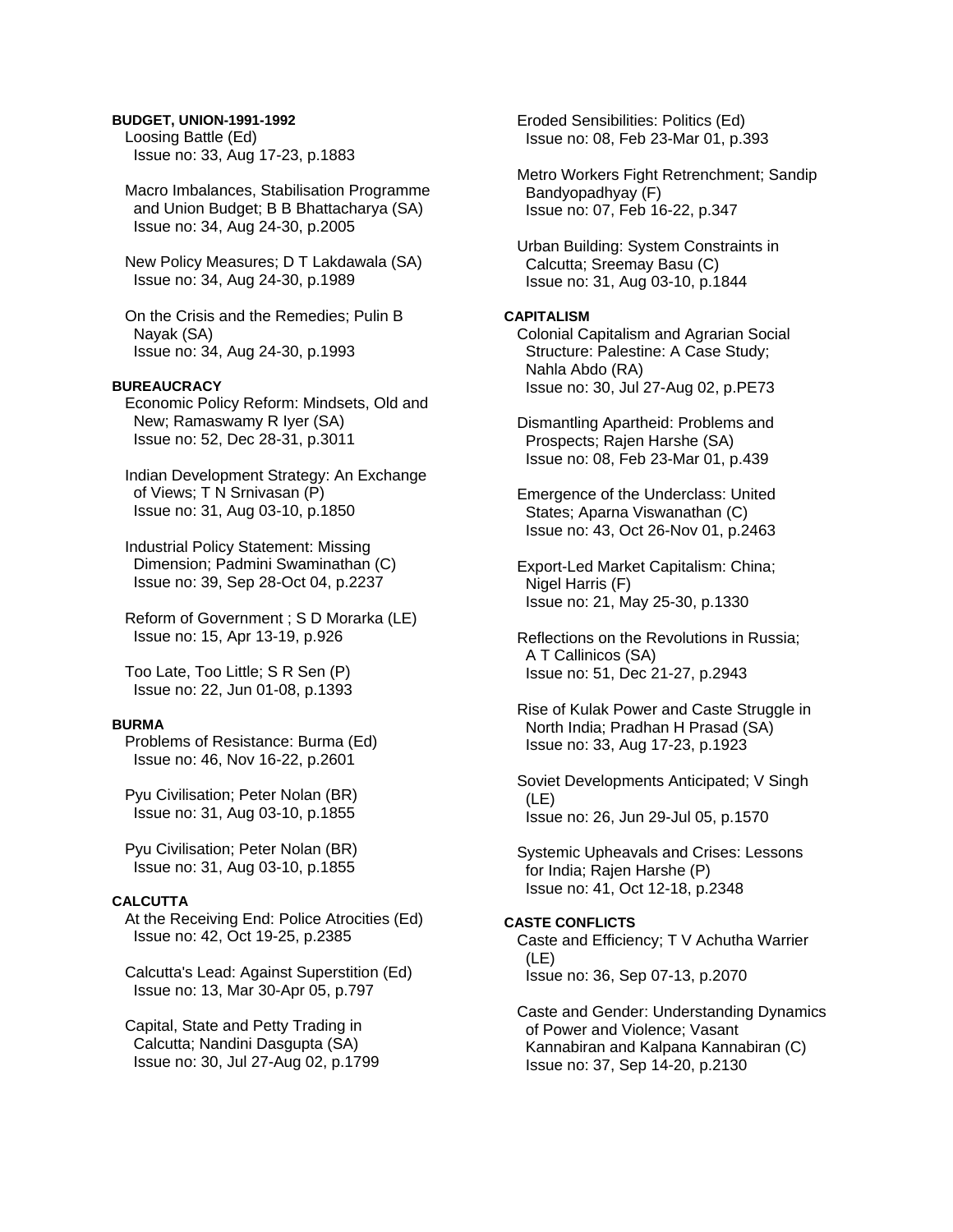**BUDGET, UNION-1991-1992**

Loosing Battle (Ed)
Issue no: 33, Aug 17-23, p.1883

Macro Imbalances, Stabilisation Programme and Union Budget; B B Bhattacharya (SA)
Issue no: 34, Aug 24-30, p.2005

New Policy Measures; D T Lakdawala (SA)
Issue no: 34, Aug 24-30, p.1989

On the Crisis and the Remedies; Pulin B Nayak (SA)
Issue no: 34, Aug 24-30, p.1993

**BUREAUCRACY**

Economic Policy Reform: Mindsets, Old and New; Ramaswamy R Iyer (SA)
Issue no: 52, Dec 28-31, p.3011

Indian Development Strategy: An Exchange of Views; T N Srnivasan (P)
Issue no: 31, Aug 03-10, p.1850

Industrial Policy Statement: Missing Dimension; Padmini Swaminathan (C)
Issue no: 39, Sep 28-Oct 04, p.2237

Reform of Government ; S D Morarka (LE)
Issue no: 15, Apr 13-19, p.926

Too Late, Too Little; S R Sen (P)
Issue no: 22, Jun 01-08, p.1393

**BURMA**

Problems of Resistance: Burma (Ed)
Issue no: 46, Nov 16-22, p.2601

Pyu Civilisation; Peter Nolan (BR)
Issue no: 31, Aug 03-10, p.1855

Pyu Civilisation; Peter Nolan (BR)
Issue no: 31, Aug 03-10, p.1855

**CALCUTTA**

At the Receiving End: Police Atrocities (Ed)
Issue no: 42, Oct 19-25, p.2385

Calcutta's Lead: Against Superstition (Ed)
Issue no: 13, Mar 30-Apr 05, p.797

Capital, State and Petty Trading in Calcutta; Nandini Dasgupta (SA)
Issue no: 30, Jul 27-Aug 02, p.1799

Eroded Sensibilities: Politics (Ed)
Issue no: 08, Feb 23-Mar 01, p.393

Metro Workers Fight Retrenchment; Sandip Bandyopadhyay (F)
Issue no: 07, Feb 16-22, p.347

Urban Building: System Constraints in Calcutta; Sreemay Basu (C)
Issue no: 31, Aug 03-10, p.1844

**CAPITALISM**

Colonial Capitalism and Agrarian Social Structure: Palestine: A Case Study; Nahla Abdo (RA)
Issue no: 30, Jul 27-Aug 02, p.PE73

Dismantling Apartheid: Problems and Prospects; Rajen Harshe (SA)
Issue no: 08, Feb 23-Mar 01, p.439

Emergence of the Underclass: United States; Aparna Viswanathan (C)
Issue no: 43, Oct 26-Nov 01, p.2463

Export-Led Market Capitalism: China; Nigel Harris (F)
Issue no: 21, May 25-30, p.1330

Reflections on the Revolutions in Russia; A T Callinicos (SA)
Issue no: 51, Dec 21-27, p.2943

Rise of Kulak Power and Caste Struggle in North India; Pradhan H Prasad (SA)
Issue no: 33, Aug 17-23, p.1923

Soviet Developments Anticipated; V Singh (LE)
Issue no: 26, Jun 29-Jul 05, p.1570

Systemic Upheavals and Crises: Lessons for India; Rajen Harshe (P)
Issue no: 41, Oct 12-18, p.2348

**CASTE CONFLICTS**

Caste and Efficiency; T V Achutha Warrier (LE)
Issue no: 36, Sep 07-13, p.2070

Caste and Gender: Understanding Dynamics of Power and Violence; Vasant Kannabiran and Kalpana Kannabiran (C)
Issue no: 37, Sep 14-20, p.2130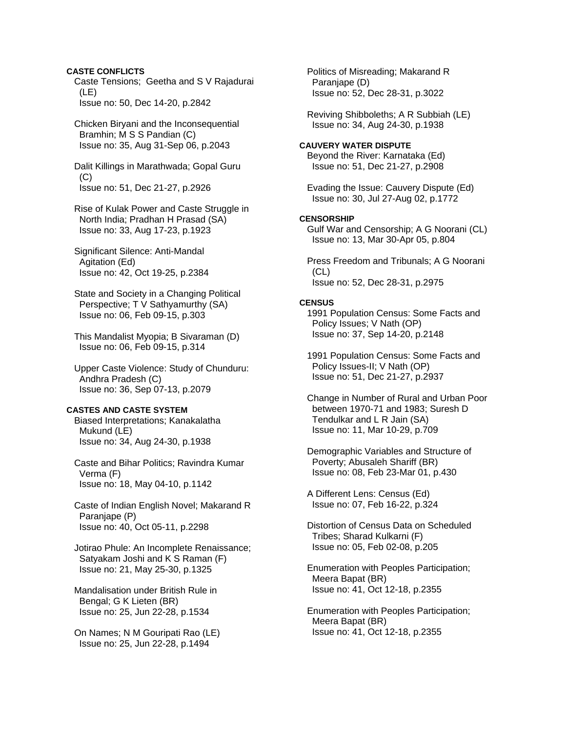**CASTE CONFLICTS**

Caste Tensions; Geetha and S V Rajadurai (LE)
Issue no: 50, Dec 14-20, p.2842

Chicken Biryani and the Inconsequential Bramhin; M S S Pandian (C)
Issue no: 35, Aug 31-Sep 06, p.2043

Dalit Killings in Marathwada; Gopal Guru (C)
Issue no: 51, Dec 21-27, p.2926

Rise of Kulak Power and Caste Struggle in North India; Pradhan H Prasad (SA)
Issue no: 33, Aug 17-23, p.1923

Significant Silence: Anti-Mandal Agitation (Ed)
Issue no: 42, Oct 19-25, p.2384

State and Society in a Changing Political Perspective; T V Sathyamurthy (SA)
Issue no: 06, Feb 09-15, p.303

This Mandalist Myopia; B Sivaraman (D)
Issue no: 06, Feb 09-15, p.314

Upper Caste Violence: Study of Chunduru: Andhra Pradesh (C)
Issue no: 36, Sep 07-13, p.2079

**CASTES AND CASTE SYSTEM**

Biased Interpretations; Kanakalatha Mukund (LE)
Issue no: 34, Aug 24-30, p.1938

Caste and Bihar Politics; Ravindra Kumar Verma (F)
Issue no: 18, May 04-10, p.1142

Caste of Indian English Novel; Makarand R Paranjape (P)
Issue no: 40, Oct 05-11, p.2298

Jotirao Phule: An Incomplete Renaissance; Satyakam Joshi and K S Raman (F)
Issue no: 21, May 25-30, p.1325

Mandalisation under British Rule in Bengal; G K Lieten (BR)
Issue no: 25, Jun 22-28, p.1534

On Names; N M Gouripati Rao (LE)
Issue no: 25, Jun 22-28, p.1494

Politics of Misreading; Makarand R Paranjape (D)
Issue no: 52, Dec 28-31, p.3022

Reviving Shibboleths; A R Subbiah (LE)
Issue no: 34, Aug 24-30, p.1938

**CAUVERY WATER DISPUTE**

Beyond the River: Karnataka (Ed)
Issue no: 51, Dec 21-27, p.2908

Evading the Issue: Cauvery Dispute (Ed)
Issue no: 30, Jul 27-Aug 02, p.1772

**CENSORSHIP**

Gulf War and Censorship; A G Noorani (CL)
Issue no: 13, Mar 30-Apr 05, p.804

Press Freedom and Tribunals; A G Noorani (CL)
Issue no: 52, Dec 28-31, p.2975

**CENSUS**

1991 Population Census: Some Facts and Policy Issues; V Nath (OP)
Issue no: 37, Sep 14-20, p.2148

1991 Population Census: Some Facts and Policy Issues-II; V Nath (OP)
Issue no: 51, Dec 21-27, p.2937

Change in Number of Rural and Urban Poor between 1970-71 and 1983; Suresh D Tendulkar and L R Jain (SA)
Issue no: 11, Mar 10-29, p.709

Demographic Variables and Structure of Poverty; Abusaleh Shariff (BR)
Issue no: 08, Feb 23-Mar 01, p.430

A Different Lens: Census (Ed)
Issue no: 07, Feb 16-22, p.324

Distortion of Census Data on Scheduled Tribes; Sharad Kulkarni (F)
Issue no: 05, Feb 02-08, p.205

Enumeration with Peoples Participation; Meera Bapat (BR)
Issue no: 41, Oct 12-18, p.2355

Enumeration with Peoples Participation; Meera Bapat (BR)
Issue no: 41, Oct 12-18, p.2355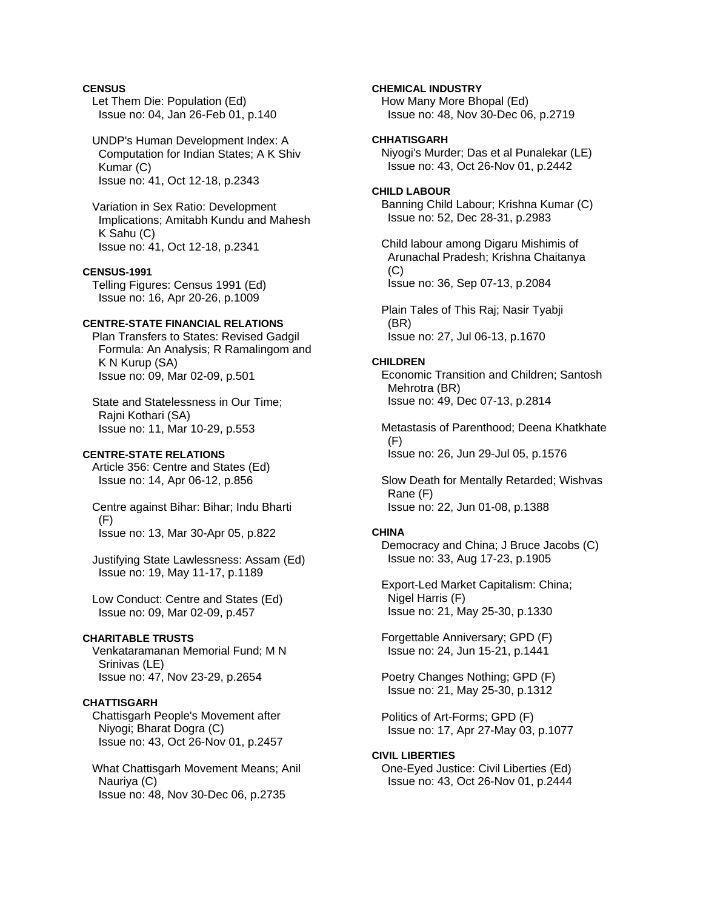**CENSUS**

Let Them Die: Population (Ed)
Issue no: 04, Jan 26-Feb 01, p.140

UNDP's Human Development Index: A Computation for Indian States; A K Shiv Kumar (C)
Issue no: 41, Oct 12-18, p.2343

Variation in Sex Ratio: Development Implications; Amitabh Kundu and Mahesh K Sahu (C)
Issue no: 41, Oct 12-18, p.2341

**CENSUS-1991**

Telling Figures: Census 1991 (Ed)
Issue no: 16, Apr 20-26, p.1009

**CENTRE-STATE FINANCIAL RELATIONS**

Plan Transfers to States: Revised Gadgil Formula: An Analysis; R Ramalingom and K N Kurup (SA)
Issue no: 09, Mar 02-09, p.501

State and Statelessness in Our Time; Rajni Kothari (SA)
Issue no: 11, Mar 10-29, p.553

**CENTRE-STATE RELATIONS**

Article 356: Centre and States (Ed)
Issue no: 14, Apr 06-12, p.856

Centre against Bihar: Bihar; Indu Bharti (F)
Issue no: 13, Mar 30-Apr 05, p.822

Justifying State Lawlessness: Assam (Ed)
Issue no: 19, May 11-17, p.1189

Low Conduct: Centre and States (Ed)
Issue no: 09, Mar 02-09, p.457

**CHARITABLE TRUSTS**

Venkataramanan Memorial Fund; M N Srinivas (LE)
Issue no: 47, Nov 23-29, p.2654

**CHATTISGARH**

Chattisgarh People's Movement after Niyogi; Bharat Dogra (C)
Issue no: 43, Oct 26-Nov 01, p.2457

What Chattisgarh Movement Means; Anil Nauriya (C)
Issue no: 48, Nov 30-Dec 06, p.2735

**CHEMICAL INDUSTRY**

How Many More Bhopal (Ed)
Issue no: 48, Nov 30-Dec 06, p.2719

**CHHATISGARH**

Niyogi's Murder; Das et al Punalekar (LE)
Issue no: 43, Oct 26-Nov 01, p.2442

**CHILD LABOUR**

Banning Child Labour; Krishna Kumar (C)
Issue no: 52, Dec 28-31, p.2983

Child labour among Digaru Mishimis of Arunachal Pradesh; Krishna Chaitanya (C)
Issue no: 36, Sep 07-13, p.2084

Plain Tales of This Raj; Nasir Tyabji (BR)
Issue no: 27, Jul 06-13, p.1670

**CHILDREN**

Economic Transition and Children; Santosh Mehrotra (BR)
Issue no: 49, Dec 07-13, p.2814

Metastasis of Parenthood; Deena Khatkhate (F)
Issue no: 26, Jun 29-Jul 05, p.1576

Slow Death for Mentally Retarded; Wishvas Rane (F)
Issue no: 22, Jun 01-08, p.1388

**CHINA**

Democracy and China; J Bruce Jacobs (C)
Issue no: 33, Aug 17-23, p.1905

Export-Led Market Capitalism: China; Nigel Harris (F)
Issue no: 21, May 25-30, p.1330

Forgettable Anniversary; GPD (F)
Issue no: 24, Jun 15-21, p.1441

Poetry Changes Nothing; GPD (F)
Issue no: 21, May 25-30, p.1312

Politics of Art-Forms; GPD (F)
Issue no: 17, Apr 27-May 03, p.1077

**CIVIL LIBERTIES**

One-Eyed Justice: Civil Liberties (Ed)
Issue no: 43, Oct 26-Nov 01, p.2444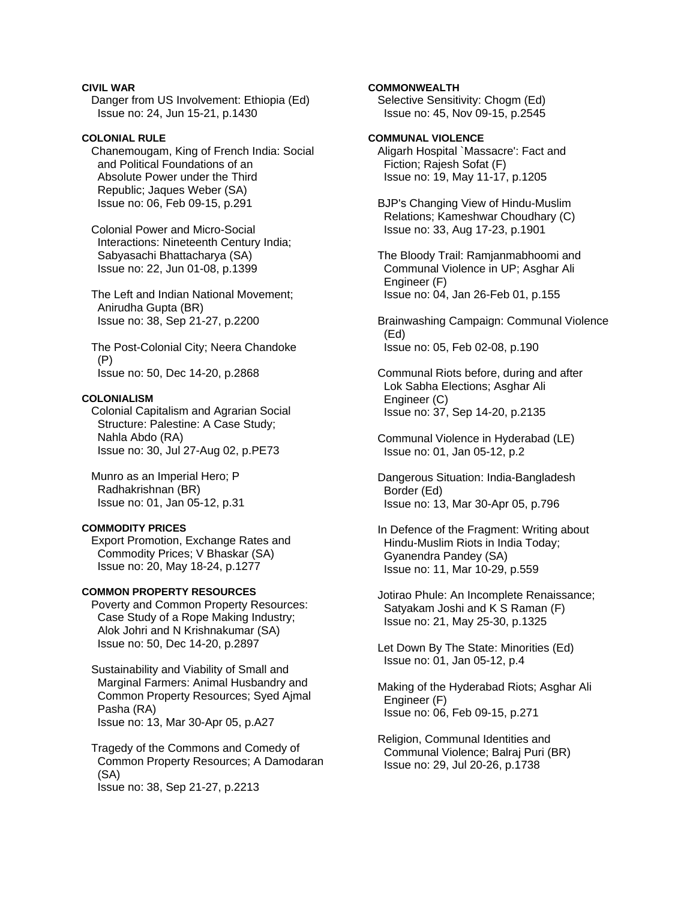**CIVIL WAR**

Danger from US Involvement: Ethiopia (Ed)
Issue no: 24, Jun 15-21, p.1430

**COLONIAL RULE**

Chanemougam, King of French India: Social and Political Foundations of an Absolute Power under the Third Republic; Jaques Weber (SA)
Issue no: 06, Feb 09-15, p.291

Colonial Power and Micro-Social Interactions: Nineteenth Century India; Sabyasachi Bhattacharya (SA)
Issue no: 22, Jun 01-08, p.1399

The Left and Indian National Movement; Anirudha Gupta (BR)
Issue no: 38, Sep 21-27, p.2200

The Post-Colonial City; Neera Chandoke (P)
Issue no: 50, Dec 14-20, p.2868

**COLONIALISM**

Colonial Capitalism and Agrarian Social Structure: Palestine: A Case Study; Nahla Abdo (RA)
Issue no: 30, Jul 27-Aug 02, p.PE73

Munro as an Imperial Hero; P Radhakrishnan (BR)
Issue no: 01, Jan 05-12, p.31

**COMMODITY PRICES**

Export Promotion, Exchange Rates and Commodity Prices; V Bhaskar (SA)
Issue no: 20, May 18-24, p.1277

**COMMON PROPERTY RESOURCES**

Poverty and Common Property Resources: Case Study of a Rope Making Industry; Alok Johri and N Krishnakumar (SA)
Issue no: 50, Dec 14-20, p.2897

Sustainability and Viability of Small and Marginal Farmers: Animal Husbandry and Common Property Resources; Syed Ajmal Pasha (RA)
Issue no: 13, Mar 30-Apr 05, p.A27

Tragedy of the Commons and Comedy of Common Property Resources; A Damodaran (SA)
Issue no: 38, Sep 21-27, p.2213

**COMMONWEALTH**

Selective Sensitivity: Chogm (Ed)
Issue no: 45, Nov 09-15, p.2545

**COMMUNAL VIOLENCE**

Aligarh Hospital `Massacre': Fact and Fiction; Rajesh Sofat (F)
Issue no: 19, May 11-17, p.1205

BJP's Changing View of Hindu-Muslim Relations; Kameshwar Choudhary (C)
Issue no: 33, Aug 17-23, p.1901

The Bloody Trail: Ramjanmabhoomi and Communal Violence in UP; Asghar Ali Engineer (F)
Issue no: 04, Jan 26-Feb 01, p.155

Brainwashing Campaign: Communal Violence (Ed)
Issue no: 05, Feb 02-08, p.190

Communal Riots before, during and after Lok Sabha Elections; Asghar Ali Engineer (C)
Issue no: 37, Sep 14-20, p.2135

Communal Violence in Hyderabad (LE)
Issue no: 01, Jan 05-12, p.2

Dangerous Situation: India-Bangladesh Border (Ed)
Issue no: 13, Mar 30-Apr 05, p.796

In Defence of the Fragment: Writing about Hindu-Muslim Riots in India Today; Gyanendra Pandey (SA)
Issue no: 11, Mar 10-29, p.559

Jotirao Phule: An Incomplete Renaissance; Satyakam Joshi and K S Raman (F)
Issue no: 21, May 25-30, p.1325

Let Down By The State: Minorities (Ed)
Issue no: 01, Jan 05-12, p.4

Making of the Hyderabad Riots; Asghar Ali Engineer (F)
Issue no: 06, Feb 09-15, p.271

Religion, Communal Identities and Communal Violence; Balraj Puri (BR)
Issue no: 29, Jul 20-26, p.1738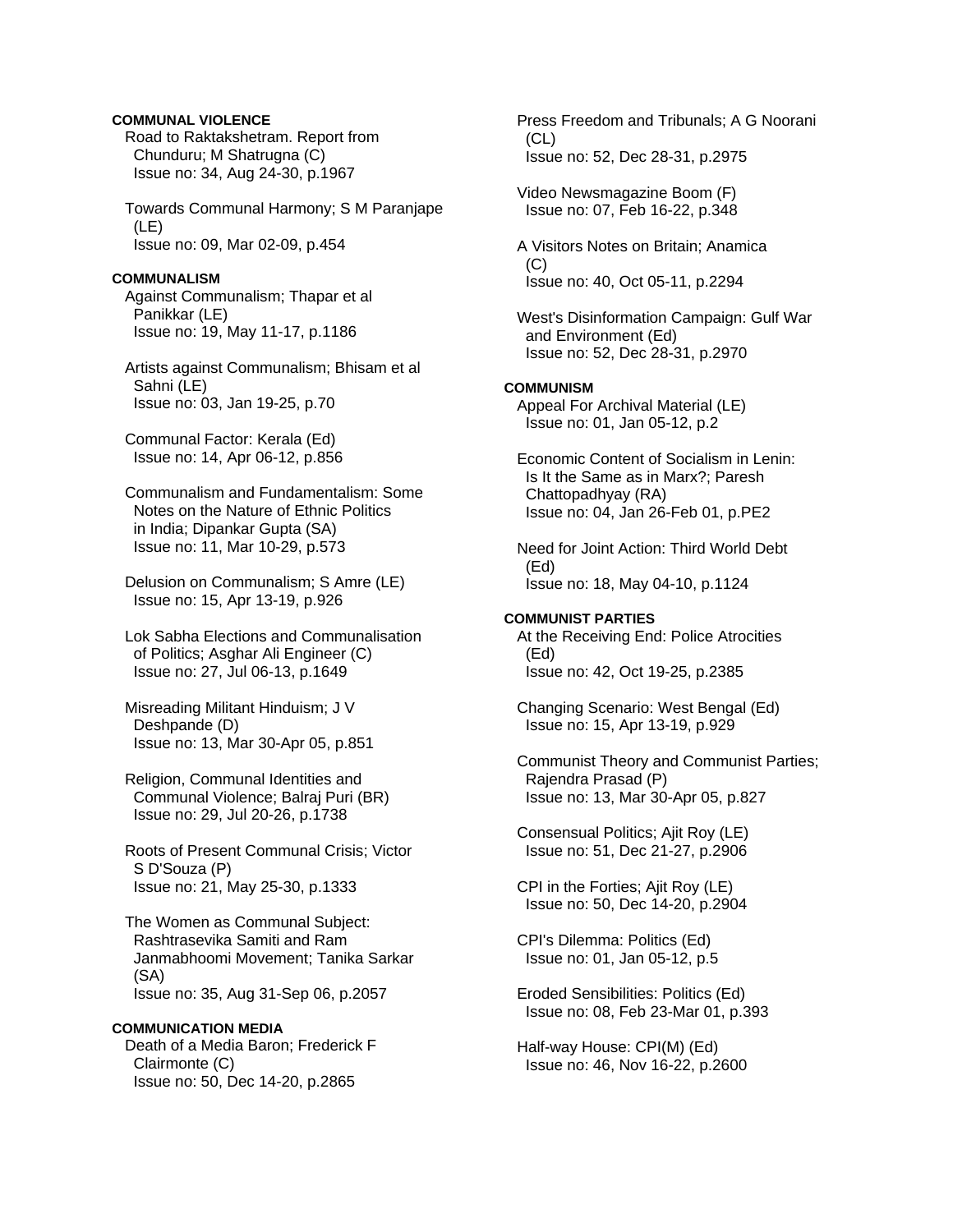**COMMUNAL VIOLENCE**

Road to Raktakshetram. Report from Chunduru; M Shatrugna (C)
Issue no: 34, Aug 24-30, p.1967

Towards Communal Harmony; S M Paranjape (LE)
Issue no: 09, Mar 02-09, p.454

**COMMUNALISM**

Against Communalism; Thapar et al Panikkar (LE)
Issue no: 19, May 11-17, p.1186

Artists against Communalism; Bhisam et al Sahni (LE)
Issue no: 03, Jan 19-25, p.70

Communal Factor: Kerala (Ed)
Issue no: 14, Apr 06-12, p.856

Communalism and Fundamentalism: Some Notes on the Nature of Ethnic Politics in India; Dipankar Gupta (SA)
Issue no: 11, Mar 10-29, p.573

Delusion on Communalism; S Amre (LE)
Issue no: 15, Apr 13-19, p.926

Lok Sabha Elections and Communalisation of Politics; Asghar Ali Engineer (C)
Issue no: 27, Jul 06-13, p.1649

Misreading Militant Hinduism; J V Deshpande (D)
Issue no: 13, Mar 30-Apr 05, p.851

Religion, Communal Identities and Communal Violence; Balraj Puri (BR)
Issue no: 29, Jul 20-26, p.1738

Roots of Present Communal Crisis; Victor S D'Souza (P)
Issue no: 21, May 25-30, p.1333

The Women as Communal Subject: Rashtrasevika Samiti and Ram Janmabhoomi Movement; Tanika Sarkar (SA)
Issue no: 35, Aug 31-Sep 06, p.2057

**COMMUNICATION MEDIA**

Death of a Media Baron; Frederick F Clairmonte (C)
Issue no: 50, Dec 14-20, p.2865

Press Freedom and Tribunals; A G Noorani (CL)
Issue no: 52, Dec 28-31, p.2975

Video Newsmagazine Boom (F)
Issue no: 07, Feb 16-22, p.348

A Visitors Notes on Britain; Anamica (C)
Issue no: 40, Oct 05-11, p.2294

West's Disinformation Campaign: Gulf War and Environment (Ed)
Issue no: 52, Dec 28-31, p.2970

**COMMUNISM**

Appeal For Archival Material (LE)
Issue no: 01, Jan 05-12, p.2

Economic Content of Socialism in Lenin: Is It the Same as in Marx?; Paresh Chattopadhyay (RA)
Issue no: 04, Jan 26-Feb 01, p.PE2

Need for Joint Action: Third World Debt (Ed)
Issue no: 18, May 04-10, p.1124

**COMMUNIST PARTIES**

At the Receiving End: Police Atrocities (Ed)
Issue no: 42, Oct 19-25, p.2385

Changing Scenario: West Bengal (Ed)
Issue no: 15, Apr 13-19, p.929

Communist Theory and Communist Parties; Rajendra Prasad (P)
Issue no: 13, Mar 30-Apr 05, p.827

Consensual Politics; Ajit Roy (LE)
Issue no: 51, Dec 21-27, p.2906

CPI in the Forties; Ajit Roy (LE)
Issue no: 50, Dec 14-20, p.2904

CPI's Dilemma: Politics (Ed)
Issue no: 01, Jan 05-12, p.5

Eroded Sensibilities: Politics (Ed)
Issue no: 08, Feb 23-Mar 01, p.393

Half-way House: CPI(M) (Ed)
Issue no: 46, Nov 16-22, p.2600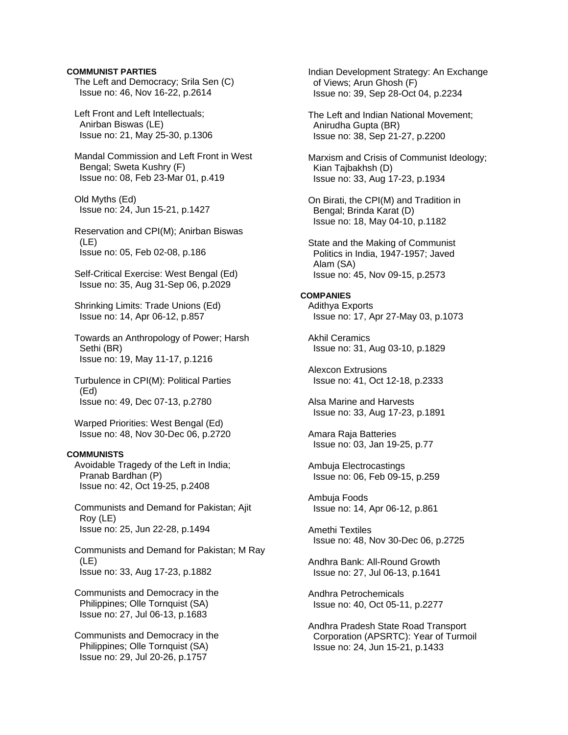**COMMUNIST PARTIES**

The Left and Democracy; Srila Sen (C)
Issue no: 46, Nov 16-22, p.2614

Left Front and Left Intellectuals; Anirban Biswas (LE)
Issue no: 21, May 25-30, p.1306

Mandal Commission and Left Front in West Bengal; Sweta Kushry (F)
Issue no: 08, Feb 23-Mar 01, p.419

Old Myths (Ed)
Issue no: 24, Jun 15-21, p.1427

Reservation and CPI(M); Anirban Biswas (LE)
Issue no: 05, Feb 02-08, p.186

Self-Critical Exercise: West Bengal (Ed)
Issue no: 35, Aug 31-Sep 06, p.2029

Shrinking Limits: Trade Unions (Ed)
Issue no: 14, Apr 06-12, p.857

Towards an Anthropology of Power; Harsh Sethi (BR)
Issue no: 19, May 11-17, p.1216

Turbulence in CPI(M): Political Parties (Ed)
Issue no: 49, Dec 07-13, p.2780

Warped Priorities: West Bengal (Ed)
Issue no: 48, Nov 30-Dec 06, p.2720

**COMMUNISTS**

Avoidable Tragedy of the Left in India; Pranab Bardhan (P)
Issue no: 42, Oct 19-25, p.2408

Communists and Demand for Pakistan; Ajit Roy (LE)
Issue no: 25, Jun 22-28, p.1494

Communists and Demand for Pakistan; M Ray (LE)
Issue no: 33, Aug 17-23, p.1882

Communists and Democracy in the Philippines; Olle Tornquist (SA)
Issue no: 27, Jul 06-13, p.1683

Communists and Democracy in the Philippines; Olle Tornquist (SA)
Issue no: 29, Jul 20-26, p.1757

Indian Development Strategy: An Exchange of Views; Arun Ghosh (F)
Issue no: 39, Sep 28-Oct 04, p.2234

The Left and Indian National Movement; Anirudha Gupta (BR)
Issue no: 38, Sep 21-27, p.2200

Marxism and Crisis of Communist Ideology; Kian Tajbakhsh (D)
Issue no: 33, Aug 17-23, p.1934

On Birati, the CPI(M) and Tradition in Bengal; Brinda Karat (D)
Issue no: 18, May 04-10, p.1182

State and the Making of Communist Politics in India, 1947-1957; Javed Alam (SA)
Issue no: 45, Nov 09-15, p.2573

**COMPANIES**

Adithya Exports
Issue no: 17, Apr 27-May 03, p.1073

Akhil Ceramics
Issue no: 31, Aug 03-10, p.1829

Alexcon Extrusions
Issue no: 41, Oct 12-18, p.2333

Alsa Marine and Harvests
Issue no: 33, Aug 17-23, p.1891

Amara Raja Batteries
Issue no: 03, Jan 19-25, p.77

Ambuja Electrocastings
Issue no: 06, Feb 09-15, p.259

Ambuja Foods
Issue no: 14, Apr 06-12, p.861

Amethi Textiles
Issue no: 48, Nov 30-Dec 06, p.2725

Andhra Bank: All-Round Growth
Issue no: 27, Jul 06-13, p.1641

Andhra Petrochemicals
Issue no: 40, Oct 05-11, p.2277

Andhra Pradesh State Road Transport Corporation (APSRTC): Year of Turmoil
Issue no: 24, Jun 15-21, p.1433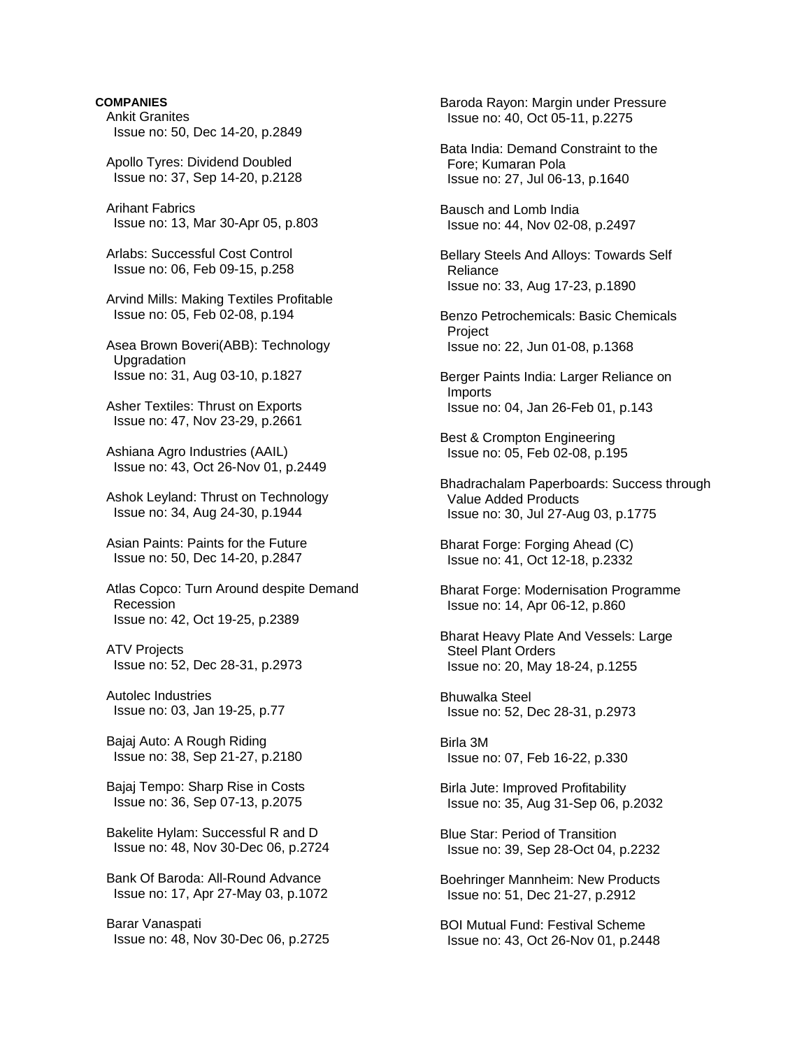**COMPANIES**

Ankit Granites
Issue no: 50, Dec 14-20, p.2849

Apollo Tyres: Dividend Doubled
Issue no: 37, Sep 14-20, p.2128

Arihant Fabrics
Issue no: 13, Mar 30-Apr 05, p.803

Arlabs: Successful Cost Control
Issue no: 06, Feb 09-15, p.258

Arvind Mills: Making Textiles Profitable
Issue no: 05, Feb 02-08, p.194

Asea Brown Boveri(ABB): Technology Upgradation
Issue no: 31, Aug 03-10, p.1827

Asher Textiles: Thrust on Exports
Issue no: 47, Nov 23-29, p.2661

Ashiana Agro Industries (AAIL)
Issue no: 43, Oct 26-Nov 01, p.2449

Ashok Leyland: Thrust on Technology
Issue no: 34, Aug 24-30, p.1944

Asian Paints: Paints for the Future
Issue no: 50, Dec 14-20, p.2847

Atlas Copco: Turn Around despite Demand Recession
Issue no: 42, Oct 19-25, p.2389

ATV Projects
Issue no: 52, Dec 28-31, p.2973

Autolec Industries
Issue no: 03, Jan 19-25, p.77

Bajaj Auto: A Rough Riding
Issue no: 38, Sep 21-27, p.2180

Bajaj Tempo: Sharp Rise in Costs
Issue no: 36, Sep 07-13, p.2075

Bakelite Hylam: Successful R and D
Issue no: 48, Nov 30-Dec 06, p.2724

Bank Of Baroda: All-Round Advance
Issue no: 17, Apr 27-May 03, p.1072

Barar Vanaspati
Issue no: 48, Nov 30-Dec 06, p.2725

Baroda Rayon: Margin under Pressure
Issue no: 40, Oct 05-11, p.2275

Bata India: Demand Constraint to the Fore; Kumaran Pola
Issue no: 27, Jul 06-13, p.1640

Bausch and Lomb India
Issue no: 44, Nov 02-08, p.2497

Bellary Steels And Alloys: Towards Self Reliance
Issue no: 33, Aug 17-23, p.1890

Benzo Petrochemicals: Basic Chemicals Project
Issue no: 22, Jun 01-08, p.1368

Berger Paints India: Larger Reliance on Imports
Issue no: 04, Jan 26-Feb 01, p.143

Best & Crompton Engineering
Issue no: 05, Feb 02-08, p.195

Bhadrachalam Paperboards: Success through Value Added Products
Issue no: 30, Jul 27-Aug 03, p.1775

Bharat Forge: Forging Ahead (C)
Issue no: 41, Oct 12-18, p.2332

Bharat Forge: Modernisation Programme
Issue no: 14, Apr 06-12, p.860

Bharat Heavy Plate And Vessels: Large Steel Plant Orders
Issue no: 20, May 18-24, p.1255

Bhuwalka Steel
Issue no: 52, Dec 28-31, p.2973

Birla 3M
Issue no: 07, Feb 16-22, p.330

Birla Jute: Improved Profitability
Issue no: 35, Aug 31-Sep 06, p.2032

Blue Star: Period of Transition
Issue no: 39, Sep 28-Oct 04, p.2232

Boehringer Mannheim: New Products
Issue no: 51, Dec 21-27, p.2912

BOI Mutual Fund: Festival Scheme
Issue no: 43, Oct 26-Nov 01, p.2448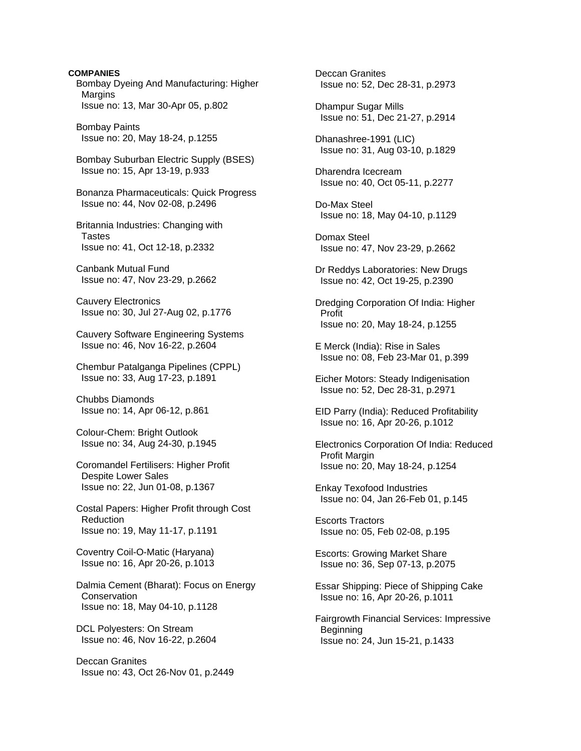**COMPANIES**

Bombay Dyeing And Manufacturing: Higher Margins
Issue no: 13, Mar 30-Apr 05, p.802

Bombay Paints
Issue no: 20, May 18-24, p.1255

Bombay Suburban Electric Supply (BSES)
Issue no: 15, Apr 13-19, p.933

Bonanza Pharmaceuticals: Quick Progress
Issue no: 44, Nov 02-08, p.2496

Britannia Industries: Changing with Tastes
Issue no: 41, Oct 12-18, p.2332

Canbank Mutual Fund
Issue no: 47, Nov 23-29, p.2662

Cauvery Electronics
Issue no: 30, Jul 27-Aug 02, p.1776

Cauvery Software Engineering Systems
Issue no: 46, Nov 16-22, p.2604

Chembur Patalganga Pipelines (CPPL)
Issue no: 33, Aug 17-23, p.1891

Chubbs Diamonds
Issue no: 14, Apr 06-12, p.861

Colour-Chem: Bright Outlook
Issue no: 34, Aug 24-30, p.1945

Coromandel Fertilisers: Higher Profit Despite Lower Sales
Issue no: 22, Jun 01-08, p.1367

Costal Papers: Higher Profit through Cost Reduction
Issue no: 19, May 11-17, p.1191

Coventry Coil-O-Matic (Haryana)
Issue no: 16, Apr 20-26, p.1013

Dalmia Cement (Bharat): Focus on Energy Conservation
Issue no: 18, May 04-10, p.1128

DCL Polyesters: On Stream
Issue no: 46, Nov 16-22, p.2604

Deccan Granites
Issue no: 43, Oct 26-Nov 01, p.2449

Deccan Granites
Issue no: 52, Dec 28-31, p.2973

Dhampur Sugar Mills
Issue no: 51, Dec 21-27, p.2914

Dhanashree-1991 (LIC)
Issue no: 31, Aug 03-10, p.1829

Dharendra Icecream
Issue no: 40, Oct 05-11, p.2277

Do-Max Steel
Issue no: 18, May 04-10, p.1129

Domax Steel
Issue no: 47, Nov 23-29, p.2662

Dr Reddys Laboratories: New Drugs
Issue no: 42, Oct 19-25, p.2390

Dredging Corporation Of India: Higher Profit
Issue no: 20, May 18-24, p.1255

E Merck (India): Rise in Sales
Issue no: 08, Feb 23-Mar 01, p.399

Eicher Motors: Steady Indigenisation
Issue no: 52, Dec 28-31, p.2971

EID Parry (India): Reduced Profitability
Issue no: 16, Apr 20-26, p.1012

Electronics Corporation Of India: Reduced Profit Margin
Issue no: 20, May 18-24, p.1254

Enkay Texofood Industries
Issue no: 04, Jan 26-Feb 01, p.145

Escorts Tractors
Issue no: 05, Feb 02-08, p.195

Escorts: Growing Market Share
Issue no: 36, Sep 07-13, p.2075

Essar Shipping: Piece of Shipping Cake
Issue no: 16, Apr 20-26, p.1011

Fairgrowth Financial Services: Impressive Beginning
Issue no: 24, Jun 15-21, p.1433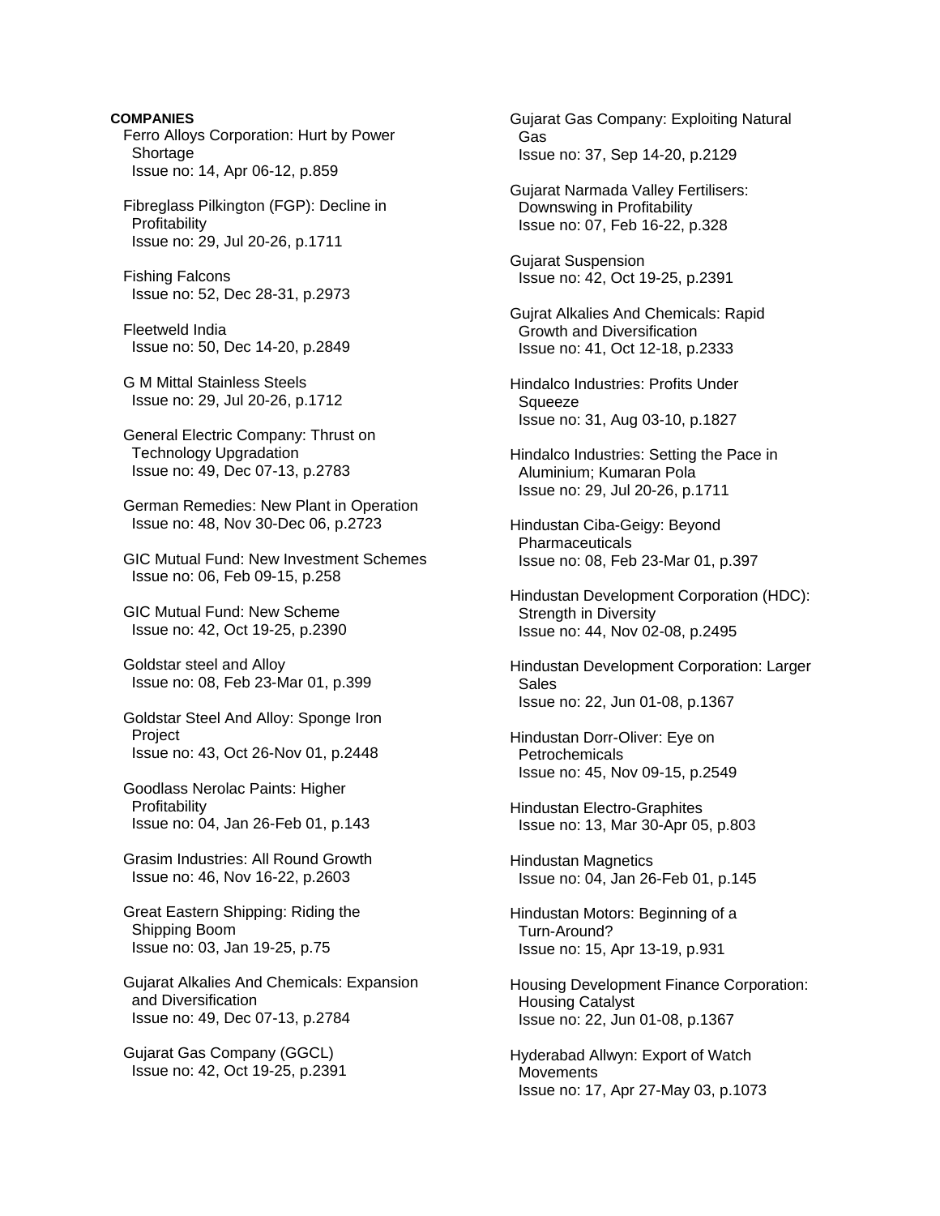**COMPANIES**

Ferro Alloys Corporation: Hurt by Power Shortage
Issue no: 14, Apr 06-12, p.859

Fibreglass Pilkington (FGP): Decline in Profitability
Issue no: 29, Jul 20-26, p.1711

Fishing Falcons
Issue no: 52, Dec 28-31, p.2973

Fleetweld India
Issue no: 50, Dec 14-20, p.2849

G M Mittal Stainless Steels
Issue no: 29, Jul 20-26, p.1712

General Electric Company: Thrust on Technology Upgradation
Issue no: 49, Dec 07-13, p.2783

German Remedies: New Plant in Operation
Issue no: 48, Nov 30-Dec 06, p.2723

GIC Mutual Fund: New Investment Schemes
Issue no: 06, Feb 09-15, p.258

GIC Mutual Fund: New Scheme
Issue no: 42, Oct 19-25, p.2390

Goldstar steel and Alloy
Issue no: 08, Feb 23-Mar 01, p.399

Goldstar Steel And Alloy: Sponge Iron Project
Issue no: 43, Oct 26-Nov 01, p.2448

Goodlass Nerolac Paints: Higher Profitability
Issue no: 04, Jan 26-Feb 01, p.143

Grasim Industries: All Round Growth
Issue no: 46, Nov 16-22, p.2603

Great Eastern Shipping: Riding the Shipping Boom
Issue no: 03, Jan 19-25, p.75

Gujarat Alkalies And Chemicals: Expansion and Diversification
Issue no: 49, Dec 07-13, p.2784

Gujarat Gas Company (GGCL)
Issue no: 42, Oct 19-25, p.2391

Gujarat Gas Company: Exploiting Natural Gas
Issue no: 37, Sep 14-20, p.2129

Gujarat Narmada Valley Fertilisers: Downswing in Profitability
Issue no: 07, Feb 16-22, p.328

Gujarat Suspension
Issue no: 42, Oct 19-25, p.2391

Gujrat Alkalies And Chemicals: Rapid Growth and Diversification
Issue no: 41, Oct 12-18, p.2333

Hindalco Industries: Profits Under Squeeze
Issue no: 31, Aug 03-10, p.1827

Hindalco Industries: Setting the Pace in Aluminium; Kumaran Pola
Issue no: 29, Jul 20-26, p.1711

Hindustan Ciba-Geigy: Beyond Pharmaceuticals
Issue no: 08, Feb 23-Mar 01, p.397

Hindustan Development Corporation (HDC): Strength in Diversity
Issue no: 44, Nov 02-08, p.2495

Hindustan Development Corporation: Larger Sales
Issue no: 22, Jun 01-08, p.1367

Hindustan Dorr-Oliver: Eye on Petrochemicals
Issue no: 45, Nov 09-15, p.2549

Hindustan Electro-Graphites
Issue no: 13, Mar 30-Apr 05, p.803

Hindustan Magnetics
Issue no: 04, Jan 26-Feb 01, p.145

Hindustan Motors: Beginning of a Turn-Around?
Issue no: 15, Apr 13-19, p.931

Housing Development Finance Corporation: Housing Catalyst
Issue no: 22, Jun 01-08, p.1367

Hyderabad Allwyn: Export of Watch Movements
Issue no: 17, Apr 27-May 03, p.1073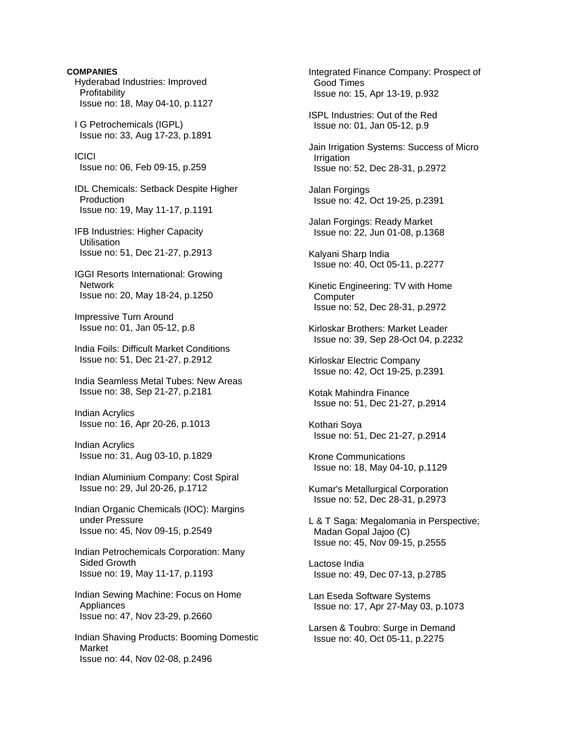**COMPANIES**

Hyderabad Industries: Improved Profitability
Issue no: 18, May 04-10, p.1127

I G Petrochemicals (IGPL)
Issue no: 33, Aug 17-23, p.1891

ICICI
Issue no: 06, Feb 09-15, p.259

IDL Chemicals: Setback Despite Higher Production
Issue no: 19, May 11-17, p.1191

IFB Industries: Higher Capacity Utilisation
Issue no: 51, Dec 21-27, p.2913

IGGI Resorts International: Growing Network
Issue no: 20, May 18-24, p.1250

Impressive Turn Around
Issue no: 01, Jan 05-12, p.8

India Foils: Difficult Market Conditions
Issue no: 51, Dec 21-27, p.2912

India Seamless Metal Tubes: New Areas
Issue no: 38, Sep 21-27, p.2181

Indian Acrylics
Issue no: 16, Apr 20-26, p.1013

Indian Acrylics
Issue no: 31, Aug 03-10, p.1829

Indian Aluminium Company: Cost Spiral
Issue no: 29, Jul 20-26, p.1712

Indian Organic Chemicals (IOC): Margins under Pressure
Issue no: 45, Nov 09-15, p.2549

Indian Petrochemicals Corporation: Many Sided Growth
Issue no: 19, May 11-17, p.1193

Indian Sewing Machine: Focus on Home Appliances
Issue no: 47, Nov 23-29, p.2660

Indian Shaving Products: Booming Domestic Market
Issue no: 44, Nov 02-08, p.2496

Integrated Finance Company: Prospect of Good Times
Issue no: 15, Apr 13-19, p.932

ISPL Industries: Out of the Red
Issue no: 01, Jan 05-12, p.9

Jain Irrigation Systems: Success of Micro Irrigation
Issue no: 52, Dec 28-31, p.2972

Jalan Forgings
Issue no: 42, Oct 19-25, p.2391

Jalan Forgings: Ready Market
Issue no: 22, Jun 01-08, p.1368

Kalyani Sharp India
Issue no: 40, Oct 05-11, p.2277

Kinetic Engineering: TV with Home Computer
Issue no: 52, Dec 28-31, p.2972

Kirloskar Brothers: Market Leader
Issue no: 39, Sep 28-Oct 04, p.2232

Kirloskar Electric Company
Issue no: 42, Oct 19-25, p.2391

Kotak Mahindra Finance
Issue no: 51, Dec 21-27, p.2914

Kothari Soya
Issue no: 51, Dec 21-27, p.2914

Krone Communications
Issue no: 18, May 04-10, p.1129

Kumar's Metallurgical Corporation
Issue no: 52, Dec 28-31, p.2973

L & T Saga: Megalomania in Perspective; Madan Gopal Jajoo (C)
Issue no: 45, Nov 09-15, p.2555

Lactose India
Issue no: 49, Dec 07-13, p.2785

Lan Eseda Software Systems
Issue no: 17, Apr 27-May 03, p.1073

Larsen & Toubro: Surge in Demand
Issue no: 40, Oct 05-11, p.2275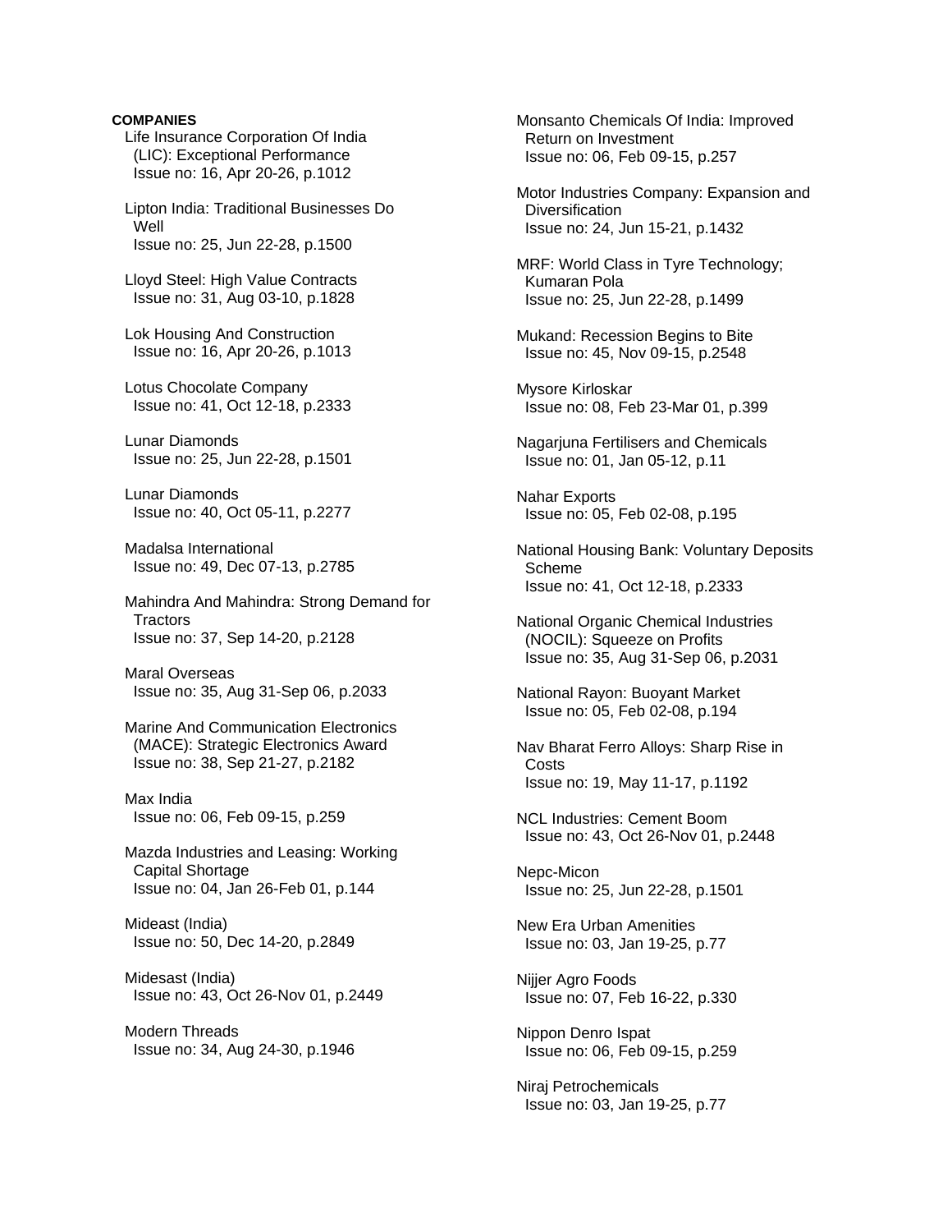**COMPANIES**

Life Insurance Corporation Of India (LIC): Exceptional Performance
Issue no: 16, Apr 20-26, p.1012

Lipton India: Traditional Businesses Do Well
Issue no: 25, Jun 22-28, p.1500

Lloyd Steel: High Value Contracts
Issue no: 31, Aug 03-10, p.1828

Lok Housing And Construction
Issue no: 16, Apr 20-26, p.1013

Lotus Chocolate Company
Issue no: 41, Oct 12-18, p.2333

Lunar Diamonds
Issue no: 25, Jun 22-28, p.1501

Lunar Diamonds
Issue no: 40, Oct 05-11, p.2277

Madalsa International
Issue no: 49, Dec 07-13, p.2785

Mahindra And Mahindra: Strong Demand for Tractors
Issue no: 37, Sep 14-20, p.2128

Maral Overseas
Issue no: 35, Aug 31-Sep 06, p.2033

Marine And Communication Electronics (MACE): Strategic Electronics Award
Issue no: 38, Sep 21-27, p.2182

Max India
Issue no: 06, Feb 09-15, p.259

Mazda Industries and Leasing: Working Capital Shortage
Issue no: 04, Jan 26-Feb 01, p.144

Mideast (India)
Issue no: 50, Dec 14-20, p.2849

Midesast (India)
Issue no: 43, Oct 26-Nov 01, p.2449

Modern Threads
Issue no: 34, Aug 24-30, p.1946

Monsanto Chemicals Of India: Improved Return on Investment
Issue no: 06, Feb 09-15, p.257

Motor Industries Company: Expansion and Diversification
Issue no: 24, Jun 15-21, p.1432

MRF: World Class in Tyre Technology; Kumaran Pola
Issue no: 25, Jun 22-28, p.1499

Mukand: Recession Begins to Bite
Issue no: 45, Nov 09-15, p.2548

Mysore Kirloskar
Issue no: 08, Feb 23-Mar 01, p.399

Nagarjuna Fertilisers and Chemicals
Issue no: 01, Jan 05-12, p.11

Nahar Exports
Issue no: 05, Feb 02-08, p.195

National Housing Bank: Voluntary Deposits Scheme
Issue no: 41, Oct 12-18, p.2333

National Organic Chemical Industries (NOCIL): Squeeze on Profits
Issue no: 35, Aug 31-Sep 06, p.2031

National Rayon: Buoyant Market
Issue no: 05, Feb 02-08, p.194

Nav Bharat Ferro Alloys: Sharp Rise in Costs
Issue no: 19, May 11-17, p.1192

NCL Industries: Cement Boom
Issue no: 43, Oct 26-Nov 01, p.2448

Nepc-Micon
Issue no: 25, Jun 22-28, p.1501

New Era Urban Amenities
Issue no: 03, Jan 19-25, p.77

Nijjer Agro Foods
Issue no: 07, Feb 16-22, p.330

Nippon Denro Ispat
Issue no: 06, Feb 09-15, p.259

Niraj Petrochemicals
Issue no: 03, Jan 19-25, p.77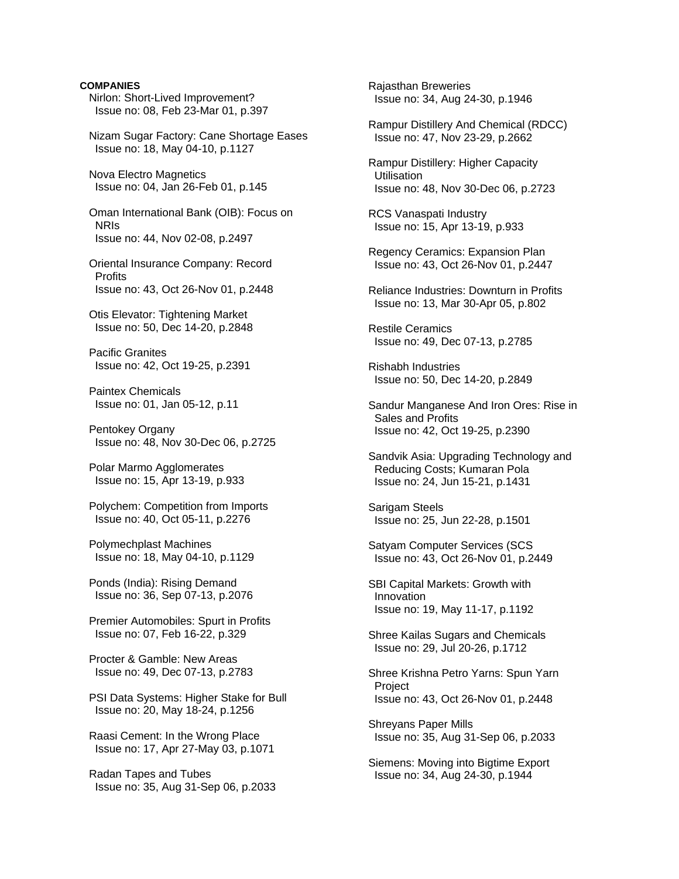**COMPANIES**

Nirlon: Short-Lived Improvement?
Issue no: 08, Feb 23-Mar 01, p.397

Nizam Sugar Factory: Cane Shortage Eases
Issue no: 18, May 04-10, p.1127

Nova Electro Magnetics
Issue no: 04, Jan 26-Feb 01, p.145

Oman International Bank (OIB): Focus on NRIs
Issue no: 44, Nov 02-08, p.2497

Oriental Insurance Company: Record Profits
Issue no: 43, Oct 26-Nov 01, p.2448

Otis Elevator: Tightening Market
Issue no: 50, Dec 14-20, p.2848

Pacific Granites
Issue no: 42, Oct 19-25, p.2391

Paintex Chemicals
Issue no: 01, Jan 05-12, p.11

Pentokey Organy
Issue no: 48, Nov 30-Dec 06, p.2725

Polar Marmo Agglomerates
Issue no: 15, Apr 13-19, p.933

Polychem: Competition from Imports
Issue no: 40, Oct 05-11, p.2276

Polymechplast Machines
Issue no: 18, May 04-10, p.1129

Ponds (India): Rising Demand
Issue no: 36, Sep 07-13, p.2076

Premier Automobiles: Spurt in Profits
Issue no: 07, Feb 16-22, p.329

Procter & Gamble: New Areas
Issue no: 49, Dec 07-13, p.2783

PSI Data Systems: Higher Stake for Bull
Issue no: 20, May 18-24, p.1256

Raasi Cement: In the Wrong Place
Issue no: 17, Apr 27-May 03, p.1071

Radan Tapes and Tubes
Issue no: 35, Aug 31-Sep 06, p.2033

Rajasthan Breweries
Issue no: 34, Aug 24-30, p.1946

Rampur Distillery And Chemical (RDCC)
Issue no: 47, Nov 23-29, p.2662

Rampur Distillery: Higher Capacity Utilisation
Issue no: 48, Nov 30-Dec 06, p.2723

RCS Vanaspati Industry
Issue no: 15, Apr 13-19, p.933

Regency Ceramics: Expansion Plan
Issue no: 43, Oct 26-Nov 01, p.2447

Reliance Industries: Downturn in Profits
Issue no: 13, Mar 30-Apr 05, p.802

Restile Ceramics
Issue no: 49, Dec 07-13, p.2785

Rishabh Industries
Issue no: 50, Dec 14-20, p.2849

Sandur Manganese And Iron Ores: Rise in Sales and Profits
Issue no: 42, Oct 19-25, p.2390

Sandvik Asia: Upgrading Technology and Reducing Costs; Kumaran Pola
Issue no: 24, Jun 15-21, p.1431

Sarigam Steels
Issue no: 25, Jun 22-28, p.1501

Satyam Computer Services (SCS
Issue no: 43, Oct 26-Nov 01, p.2449

SBI Capital Markets: Growth with Innovation
Issue no: 19, May 11-17, p.1192

Shree Kailas Sugars and Chemicals
Issue no: 29, Jul 20-26, p.1712

Shree Krishna Petro Yarns: Spun Yarn Project
Issue no: 43, Oct 26-Nov 01, p.2448

Shreyans Paper Mills
Issue no: 35, Aug 31-Sep 06, p.2033

Siemens: Moving into Bigtime Export
Issue no: 34, Aug 24-30, p.1944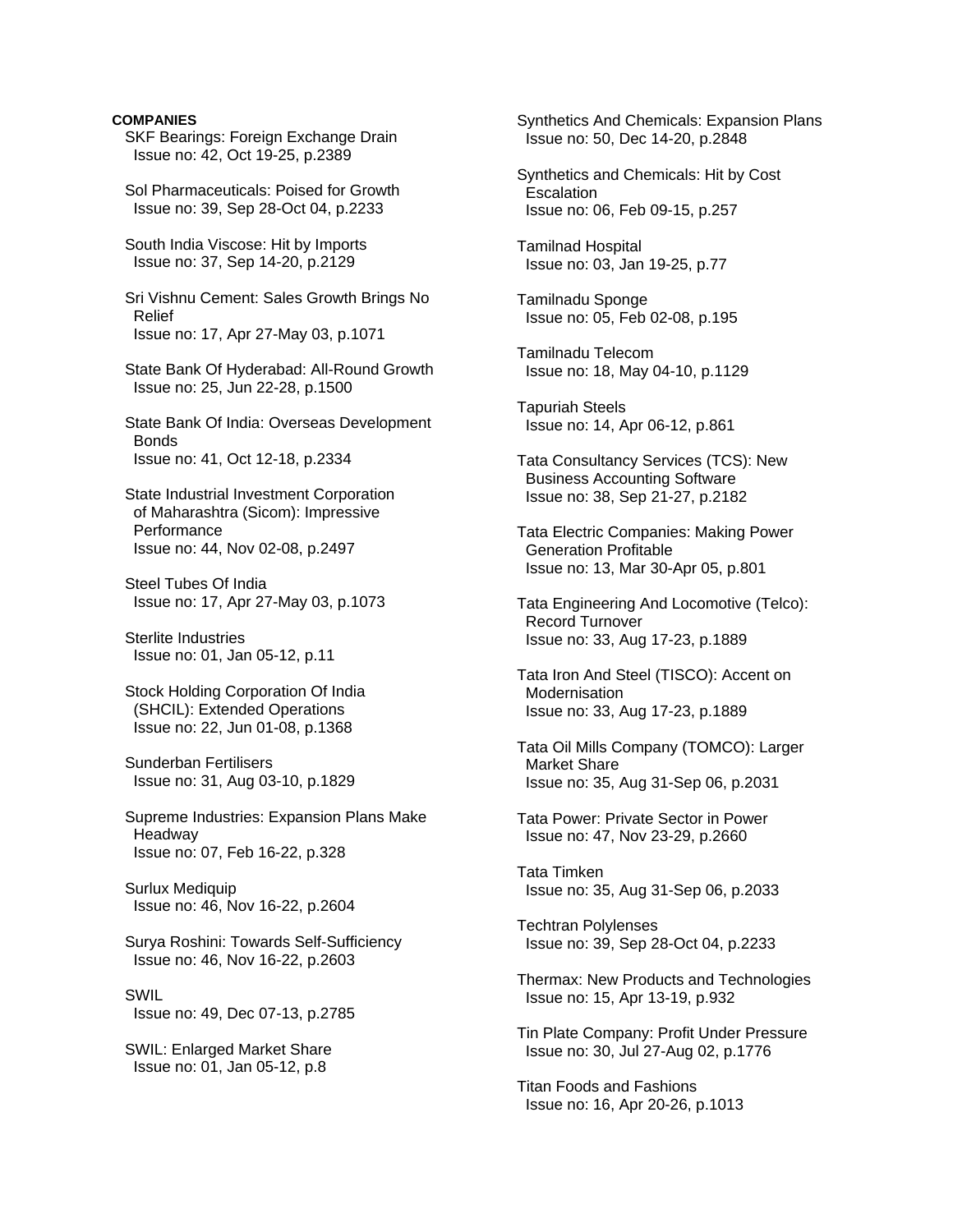**COMPANIES**

SKF Bearings: Foreign Exchange Drain
Issue no: 42, Oct 19-25, p.2389

Sol Pharmaceuticals: Poised for Growth
Issue no: 39, Sep 28-Oct 04, p.2233

South India Viscose: Hit by Imports
Issue no: 37, Sep 14-20, p.2129

Sri Vishnu Cement: Sales Growth Brings No Relief
Issue no: 17, Apr 27-May 03, p.1071

State Bank Of Hyderabad: All-Round Growth
Issue no: 25, Jun 22-28, p.1500

State Bank Of India: Overseas Development Bonds
Issue no: 41, Oct 12-18, p.2334

State Industrial Investment Corporation of Maharashtra (Sicom): Impressive Performance
Issue no: 44, Nov 02-08, p.2497

Steel Tubes Of India
Issue no: 17, Apr 27-May 03, p.1073

Sterlite Industries
Issue no: 01, Jan 05-12, p.11

Stock Holding Corporation Of India (SHCIL): Extended Operations
Issue no: 22, Jun 01-08, p.1368

Sunderban Fertilisers
Issue no: 31, Aug 03-10, p.1829

Supreme Industries: Expansion Plans Make Headway
Issue no: 07, Feb 16-22, p.328

Surlux Mediquip
Issue no: 46, Nov 16-22, p.2604

Surya Roshini: Towards Self-Sufficiency
Issue no: 46, Nov 16-22, p.2603

SWIL
Issue no: 49, Dec 07-13, p.2785

SWIL: Enlarged Market Share
Issue no: 01, Jan 05-12, p.8

Synthetics And Chemicals: Expansion Plans
Issue no: 50, Dec 14-20, p.2848

Synthetics and Chemicals: Hit by Cost Escalation
Issue no: 06, Feb 09-15, p.257

Tamilnad Hospital
Issue no: 03, Jan 19-25, p.77

Tamilnadu Sponge
Issue no: 05, Feb 02-08, p.195

Tamilnadu Telecom
Issue no: 18, May 04-10, p.1129

Tapuriah Steels
Issue no: 14, Apr 06-12, p.861

Tata Consultancy Services (TCS): New Business Accounting Software
Issue no: 38, Sep 21-27, p.2182

Tata Electric Companies: Making Power Generation Profitable
Issue no: 13, Mar 30-Apr 05, p.801

Tata Engineering And Locomotive (Telco): Record Turnover
Issue no: 33, Aug 17-23, p.1889

Tata Iron And Steel (TISCO): Accent on Modernisation
Issue no: 33, Aug 17-23, p.1889

Tata Oil Mills Company (TOMCO): Larger Market Share
Issue no: 35, Aug 31-Sep 06, p.2031

Tata Power: Private Sector in Power
Issue no: 47, Nov 23-29, p.2660

Tata Timken
Issue no: 35, Aug 31-Sep 06, p.2033

Techtran Polylenses
Issue no: 39, Sep 28-Oct 04, p.2233

Thermax: New Products and Technologies
Issue no: 15, Apr 13-19, p.932

Tin Plate Company: Profit Under Pressure
Issue no: 30, Jul 27-Aug 02, p.1776

Titan Foods and Fashions
Issue no: 16, Apr 20-26, p.1013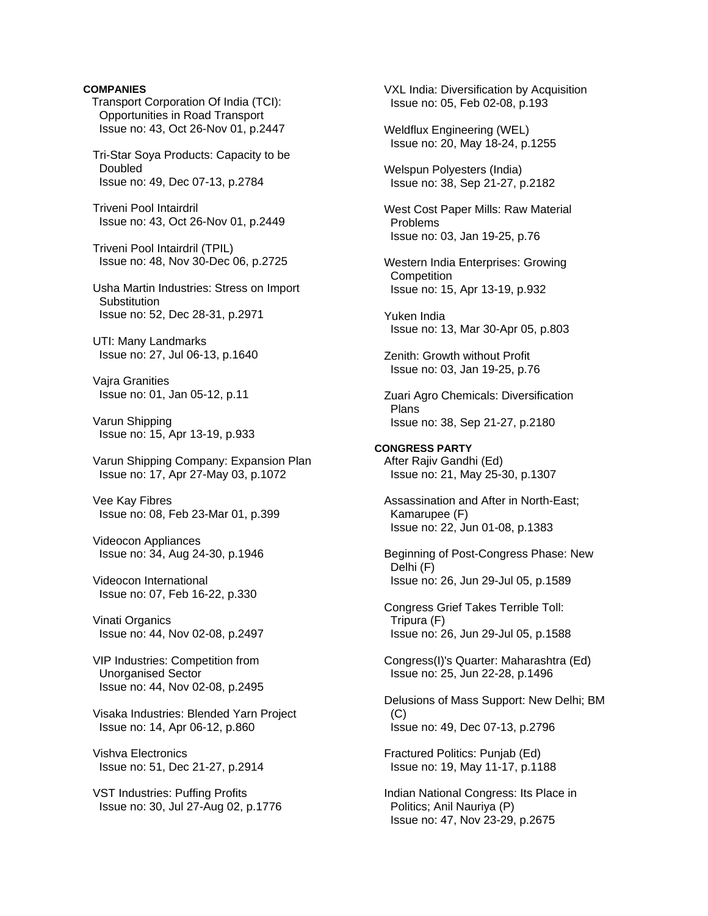**COMPANIES**

Transport Corporation Of India (TCI): Opportunities in Road Transport
Issue no: 43, Oct 26-Nov 01, p.2447

Tri-Star Soya Products: Capacity to be Doubled
Issue no: 49, Dec 07-13, p.2784

Triveni Pool Intairdril
Issue no: 43, Oct 26-Nov 01, p.2449

Triveni Pool Intairdril (TPIL)
Issue no: 48, Nov 30-Dec 06, p.2725

Usha Martin Industries: Stress on Import Substitution
Issue no: 52, Dec 28-31, p.2971

UTI: Many Landmarks
Issue no: 27, Jul 06-13, p.1640

Vajra Granities
Issue no: 01, Jan 05-12, p.11

Varun Shipping
Issue no: 15, Apr 13-19, p.933

Varun Shipping Company: Expansion Plan
Issue no: 17, Apr 27-May 03, p.1072

Vee Kay Fibres
Issue no: 08, Feb 23-Mar 01, p.399

Videocon Appliances
Issue no: 34, Aug 24-30, p.1946

Videocon International
Issue no: 07, Feb 16-22, p.330

Vinati Organics
Issue no: 44, Nov 02-08, p.2497

VIP Industries: Competition from Unorganised Sector
Issue no: 44, Nov 02-08, p.2495

Visaka Industries: Blended Yarn Project
Issue no: 14, Apr 06-12, p.860

Vishva Electronics
Issue no: 51, Dec 21-27, p.2914

VST Industries: Puffing Profits
Issue no: 30, Jul 27-Aug 02, p.1776

VXL India: Diversification by Acquisition
Issue no: 05, Feb 02-08, p.193

Weldflux Engineering (WEL)
Issue no: 20, May 18-24, p.1255

Welspun Polyesters (India)
Issue no: 38, Sep 21-27, p.2182

West Cost Paper Mills: Raw Material Problems
Issue no: 03, Jan 19-25, p.76

Western India Enterprises: Growing Competition
Issue no: 15, Apr 13-19, p.932

Yuken India
Issue no: 13, Mar 30-Apr 05, p.803

Zenith: Growth without Profit
Issue no: 03, Jan 19-25, p.76

Zuari Agro Chemicals: Diversification Plans
Issue no: 38, Sep 21-27, p.2180

**CONGRESS PARTY**

After Rajiv Gandhi (Ed)
Issue no: 21, May 25-30, p.1307

Assassination and After in North-East; Kamarupee (F)
Issue no: 22, Jun 01-08, p.1383

Beginning of Post-Congress Phase: New Delhi (F)
Issue no: 26, Jun 29-Jul 05, p.1589

Congress Grief Takes Terrible Toll: Tripura (F)
Issue no: 26, Jun 29-Jul 05, p.1588

Congress(I)'s Quarter: Maharashtra (Ed)
Issue no: 25, Jun 22-28, p.1496

Delusions of Mass Support: New Delhi; BM (C)
Issue no: 49, Dec 07-13, p.2796

Fractured Politics: Punjab (Ed)
Issue no: 19, May 11-17, p.1188

Indian National Congress: Its Place in Politics; Anil Nauriya (P)
Issue no: 47, Nov 23-29, p.2675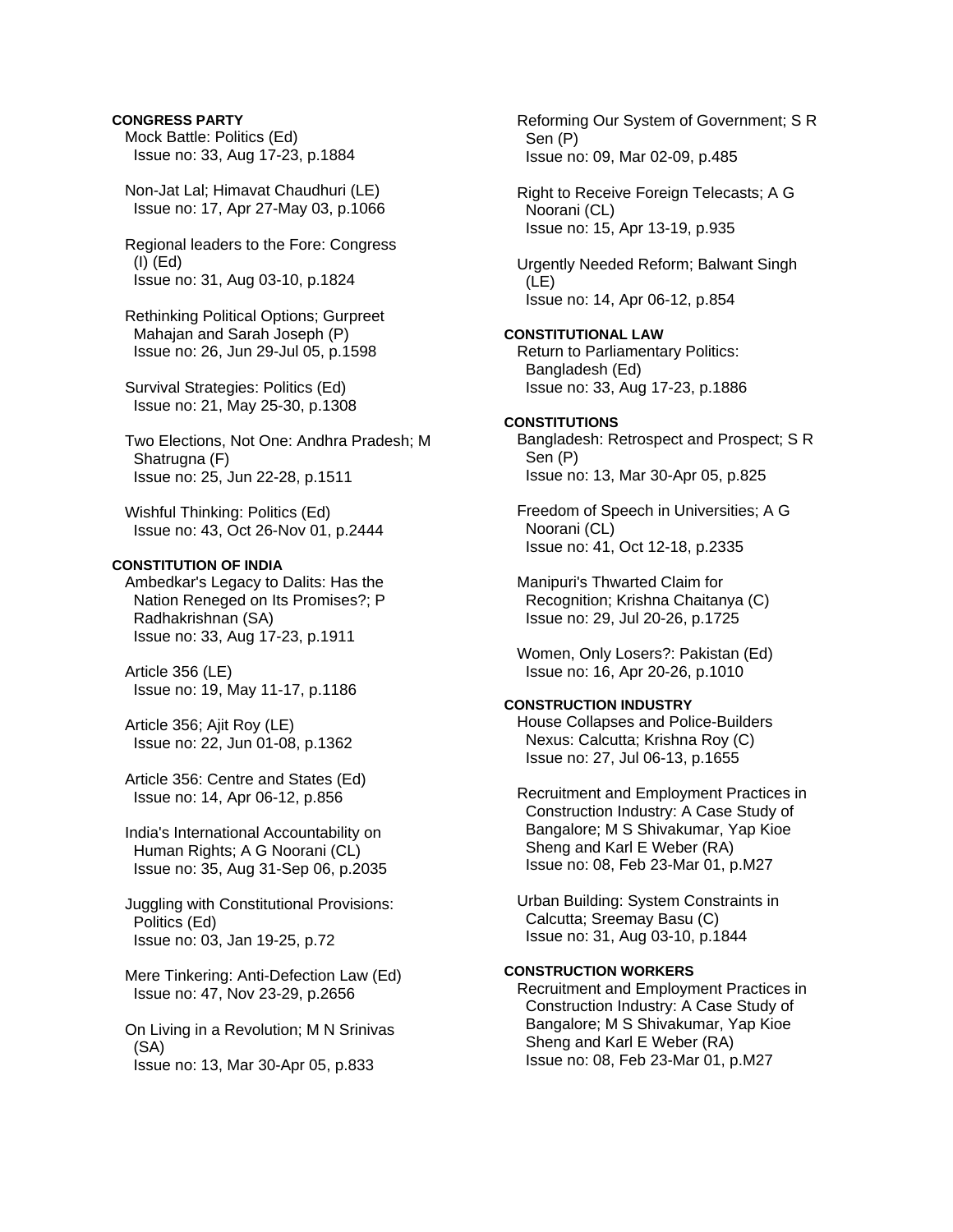**CONGRESS PARTY**

Mock Battle: Politics (Ed)
Issue no: 33, Aug 17-23, p.1884

Non-Jat Lal; Himavat Chaudhuri (LE)
Issue no: 17, Apr 27-May 03, p.1066

Regional leaders to the Fore: Congress (I) (Ed)
Issue no: 31, Aug 03-10, p.1824

Rethinking Political Options; Gurpreet Mahajan and Sarah Joseph (P)
Issue no: 26, Jun 29-Jul 05, p.1598

Survival Strategies: Politics (Ed)
Issue no: 21, May 25-30, p.1308

Two Elections, Not One: Andhra Pradesh; M Shatrugna (F)
Issue no: 25, Jun 22-28, p.1511

Wishful Thinking: Politics (Ed)
Issue no: 43, Oct 26-Nov 01, p.2444

**CONSTITUTION OF INDIA**

Ambedkar's Legacy to Dalits: Has the Nation Reneged on Its Promises?; P Radhakrishnan (SA)
Issue no: 33, Aug 17-23, p.1911

Article 356 (LE)
Issue no: 19, May 11-17, p.1186

Article 356; Ajit Roy (LE)
Issue no: 22, Jun 01-08, p.1362

Article 356: Centre and States (Ed)
Issue no: 14, Apr 06-12, p.856

India's International Accountability on Human Rights; A G Noorani (CL)
Issue no: 35, Aug 31-Sep 06, p.2035

Juggling with Constitutional Provisions: Politics (Ed)
Issue no: 03, Jan 19-25, p.72

Mere Tinkering: Anti-Defection Law (Ed)
Issue no: 47, Nov 23-29, p.2656

On Living in a Revolution; M N Srinivas (SA)
Issue no: 13, Mar 30-Apr 05, p.833

Reforming Our System of Government; S R Sen (P)
Issue no: 09, Mar 02-09, p.485

Right to Receive Foreign Telecasts; A G Noorani (CL)
Issue no: 15, Apr 13-19, p.935

Urgently Needed Reform; Balwant Singh (LE)
Issue no: 14, Apr 06-12, p.854

**CONSTITUTIONAL LAW**

Return to Parliamentary Politics: Bangladesh (Ed)
Issue no: 33, Aug 17-23, p.1886

**CONSTITUTIONS**

Bangladesh: Retrospect and Prospect; S R Sen (P)
Issue no: 13, Mar 30-Apr 05, p.825

Freedom of Speech in Universities; A G Noorani (CL)
Issue no: 41, Oct 12-18, p.2335

Manipuri's Thwarted Claim for Recognition; Krishna Chaitanya (C)
Issue no: 29, Jul 20-26, p.1725

Women, Only Losers?: Pakistan (Ed)
Issue no: 16, Apr 20-26, p.1010

**CONSTRUCTION INDUSTRY**

House Collapses and Police-Builders Nexus: Calcutta; Krishna Roy (C)
Issue no: 27, Jul 06-13, p.1655

Recruitment and Employment Practices in Construction Industry: A Case Study of Bangalore; M S Shivakumar, Yap Kioe Sheng and Karl E Weber (RA)
Issue no: 08, Feb 23-Mar 01, p.M27

Urban Building: System Constraints in Calcutta; Sreemay Basu (C)
Issue no: 31, Aug 03-10, p.1844

**CONSTRUCTION WORKERS**

Recruitment and Employment Practices in Construction Industry: A Case Study of Bangalore; M S Shivakumar, Yap Kioe Sheng and Karl E Weber (RA)
Issue no: 08, Feb 23-Mar 01, p.M27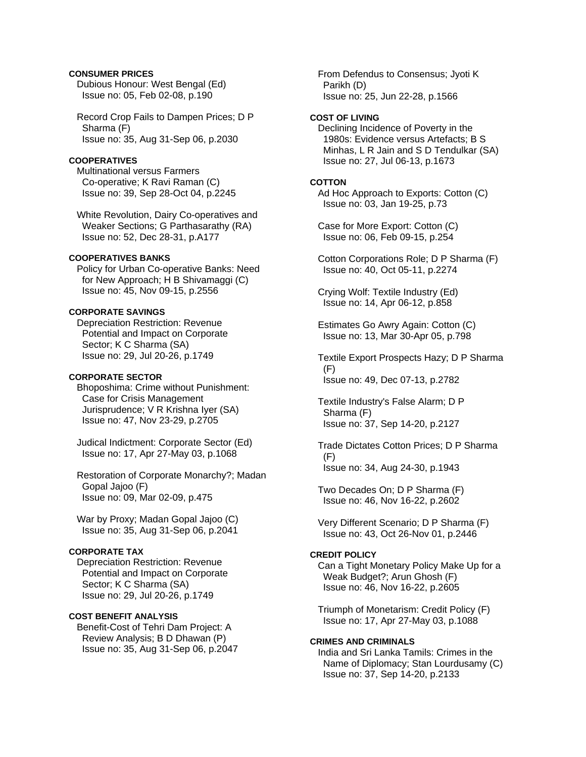**CONSUMER PRICES**

Dubious Honour: West Bengal (Ed)
Issue no: 05, Feb 02-08, p.190

Record Crop Fails to Dampen Prices; D P Sharma (F)
Issue no: 35, Aug 31-Sep 06, p.2030

**COOPERATIVES**

Multinational versus Farmers Co-operative; K Ravi Raman (C)
Issue no: 39, Sep 28-Oct 04, p.2245

White Revolution, Dairy Co-operatives and Weaker Sections; G Parthasarathy (RA)
Issue no: 52, Dec 28-31, p.A177

**COOPERATIVES BANKS**

Policy for Urban Co-operative Banks: Need for New Approach; H B Shivamaggi (C)
Issue no: 45, Nov 09-15, p.2556

**CORPORATE SAVINGS**

Depreciation Restriction: Revenue Potential and Impact on Corporate Sector; K C Sharma (SA)
Issue no: 29, Jul 20-26, p.1749

**CORPORATE SECTOR**

Bhoposhima: Crime without Punishment: Case for Crisis Management Jurisprudence; V R Krishna Iyer (SA)
Issue no: 47, Nov 23-29, p.2705

Judical Indictment: Corporate Sector (Ed)
Issue no: 17, Apr 27-May 03, p.1068

Restoration of Corporate Monarchy?; Madan Gopal Jajoo (F)
Issue no: 09, Mar 02-09, p.475

War by Proxy; Madan Gopal Jajoo (C)
Issue no: 35, Aug 31-Sep 06, p.2041

**CORPORATE TAX**

Depreciation Restriction: Revenue Potential and Impact on Corporate Sector; K C Sharma (SA)
Issue no: 29, Jul 20-26, p.1749

**COST BENEFIT ANALYSIS**

Benefit-Cost of Tehri Dam Project: A Review Analysis; B D Dhawan (P)
Issue no: 35, Aug 31-Sep 06, p.2047

From Defendus to Consensus; Jyoti K Parikh (D)
Issue no: 25, Jun 22-28, p.1566

**COST OF LIVING**

Declining Incidence of Poverty in the 1980s: Evidence versus Artefacts; B S Minhas, L R Jain and S D Tendulkar (SA)
Issue no: 27, Jul 06-13, p.1673

**COTTON**

Ad Hoc Approach to Exports: Cotton (C)
Issue no: 03, Jan 19-25, p.73

Case for More Export: Cotton (C)
Issue no: 06, Feb 09-15, p.254

Cotton Corporations Role; D P Sharma (F)
Issue no: 40, Oct 05-11, p.2274

Crying Wolf: Textile Industry (Ed)
Issue no: 14, Apr 06-12, p.858

Estimates Go Awry Again: Cotton (C)
Issue no: 13, Mar 30-Apr 05, p.798

Textile Export Prospects Hazy; D P Sharma (F)
Issue no: 49, Dec 07-13, p.2782

Textile Industry's False Alarm; D P Sharma (F)
Issue no: 37, Sep 14-20, p.2127

Trade Dictates Cotton Prices; D P Sharma (F)
Issue no: 34, Aug 24-30, p.1943

Two Decades On; D P Sharma (F)
Issue no: 46, Nov 16-22, p.2602

Very Different Scenario; D P Sharma (F)
Issue no: 43, Oct 26-Nov 01, p.2446

**CREDIT POLICY**

Can a Tight Monetary Policy Make Up for a Weak Budget?; Arun Ghosh (F)
Issue no: 46, Nov 16-22, p.2605

Triumph of Monetarism: Credit Policy (F)
Issue no: 17, Apr 27-May 03, p.1088

**CRIMES AND CRIMINALS**

India and Sri Lanka Tamils: Crimes in the Name of Diplomacy; Stan Lourdusamy (C)
Issue no: 37, Sep 14-20, p.2133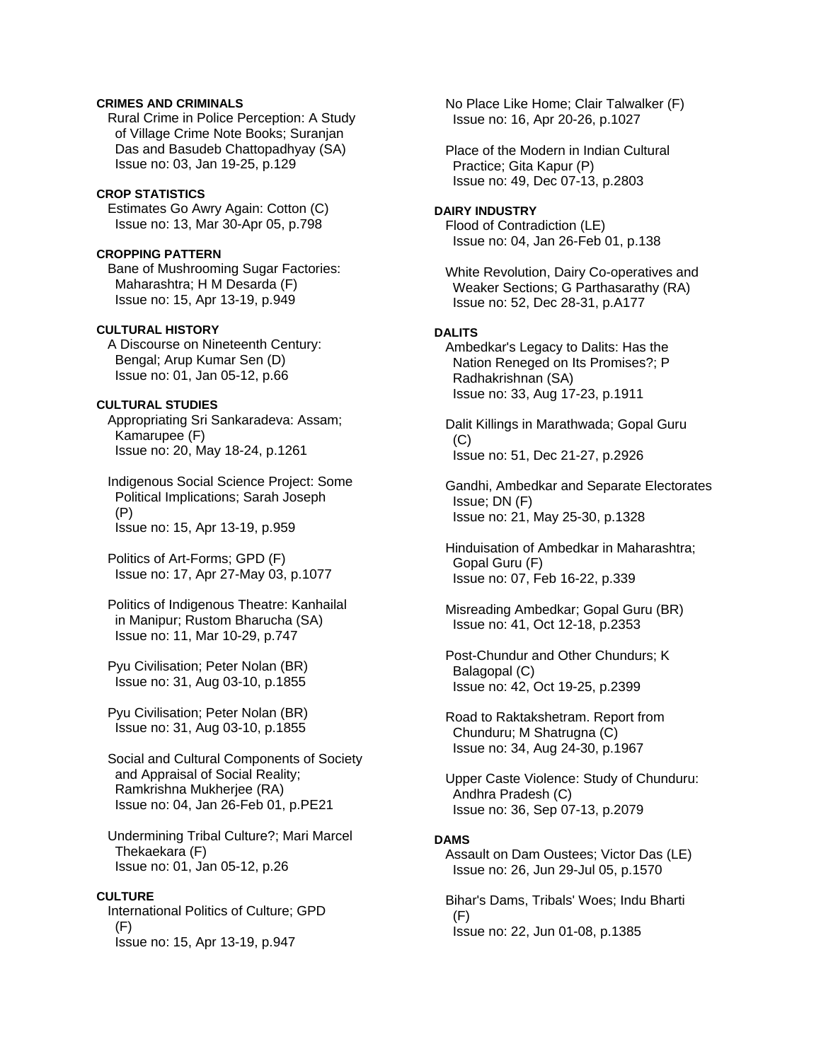**CRIMES AND CRIMINALS**

Rural Crime in Police Perception: A Study of Village Crime Note Books; Suranjan Das and Basudeb Chattopadhyay (SA)
Issue no: 03, Jan 19-25, p.129

**CROP STATISTICS**

Estimates Go Awry Again: Cotton (C)
Issue no: 13, Mar 30-Apr 05, p.798

**CROPPING PATTERN**

Bane of Mushrooming Sugar Factories: Maharashtra; H M Desarda (F)
Issue no: 15, Apr 13-19, p.949

**CULTURAL HISTORY**

A Discourse on Nineteenth Century: Bengal; Arup Kumar Sen (D)
Issue no: 01, Jan 05-12, p.66

**CULTURAL STUDIES**

Appropriating Sri Sankaradeva: Assam; Kamarupee (F)
Issue no: 20, May 18-24, p.1261

Indigenous Social Science Project: Some Political Implications; Sarah Joseph (P)
Issue no: 15, Apr 13-19, p.959

Politics of Art-Forms; GPD (F)
Issue no: 17, Apr 27-May 03, p.1077

Politics of Indigenous Theatre: Kanhailal in Manipur; Rustom Bharucha (SA)
Issue no: 11, Mar 10-29, p.747

Pyu Civilisation; Peter Nolan (BR)
Issue no: 31, Aug 03-10, p.1855

Pyu Civilisation; Peter Nolan (BR)
Issue no: 31, Aug 03-10, p.1855

Social and Cultural Components of Society and Appraisal of Social Reality; Ramkrishna Mukherjee (RA)
Issue no: 04, Jan 26-Feb 01, p.PE21

Undermining Tribal Culture?; Mari Marcel Thekaekara (F)
Issue no: 01, Jan 05-12, p.26

**CULTURE**

International Politics of Culture; GPD (F)
Issue no: 15, Apr 13-19, p.947

No Place Like Home; Clair Talwalker (F)
Issue no: 16, Apr 20-26, p.1027

Place of the Modern in Indian Cultural Practice; Gita Kapur (P)
Issue no: 49, Dec 07-13, p.2803

**DAIRY INDUSTRY**

Flood of Contradiction (LE)
Issue no: 04, Jan 26-Feb 01, p.138

White Revolution, Dairy Co-operatives and Weaker Sections; G Parthasarathy (RA)
Issue no: 52, Dec 28-31, p.A177

**DALITS**

Ambedkar's Legacy to Dalits: Has the Nation Reneged on Its Promises?; P Radhakrishnan (SA)
Issue no: 33, Aug 17-23, p.1911

Dalit Killings in Marathwada; Gopal Guru (C)
Issue no: 51, Dec 21-27, p.2926

Gandhi, Ambedkar and Separate Electorates Issue; DN (F)
Issue no: 21, May 25-30, p.1328

Hinduisation of Ambedkar in Maharashtra; Gopal Guru (F)
Issue no: 07, Feb 16-22, p.339

Misreading Ambedkar; Gopal Guru (BR)
Issue no: 41, Oct 12-18, p.2353

Post-Chundur and Other Chundurs; K Balagopal (C)
Issue no: 42, Oct 19-25, p.2399

Road to Raktakshetram. Report from Chunduru; M Shatrugna (C)
Issue no: 34, Aug 24-30, p.1967

Upper Caste Violence: Study of Chunduru: Andhra Pradesh (C)
Issue no: 36, Sep 07-13, p.2079

**DAMS**

Assault on Dam Oustees; Victor Das (LE)
Issue no: 26, Jun 29-Jul 05, p.1570

Bihar's Dams, Tribals' Woes; Indu Bharti (F)
Issue no: 22, Jun 01-08, p.1385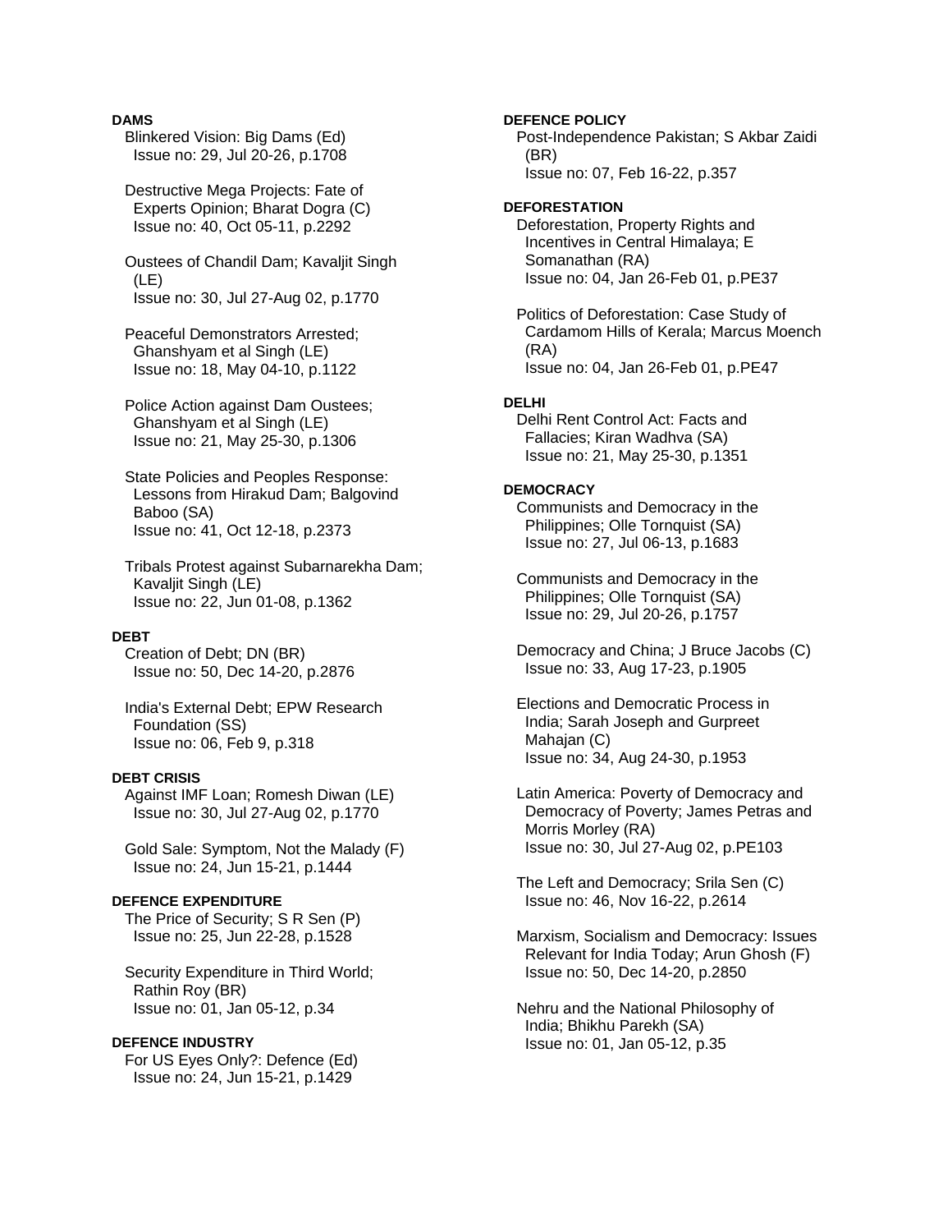**DAMS**

Blinkered Vision: Big Dams (Ed)
Issue no: 29, Jul 20-26, p.1708

Destructive Mega Projects: Fate of Experts Opinion; Bharat Dogra (C)
Issue no: 40, Oct 05-11, p.2292

Oustees of Chandil Dam; Kavaljit Singh (LE)
Issue no: 30, Jul 27-Aug 02, p.1770

Peaceful Demonstrators Arrested; Ghanshyam et al Singh (LE)
Issue no: 18, May 04-10, p.1122

Police Action against Dam Oustees; Ghanshyam et al Singh (LE)
Issue no: 21, May 25-30, p.1306

State Policies and Peoples Response: Lessons from Hirakud Dam; Balgovind Baboo (SA)
Issue no: 41, Oct 12-18, p.2373

Tribals Protest against Subarnarekha Dam; Kavaljit Singh (LE)
Issue no: 22, Jun 01-08, p.1362

**DEBT**

Creation of Debt; DN (BR)
Issue no: 50, Dec 14-20, p.2876

India's External Debt; EPW Research Foundation (SS)
Issue no: 06, Feb 9, p.318

**DEBT CRISIS**

Against IMF Loan; Romesh Diwan (LE)
Issue no: 30, Jul 27-Aug 02, p.1770

Gold Sale: Symptom, Not the Malady (F)
Issue no: 24, Jun 15-21, p.1444

**DEFENCE EXPENDITURE**

The Price of Security; S R Sen (P)
Issue no: 25, Jun 22-28, p.1528

Security Expenditure in Third World; Rathin Roy (BR)
Issue no: 01, Jan 05-12, p.34

**DEFENCE INDUSTRY**

For US Eyes Only?: Defence (Ed)
Issue no: 24, Jun 15-21, p.1429

**DEFENCE POLICY**

Post-Independence Pakistan; S Akbar Zaidi (BR)
Issue no: 07, Feb 16-22, p.357

**DEFORESTATION**

Deforestation, Property Rights and Incentives in Central Himalaya; E Somanathan (RA)
Issue no: 04, Jan 26-Feb 01, p.PE37

Politics of Deforestation: Case Study of Cardamom Hills of Kerala; Marcus Moench (RA)
Issue no: 04, Jan 26-Feb 01, p.PE47

**DELHI**

Delhi Rent Control Act: Facts and Fallacies; Kiran Wadhva (SA)
Issue no: 21, May 25-30, p.1351

**DEMOCRACY**

Communists and Democracy in the Philippines; Olle Tornquist (SA)
Issue no: 27, Jul 06-13, p.1683

Communists and Democracy in the Philippines; Olle Tornquist (SA)
Issue no: 29, Jul 20-26, p.1757

Democracy and China; J Bruce Jacobs (C)
Issue no: 33, Aug 17-23, p.1905

Elections and Democratic Process in India; Sarah Joseph and Gurpreet Mahajan (C)
Issue no: 34, Aug 24-30, p.1953

Latin America: Poverty of Democracy and Democracy of Poverty; James Petras and Morris Morley (RA)
Issue no: 30, Jul 27-Aug 02, p.PE103

The Left and Democracy; Srila Sen (C)
Issue no: 46, Nov 16-22, p.2614

Marxism, Socialism and Democracy: Issues Relevant for India Today; Arun Ghosh (F)
Issue no: 50, Dec 14-20, p.2850

Nehru and the National Philosophy of India; Bhikhu Parekh (SA)
Issue no: 01, Jan 05-12, p.35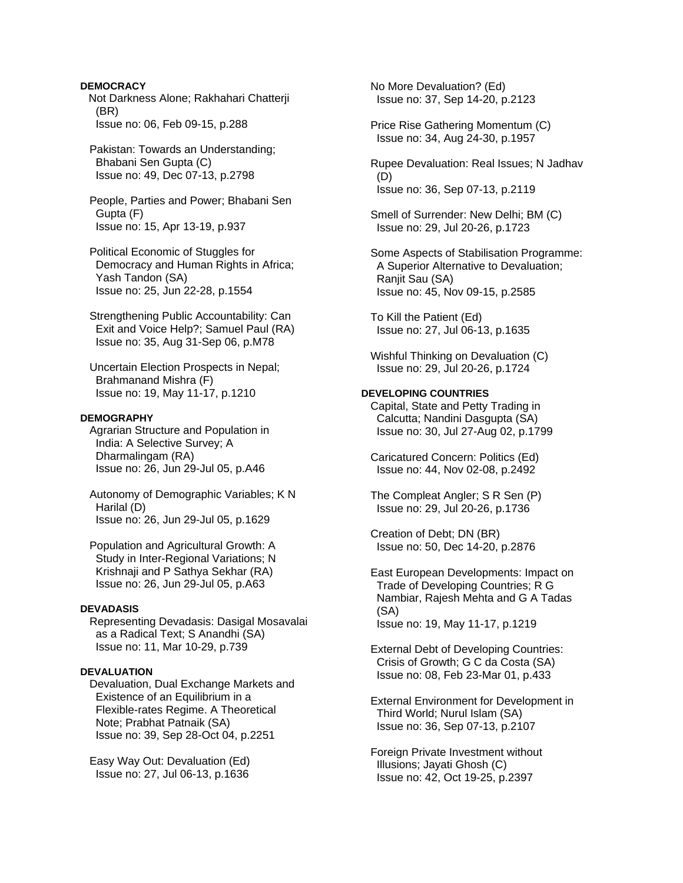**DEMOCRACY**

Not Darkness Alone; Rakhahari Chatterji (BR)
Issue no: 06, Feb 09-15, p.288

Pakistan: Towards an Understanding; Bhabani Sen Gupta (C)
Issue no: 49, Dec 07-13, p.2798

People, Parties and Power; Bhabani Sen Gupta (F)
Issue no: 15, Apr 13-19, p.937

Political Economic of Stuggles for Democracy and Human Rights in Africa; Yash Tandon (SA)
Issue no: 25, Jun 22-28, p.1554

Strengthening Public Accountability: Can Exit and Voice Help?; Samuel Paul (RA)
Issue no: 35, Aug 31-Sep 06, p.M78

Uncertain Election Prospects in Nepal; Brahmanand Mishra (F)
Issue no: 19, May 11-17, p.1210

**DEMOGRAPHY**

Agrarian Structure and Population in India: A Selective Survey; A Dharmalingam (RA)
Issue no: 26, Jun 29-Jul 05, p.A46

Autonomy of Demographic Variables; K N Harilal (D)
Issue no: 26, Jun 29-Jul 05, p.1629

Population and Agricultural Growth: A Study in Inter-Regional Variations; N Krishnaji and P Sathya Sekhar (RA)
Issue no: 26, Jun 29-Jul 05, p.A63

**DEVADASIS**

Representing Devadasis: Dasigal Mosavalai as a Radical Text; S Anandhi (SA)
Issue no: 11, Mar 10-29, p.739

**DEVALUATION**

Devaluation, Dual Exchange Markets and Existence of an Equilibrium in a Flexible-rates Regime. A Theoretical Note; Prabhat Patnaik (SA)
Issue no: 39, Sep 28-Oct 04, p.2251

Easy Way Out: Devaluation (Ed)
Issue no: 27, Jul 06-13, p.1636

No More Devaluation? (Ed)
Issue no: 37, Sep 14-20, p.2123

Price Rise Gathering Momentum (C)
Issue no: 34, Aug 24-30, p.1957

Rupee Devaluation: Real Issues; N Jadhav (D)
Issue no: 36, Sep 07-13, p.2119

Smell of Surrender: New Delhi; BM (C)
Issue no: 29, Jul 20-26, p.1723

Some Aspects of Stabilisation Programme: A Superior Alternative to Devaluation; Ranjit Sau (SA)
Issue no: 45, Nov 09-15, p.2585

To Kill the Patient (Ed)
Issue no: 27, Jul 06-13, p.1635

Wishful Thinking on Devaluation (C)
Issue no: 29, Jul 20-26, p.1724

**DEVELOPING COUNTRIES**

Capital, State and Petty Trading in Calcutta; Nandini Dasgupta (SA)
Issue no: 30, Jul 27-Aug 02, p.1799

Caricatured Concern: Politics (Ed)
Issue no: 44, Nov 02-08, p.2492

The Compleat Angler; S R Sen (P)
Issue no: 29, Jul 20-26, p.1736

Creation of Debt; DN (BR)
Issue no: 50, Dec 14-20, p.2876

East European Developments: Impact on Trade of Developing Countries; R G Nambiar, Rajesh Mehta and G A Tadas (SA)
Issue no: 19, May 11-17, p.1219

External Debt of Developing Countries: Crisis of Growth; G C da Costa (SA)
Issue no: 08, Feb 23-Mar 01, p.433

External Environment for Development in Third World; Nurul Islam (SA)
Issue no: 36, Sep 07-13, p.2107

Foreign Private Investment without Illusions; Jayati Ghosh (C)
Issue no: 42, Oct 19-25, p.2397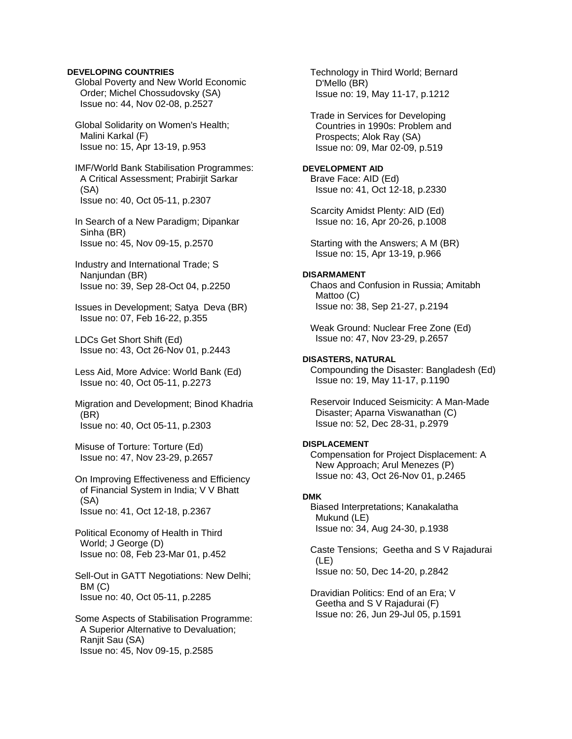**DEVELOPING COUNTRIES**

Global Poverty and New World Economic Order; Michel Chossudovsky (SA)
Issue no: 44, Nov 02-08, p.2527

Global Solidarity on Women's Health; Malini Karkal (F)
Issue no: 15, Apr 13-19, p.953

IMF/World Bank Stabilisation Programmes: A Critical Assessment; Prabirjit Sarkar (SA)
Issue no: 40, Oct 05-11, p.2307

In Search of a New Paradigm; Dipankar Sinha (BR)
Issue no: 45, Nov 09-15, p.2570

Industry and International Trade; S Nanjundan (BR)
Issue no: 39, Sep 28-Oct 04, p.2250

Issues in Development; Satya Deva (BR)
Issue no: 07, Feb 16-22, p.355

LDCs Get Short Shift (Ed)
Issue no: 43, Oct 26-Nov 01, p.2443

Less Aid, More Advice: World Bank (Ed)
Issue no: 40, Oct 05-11, p.2273

Migration and Development; Binod Khadria (BR)
Issue no: 40, Oct 05-11, p.2303

Misuse of Torture: Torture (Ed)
Issue no: 47, Nov 23-29, p.2657

On Improving Effectiveness and Efficiency of Financial System in India; V V Bhatt (SA)
Issue no: 41, Oct 12-18, p.2367

Political Economy of Health in Third World; J George (D)
Issue no: 08, Feb 23-Mar 01, p.452

Sell-Out in GATT Negotiations: New Delhi; BM (C)
Issue no: 40, Oct 05-11, p.2285

Some Aspects of Stabilisation Programme: A Superior Alternative to Devaluation; Ranjit Sau (SA)
Issue no: 45, Nov 09-15, p.2585

Technology in Third World; Bernard D'Mello (BR)
Issue no: 19, May 11-17, p.1212

Trade in Services for Developing Countries in 1990s: Problem and Prospects; Alok Ray (SA)
Issue no: 09, Mar 02-09, p.519

**DEVELOPMENT AID**

Brave Face: AID (Ed)
Issue no: 41, Oct 12-18, p.2330

Scarcity Amidst Plenty: AID (Ed)
Issue no: 16, Apr 20-26, p.1008

Starting with the Answers; A M (BR)
Issue no: 15, Apr 13-19, p.966

**DISARMAMENT**

Chaos and Confusion in Russia; Amitabh Mattoo (C)
Issue no: 38, Sep 21-27, p.2194

Weak Ground: Nuclear Free Zone (Ed)
Issue no: 47, Nov 23-29, p.2657

**DISASTERS, NATURAL**

Compounding the Disaster: Bangladesh (Ed)
Issue no: 19, May 11-17, p.1190

Reservoir Induced Seismicity: A Man-Made Disaster; Aparna Viswanathan (C)
Issue no: 52, Dec 28-31, p.2979

**DISPLACEMENT**

Compensation for Project Displacement: A New Approach; Arul Menezes (P)
Issue no: 43, Oct 26-Nov 01, p.2465

**DMK**

Biased Interpretations; Kanakalatha Mukund (LE)
Issue no: 34, Aug 24-30, p.1938

Caste Tensions; Geetha and S V Rajadurai (LE)
Issue no: 50, Dec 14-20, p.2842

Dravidian Politics: End of an Era; V Geetha and S V Rajadurai (F)
Issue no: 26, Jun 29-Jul 05, p.1591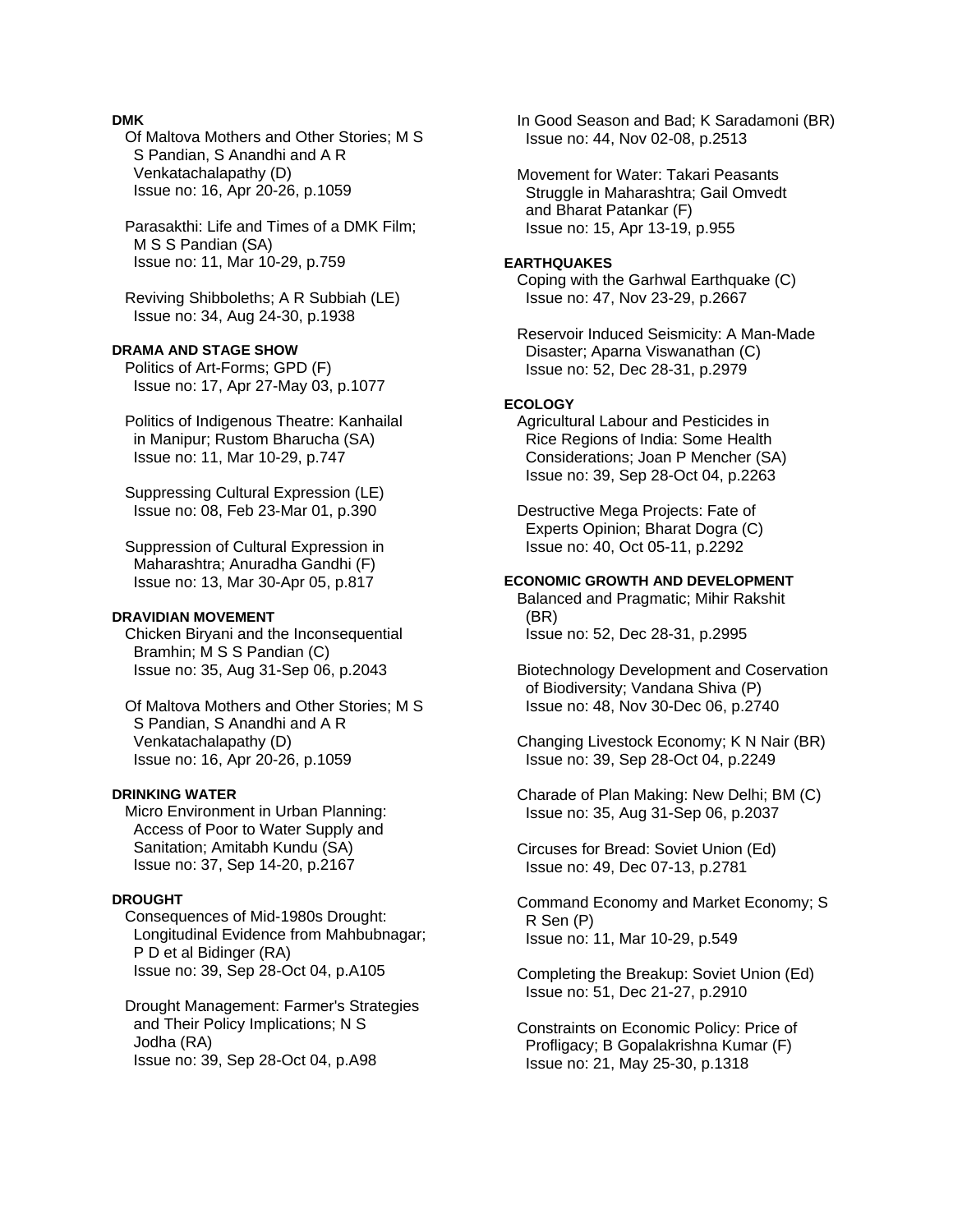**DMK**

Of Maltova Mothers and Other Stories; M S S Pandian, S Anandhi and A R Venkatachalapathy (D)
Issue no: 16, Apr 20-26, p.1059

Parasakthi: Life and Times of a DMK Film; M S S Pandian (SA)
Issue no: 11, Mar 10-29, p.759

Reviving Shibboleths; A R Subbiah (LE)
Issue no: 34, Aug 24-30, p.1938

**DRAMA AND STAGE SHOW**

Politics of Art-Forms; GPD (F)
Issue no: 17, Apr 27-May 03, p.1077

Politics of Indigenous Theatre: Kanhailal in Manipur; Rustom Bharucha (SA)
Issue no: 11, Mar 10-29, p.747

Suppressing Cultural Expression (LE)
Issue no: 08, Feb 23-Mar 01, p.390

Suppression of Cultural Expression in Maharashtra; Anuradha Gandhi (F)
Issue no: 13, Mar 30-Apr 05, p.817

**DRAVIDIAN MOVEMENT**

Chicken Biryani and the Inconsequential Bramhin; M S S Pandian (C)
Issue no: 35, Aug 31-Sep 06, p.2043

Of Maltova Mothers and Other Stories; M S S Pandian, S Anandhi and A R Venkatachalapathy (D)
Issue no: 16, Apr 20-26, p.1059

**DRINKING WATER**

Micro Environment in Urban Planning: Access of Poor to Water Supply and Sanitation; Amitabh Kundu (SA)
Issue no: 37, Sep 14-20, p.2167

**DROUGHT**

Consequences of Mid-1980s Drought: Longitudinal Evidence from Mahbubnagar; P D et al Bidinger (RA)
Issue no: 39, Sep 28-Oct 04, p.A105

Drought Management: Farmer's Strategies and Their Policy Implications; N S Jodha (RA)
Issue no: 39, Sep 28-Oct 04, p.A98

In Good Season and Bad; K Saradamoni (BR)
Issue no: 44, Nov 02-08, p.2513

Movement for Water: Takari Peasants Struggle in Maharashtra; Gail Omvedt and Bharat Patankar (F)
Issue no: 15, Apr 13-19, p.955

**EARTHQUAKES**

Coping with the Garhwal Earthquake (C)
Issue no: 47, Nov 23-29, p.2667

Reservoir Induced Seismicity: A Man-Made Disaster; Aparna Viswanathan (C)
Issue no: 52, Dec 28-31, p.2979

**ECOLOGY**

Agricultural Labour and Pesticides in Rice Regions of India: Some Health Considerations; Joan P Mencher (SA)
Issue no: 39, Sep 28-Oct 04, p.2263

Destructive Mega Projects: Fate of Experts Opinion; Bharat Dogra (C)
Issue no: 40, Oct 05-11, p.2292

**ECONOMIC GROWTH AND DEVELOPMENT**

Balanced and Pragmatic; Mihir Rakshit (BR)
Issue no: 52, Dec 28-31, p.2995

Biotechnology Development and Coservation of Biodiversity; Vandana Shiva (P)
Issue no: 48, Nov 30-Dec 06, p.2740

Changing Livestock Economy; K N Nair (BR)
Issue no: 39, Sep 28-Oct 04, p.2249

Charade of Plan Making: New Delhi; BM (C)
Issue no: 35, Aug 31-Sep 06, p.2037

Circuses for Bread: Soviet Union (Ed)
Issue no: 49, Dec 07-13, p.2781

Command Economy and Market Economy; S R Sen (P)
Issue no: 11, Mar 10-29, p.549

Completing the Breakup: Soviet Union (Ed)
Issue no: 51, Dec 21-27, p.2910

Constraints on Economic Policy: Price of Profligacy; B Gopalakrishna Kumar (F)
Issue no: 21, May 25-30, p.1318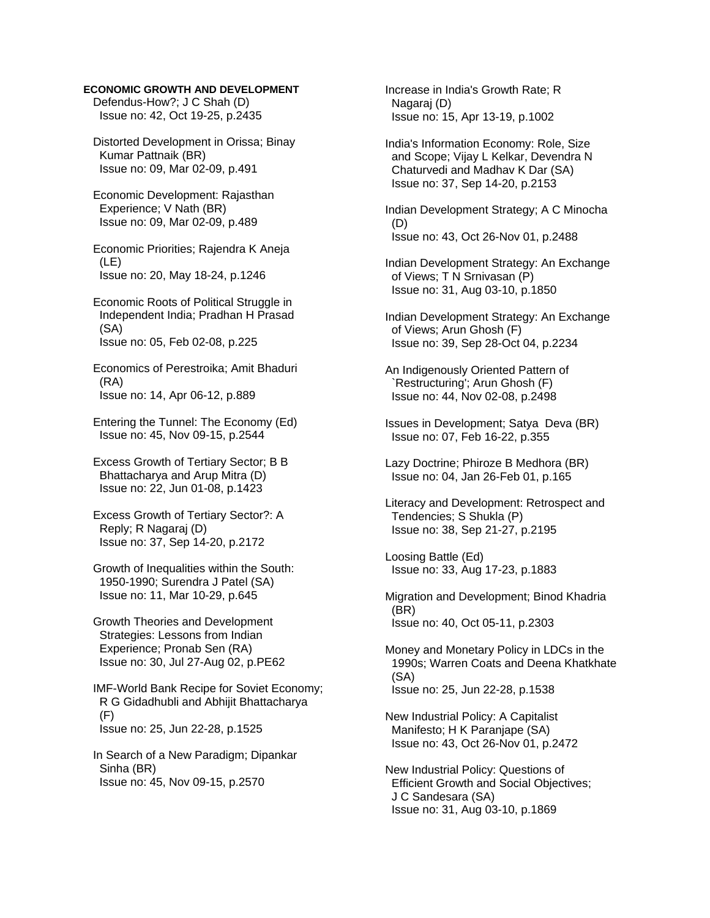**ECONOMIC GROWTH AND DEVELOPMENT**

Defendus-How?; J C Shah (D)
Issue no: 42, Oct 19-25, p.2435

Distorted Development in Orissa; Binay Kumar Pattnaik (BR)
Issue no: 09, Mar 02-09, p.491

Economic Development: Rajasthan Experience; V Nath (BR)
Issue no: 09, Mar 02-09, p.489

Economic Priorities; Rajendra K Aneja (LE)
Issue no: 20, May 18-24, p.1246

Economic Roots of Political Struggle in Independent India; Pradhan H Prasad (SA)
Issue no: 05, Feb 02-08, p.225

Economics of Perestroika; Amit Bhaduri (RA)
Issue no: 14, Apr 06-12, p.889

Entering the Tunnel: The Economy (Ed)
Issue no: 45, Nov 09-15, p.2544

Excess Growth of Tertiary Sector; B B Bhattacharya and Arup Mitra (D)
Issue no: 22, Jun 01-08, p.1423

Excess Growth of Tertiary Sector?: A Reply; R Nagaraj (D)
Issue no: 37, Sep 14-20, p.2172

Growth of Inequalities within the South: 1950-1990; Surendra J Patel (SA)
Issue no: 11, Mar 10-29, p.645

Growth Theories and Development Strategies: Lessons from Indian Experience; Pronab Sen (RA)
Issue no: 30, Jul 27-Aug 02, p.PE62

IMF-World Bank Recipe for Soviet Economy; R G Gidadhubli and Abhijit Bhattacharya (F)
Issue no: 25, Jun 22-28, p.1525

In Search of a New Paradigm; Dipankar Sinha (BR)
Issue no: 45, Nov 09-15, p.2570

Increase in India's Growth Rate; R Nagaraj (D)
Issue no: 15, Apr 13-19, p.1002

India's Information Economy: Role, Size and Scope; Vijay L Kelkar, Devendra N Chaturvedi and Madhav K Dar (SA)
Issue no: 37, Sep 14-20, p.2153

Indian Development Strategy; A C Minocha (D)
Issue no: 43, Oct 26-Nov 01, p.2488

Indian Development Strategy: An Exchange of Views; T N Srnivasan (P)
Issue no: 31, Aug 03-10, p.1850

Indian Development Strategy: An Exchange of Views; Arun Ghosh (F)
Issue no: 39, Sep 28-Oct 04, p.2234

An Indigenously Oriented Pattern of `Restructuring'; Arun Ghosh (F)
Issue no: 44, Nov 02-08, p.2498

Issues in Development; Satya Deva (BR)
Issue no: 07, Feb 16-22, p.355

Lazy Doctrine; Phiroze B Medhora (BR)
Issue no: 04, Jan 26-Feb 01, p.165

Literacy and Development: Retrospect and Tendencies; S Shukla (P)
Issue no: 38, Sep 21-27, p.2195

Loosing Battle (Ed)
Issue no: 33, Aug 17-23, p.1883

Migration and Development; Binod Khadria (BR)
Issue no: 40, Oct 05-11, p.2303

Money and Monetary Policy in LDCs in the 1990s; Warren Coats and Deena Khatkhate (SA)
Issue no: 25, Jun 22-28, p.1538

New Industrial Policy: A Capitalist Manifesto; H K Paranjape (SA)
Issue no: 43, Oct 26-Nov 01, p.2472

New Industrial Policy: Questions of Efficient Growth and Social Objectives; J C Sandesara (SA)
Issue no: 31, Aug 03-10, p.1869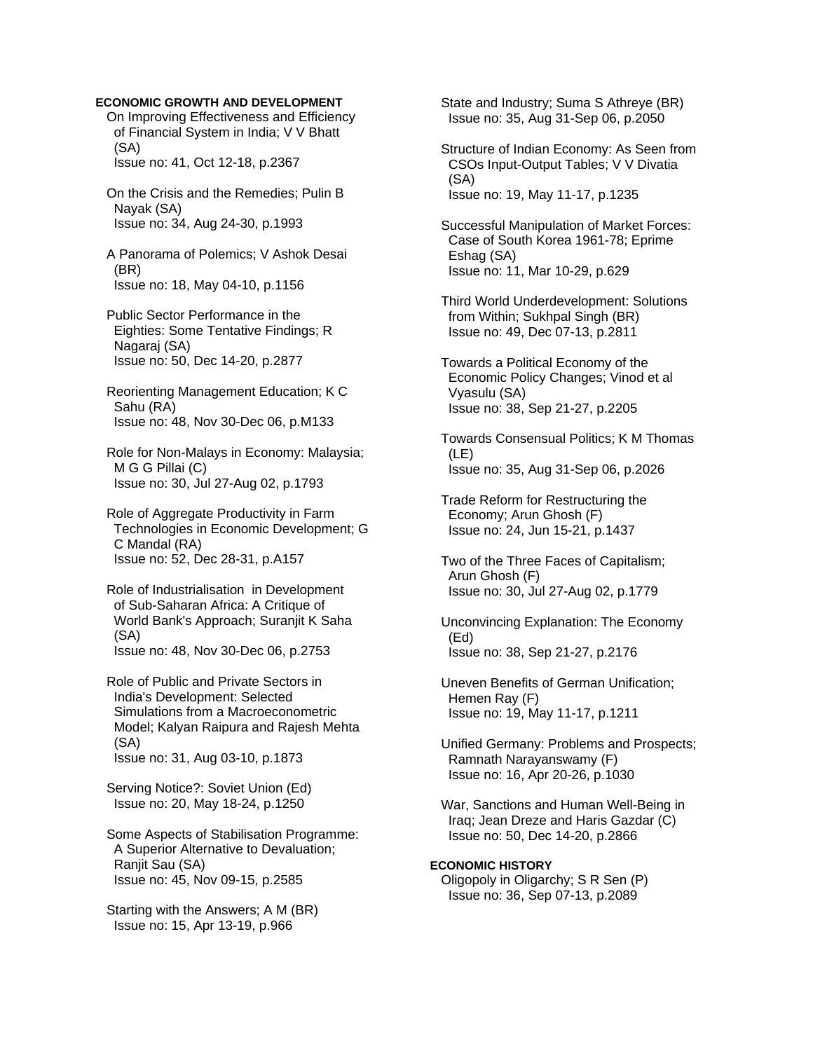**ECONOMIC GROWTH AND DEVELOPMENT**

On Improving Effectiveness and Efficiency of Financial System in India; V V Bhatt (SA)
Issue no: 41, Oct 12-18, p.2367

On the Crisis and the Remedies; Pulin B Nayak (SA)
Issue no: 34, Aug 24-30, p.1993

A Panorama of Polemics; V Ashok Desai (BR)
Issue no: 18, May 04-10, p.1156

Public Sector Performance in the Eighties: Some Tentative Findings; R Nagaraj (SA)
Issue no: 50, Dec 14-20, p.2877

Reorienting Management Education; K C Sahu (RA)
Issue no: 48, Nov 30-Dec 06, p.M133

Role for Non-Malays in Economy: Malaysia; M G G Pillai (C)
Issue no: 30, Jul 27-Aug 02, p.1793

Role of Aggregate Productivity in Farm Technologies in Economic Development; G C Mandal (RA)
Issue no: 52, Dec 28-31, p.A157

Role of Industrialisation in Development of Sub-Saharan Africa: A Critique of World Bank's Approach; Suranjit K Saha (SA)
Issue no: 48, Nov 30-Dec 06, p.2753

Role of Public and Private Sectors in India's Development: Selected Simulations from a Macroeconometric Model; Kalyan Raipura and Rajesh Mehta (SA)
Issue no: 31, Aug 03-10, p.1873

Serving Notice?: Soviet Union (Ed)
Issue no: 20, May 18-24, p.1250

Some Aspects of Stabilisation Programme: A Superior Alternative to Devaluation; Ranjit Sau (SA)
Issue no: 45, Nov 09-15, p.2585

Starting with the Answers; A M (BR)
Issue no: 15, Apr 13-19, p.966

State and Industry; Suma S Athreye (BR)
Issue no: 35, Aug 31-Sep 06, p.2050

Structure of Indian Economy: As Seen from CSOs Input-Output Tables; V V Divatia (SA)
Issue no: 19, May 11-17, p.1235

Successful Manipulation of Market Forces: Case of South Korea 1961-78; Eprime Eshag (SA)
Issue no: 11, Mar 10-29, p.629

Third World Underdevelopment: Solutions from Within; Sukhpal Singh (BR)
Issue no: 49, Dec 07-13, p.2811

Towards a Political Economy of the Economic Policy Changes; Vinod et al Vyasulu (SA)
Issue no: 38, Sep 21-27, p.2205

Towards Consensual Politics; K M Thomas (LE)
Issue no: 35, Aug 31-Sep 06, p.2026

Trade Reform for Restructuring the Economy; Arun Ghosh (F)
Issue no: 24, Jun 15-21, p.1437

Two of the Three Faces of Capitalism; Arun Ghosh (F)
Issue no: 30, Jul 27-Aug 02, p.1779

Unconvincing Explanation: The Economy (Ed)
Issue no: 38, Sep 21-27, p.2176

Uneven Benefits of German Unification; Hemen Ray (F)
Issue no: 19, May 11-17, p.1211

Unified Germany: Problems and Prospects; Ramnath Narayanswamy (F)
Issue no: 16, Apr 20-26, p.1030

War, Sanctions and Human Well-Being in Iraq; Jean Dreze and Haris Gazdar (C)
Issue no: 50, Dec 14-20, p.2866

**ECONOMIC HISTORY**

Oligopoly in Oligarchy; S R Sen (P)
Issue no: 36, Sep 07-13, p.2089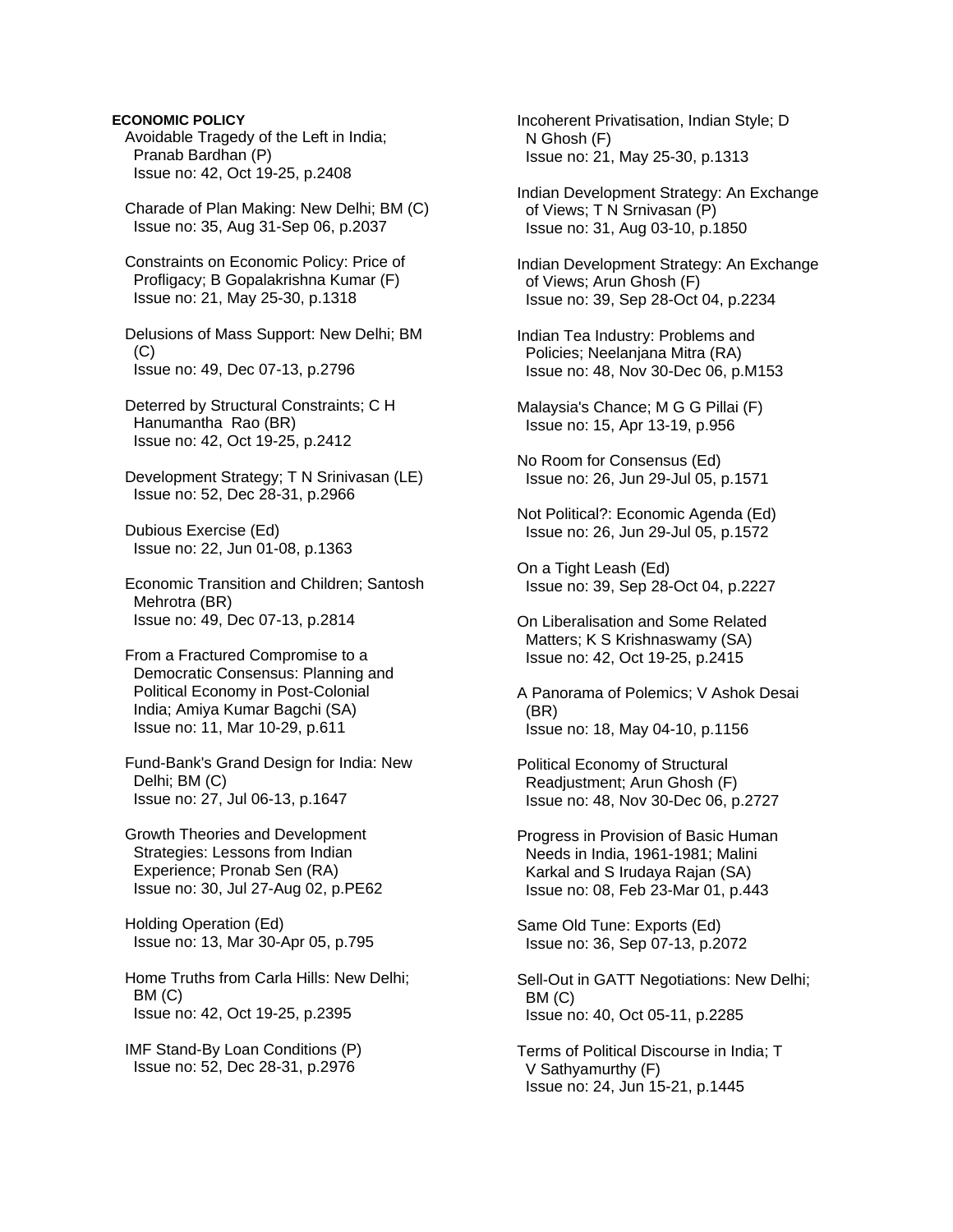**ECONOMIC POLICY**

Avoidable Tragedy of the Left in India; Pranab Bardhan (P)
Issue no: 42, Oct 19-25, p.2408

Charade of Plan Making: New Delhi; BM (C)
Issue no: 35, Aug 31-Sep 06, p.2037

Constraints on Economic Policy: Price of Profligacy; B Gopalakrishna Kumar (F)
Issue no: 21, May 25-30, p.1318

Delusions of Mass Support: New Delhi; BM (C)
Issue no: 49, Dec 07-13, p.2796

Deterred by Structural Constraints; C H Hanumantha Rao (BR)
Issue no: 42, Oct 19-25, p.2412

Development Strategy; T N Srinivasan (LE)
Issue no: 52, Dec 28-31, p.2966

Dubious Exercise (Ed)
Issue no: 22, Jun 01-08, p.1363

Economic Transition and Children; Santosh Mehrotra (BR)
Issue no: 49, Dec 07-13, p.2814

From a Fractured Compromise to a Democratic Consensus: Planning and Political Economy in Post-Colonial India; Amiya Kumar Bagchi (SA)
Issue no: 11, Mar 10-29, p.611

Fund-Bank's Grand Design for India: New Delhi; BM (C)
Issue no: 27, Jul 06-13, p.1647

Growth Theories and Development Strategies: Lessons from Indian Experience; Pronab Sen (RA)
Issue no: 30, Jul 27-Aug 02, p.PE62

Holding Operation (Ed)
Issue no: 13, Mar 30-Apr 05, p.795

Home Truths from Carla Hills: New Delhi; BM (C)
Issue no: 42, Oct 19-25, p.2395

IMF Stand-By Loan Conditions (P)
Issue no: 52, Dec 28-31, p.2976

Incoherent Privatisation, Indian Style; D N Ghosh (F)
Issue no: 21, May 25-30, p.1313

Indian Development Strategy: An Exchange of Views; T N Srnivasan (P)
Issue no: 31, Aug 03-10, p.1850

Indian Development Strategy: An Exchange of Views; Arun Ghosh (F)
Issue no: 39, Sep 28-Oct 04, p.2234

Indian Tea Industry: Problems and Policies; Neelanjana Mitra (RA)
Issue no: 48, Nov 30-Dec 06, p.M153

Malaysia's Chance; M G G Pillai (F)
Issue no: 15, Apr 13-19, p.956

No Room for Consensus (Ed)
Issue no: 26, Jun 29-Jul 05, p.1571

Not Political?: Economic Agenda (Ed)
Issue no: 26, Jun 29-Jul 05, p.1572

On a Tight Leash (Ed)
Issue no: 39, Sep 28-Oct 04, p.2227

On Liberalisation and Some Related Matters; K S Krishnaswamy (SA)
Issue no: 42, Oct 19-25, p.2415

A Panorama of Polemics; V Ashok Desai (BR)
Issue no: 18, May 04-10, p.1156

Political Economy of Structural Readjustment; Arun Ghosh (F)
Issue no: 48, Nov 30-Dec 06, p.2727

Progress in Provision of Basic Human Needs in India, 1961-1981; Malini Karkal and S Irudaya Rajan (SA)
Issue no: 08, Feb 23-Mar 01, p.443

Same Old Tune: Exports (Ed)
Issue no: 36, Sep 07-13, p.2072

Sell-Out in GATT Negotiations: New Delhi; BM (C)
Issue no: 40, Oct 05-11, p.2285

Terms of Political Discourse in India; T V Sathyamurthy (F)
Issue no: 24, Jun 15-21, p.1445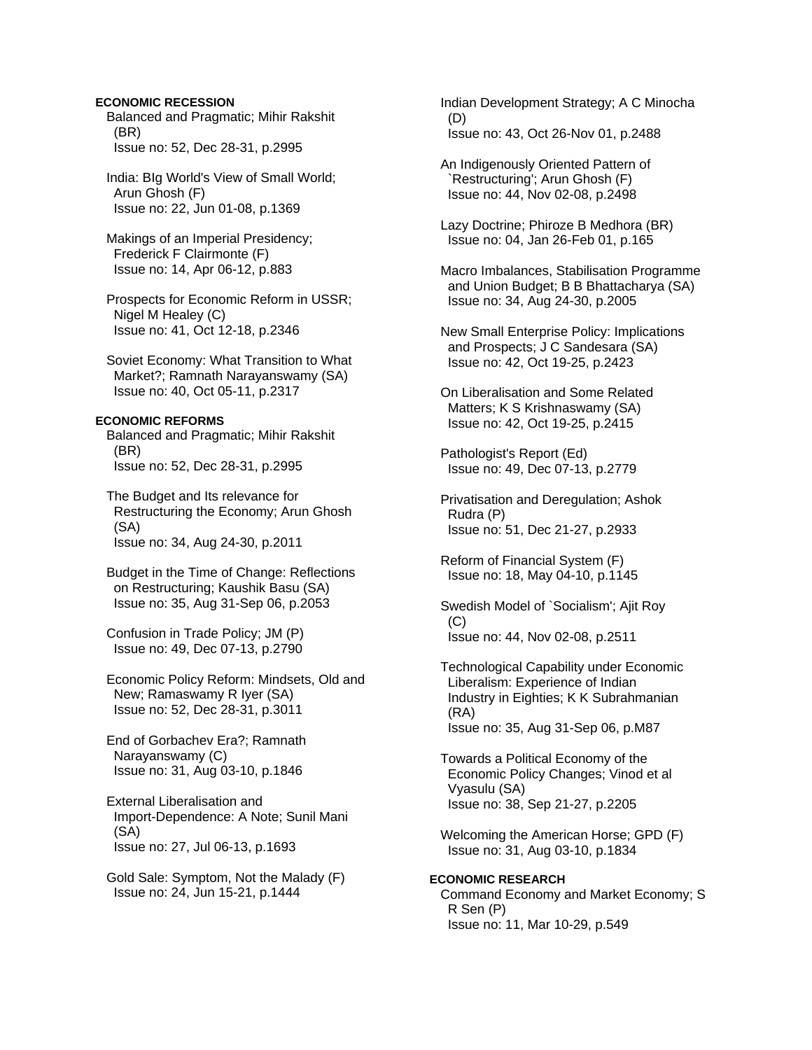**ECONOMIC RECESSION**

Balanced and Pragmatic; Mihir Rakshit (BR)
Issue no: 52, Dec 28-31, p.2995

India: BIg World's View of Small World; Arun Ghosh (F)
Issue no: 22, Jun 01-08, p.1369

Makings of an Imperial Presidency; Frederick F Clairmonte (F)
Issue no: 14, Apr 06-12, p.883

Prospects for Economic Reform in USSR; Nigel M Healey (C)
Issue no: 41, Oct 12-18, p.2346

Soviet Economy: What Transition to What Market?; Ramnath Narayanswamy (SA)
Issue no: 40, Oct 05-11, p.2317

**ECONOMIC REFORMS**

Balanced and Pragmatic; Mihir Rakshit (BR)
Issue no: 52, Dec 28-31, p.2995

The Budget and Its relevance for Restructuring the Economy; Arun Ghosh (SA)
Issue no: 34, Aug 24-30, p.2011

Budget in the Time of Change: Reflections on Restructuring; Kaushik Basu (SA)
Issue no: 35, Aug 31-Sep 06, p.2053

Confusion in Trade Policy; JM (P)
Issue no: 49, Dec 07-13, p.2790

Economic Policy Reform: Mindsets, Old and New; Ramaswamy R Iyer (SA)
Issue no: 52, Dec 28-31, p.3011

End of Gorbachev Era?; Ramnath Narayanswamy (C)
Issue no: 31, Aug 03-10, p.1846

External Liberalisation and Import-Dependence: A Note; Sunil Mani (SA)
Issue no: 27, Jul 06-13, p.1693

Gold Sale: Symptom, Not the Malady (F)
Issue no: 24, Jun 15-21, p.1444

Indian Development Strategy; A C Minocha (D)
Issue no: 43, Oct 26-Nov 01, p.2488

An Indigenously Oriented Pattern of `Restructuring'; Arun Ghosh (F)
Issue no: 44, Nov 02-08, p.2498

Lazy Doctrine; Phiroze B Medhora (BR)
Issue no: 04, Jan 26-Feb 01, p.165

Macro Imbalances, Stabilisation Programme and Union Budget; B B Bhattacharya (SA)
Issue no: 34, Aug 24-30, p.2005

New Small Enterprise Policy: Implications and Prospects; J C Sandesara (SA)
Issue no: 42, Oct 19-25, p.2423

On Liberalisation and Some Related Matters; K S Krishnaswamy (SA)
Issue no: 42, Oct 19-25, p.2415

Pathologist's Report (Ed)
Issue no: 49, Dec 07-13, p.2779

Privatisation and Deregulation; Ashok Rudra (P)
Issue no: 51, Dec 21-27, p.2933

Reform of Financial System (F)
Issue no: 18, May 04-10, p.1145

Swedish Model of `Socialism'; Ajit Roy (C)
Issue no: 44, Nov 02-08, p.2511

Technological Capability under Economic Liberalism: Experience of Indian Industry in Eighties; K K Subrahmanian (RA)
Issue no: 35, Aug 31-Sep 06, p.M87

Towards a Political Economy of the Economic Policy Changes; Vinod et al Vyasulu (SA)
Issue no: 38, Sep 21-27, p.2205

Welcoming the American Horse; GPD (F)
Issue no: 31, Aug 03-10, p.1834

**ECONOMIC RESEARCH**

Command Economy and Market Economy; S R Sen (P)
Issue no: 11, Mar 10-29, p.549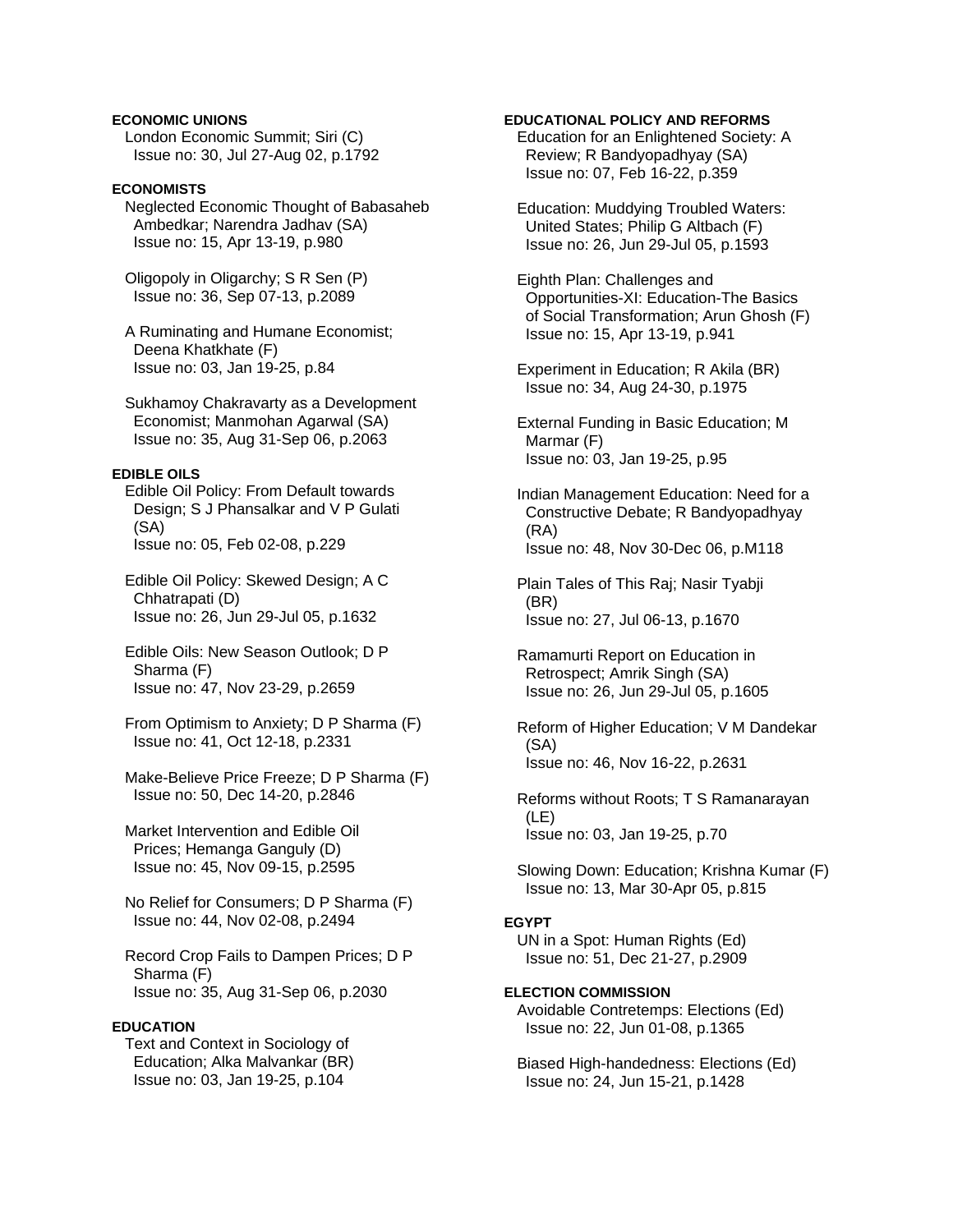**ECONOMIC UNIONS**

London Economic Summit; Siri (C)
Issue no: 30, Jul 27-Aug 02, p.1792

**ECONOMISTS**

Neglected Economic Thought of Babasaheb Ambedkar; Narendra Jadhav (SA)
Issue no: 15, Apr 13-19, p.980

Oligopoly in Oligarchy; S R Sen (P)
Issue no: 36, Sep 07-13, p.2089

A Ruminating and Humane Economist; Deena Khatkhate (F)
Issue no: 03, Jan 19-25, p.84

Sukhamoy Chakravarty as a Development Economist; Manmohan Agarwal (SA)
Issue no: 35, Aug 31-Sep 06, p.2063

**EDIBLE OILS**

Edible Oil Policy: From Default towards Design; S J Phansalkar and V P Gulati (SA)
Issue no: 05, Feb 02-08, p.229

Edible Oil Policy: Skewed Design; A C Chhatrapati (D)
Issue no: 26, Jun 29-Jul 05, p.1632

Edible Oils: New Season Outlook; D P Sharma (F)
Issue no: 47, Nov 23-29, p.2659

From Optimism to Anxiety; D P Sharma (F)
Issue no: 41, Oct 12-18, p.2331

Make-Believe Price Freeze; D P Sharma (F)
Issue no: 50, Dec 14-20, p.2846

Market Intervention and Edible Oil Prices; Hemanga Ganguly (D)
Issue no: 45, Nov 09-15, p.2595

No Relief for Consumers; D P Sharma (F)
Issue no: 44, Nov 02-08, p.2494

Record Crop Fails to Dampen Prices; D P Sharma (F)
Issue no: 35, Aug 31-Sep 06, p.2030

**EDUCATION**

Text and Context in Sociology of Education; Alka Malvankar (BR)
Issue no: 03, Jan 19-25, p.104

**EDUCATIONAL POLICY AND REFORMS**

Education for an Enlightened Society: A Review; R Bandyopadhyay (SA)
Issue no: 07, Feb 16-22, p.359

Education: Muddying Troubled Waters: United States; Philip G Altbach (F)
Issue no: 26, Jun 29-Jul 05, p.1593

Eighth Plan: Challenges and Opportunities-XI: Education-The Basics of Social Transformation; Arun Ghosh (F)
Issue no: 15, Apr 13-19, p.941

Experiment in Education; R Akila (BR)
Issue no: 34, Aug 24-30, p.1975

External Funding in Basic Education; M Marmar (F)
Issue no: 03, Jan 19-25, p.95

Indian Management Education: Need for a Constructive Debate; R Bandyopadhyay (RA)
Issue no: 48, Nov 30-Dec 06, p.M118

Plain Tales of This Raj; Nasir Tyabji (BR)
Issue no: 27, Jul 06-13, p.1670

Ramamurti Report on Education in Retrospect; Amrik Singh (SA)
Issue no: 26, Jun 29-Jul 05, p.1605

Reform of Higher Education; V M Dandekar (SA)
Issue no: 46, Nov 16-22, p.2631

Reforms without Roots; T S Ramanarayan (LE)
Issue no: 03, Jan 19-25, p.70

Slowing Down: Education; Krishna Kumar (F)
Issue no: 13, Mar 30-Apr 05, p.815

**EGYPT**

UN in a Spot: Human Rights (Ed)
Issue no: 51, Dec 21-27, p.2909

**ELECTION COMMISSION**

Avoidable Contretemps: Elections (Ed)
Issue no: 22, Jun 01-08, p.1365

Biased High-handedness: Elections (Ed)
Issue no: 24, Jun 15-21, p.1428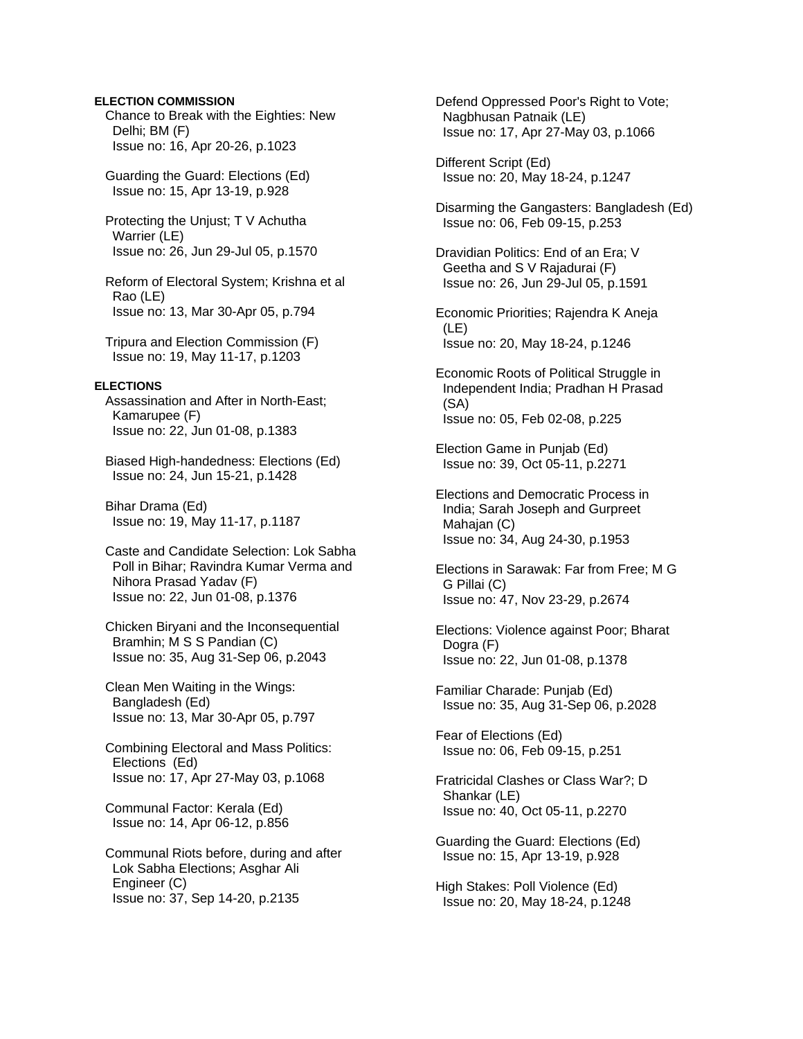**ELECTION COMMISSION**

Chance to Break with the Eighties: New Delhi; BM (F)
Issue no: 16, Apr 20-26, p.1023

Guarding the Guard: Elections (Ed)
Issue no: 15, Apr 13-19, p.928

Protecting the Unjust; T V Achutha Warrier (LE)
Issue no: 26, Jun 29-Jul 05, p.1570

Reform of Electoral System; Krishna et al Rao (LE)
Issue no: 13, Mar 30-Apr 05, p.794

Tripura and Election Commission (F)
Issue no: 19, May 11-17, p.1203

**ELECTIONS**

Assassination and After in North-East; Kamarupee (F)
Issue no: 22, Jun 01-08, p.1383

Biased High-handedness: Elections (Ed)
Issue no: 24, Jun 15-21, p.1428

Bihar Drama (Ed)
Issue no: 19, May 11-17, p.1187

Caste and Candidate Selection: Lok Sabha Poll in Bihar; Ravindra Kumar Verma and Nihora Prasad Yadav (F)
Issue no: 22, Jun 01-08, p.1376

Chicken Biryani and the Inconsequential Bramhin; M S S Pandian (C)
Issue no: 35, Aug 31-Sep 06, p.2043

Clean Men Waiting in the Wings: Bangladesh (Ed)
Issue no: 13, Mar 30-Apr 05, p.797

Combining Electoral and Mass Politics: Elections (Ed)
Issue no: 17, Apr 27-May 03, p.1068

Communal Factor: Kerala (Ed)
Issue no: 14, Apr 06-12, p.856

Communal Riots before, during and after Lok Sabha Elections; Asghar Ali Engineer (C)
Issue no: 37, Sep 14-20, p.2135

Defend Oppressed Poor's Right to Vote; Nagbhusan Patnaik (LE)
Issue no: 17, Apr 27-May 03, p.1066

Different Script (Ed)
Issue no: 20, May 18-24, p.1247

Disarming the Gangsters: Bangladesh (Ed)
Issue no: 06, Feb 09-15, p.253

Dravidian Politics: End of an Era; V Geetha and S V Rajadurai (F)
Issue no: 26, Jun 29-Jul 05, p.1591

Economic Priorities; Rajendra K Aneja (LE)
Issue no: 20, May 18-24, p.1246

Economic Roots of Political Struggle in Independent India; Pradhan H Prasad (SA)
Issue no: 05, Feb 02-08, p.225

Election Game in Punjab (Ed)
Issue no: 39, Oct 05-11, p.2271

Elections and Democratic Process in India; Sarah Joseph and Gurpreet Mahajan (C)
Issue no: 34, Aug 24-30, p.1953

Elections in Sarawak: Far from Free; M G G Pillai (C)
Issue no: 47, Nov 23-29, p.2674

Elections: Violence against Poor; Bharat Dogra (F)
Issue no: 22, Jun 01-08, p.1378

Familiar Charade: Punjab (Ed)
Issue no: 35, Aug 31-Sep 06, p.2028

Fear of Elections (Ed)
Issue no: 06, Feb 09-15, p.251

Fratricidal Clashes or Class War?; D Shankar (LE)
Issue no: 40, Oct 05-11, p.2270

Guarding the Guard: Elections (Ed)
Issue no: 15, Apr 13-19, p.928

High Stakes: Poll Violence (Ed)
Issue no: 20, May 18-24, p.1248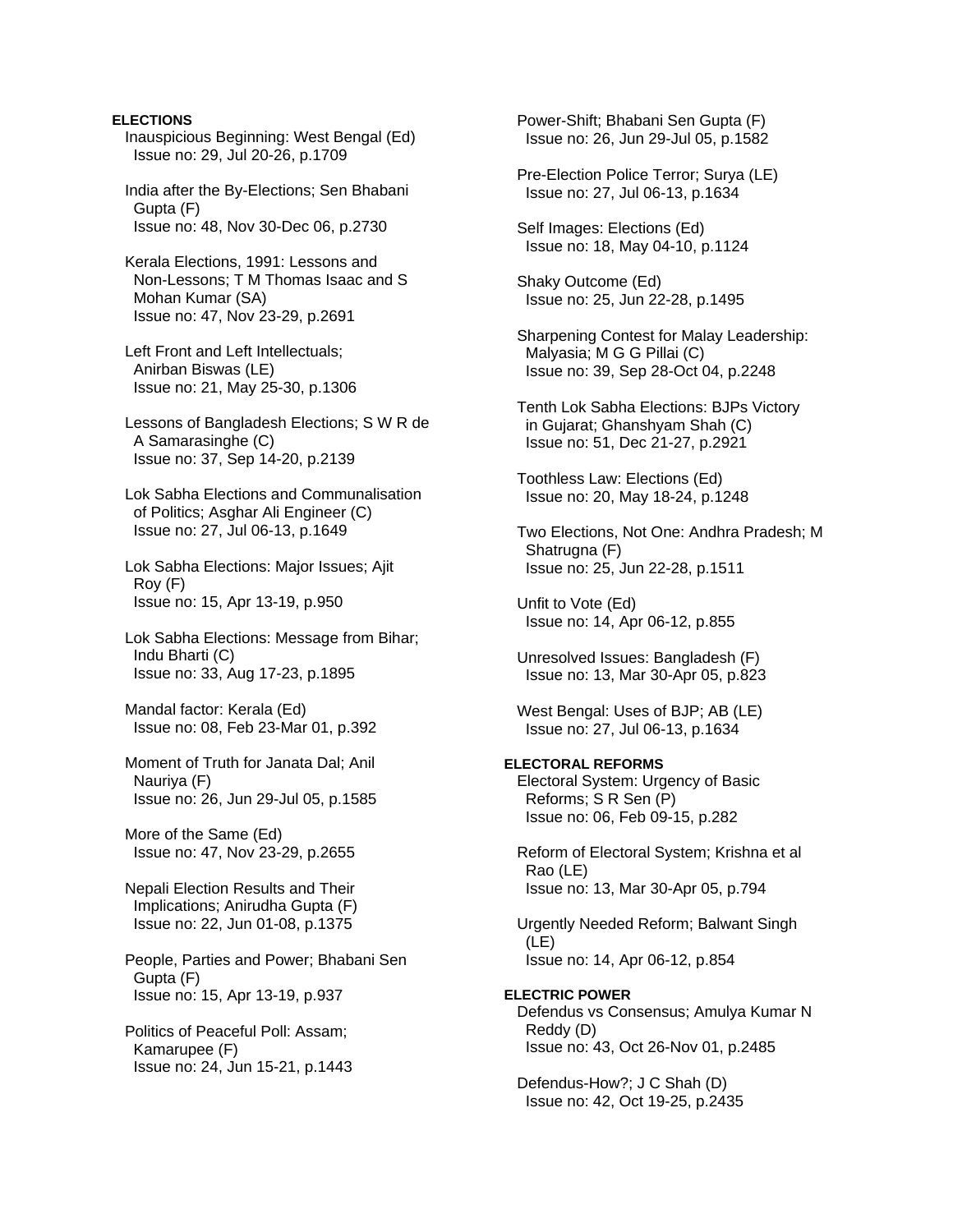**ELECTIONS**

Inauspicious Beginning: West Bengal (Ed)
Issue no: 29, Jul 20-26, p.1709

India after the By-Elections; Sen Bhabani Gupta (F)
Issue no: 48, Nov 30-Dec 06, p.2730

Kerala Elections, 1991: Lessons and Non-Lessons; T M Thomas Isaac and S Mohan Kumar (SA)
Issue no: 47, Nov 23-29, p.2691

Left Front and Left Intellectuals; Anirban Biswas (LE)
Issue no: 21, May 25-30, p.1306

Lessons of Bangladesh Elections; S W R de A Samarasinghe (C)
Issue no: 37, Sep 14-20, p.2139

Lok Sabha Elections and Communalisation of Politics; Asghar Ali Engineer (C)
Issue no: 27, Jul 06-13, p.1649

Lok Sabha Elections: Major Issues; Ajit Roy (F)
Issue no: 15, Apr 13-19, p.950

Lok Sabha Elections: Message from Bihar; Indu Bharti (C)
Issue no: 33, Aug 17-23, p.1895

Mandal factor: Kerala (Ed)
Issue no: 08, Feb 23-Mar 01, p.392

Moment of Truth for Janata Dal; Anil Nauriya (F)
Issue no: 26, Jun 29-Jul 05, p.1585

More of the Same (Ed)
Issue no: 47, Nov 23-29, p.2655

Nepali Election Results and Their Implications; Anirudha Gupta (F)
Issue no: 22, Jun 01-08, p.1375

People, Parties and Power; Bhabani Sen Gupta (F)
Issue no: 15, Apr 13-19, p.937

Politics of Peaceful Poll: Assam; Kamarupee (F)
Issue no: 24, Jun 15-21, p.1443

Power-Shift; Bhabani Sen Gupta (F)
Issue no: 26, Jun 29-Jul 05, p.1582

Pre-Election Police Terror; Surya (LE)
Issue no: 27, Jul 06-13, p.1634

Self Images: Elections (Ed)
Issue no: 18, May 04-10, p.1124

Shaky Outcome (Ed)
Issue no: 25, Jun 22-28, p.1495

Sharpening Contest for Malay Leadership: Malyasia; M G G Pillai (C)
Issue no: 39, Sep 28-Oct 04, p.2248

Tenth Lok Sabha Elections: BJPs Victory in Gujarat; Ghanshyam Shah (C)
Issue no: 51, Dec 21-27, p.2921

Toothless Law: Elections (Ed)
Issue no: 20, May 18-24, p.1248

Two Elections, Not One: Andhra Pradesh; M Shatrugna (F)
Issue no: 25, Jun 22-28, p.1511

Unfit to Vote (Ed)
Issue no: 14, Apr 06-12, p.855

Unresolved Issues: Bangladesh (F)
Issue no: 13, Mar 30-Apr 05, p.823

West Bengal: Uses of BJP; AB (LE)
Issue no: 27, Jul 06-13, p.1634

**ELECTORAL REFORMS**

Electoral System: Urgency of Basic Reforms; S R Sen (P)
Issue no: 06, Feb 09-15, p.282

Reform of Electoral System; Krishna et al Rao (LE)
Issue no: 13, Mar 30-Apr 05, p.794

Urgently Needed Reform; Balwant Singh (LE)
Issue no: 14, Apr 06-12, p.854

**ELECTRIC POWER**

Defendus vs Consensus; Amulya Kumar N Reddy (D)
Issue no: 43, Oct 26-Nov 01, p.2485

Defendus-How?; J C Shah (D)
Issue no: 42, Oct 19-25, p.2435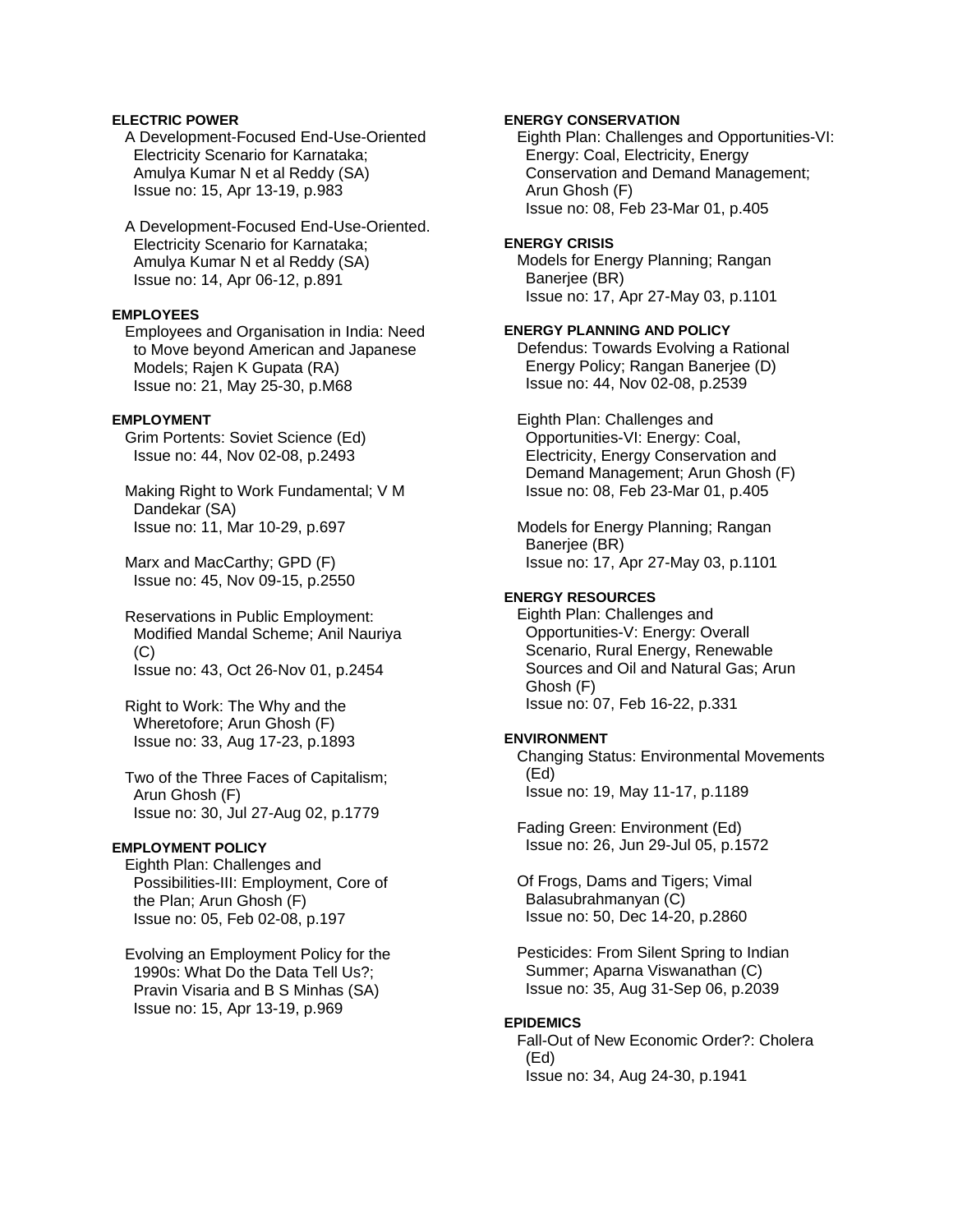**ELECTRIC POWER**

A Development-Focused End-Use-Oriented Electricity Scenario for Karnataka; Amulya Kumar N et al Reddy (SA)
Issue no: 15, Apr 13-19, p.983

A Development-Focused End-Use-Oriented. Electricity Scenario for Karnataka; Amulya Kumar N et al Reddy (SA)
Issue no: 14, Apr 06-12, p.891

**EMPLOYEES**

Employees and Organisation in India: Need to Move beyond American and Japanese Models; Rajen K Gupata (RA)
Issue no: 21, May 25-30, p.M68

**EMPLOYMENT**

Grim Portents: Soviet Science (Ed)
Issue no: 44, Nov 02-08, p.2493

Making Right to Work Fundamental; V M Dandekar (SA)
Issue no: 11, Mar 10-29, p.697

Marx and MacCarthy; GPD (F)
Issue no: 45, Nov 09-15, p.2550

Reservations in Public Employment: Modified Mandal Scheme; Anil Nauriya (C)
Issue no: 43, Oct 26-Nov 01, p.2454

Right to Work: The Why and the Wheretofore; Arun Ghosh (F)
Issue no: 33, Aug 17-23, p.1893

Two of the Three Faces of Capitalism; Arun Ghosh (F)
Issue no: 30, Jul 27-Aug 02, p.1779

**EMPLOYMENT POLICY**

Eighth Plan: Challenges and Possibilities-III: Employment, Core of the Plan; Arun Ghosh (F)
Issue no: 05, Feb 02-08, p.197

Evolving an Employment Policy for the 1990s: What Do the Data Tell Us?; Pravin Visaria and B S Minhas (SA)
Issue no: 15, Apr 13-19, p.969

**ENERGY CONSERVATION**

Eighth Plan: Challenges and Opportunities-VI: Energy: Coal, Electricity, Energy Conservation and Demand Management; Arun Ghosh (F)
Issue no: 08, Feb 23-Mar 01, p.405

**ENERGY CRISIS**

Models for Energy Planning; Rangan Banerjee (BR)
Issue no: 17, Apr 27-May 03, p.1101

**ENERGY PLANNING AND POLICY**

Defendus: Towards Evolving a Rational Energy Policy; Rangan Banerjee (D)
Issue no: 44, Nov 02-08, p.2539

Eighth Plan: Challenges and Opportunities-VI: Energy: Coal, Electricity, Energy Conservation and Demand Management; Arun Ghosh (F)
Issue no: 08, Feb 23-Mar 01, p.405

Models for Energy Planning; Rangan Banerjee (BR)
Issue no: 17, Apr 27-May 03, p.1101

**ENERGY RESOURCES**

Eighth Plan: Challenges and Opportunities-V: Energy: Overall Scenario, Rural Energy, Renewable Sources and Oil and Natural Gas; Arun Ghosh (F)
Issue no: 07, Feb 16-22, p.331

**ENVIRONMENT**

Changing Status: Environmental Movements (Ed)
Issue no: 19, May 11-17, p.1189

Fading Green: Environment (Ed)
Issue no: 26, Jun 29-Jul 05, p.1572

Of Frogs, Dams and Tigers; Vimal Balasubrahmanyan (C)
Issue no: 50, Dec 14-20, p.2860

Pesticides: From Silent Spring to Indian Summer; Aparna Viswanathan (C)
Issue no: 35, Aug 31-Sep 06, p.2039

**EPIDEMICS**

Fall-Out of New Economic Order?: Cholera (Ed)
Issue no: 34, Aug 24-30, p.1941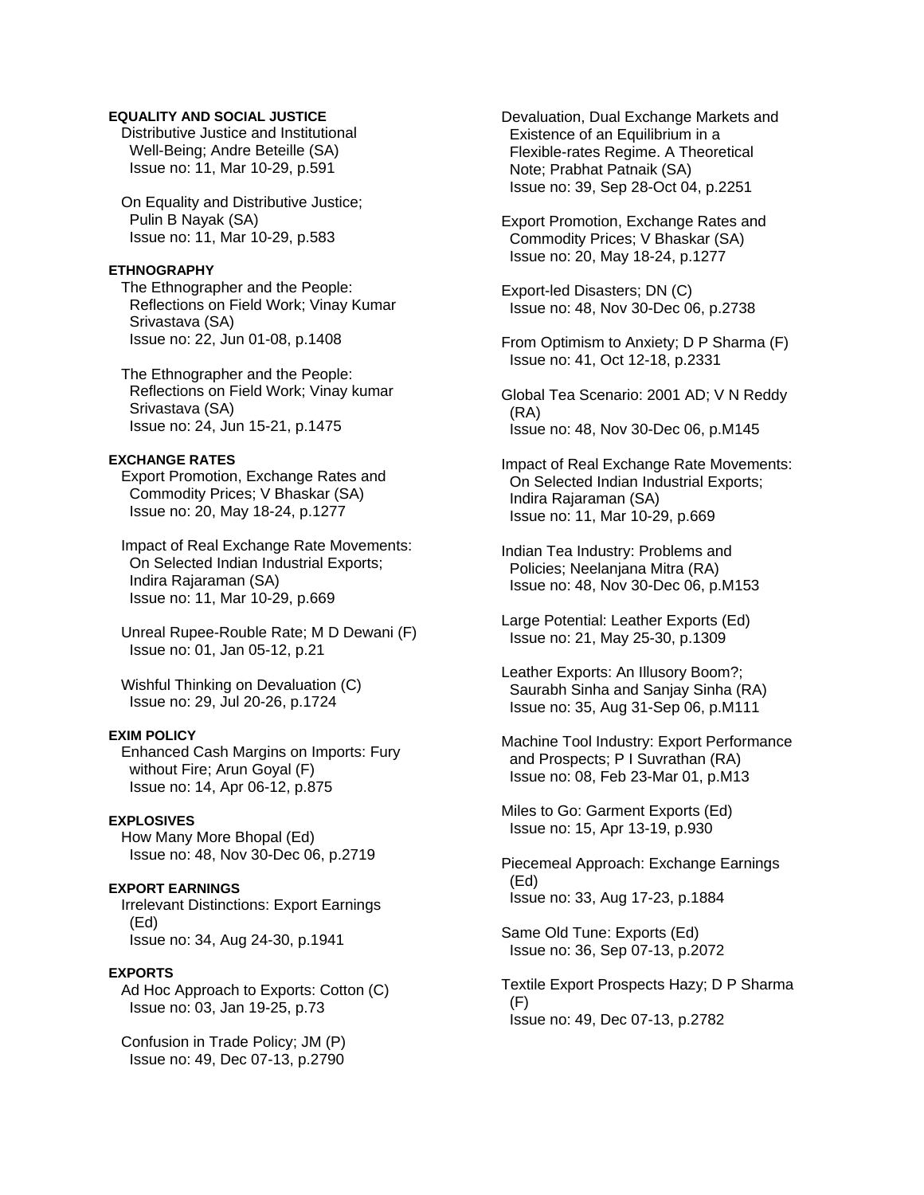**EQUALITY AND SOCIAL JUSTICE**

Distributive Justice and Institutional Well-Being; Andre Beteille (SA)
Issue no: 11, Mar 10-29, p.591

On Equality and Distributive Justice; Pulin B Nayak (SA)
Issue no: 11, Mar 10-29, p.583

**ETHNOGRAPHY**

The Ethnographer and the People: Reflections on Field Work; Vinay Kumar Srivastava (SA)
Issue no: 22, Jun 01-08, p.1408

The Ethnographer and the People: Reflections on Field Work; Vinay kumar Srivastava (SA)
Issue no: 24, Jun 15-21, p.1475

**EXCHANGE RATES**

Export Promotion, Exchange Rates and Commodity Prices; V Bhaskar (SA)
Issue no: 20, May 18-24, p.1277

Impact of Real Exchange Rate Movements: On Selected Indian Industrial Exports; Indira Rajaraman (SA)
Issue no: 11, Mar 10-29, p.669

Unreal Rupee-Rouble Rate; M D Dewani (F)
Issue no: 01, Jan 05-12, p.21

Wishful Thinking on Devaluation (C)
Issue no: 29, Jul 20-26, p.1724

**EXIM POLICY**

Enhanced Cash Margins on Imports: Fury without Fire; Arun Goyal (F)
Issue no: 14, Apr 06-12, p.875

**EXPLOSIVES**

How Many More Bhopal (Ed)
Issue no: 48, Nov 30-Dec 06, p.2719

**EXPORT EARNINGS**

Irrelevant Distinctions: Export Earnings (Ed)
Issue no: 34, Aug 24-30, p.1941

**EXPORTS**

Ad Hoc Approach to Exports: Cotton (C)
Issue no: 03, Jan 19-25, p.73

Confusion in Trade Policy; JM (P)
Issue no: 49, Dec 07-13, p.2790

Devaluation, Dual Exchange Markets and Existence of an Equilibrium in a Flexible-rates Regime. A Theoretical Note; Prabhat Patnaik (SA)
Issue no: 39, Sep 28-Oct 04, p.2251

Export Promotion, Exchange Rates and Commodity Prices; V Bhaskar (SA)
Issue no: 20, May 18-24, p.1277

Export-led Disasters; DN (C)
Issue no: 48, Nov 30-Dec 06, p.2738

From Optimism to Anxiety; D P Sharma (F)
Issue no: 41, Oct 12-18, p.2331

Global Tea Scenario: 2001 AD; V N Reddy (RA)
Issue no: 48, Nov 30-Dec 06, p.M145

Impact of Real Exchange Rate Movements: On Selected Indian Industrial Exports; Indira Rajaraman (SA)
Issue no: 11, Mar 10-29, p.669

Indian Tea Industry: Problems and Policies; Neelanjana Mitra (RA)
Issue no: 48, Nov 30-Dec 06, p.M153

Large Potential: Leather Exports (Ed)
Issue no: 21, May 25-30, p.1309

Leather Exports: An Illusory Boom?; Saurabh Sinha and Sanjay Sinha (RA)
Issue no: 35, Aug 31-Sep 06, p.M111

Machine Tool Industry: Export Performance and Prospects; P I Suvrathan (RA)
Issue no: 08, Feb 23-Mar 01, p.M13

Miles to Go: Garment Exports (Ed)
Issue no: 15, Apr 13-19, p.930

Piecemeal Approach: Exchange Earnings (Ed)
Issue no: 33, Aug 17-23, p.1884

Same Old Tune: Exports (Ed)
Issue no: 36, Sep 07-13, p.2072

Textile Export Prospects Hazy; D P Sharma (F)
Issue no: 49, Dec 07-13, p.2782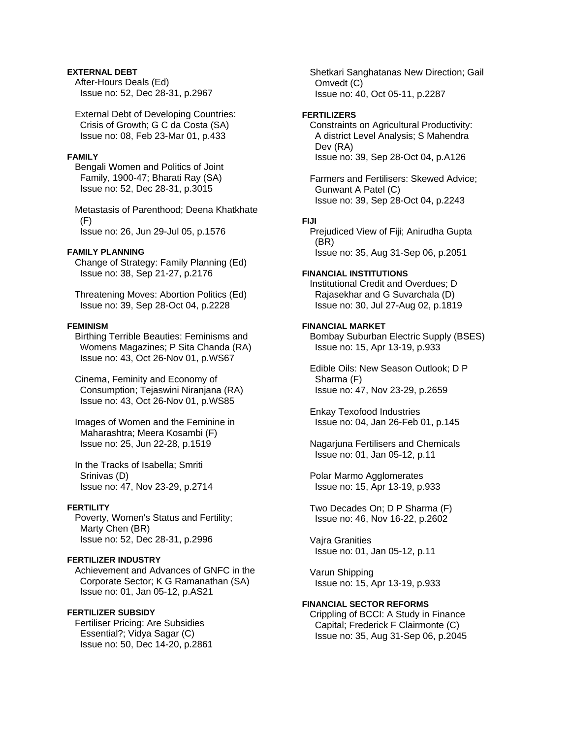**EXTERNAL DEBT**

After-Hours Deals (Ed)
Issue no: 52, Dec 28-31, p.2967

External Debt of Developing Countries: Crisis of Growth; G C da Costa (SA)
Issue no: 08, Feb 23-Mar 01, p.433

**FAMILY**

Bengali Women and Politics of Joint Family, 1900-47; Bharati Ray (SA)
Issue no: 52, Dec 28-31, p.3015

Metastasis of Parenthood; Deena Khatkhate (F)
Issue no: 26, Jun 29-Jul 05, p.1576

**FAMILY PLANNING**

Change of Strategy: Family Planning (Ed)
Issue no: 38, Sep 21-27, p.2176

Threatening Moves: Abortion Politics (Ed)
Issue no: 39, Sep 28-Oct 04, p.2228

**FEMINISM**

Birthing Terrible Beauties: Feminisms and Womens Magazines; P Sita Chanda (RA)
Issue no: 43, Oct 26-Nov 01, p.WS67

Cinema, Feminity and Economy of Consumption; Tejaswini Niranjana (RA)
Issue no: 43, Oct 26-Nov 01, p.WS85

Images of Women and the Feminine in Maharashtra; Meera Kosambi (F)
Issue no: 25, Jun 22-28, p.1519

In the Tracks of Isabella; Smriti Srinivas (D)
Issue no: 47, Nov 23-29, p.2714

**FERTILITY**

Poverty, Women's Status and Fertility; Marty Chen (BR)
Issue no: 52, Dec 28-31, p.2996

**FERTILIZER INDUSTRY**

Achievement and Advances of GNFC in the Corporate Sector; K G Ramanathan (SA)
Issue no: 01, Jan 05-12, p.AS21

**FERTILIZER SUBSIDY**

Fertiliser Pricing: Are Subsidies Essential?; Vidya Sagar (C)
Issue no: 50, Dec 14-20, p.2861

Shetkari Sanghatanas New Direction; Gail Omvedt (C)
Issue no: 40, Oct 05-11, p.2287

**FERTILIZERS**

Constraints on Agricultural Productivity: A district Level Analysis; S Mahendra Dev (RA)
Issue no: 39, Sep 28-Oct 04, p.A126

Farmers and Fertilisers: Skewed Advice; Gunwant A Patel (C)
Issue no: 39, Sep 28-Oct 04, p.2243

**FIJI**

Prejudiced View of Fiji; Anirudha Gupta (BR)
Issue no: 35, Aug 31-Sep 06, p.2051

**FINANCIAL INSTITUTIONS**

Institutional Credit and Overdues; D Rajasekhar and G Suvarchala (D)
Issue no: 30, Jul 27-Aug 02, p.1819

**FINANCIAL MARKET**

Bombay Suburban Electric Supply (BSES)
Issue no: 15, Apr 13-19, p.933

Edible Oils: New Season Outlook; D P Sharma (F)
Issue no: 47, Nov 23-29, p.2659

Enkay Texofood Industries
Issue no: 04, Jan 26-Feb 01, p.145

Nagarjuna Fertilisers and Chemicals
Issue no: 01, Jan 05-12, p.11

Polar Marmo Agglomerates
Issue no: 15, Apr 13-19, p.933

Two Decades On; D P Sharma (F)
Issue no: 46, Nov 16-22, p.2602

Vajra Granities
Issue no: 01, Jan 05-12, p.11

Varun Shipping
Issue no: 15, Apr 13-19, p.933

**FINANCIAL SECTOR REFORMS**

Crippling of BCCI: A Study in Finance Capital; Frederick F Clairmonte (C)
Issue no: 35, Aug 31-Sep 06, p.2045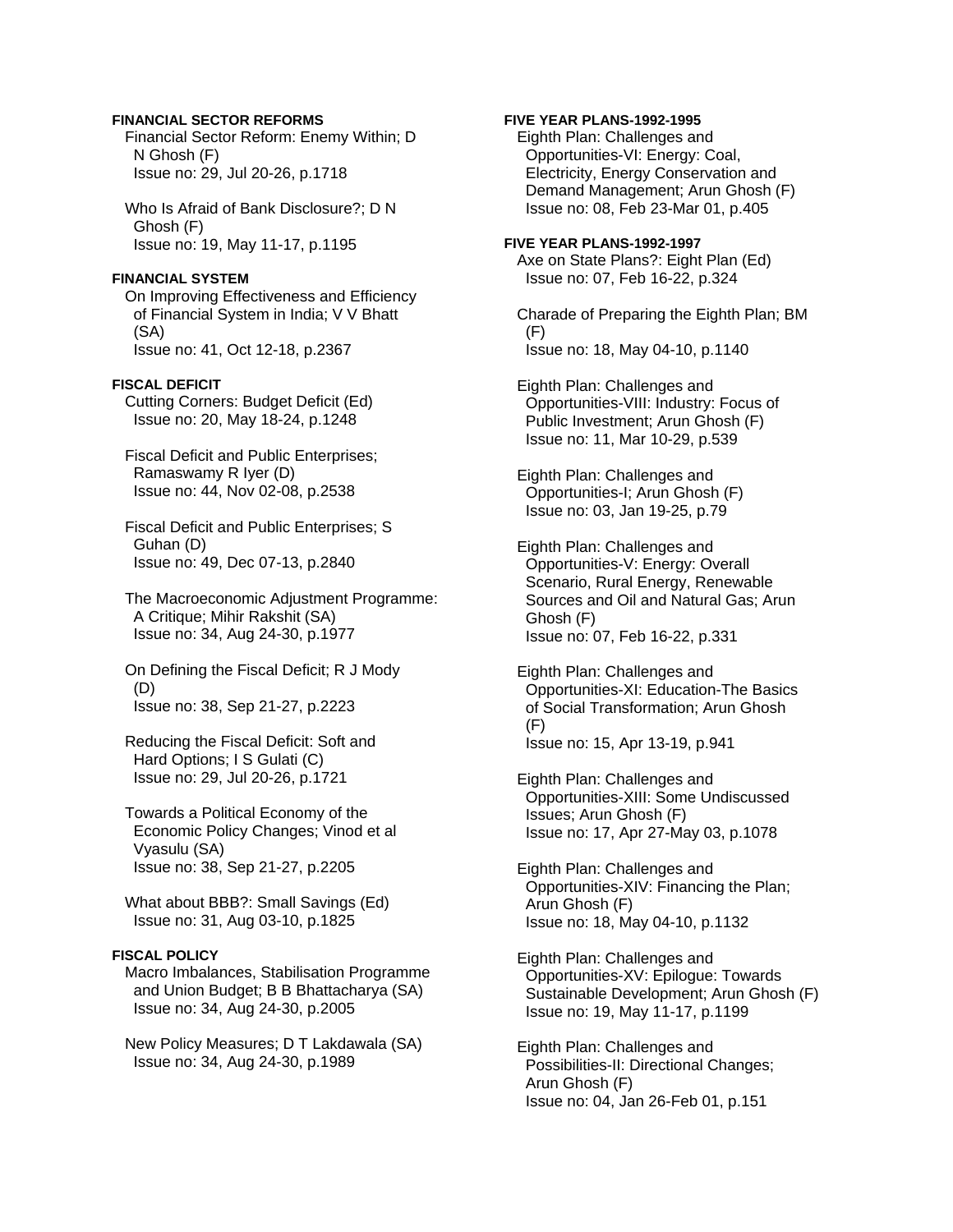**FINANCIAL SECTOR REFORMS**

Financial Sector Reform: Enemy Within; D N Ghosh (F)
Issue no: 29, Jul 20-26, p.1718

Who Is Afraid of Bank Disclosure?; D N Ghosh (F)
Issue no: 19, May 11-17, p.1195

**FINANCIAL SYSTEM**

On Improving Effectiveness and Efficiency of Financial System in India; V V Bhatt (SA)
Issue no: 41, Oct 12-18, p.2367

**FISCAL DEFICIT**

Cutting Corners: Budget Deficit (Ed)
Issue no: 20, May 18-24, p.1248

Fiscal Deficit and Public Enterprises; Ramaswamy R Iyer (D)
Issue no: 44, Nov 02-08, p.2538

Fiscal Deficit and Public Enterprises; S Guhan (D)
Issue no: 49, Dec 07-13, p.2840

The Macroeconomic Adjustment Programme: A Critique; Mihir Rakshit (SA)
Issue no: 34, Aug 24-30, p.1977

On Defining the Fiscal Deficit; R J Mody (D)
Issue no: 38, Sep 21-27, p.2223

Reducing the Fiscal Deficit: Soft and Hard Options; I S Gulati (C)
Issue no: 29, Jul 20-26, p.1721

Towards a Political Economy of the Economic Policy Changes; Vinod et al Vyasulu (SA)
Issue no: 38, Sep 21-27, p.2205

What about BBB?: Small Savings (Ed)
Issue no: 31, Aug 03-10, p.1825

**FISCAL POLICY**

Macro Imbalances, Stabilisation Programme and Union Budget; B B Bhattacharya (SA)
Issue no: 34, Aug 24-30, p.2005

New Policy Measures; D T Lakdawala (SA)
Issue no: 34, Aug 24-30, p.1989

**FIVE YEAR PLANS-1992-1995**

Eighth Plan: Challenges and Opportunities-VI: Energy: Coal, Electricity, Energy Conservation and Demand Management; Arun Ghosh (F)
Issue no: 08, Feb 23-Mar 01, p.405

**FIVE YEAR PLANS-1992-1997**

Axe on State Plans?: Eight Plan (Ed)
Issue no: 07, Feb 16-22, p.324

Charade of Preparing the Eighth Plan; BM (F)
Issue no: 18, May 04-10, p.1140

Eighth Plan: Challenges and Opportunities-VIII: Industry: Focus of Public Investment; Arun Ghosh (F)
Issue no: 11, Mar 10-29, p.539

Eighth Plan: Challenges and Opportunities-I; Arun Ghosh (F)
Issue no: 03, Jan 19-25, p.79

Eighth Plan: Challenges and Opportunities-V: Energy: Overall Scenario, Rural Energy, Renewable Sources and Oil and Natural Gas; Arun Ghosh (F)
Issue no: 07, Feb 16-22, p.331

Eighth Plan: Challenges and Opportunities-XI: Education-The Basics of Social Transformation; Arun Ghosh (F)
Issue no: 15, Apr 13-19, p.941

Eighth Plan: Challenges and Opportunities-XIII: Some Undiscussed Issues; Arun Ghosh (F)
Issue no: 17, Apr 27-May 03, p.1078

Eighth Plan: Challenges and Opportunities-XIV: Financing the Plan; Arun Ghosh (F)
Issue no: 18, May 04-10, p.1132

Eighth Plan: Challenges and Opportunities-XV: Epilogue: Towards Sustainable Development; Arun Ghosh (F)
Issue no: 19, May 11-17, p.1199

Eighth Plan: Challenges and Possibilities-II: Directional Changes; Arun Ghosh (F)
Issue no: 04, Jan 26-Feb 01, p.151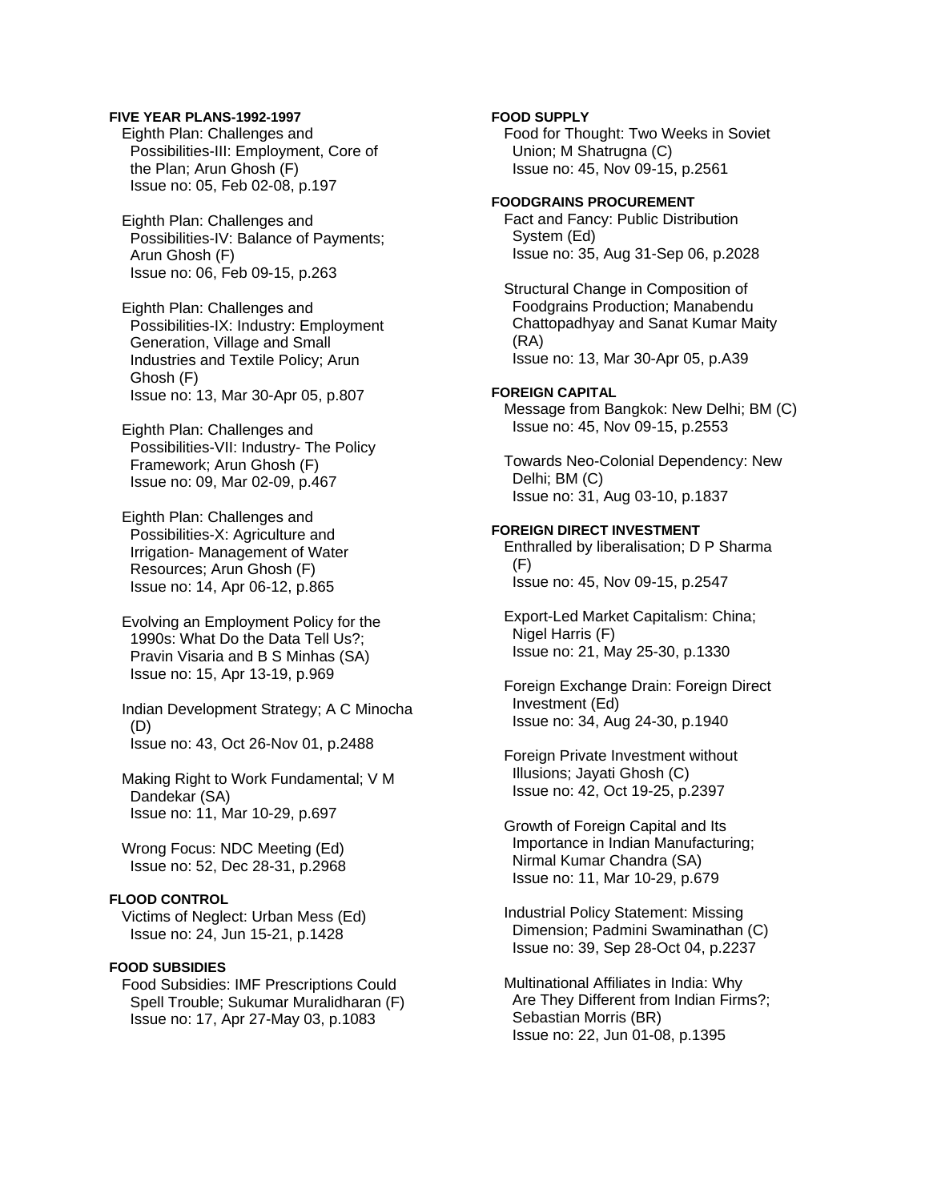**FIVE YEAR PLANS-1992-1997**

Eighth Plan: Challenges and Possibilities-III: Employment, Core of the Plan; Arun Ghosh (F)
Issue no: 05, Feb 02-08, p.197

Eighth Plan: Challenges and Possibilities-IV: Balance of Payments; Arun Ghosh (F)
Issue no: 06, Feb 09-15, p.263

Eighth Plan: Challenges and Possibilities-IX: Industry: Employment Generation, Village and Small Industries and Textile Policy; Arun Ghosh (F)
Issue no: 13, Mar 30-Apr 05, p.807

Eighth Plan: Challenges and Possibilities-VII: Industry- The Policy Framework; Arun Ghosh (F)
Issue no: 09, Mar 02-09, p.467

Eighth Plan: Challenges and Possibilities-X: Agriculture and Irrigation- Management of Water Resources; Arun Ghosh (F)
Issue no: 14, Apr 06-12, p.865

Evolving an Employment Policy for the 1990s: What Do the Data Tell Us?; Pravin Visaria and B S Minhas (SA)
Issue no: 15, Apr 13-19, p.969

Indian Development Strategy; A C Minocha (D)
Issue no: 43, Oct 26-Nov 01, p.2488

Making Right to Work Fundamental; V M Dandekar (SA)
Issue no: 11, Mar 10-29, p.697

Wrong Focus: NDC Meeting (Ed)
Issue no: 52, Dec 28-31, p.2968

**FLOOD CONTROL**

Victims of Neglect: Urban Mess (Ed)
Issue no: 24, Jun 15-21, p.1428

**FOOD SUBSIDIES**

Food Subsidies: IMF Prescriptions Could Spell Trouble; Sukumar Muralidharan (F)
Issue no: 17, Apr 27-May 03, p.1083

**FOOD SUPPLY**

Food for Thought: Two Weeks in Soviet Union; M Shatrugna (C)
Issue no: 45, Nov 09-15, p.2561

**FOODGRAINS PROCUREMENT**

Fact and Fancy: Public Distribution System (Ed)
Issue no: 35, Aug 31-Sep 06, p.2028

Structural Change in Composition of Foodgrains Production; Manabendu Chattopadhyay and Sanat Kumar Maity (RA)
Issue no: 13, Mar 30-Apr 05, p.A39

**FOREIGN CAPITAL**

Message from Bangkok: New Delhi; BM (C)
Issue no: 45, Nov 09-15, p.2553

Towards Neo-Colonial Dependency: New Delhi; BM (C)
Issue no: 31, Aug 03-10, p.1837

**FOREIGN DIRECT INVESTMENT**

Enthralled by liberalisation; D P Sharma (F)
Issue no: 45, Nov 09-15, p.2547

Export-Led Market Capitalism: China; Nigel Harris (F)
Issue no: 21, May 25-30, p.1330

Foreign Exchange Drain: Foreign Direct Investment (Ed)
Issue no: 34, Aug 24-30, p.1940

Foreign Private Investment without Illusions; Jayati Ghosh (C)
Issue no: 42, Oct 19-25, p.2397

Growth of Foreign Capital and Its Importance in Indian Manufacturing; Nirmal Kumar Chandra (SA)
Issue no: 11, Mar 10-29, p.679

Industrial Policy Statement: Missing Dimension; Padmini Swaminathan (C)
Issue no: 39, Sep 28-Oct 04, p.2237

Multinational Affiliates in India: Why Are They Different from Indian Firms?; Sebastian Morris (BR)
Issue no: 22, Jun 01-08, p.1395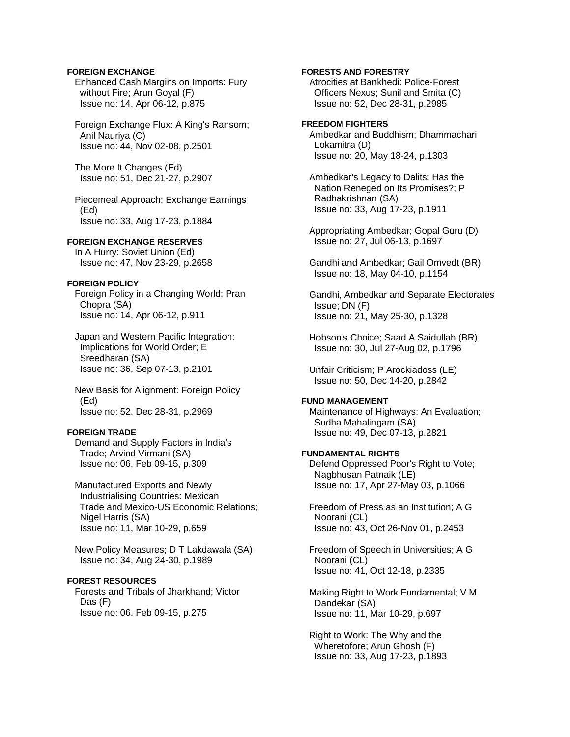**FOREIGN EXCHANGE**

Enhanced Cash Margins on Imports: Fury without Fire; Arun Goyal (F)
Issue no: 14, Apr 06-12, p.875

Foreign Exchange Flux: A King's Ransom; Anil Nauriya (C)
Issue no: 44, Nov 02-08, p.2501

The More It Changes (Ed)
Issue no: 51, Dec 21-27, p.2907

Piecemeal Approach: Exchange Earnings (Ed)
Issue no: 33, Aug 17-23, p.1884

**FOREIGN EXCHANGE RESERVES**

In A Hurry: Soviet Union (Ed)
Issue no: 47, Nov 23-29, p.2658

**FOREIGN POLICY**

Foreign Policy in a Changing World; Pran Chopra (SA)
Issue no: 14, Apr 06-12, p.911

Japan and Western Pacific Integration: Implications for World Order; E Sreedharan (SA)
Issue no: 36, Sep 07-13, p.2101

New Basis for Alignment: Foreign Policy (Ed)
Issue no: 52, Dec 28-31, p.2969

**FOREIGN TRADE**

Demand and Supply Factors in India's Trade; Arvind Virmani (SA)
Issue no: 06, Feb 09-15, p.309

Manufactured Exports and Newly Industrialising Countries: Mexican Trade and Mexico-US Economic Relations; Nigel Harris (SA)
Issue no: 11, Mar 10-29, p.659

New Policy Measures; D T Lakdawala (SA)
Issue no: 34, Aug 24-30, p.1989

**FOREST RESOURCES**

Forests and Tribals of Jharkhand; Victor Das (F)
Issue no: 06, Feb 09-15, p.275

**FORESTS AND FORESTRY**

Atrocities at Bankhedi: Police-Forest Officers Nexus; Sunil and Smita (C)
Issue no: 52, Dec 28-31, p.2985

**FREEDOM FIGHTERS**

Ambedkar and Buddhism; Dhammachari Lokamitra (D)
Issue no: 20, May 18-24, p.1303

Ambedkar's Legacy to Dalits: Has the Nation Reneged on Its Promises?; P Radhakrishnan (SA)
Issue no: 33, Aug 17-23, p.1911

Appropriating Ambedkar; Gopal Guru (D)
Issue no: 27, Jul 06-13, p.1697

Gandhi and Ambedkar; Gail Omvedt (BR)
Issue no: 18, May 04-10, p.1154

Gandhi, Ambedkar and Separate Electorates Issue; DN (F)
Issue no: 21, May 25-30, p.1328

Hobson's Choice; Saad A Saidullah (BR)
Issue no: 30, Jul 27-Aug 02, p.1796

Unfair Criticism; P Arockiadoss (LE)
Issue no: 50, Dec 14-20, p.2842

**FUND MANAGEMENT**

Maintenance of Highways: An Evaluation; Sudha Mahalingam (SA)
Issue no: 49, Dec 07-13, p.2821

**FUNDAMENTAL RIGHTS**

Defend Oppressed Poor's Right to Vote; Nagbhusan Patnaik (LE)
Issue no: 17, Apr 27-May 03, p.1066

Freedom of Press as an Institution; A G Noorani (CL)
Issue no: 43, Oct 26-Nov 01, p.2453

Freedom of Speech in Universities; A G Noorani (CL)
Issue no: 41, Oct 12-18, p.2335

Making Right to Work Fundamental; V M Dandekar (SA)
Issue no: 11, Mar 10-29, p.697

Right to Work: The Why and the Wheretofore; Arun Ghosh (F)
Issue no: 33, Aug 17-23, p.1893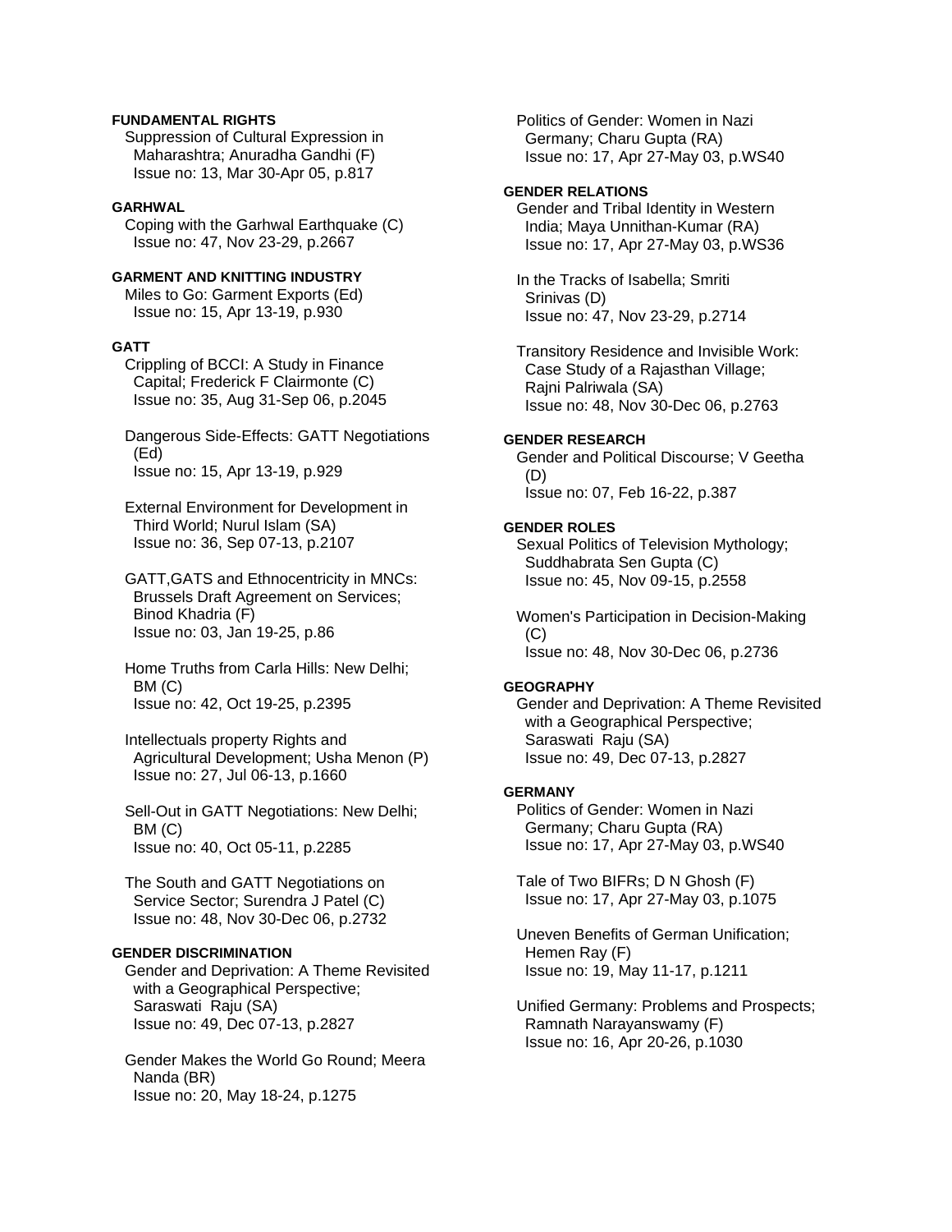**FUNDAMENTAL RIGHTS**

Suppression of Cultural Expression in Maharashtra; Anuradha Gandhi (F)
Issue no: 13, Mar 30-Apr 05, p.817

**GARHWAL**

Coping with the Garhwal Earthquake (C)
Issue no: 47, Nov 23-29, p.2667

**GARMENT AND KNITTING INDUSTRY**

Miles to Go: Garment Exports (Ed)
Issue no: 15, Apr 13-19, p.930

**GATT**

Crippling of BCCI: A Study in Finance Capital; Frederick F Clairmonte (C)
Issue no: 35, Aug 31-Sep 06, p.2045

Dangerous Side-Effects: GATT Negotiations (Ed)
Issue no: 15, Apr 13-19, p.929

External Environment for Development in Third World; Nurul Islam (SA)
Issue no: 36, Sep 07-13, p.2107

GATT,GATS and Ethnocentricity in MNCs: Brussels Draft Agreement on Services; Binod Khadria (F)
Issue no: 03, Jan 19-25, p.86

Home Truths from Carla Hills: New Delhi; BM (C)
Issue no: 42, Oct 19-25, p.2395

Intellectuals property Rights and Agricultural Development; Usha Menon (P)
Issue no: 27, Jul 06-13, p.1660

Sell-Out in GATT Negotiations: New Delhi; BM (C)
Issue no: 40, Oct 05-11, p.2285

The South and GATT Negotiations on Service Sector; Surendra J Patel (C)
Issue no: 48, Nov 30-Dec 06, p.2732

**GENDER DISCRIMINATION**

Gender and Deprivation: A Theme Revisited with a Geographical Perspective; Saraswati Raju (SA)
Issue no: 49, Dec 07-13, p.2827

Gender Makes the World Go Round; Meera Nanda (BR)
Issue no: 20, May 18-24, p.1275

Politics of Gender: Women in Nazi Germany; Charu Gupta (RA)
Issue no: 17, Apr 27-May 03, p.WS40

**GENDER RELATIONS**

Gender and Tribal Identity in Western India; Maya Unnithan-Kumar (RA)
Issue no: 17, Apr 27-May 03, p.WS36

In the Tracks of Isabella; Smriti Srinivas (D)
Issue no: 47, Nov 23-29, p.2714

Transitory Residence and Invisible Work: Case Study of a Rajasthan Village; Rajni Palriwala (SA)
Issue no: 48, Nov 30-Dec 06, p.2763

**GENDER RESEARCH**

Gender and Political Discourse; V Geetha (D)
Issue no: 07, Feb 16-22, p.387

**GENDER ROLES**

Sexual Politics of Television Mythology; Suddhabrata Sen Gupta (C)
Issue no: 45, Nov 09-15, p.2558

Women's Participation in Decision-Making (C)
Issue no: 48, Nov 30-Dec 06, p.2736

**GEOGRAPHY**

Gender and Deprivation: A Theme Revisited with a Geographical Perspective; Saraswati Raju (SA)
Issue no: 49, Dec 07-13, p.2827

**GERMANY**

Politics of Gender: Women in Nazi Germany; Charu Gupta (RA)
Issue no: 17, Apr 27-May 03, p.WS40

Tale of Two BIFRs; D N Ghosh (F)
Issue no: 17, Apr 27-May 03, p.1075

Uneven Benefits of German Unification; Hemen Ray (F)
Issue no: 19, May 11-17, p.1211

Unified Germany: Problems and Prospects; Ramnath Narayanswamy (F)
Issue no: 16, Apr 20-26, p.1030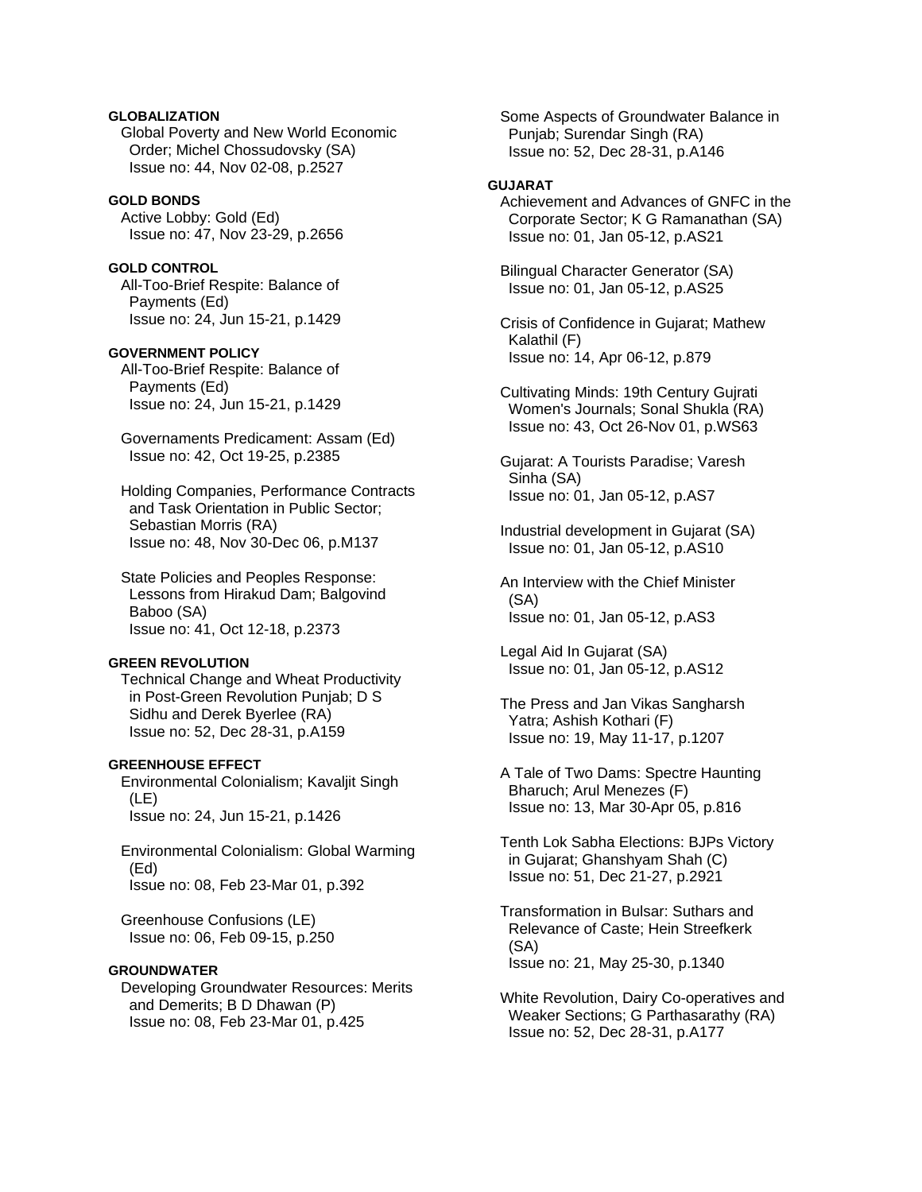**GLOBALIZATION**

Global Poverty and New World Economic Order; Michel Chossudovsky (SA)
Issue no: 44, Nov 02-08, p.2527

**GOLD BONDS**

Active Lobby: Gold (Ed)
Issue no: 47, Nov 23-29, p.2656

**GOLD CONTROL**

All-Too-Brief Respite: Balance of Payments (Ed)
Issue no: 24, Jun 15-21, p.1429

**GOVERNMENT POLICY**

All-Too-Brief Respite: Balance of Payments (Ed)
Issue no: 24, Jun 15-21, p.1429

Governaments Predicament: Assam (Ed)
Issue no: 42, Oct 19-25, p.2385

Holding Companies, Performance Contracts and Task Orientation in Public Sector; Sebastian Morris (RA)
Issue no: 48, Nov 30-Dec 06, p.M137

State Policies and Peoples Response: Lessons from Hirakud Dam; Balgovind Baboo (SA)
Issue no: 41, Oct 12-18, p.2373

**GREEN REVOLUTION**

Technical Change and Wheat Productivity in Post-Green Revolution Punjab; D S Sidhu and Derek Byerlee (RA)
Issue no: 52, Dec 28-31, p.A159

**GREENHOUSE EFFECT**

Environmental Colonialism; Kavaljit Singh (LE)
Issue no: 24, Jun 15-21, p.1426

Environmental Colonialism: Global Warming (Ed)
Issue no: 08, Feb 23-Mar 01, p.392

Greenhouse Confusions (LE)
Issue no: 06, Feb 09-15, p.250

**GROUNDWATER**

Developing Groundwater Resources: Merits and Demerits; B D Dhawan (P)
Issue no: 08, Feb 23-Mar 01, p.425

Some Aspects of Groundwater Balance in Punjab; Surendar Singh (RA)
Issue no: 52, Dec 28-31, p.A146

**GUJARAT**

Achievement and Advances of GNFC in the Corporate Sector; K G Ramanathan (SA)
Issue no: 01, Jan 05-12, p.AS21

Bilingual Character Generator (SA)
Issue no: 01, Jan 05-12, p.AS25

Crisis of Confidence in Gujarat; Mathew Kalathil (F)
Issue no: 14, Apr 06-12, p.879

Cultivating Minds: 19th Century Gujrati Women's Journals; Sonal Shukla (RA)
Issue no: 43, Oct 26-Nov 01, p.WS63

Gujarat: A Tourists Paradise; Varesh Sinha (SA)
Issue no: 01, Jan 05-12, p.AS7

Industrial development in Gujarat (SA)
Issue no: 01, Jan 05-12, p.AS10

An Interview with the Chief Minister (SA)
Issue no: 01, Jan 05-12, p.AS3

Legal Aid In Gujarat (SA)
Issue no: 01, Jan 05-12, p.AS12

The Press and Jan Vikas Sangharsh Yatra; Ashish Kothari (F)
Issue no: 19, May 11-17, p.1207

A Tale of Two Dams: Spectre Haunting Bharuch; Arul Menezes (F)
Issue no: 13, Mar 30-Apr 05, p.816

Tenth Lok Sabha Elections: BJPs Victory in Gujarat; Ghanshyam Shah (C)
Issue no: 51, Dec 21-27, p.2921

Transformation in Bulsar: Suthars and Relevance of Caste; Hein Streefkerk (SA)
Issue no: 21, May 25-30, p.1340

White Revolution, Dairy Co-operatives and Weaker Sections; G Parthasarathy (RA)
Issue no: 52, Dec 28-31, p.A177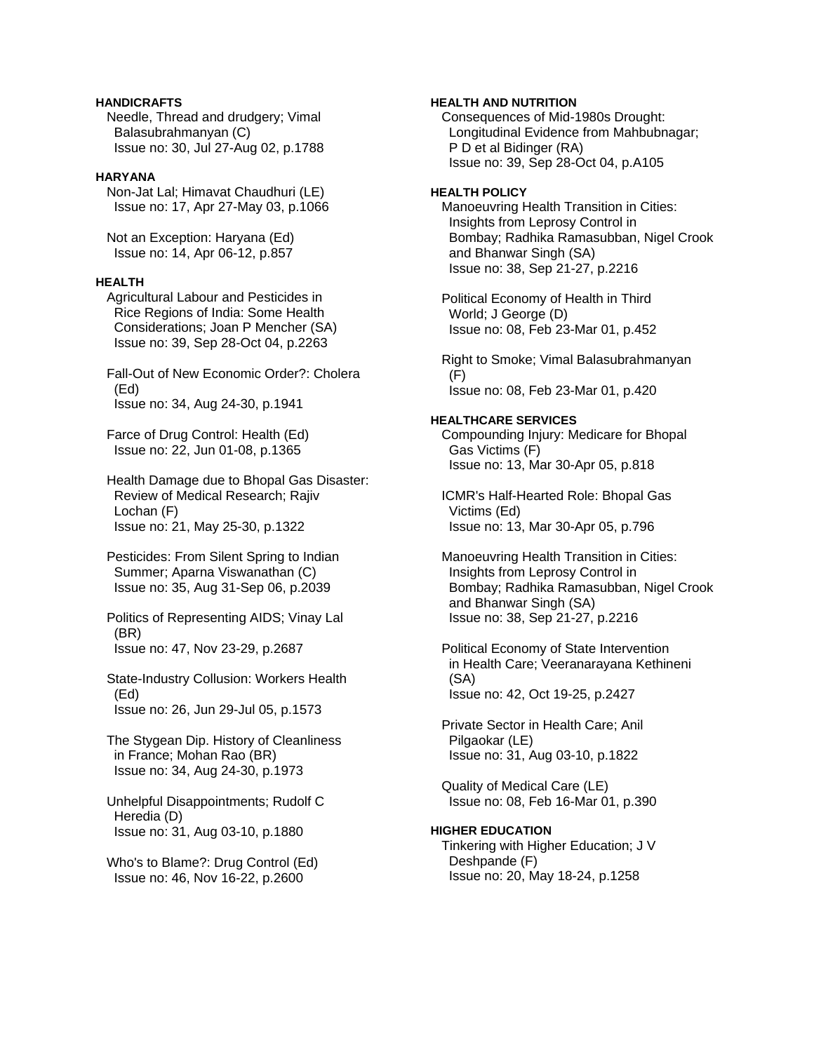**HANDICRAFTS**

Needle, Thread and drudgery; Vimal Balasubrahmanyan (C)
Issue no: 30, Jul 27-Aug 02, p.1788

**HARYANA**

Non-Jat Lal; Himavat Chaudhuri (LE)
Issue no: 17, Apr 27-May 03, p.1066

Not an Exception: Haryana (Ed)
Issue no: 14, Apr 06-12, p.857

**HEALTH**

Agricultural Labour and Pesticides in Rice Regions of India: Some Health Considerations; Joan P Mencher (SA)
Issue no: 39, Sep 28-Oct 04, p.2263

Fall-Out of New Economic Order?: Cholera (Ed)
Issue no: 34, Aug 24-30, p.1941

Farce of Drug Control: Health (Ed)
Issue no: 22, Jun 01-08, p.1365

Health Damage due to Bhopal Gas Disaster: Review of Medical Research; Rajiv Lochan (F)
Issue no: 21, May 25-30, p.1322

Pesticides: From Silent Spring to Indian Summer; Aparna Viswanathan (C)
Issue no: 35, Aug 31-Sep 06, p.2039

Politics of Representing AIDS; Vinay Lal (BR)
Issue no: 47, Nov 23-29, p.2687

State-Industry Collusion: Workers Health (Ed)
Issue no: 26, Jun 29-Jul 05, p.1573

The Stygean Dip. History of Cleanliness in France; Mohan Rao (BR)
Issue no: 34, Aug 24-30, p.1973

Unhelpful Disappointments; Rudolf C Heredia (D)
Issue no: 31, Aug 03-10, p.1880

Who's to Blame?: Drug Control (Ed)
Issue no: 46, Nov 16-22, p.2600

**HEALTH AND NUTRITION**

Consequences of Mid-1980s Drought: Longitudinal Evidence from Mahbubnagar; P D et al Bidinger (RA)
Issue no: 39, Sep 28-Oct 04, p.A105

**HEALTH POLICY**

Manoeuvring Health Transition in Cities: Insights from Leprosy Control in Bombay; Radhika Ramasubban, Nigel Crook and Bhanwar Singh (SA)
Issue no: 38, Sep 21-27, p.2216

Political Economy of Health in Third World; J George (D)
Issue no: 08, Feb 23-Mar 01, p.452

Right to Smoke; Vimal Balasubrahmanyan (F)
Issue no: 08, Feb 23-Mar 01, p.420

**HEALTHCARE SERVICES**

Compounding Injury: Medicare for Bhopal Gas Victims (F)
Issue no: 13, Mar 30-Apr 05, p.818

ICMR's Half-Hearted Role: Bhopal Gas Victims (Ed)
Issue no: 13, Mar 30-Apr 05, p.796

Manoeuvring Health Transition in Cities: Insights from Leprosy Control in Bombay; Radhika Ramasubban, Nigel Crook and Bhanwar Singh (SA)
Issue no: 38, Sep 21-27, p.2216

Political Economy of State Intervention in Health Care; Veeranarayana Kethineni (SA)
Issue no: 42, Oct 19-25, p.2427

Private Sector in Health Care; Anil Pilgaokar (LE)
Issue no: 31, Aug 03-10, p.1822

Quality of Medical Care (LE)
Issue no: 08, Feb 16-Mar 01, p.390

**HIGHER EDUCATION**

Tinkering with Higher Education; J V Deshpande (F)
Issue no: 20, May 18-24, p.1258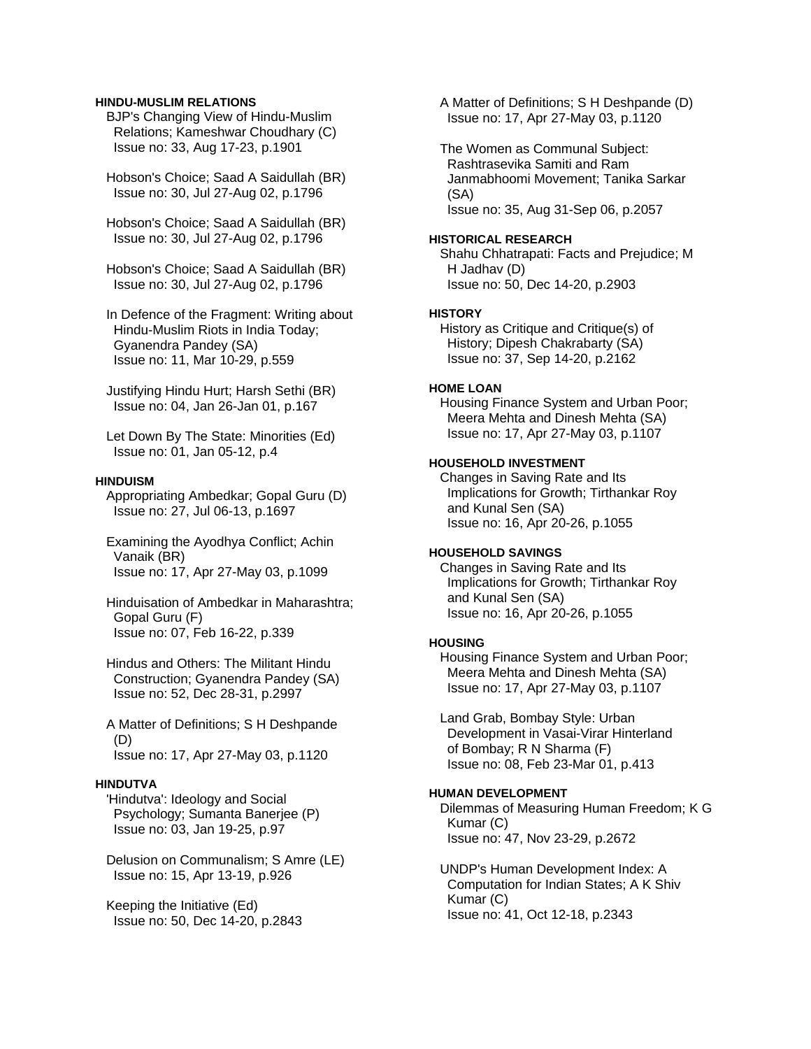**HINDU-MUSLIM RELATIONS**

BJP's Changing View of Hindu-Muslim Relations; Kameshwar Choudhary (C)
Issue no: 33, Aug 17-23, p.1901

Hobson's Choice; Saad A Saidullah (BR)
Issue no: 30, Jul 27-Aug 02, p.1796

Hobson's Choice; Saad A Saidullah (BR)
Issue no: 30, Jul 27-Aug 02, p.1796

Hobson's Choice; Saad A Saidullah (BR)
Issue no: 30, Jul 27-Aug 02, p.1796

In Defence of the Fragment: Writing about Hindu-Muslim Riots in India Today; Gyanendra Pandey (SA)
Issue no: 11, Mar 10-29, p.559

Justifying Hindu Hurt; Harsh Sethi (BR)
Issue no: 04, Jan 26-Jan 01, p.167

Let Down By The State: Minorities (Ed)
Issue no: 01, Jan 05-12, p.4

**HINDUISM**

Appropriating Ambedkar; Gopal Guru (D)
Issue no: 27, Jul 06-13, p.1697

Examining the Ayodhya Conflict; Achin Vanaik (BR)
Issue no: 17, Apr 27-May 03, p.1099

Hinduisation of Ambedkar in Maharashtra; Gopal Guru (F)
Issue no: 07, Feb 16-22, p.339

Hindus and Others: The Militant Hindu Construction; Gyanendra Pandey (SA)
Issue no: 52, Dec 28-31, p.2997

A Matter of Definitions; S H Deshpande (D)
Issue no: 17, Apr 27-May 03, p.1120

**HINDUTVA**

'Hindutva': Ideology and Social Psychology; Sumanta Banerjee (P)
Issue no: 03, Jan 19-25, p.97

Delusion on Communalism; S Amre (LE)
Issue no: 15, Apr 13-19, p.926

Keeping the Initiative (Ed)
Issue no: 50, Dec 14-20, p.2843

A Matter of Definitions; S H Deshpande (D)
Issue no: 17, Apr 27-May 03, p.1120

The Women as Communal Subject: Rashtrasevika Samiti and Ram Janmabhoomi Movement; Tanika Sarkar (SA)
Issue no: 35, Aug 31-Sep 06, p.2057

**HISTORICAL RESEARCH**

Shahu Chhatrapati: Facts and Prejudice; M H Jadhav (D)
Issue no: 50, Dec 14-20, p.2903

**HISTORY**

History as Critique and Critique(s) of History; Dipesh Chakrabarty (SA)
Issue no: 37, Sep 14-20, p.2162

**HOME LOAN**

Housing Finance System and Urban Poor; Meera Mehta and Dinesh Mehta (SA)
Issue no: 17, Apr 27-May 03, p.1107

**HOUSEHOLD INVESTMENT**

Changes in Saving Rate and Its Implications for Growth; Tirthankar Roy and Kunal Sen (SA)
Issue no: 16, Apr 20-26, p.1055

**HOUSEHOLD SAVINGS**

Changes in Saving Rate and Its Implications for Growth; Tirthankar Roy and Kunal Sen (SA)
Issue no: 16, Apr 20-26, p.1055

**HOUSING**

Housing Finance System and Urban Poor; Meera Mehta and Dinesh Mehta (SA)
Issue no: 17, Apr 27-May 03, p.1107

Land Grab, Bombay Style: Urban Development in Vasai-Virar Hinterland of Bombay; R N Sharma (F)
Issue no: 08, Feb 23-Mar 01, p.413

**HUMAN DEVELOPMENT**

Dilemmas of Measuring Human Freedom; K G Kumar (C)
Issue no: 47, Nov 23-29, p.2672

UNDP's Human Development Index: A Computation for Indian States; A K Shiv Kumar (C)
Issue no: 41, Oct 12-18, p.2343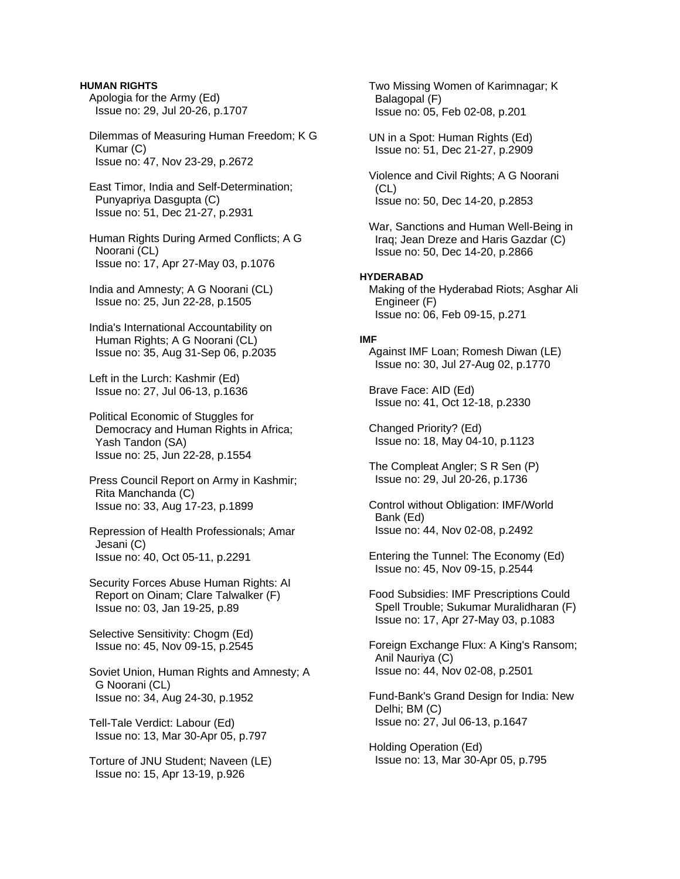**HUMAN RIGHTS**

Apologia for the Army (Ed)
Issue no: 29, Jul 20-26, p.1707

Dilemmas of Measuring Human Freedom; K G Kumar (C)
Issue no: 47, Nov 23-29, p.2672

East Timor, India and Self-Determination; Punyapriya Dasgupta (C)
Issue no: 51, Dec 21-27, p.2931

Human Rights During Armed Conflicts; A G Noorani (CL)
Issue no: 17, Apr 27-May 03, p.1076

India and Amnesty; A G Noorani (CL)
Issue no: 25, Jun 22-28, p.1505

India's International Accountability on Human Rights; A G Noorani (CL)
Issue no: 35, Aug 31-Sep 06, p.2035

Left in the Lurch: Kashmir (Ed)
Issue no: 27, Jul 06-13, p.1636

Political Economic of Stuggles for Democracy and Human Rights in Africa; Yash Tandon (SA)
Issue no: 25, Jun 22-28, p.1554

Press Council Report on Army in Kashmir; Rita Manchanda (C)
Issue no: 33, Aug 17-23, p.1899

Repression of Health Professionals; Amar Jesani (C)
Issue no: 40, Oct 05-11, p.2291

Security Forces Abuse Human Rights: AI Report on Oinam; Clare Talwalker (F)
Issue no: 03, Jan 19-25, p.89

Selective Sensitivity: Chogm (Ed)
Issue no: 45, Nov 09-15, p.2545

Soviet Union, Human Rights and Amnesty; A G Noorani (CL)
Issue no: 34, Aug 24-30, p.1952

Tell-Tale Verdict: Labour (Ed)
Issue no: 13, Mar 30-Apr 05, p.797

Torture of JNU Student; Naveen (LE)
Issue no: 15, Apr 13-19, p.926

Two Missing Women of Karimnagar; K Balagopal (F)
Issue no: 05, Feb 02-08, p.201

UN in a Spot: Human Rights (Ed)
Issue no: 51, Dec 21-27, p.2909

Violence and Civil Rights; A G Noorani (CL)
Issue no: 50, Dec 14-20, p.2853

War, Sanctions and Human Well-Being in Iraq; Jean Dreze and Haris Gazdar (C)
Issue no: 50, Dec 14-20, p.2866

**HYDERABAD**

Making of the Hyderabad Riots; Asghar Ali Engineer (F)
Issue no: 06, Feb 09-15, p.271

**IMF**

Against IMF Loan; Romesh Diwan (LE)
Issue no: 30, Jul 27-Aug 02, p.1770

Brave Face: AID (Ed)
Issue no: 41, Oct 12-18, p.2330

Changed Priority? (Ed)
Issue no: 18, May 04-10, p.1123

The Compleat Angler; S R Sen (P)
Issue no: 29, Jul 20-26, p.1736

Control without Obligation: IMF/World Bank (Ed)
Issue no: 44, Nov 02-08, p.2492

Entering the Tunnel: The Economy (Ed)
Issue no: 45, Nov 09-15, p.2544

Food Subsidies: IMF Prescriptions Could Spell Trouble; Sukumar Muralidharan (F)
Issue no: 17, Apr 27-May 03, p.1083

Foreign Exchange Flux: A King's Ransom; Anil Nauriya (C)
Issue no: 44, Nov 02-08, p.2501

Fund-Bank's Grand Design for India: New Delhi; BM (C)
Issue no: 27, Jul 06-13, p.1647

Holding Operation (Ed)
Issue no: 13, Mar 30-Apr 05, p.795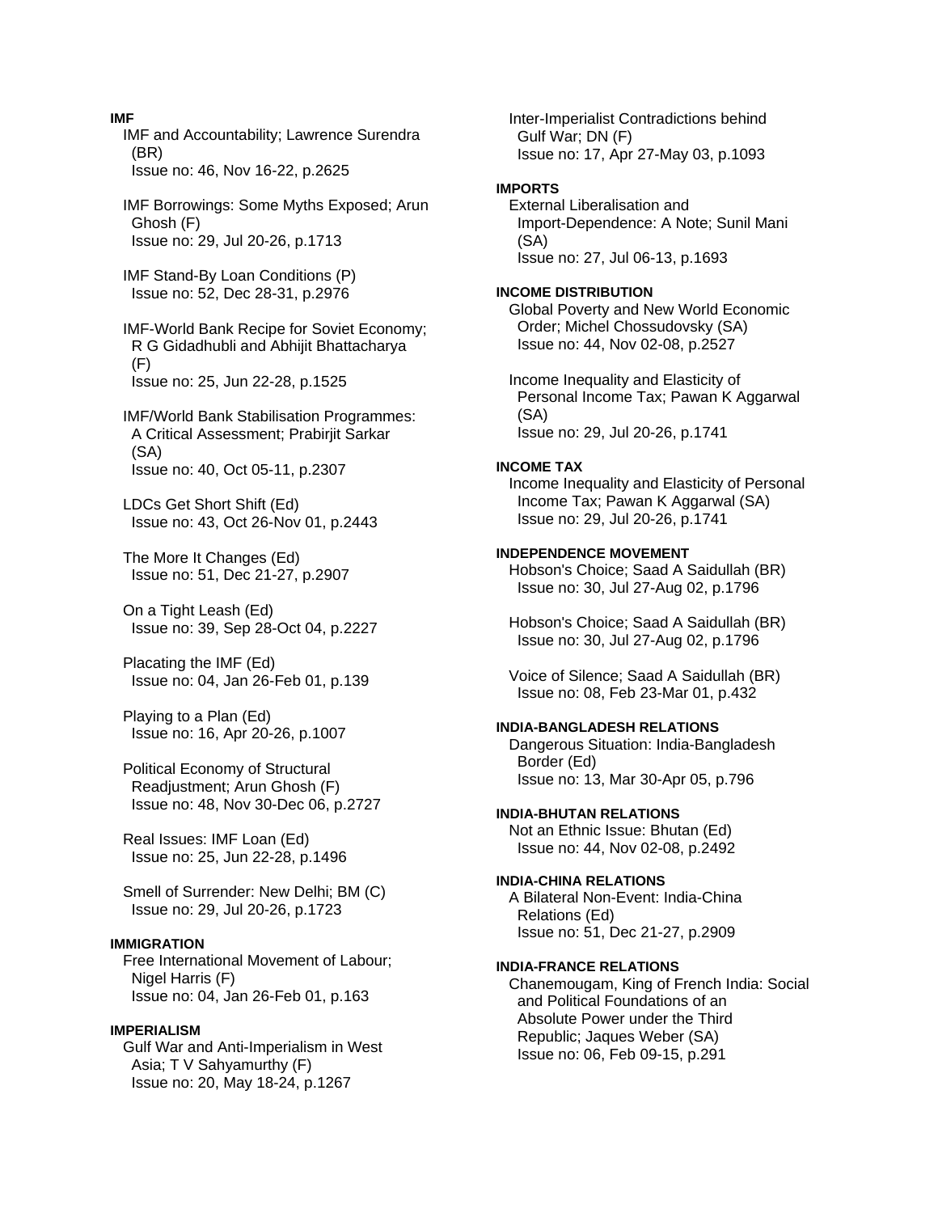**IMF**

IMF and Accountability; Lawrence Surendra (BR)
Issue no: 46, Nov 16-22, p.2625

IMF Borrowings: Some Myths Exposed; Arun Ghosh (F)
Issue no: 29, Jul 20-26, p.1713

IMF Stand-By Loan Conditions (P)
Issue no: 52, Dec 28-31, p.2976

IMF-World Bank Recipe for Soviet Economy; R G Gidadhubli and Abhijit Bhattacharya (F)
Issue no: 25, Jun 22-28, p.1525

IMF/World Bank Stabilisation Programmes: A Critical Assessment; Prabirjit Sarkar (SA)
Issue no: 40, Oct 05-11, p.2307

LDCs Get Short Shift (Ed)
Issue no: 43, Oct 26-Nov 01, p.2443

The More It Changes (Ed)
Issue no: 51, Dec 21-27, p.2907

On a Tight Leash (Ed)
Issue no: 39, Sep 28-Oct 04, p.2227

Placating the IMF (Ed)
Issue no: 04, Jan 26-Feb 01, p.139

Playing to a Plan (Ed)
Issue no: 16, Apr 20-26, p.1007

Political Economy of Structural Readjustment; Arun Ghosh (F)
Issue no: 48, Nov 30-Dec 06, p.2727

Real Issues: IMF Loan (Ed)
Issue no: 25, Jun 22-28, p.1496

Smell of Surrender: New Delhi; BM (C)
Issue no: 29, Jul 20-26, p.1723

**IMMIGRATION**

Free International Movement of Labour; Nigel Harris (F)
Issue no: 04, Jan 26-Feb 01, p.163

**IMPERIALISM**

Gulf War and Anti-Imperialism in West Asia; T V Sahyamurthy (F)
Issue no: 20, May 18-24, p.1267

Inter-Imperialist Contradictions behind Gulf War; DN (F)
Issue no: 17, Apr 27-May 03, p.1093

**IMPORTS**

External Liberalisation and Import-Dependence: A Note; Sunil Mani (SA)
Issue no: 27, Jul 06-13, p.1693

**INCOME DISTRIBUTION**

Global Poverty and New World Economic Order; Michel Chossudovsky (SA)
Issue no: 44, Nov 02-08, p.2527

Income Inequality and Elasticity of Personal Income Tax; Pawan K Aggarwal (SA)
Issue no: 29, Jul 20-26, p.1741

**INCOME TAX**

Income Inequality and Elasticity of Personal Income Tax; Pawan K Aggarwal (SA)
Issue no: 29, Jul 20-26, p.1741

**INDEPENDENCE MOVEMENT**

Hobson's Choice; Saad A Saidullah (BR)
Issue no: 30, Jul 27-Aug 02, p.1796

Hobson's Choice; Saad A Saidullah (BR)
Issue no: 30, Jul 27-Aug 02, p.1796

Voice of Silence; Saad A Saidullah (BR)
Issue no: 08, Feb 23-Mar 01, p.432

**INDIA-BANGLADESH RELATIONS**

Dangerous Situation: India-Bangladesh Border (Ed)
Issue no: 13, Mar 30-Apr 05, p.796

**INDIA-BHUTAN RELATIONS**

Not an Ethnic Issue: Bhutan (Ed)
Issue no: 44, Nov 02-08, p.2492

**INDIA-CHINA RELATIONS**

A Bilateral Non-Event: India-China Relations (Ed)
Issue no: 51, Dec 21-27, p.2909

**INDIA-FRANCE RELATIONS**

Chanemougam, King of French India: Social and Political Foundations of an Absolute Power under the Third Republic; Jaques Weber (SA)
Issue no: 06, Feb 09-15, p.291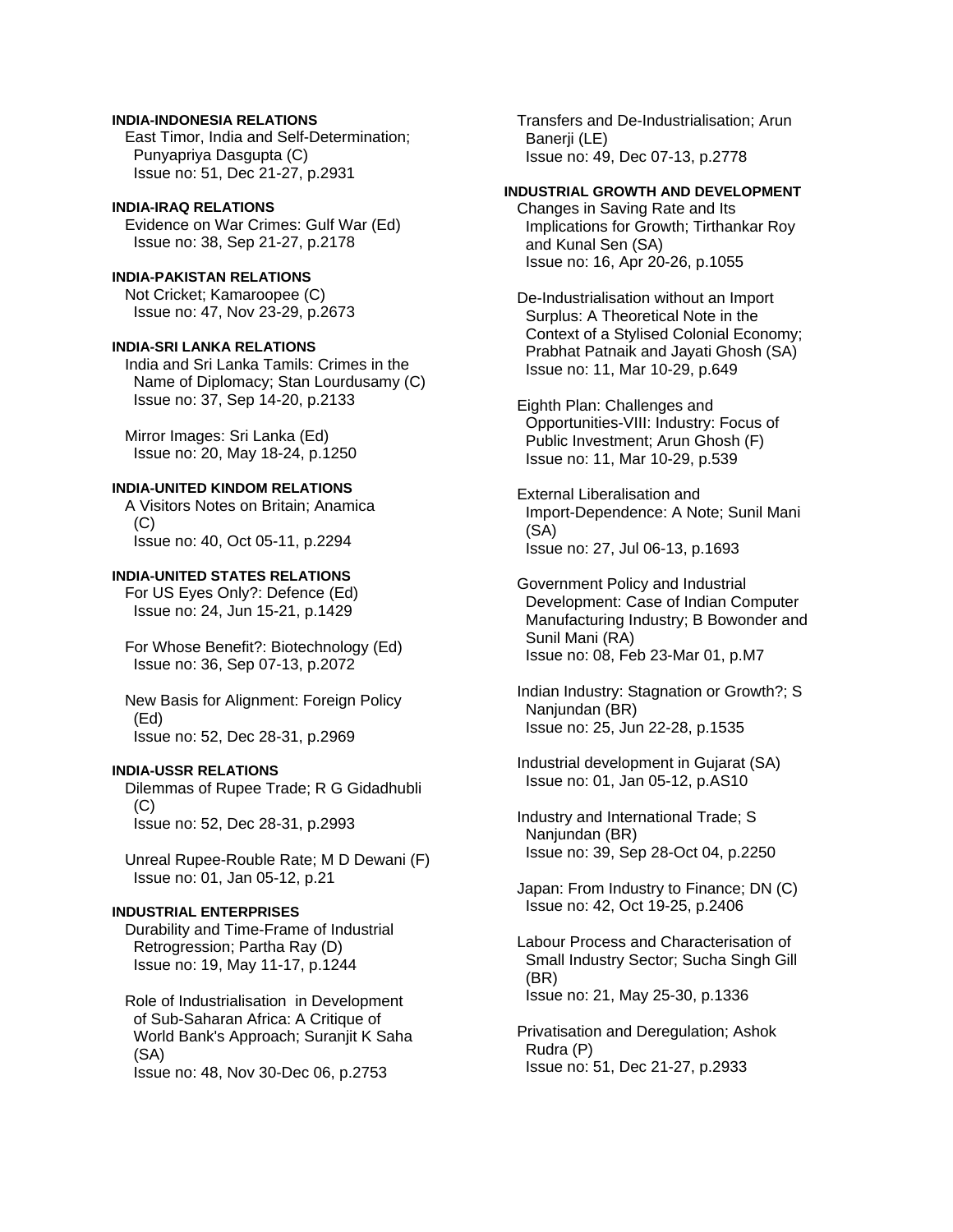**INDIA-INDONESIA RELATIONS**

East Timor, India and Self-Determination; Punyapriya Dasgupta (C)
Issue no: 51, Dec 21-27, p.2931

**INDIA-IRAQ RELATIONS**

Evidence on War Crimes: Gulf War (Ed)
Issue no: 38, Sep 21-27, p.2178

**INDIA-PAKISTAN RELATIONS**

Not Cricket; Kamaroopee (C)
Issue no: 47, Nov 23-29, p.2673

**INDIA-SRI LANKA RELATIONS**

India and Sri Lanka Tamils: Crimes in the Name of Diplomacy; Stan Lourdusamy (C)
Issue no: 37, Sep 14-20, p.2133

Mirror Images: Sri Lanka (Ed)
Issue no: 20, May 18-24, p.1250

**INDIA-UNITED KINDOM RELATIONS**

A Visitors Notes on Britain; Anamica (C)
Issue no: 40, Oct 05-11, p.2294

**INDIA-UNITED STATES RELATIONS**

For US Eyes Only?: Defence (Ed)
Issue no: 24, Jun 15-21, p.1429

For Whose Benefit?: Biotechnology (Ed)
Issue no: 36, Sep 07-13, p.2072

New Basis for Alignment: Foreign Policy (Ed)
Issue no: 52, Dec 28-31, p.2969

**INDIA-USSR RELATIONS**

Dilemmas of Rupee Trade; R G Gidadhubli (C)
Issue no: 52, Dec 28-31, p.2993

Unreal Rupee-Rouble Rate; M D Dewani (F)
Issue no: 01, Jan 05-12, p.21

**INDUSTRIAL ENTERPRISES**

Durability and Time-Frame of Industrial Retrogression; Partha Ray (D)
Issue no: 19, May 11-17, p.1244

Role of Industrialisation in Development of Sub-Saharan Africa: A Critique of World Bank's Approach; Suranjit K Saha (SA)
Issue no: 48, Nov 30-Dec 06, p.2753

Transfers and De-Industrialisation; Arun Banerji (LE)
Issue no: 49, Dec 07-13, p.2778

**INDUSTRIAL GROWTH AND DEVELOPMENT**

Changes in Saving Rate and Its Implications for Growth; Tirthankar Roy and Kunal Sen (SA)
Issue no: 16, Apr 20-26, p.1055

De-Industrialisation without an Import Surplus: A Theoretical Note in the Context of a Stylised Colonial Economy; Prabhat Patnaik and Jayati Ghosh (SA)
Issue no: 11, Mar 10-29, p.649

Eighth Plan: Challenges and Opportunities-VIII: Industry: Focus of Public Investment; Arun Ghosh (F)
Issue no: 11, Mar 10-29, p.539

External Liberalisation and Import-Dependence: A Note; Sunil Mani (SA)
Issue no: 27, Jul 06-13, p.1693

Government Policy and Industrial Development: Case of Indian Computer Manufacturing Industry; B Bowonder and Sunil Mani (RA)
Issue no: 08, Feb 23-Mar 01, p.M7

Indian Industry: Stagnation or Growth?; S Nanjundan (BR)
Issue no: 25, Jun 22-28, p.1535

Industrial development in Gujarat (SA)
Issue no: 01, Jan 05-12, p.AS10

Industry and International Trade; S Nanjundan (BR)
Issue no: 39, Sep 28-Oct 04, p.2250

Japan: From Industry to Finance; DN (C)
Issue no: 42, Oct 19-25, p.2406

Labour Process and Characterisation of Small Industry Sector; Sucha Singh Gill (BR)
Issue no: 21, May 25-30, p.1336

Privatisation and Deregulation; Ashok Rudra (P)
Issue no: 51, Dec 21-27, p.2933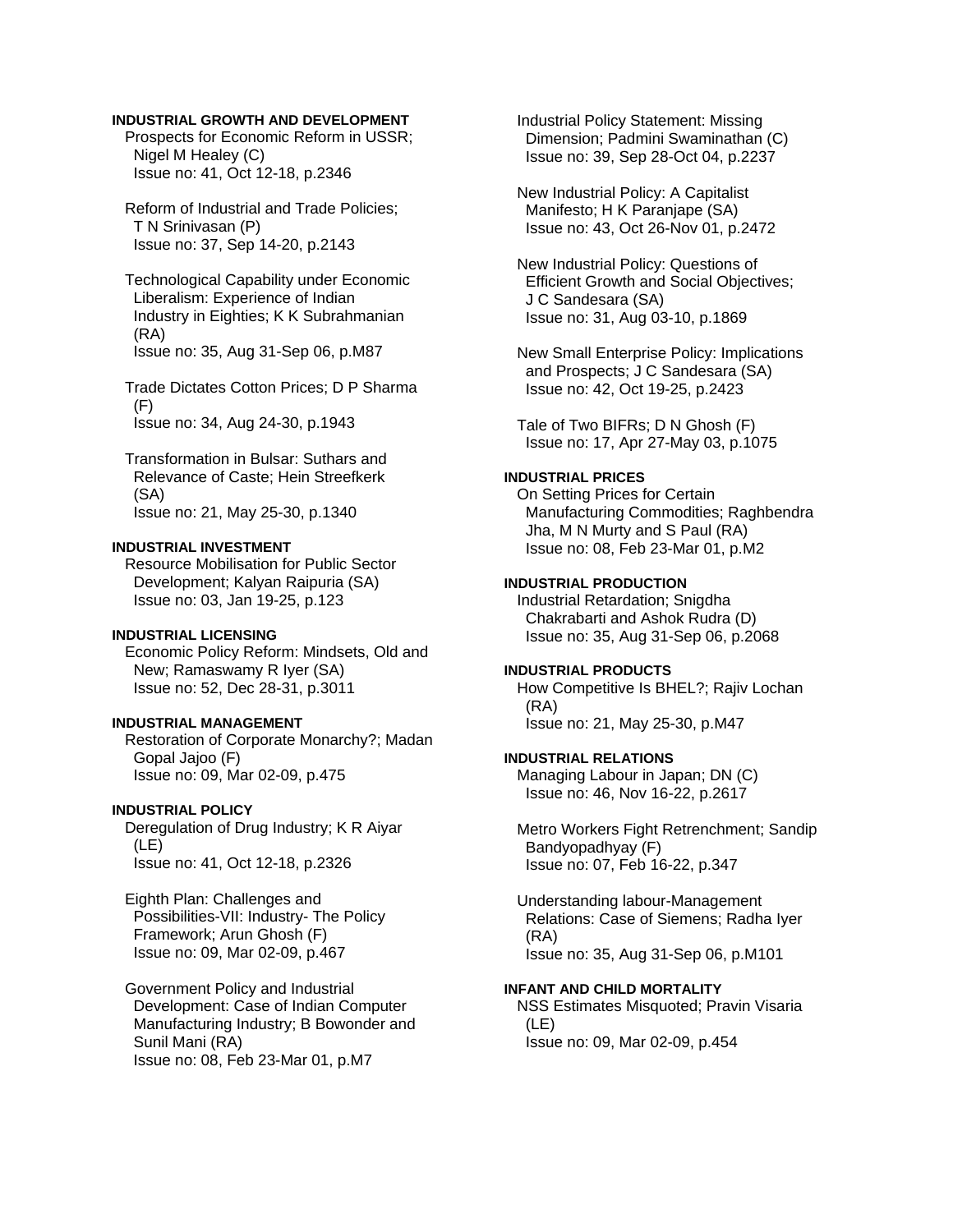**INDUSTRIAL GROWTH AND DEVELOPMENT**

Prospects for Economic Reform in USSR; Nigel M Healey (C)
Issue no: 41, Oct 12-18, p.2346

Reform of Industrial and Trade Policies; T N Srinivasan (P)
Issue no: 37, Sep 14-20, p.2143

Technological Capability under Economic Liberalism: Experience of Indian Industry in Eighties; K K Subrahmanian (RA)
Issue no: 35, Aug 31-Sep 06, p.M87

Trade Dictates Cotton Prices; D P Sharma (F)
Issue no: 34, Aug 24-30, p.1943

Transformation in Bulsar: Suthars and Relevance of Caste; Hein Streefkerk (SA)
Issue no: 21, May 25-30, p.1340

**INDUSTRIAL INVESTMENT**

Resource Mobilisation for Public Sector Development; Kalyan Raipuria (SA)
Issue no: 03, Jan 19-25, p.123

**INDUSTRIAL LICENSING**

Economic Policy Reform: Mindsets, Old and New; Ramaswamy R Iyer (SA)
Issue no: 52, Dec 28-31, p.3011

**INDUSTRIAL MANAGEMENT**

Restoration of Corporate Monarchy?; Madan Gopal Jajoo (F)
Issue no: 09, Mar 02-09, p.475

**INDUSTRIAL POLICY**

Deregulation of Drug Industry; K R Aiyar (LE)
Issue no: 41, Oct 12-18, p.2326

Eighth Plan: Challenges and Possibilities-VII: Industry- The Policy Framework; Arun Ghosh (F)
Issue no: 09, Mar 02-09, p.467

Government Policy and Industrial Development: Case of Indian Computer Manufacturing Industry; B Bowonder and Sunil Mani (RA)
Issue no: 08, Feb 23-Mar 01, p.M7

Industrial Policy Statement: Missing Dimension; Padmini Swaminathan (C)
Issue no: 39, Sep 28-Oct 04, p.2237

New Industrial Policy: A Capitalist Manifesto; H K Paranjape (SA)
Issue no: 43, Oct 26-Nov 01, p.2472

New Industrial Policy: Questions of Efficient Growth and Social Objectives; J C Sandesara (SA)
Issue no: 31, Aug 03-10, p.1869

New Small Enterprise Policy: Implications and Prospects; J C Sandesara (SA)
Issue no: 42, Oct 19-25, p.2423

Tale of Two BIFRs; D N Ghosh (F)
Issue no: 17, Apr 27-May 03, p.1075

**INDUSTRIAL PRICES**

On Setting Prices for Certain Manufacturing Commodities; Raghbendra Jha, M N Murty and S Paul (RA)
Issue no: 08, Feb 23-Mar 01, p.M2

**INDUSTRIAL PRODUCTION**

Industrial Retardation; Snigdha Chakrabarti and Ashok Rudra (D)
Issue no: 35, Aug 31-Sep 06, p.2068

**INDUSTRIAL PRODUCTS**

How Competitive Is BHEL?; Rajiv Lochan (RA)
Issue no: 21, May 25-30, p.M47

**INDUSTRIAL RELATIONS**

Managing Labour in Japan; DN (C)
Issue no: 46, Nov 16-22, p.2617

Metro Workers Fight Retrenchment; Sandip Bandyopadhyay (F)
Issue no: 07, Feb 16-22, p.347

Understanding labour-Management Relations: Case of Siemens; Radha Iyer (RA)
Issue no: 35, Aug 31-Sep 06, p.M101

**INFANT AND CHILD MORTALITY**

NSS Estimates Misquoted; Pravin Visaria (LE)
Issue no: 09, Mar 02-09, p.454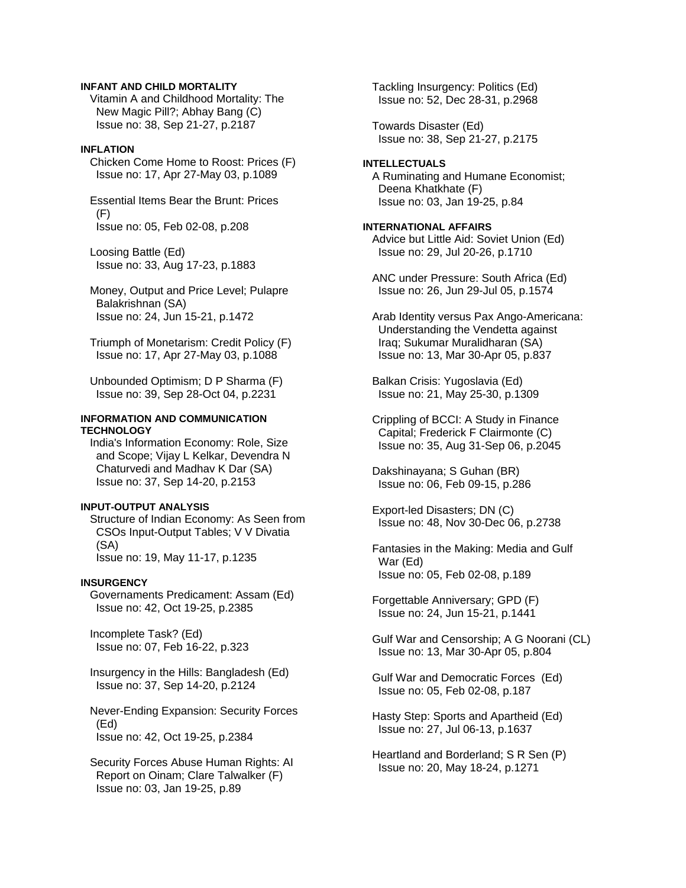**INFANT AND CHILD MORTALITY**

Vitamin A and Childhood Mortality: The New Magic Pill?; Abhay Bang (C)
Issue no: 38, Sep 21-27, p.2187

**INFLATION**

Chicken Come Home to Roost: Prices (F)
Issue no: 17, Apr 27-May 03, p.1089

Essential Items Bear the Brunt: Prices (F)
Issue no: 05, Feb 02-08, p.208

Loosing Battle (Ed)
Issue no: 33, Aug 17-23, p.1883

Money, Output and Price Level; Pulapre Balakrishnan (SA)
Issue no: 24, Jun 15-21, p.1472

Triumph of Monetarism: Credit Policy (F)
Issue no: 17, Apr 27-May 03, p.1088

Unbounded Optimism; D P Sharma (F)
Issue no: 39, Sep 28-Oct 04, p.2231

**INFORMATION AND COMMUNICATION TECHNOLOGY**

India's Information Economy: Role, Size and Scope; Vijay L Kelkar, Devendra N Chaturvedi and Madhav K Dar (SA)
Issue no: 37, Sep 14-20, p.2153

**INPUT-OUTPUT ANALYSIS**

Structure of Indian Economy: As Seen from CSOs Input-Output Tables; V V Divatia (SA)
Issue no: 19, May 11-17, p.1235

**INSURGENCY**

Governaments Predicament: Assam (Ed)
Issue no: 42, Oct 19-25, p.2385

Incomplete Task? (Ed)
Issue no: 07, Feb 16-22, p.323

Insurgency in the Hills: Bangladesh (Ed)
Issue no: 37, Sep 14-20, p.2124

Never-Ending Expansion: Security Forces (Ed)
Issue no: 42, Oct 19-25, p.2384

Security Forces Abuse Human Rights: AI Report on Oinam; Clare Talwalker (F)
Issue no: 03, Jan 19-25, p.89

Tackling Insurgency: Politics (Ed)
Issue no: 52, Dec 28-31, p.2968

Towards Disaster (Ed)
Issue no: 38, Sep 21-27, p.2175

**INTELLECTUALS**

A Ruminating and Humane Economist; Deena Khatkhate (F)
Issue no: 03, Jan 19-25, p.84

**INTERNATIONAL AFFAIRS**

Advice but Little Aid: Soviet Union (Ed)
Issue no: 29, Jul 20-26, p.1710

ANC under Pressure: South Africa (Ed)
Issue no: 26, Jun 29-Jul 05, p.1574

Arab Identity versus Pax Ango-Americana: Understanding the Vendetta against Iraq; Sukumar Muralidharan (SA)
Issue no: 13, Mar 30-Apr 05, p.837

Balkan Crisis: Yugoslavia (Ed)
Issue no: 21, May 25-30, p.1309

Crippling of BCCI: A Study in Finance Capital; Frederick F Clairmonte (C)
Issue no: 35, Aug 31-Sep 06, p.2045

Dakshinayana; S Guhan (BR)
Issue no: 06, Feb 09-15, p.286

Export-led Disasters; DN (C)
Issue no: 48, Nov 30-Dec 06, p.2738

Fantasies in the Making: Media and Gulf War (Ed)
Issue no: 05, Feb 02-08, p.189

Forgettable Anniversary; GPD (F)
Issue no: 24, Jun 15-21, p.1441

Gulf War and Censorship; A G Noorani (CL)
Issue no: 13, Mar 30-Apr 05, p.804

Gulf War and Democratic Forces (Ed)
Issue no: 05, Feb 02-08, p.187

Hasty Step: Sports and Apartheid (Ed)
Issue no: 27, Jul 06-13, p.1637

Heartland and Borderland; S R Sen (P)
Issue no: 20, May 18-24, p.1271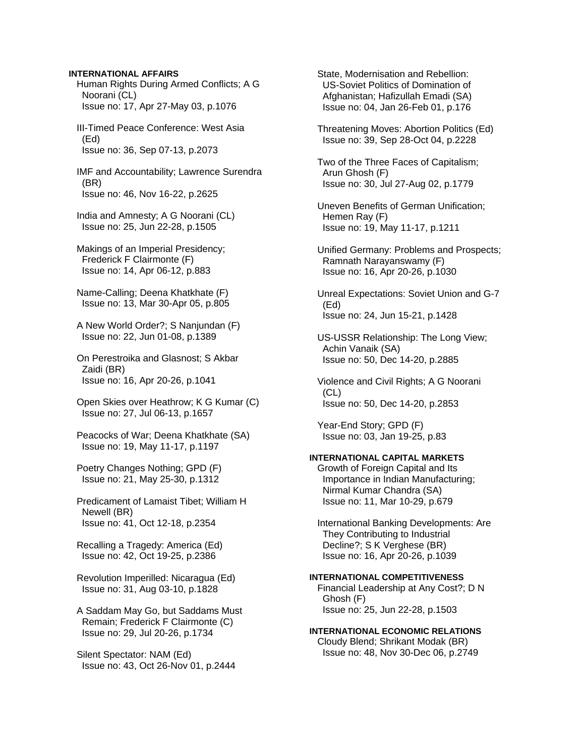**INTERNATIONAL AFFAIRS**

Human Rights During Armed Conflicts; A G Noorani (CL)
Issue no: 17, Apr 27-May 03, p.1076

Ill-Timed Peace Conference: West Asia (Ed)
Issue no: 36, Sep 07-13, p.2073

IMF and Accountability; Lawrence Surendra (BR)
Issue no: 46, Nov 16-22, p.2625

India and Amnesty; A G Noorani (CL)
Issue no: 25, Jun 22-28, p.1505

Makings of an Imperial Presidency; Frederick F Clairmonte (F)
Issue no: 14, Apr 06-12, p.883

Name-Calling; Deena Khatkhate (F)
Issue no: 13, Mar 30-Apr 05, p.805

A New World Order?; S Nanjundan (F)
Issue no: 22, Jun 01-08, p.1389

On Perestroika and Glasnost; S Akbar Zaidi (BR)
Issue no: 16, Apr 20-26, p.1041

Open Skies over Heathrow; K G Kumar (C)
Issue no: 27, Jul 06-13, p.1657

Peacocks of War; Deena Khatkhate (SA)
Issue no: 19, May 11-17, p.1197

Poetry Changes Nothing; GPD (F)
Issue no: 21, May 25-30, p.1312

Predicament of Lamaist Tibet; William H Newell (BR)
Issue no: 41, Oct 12-18, p.2354

Recalling a Tragedy: America (Ed)
Issue no: 42, Oct 19-25, p.2386

Revolution Imperilled: Nicaragua (Ed)
Issue no: 31, Aug 03-10, p.1828

A Saddam May Go, but Saddams Must Remain; Frederick F Clairmonte (C)
Issue no: 29, Jul 20-26, p.1734

Silent Spectator: NAM (Ed)
Issue no: 43, Oct 26-Nov 01, p.2444

State, Modernisation and Rebellion: US-Soviet Politics of Domination of Afghanistan; Hafizullah Emadi (SA)
Issue no: 04, Jan 26-Feb 01, p.176

Threatening Moves: Abortion Politics (Ed)
Issue no: 39, Sep 28-Oct 04, p.2228

Two of the Three Faces of Capitalism; Arun Ghosh (F)
Issue no: 30, Jul 27-Aug 02, p.1779

Uneven Benefits of German Unification; Hemen Ray (F)
Issue no: 19, May 11-17, p.1211

Unified Germany: Problems and Prospects; Ramnath Narayanswamy (F)
Issue no: 16, Apr 20-26, p.1030

Unreal Expectations: Soviet Union and G-7 (Ed)
Issue no: 24, Jun 15-21, p.1428

US-USSR Relationship: The Long View; Achin Vanaik (SA)
Issue no: 50, Dec 14-20, p.2885

Violence and Civil Rights; A G Noorani (CL)
Issue no: 50, Dec 14-20, p.2853

Year-End Story; GPD (F)
Issue no: 03, Jan 19-25, p.83

**INTERNATIONAL CAPITAL MARKETS**

Growth of Foreign Capital and Its Importance in Indian Manufacturing; Nirmal Kumar Chandra (SA)
Issue no: 11, Mar 10-29, p.679

International Banking Developments: Are They Contributing to Industrial Decline?; S K Verghese (BR)
Issue no: 16, Apr 20-26, p.1039

**INTERNATIONAL COMPETITIVENESS**

Financial Leadership at Any Cost?; D N Ghosh (F)
Issue no: 25, Jun 22-28, p.1503

**INTERNATIONAL ECONOMIC RELATIONS**

Cloudy Blend; Shrikant Modak (BR)
Issue no: 48, Nov 30-Dec 06, p.2749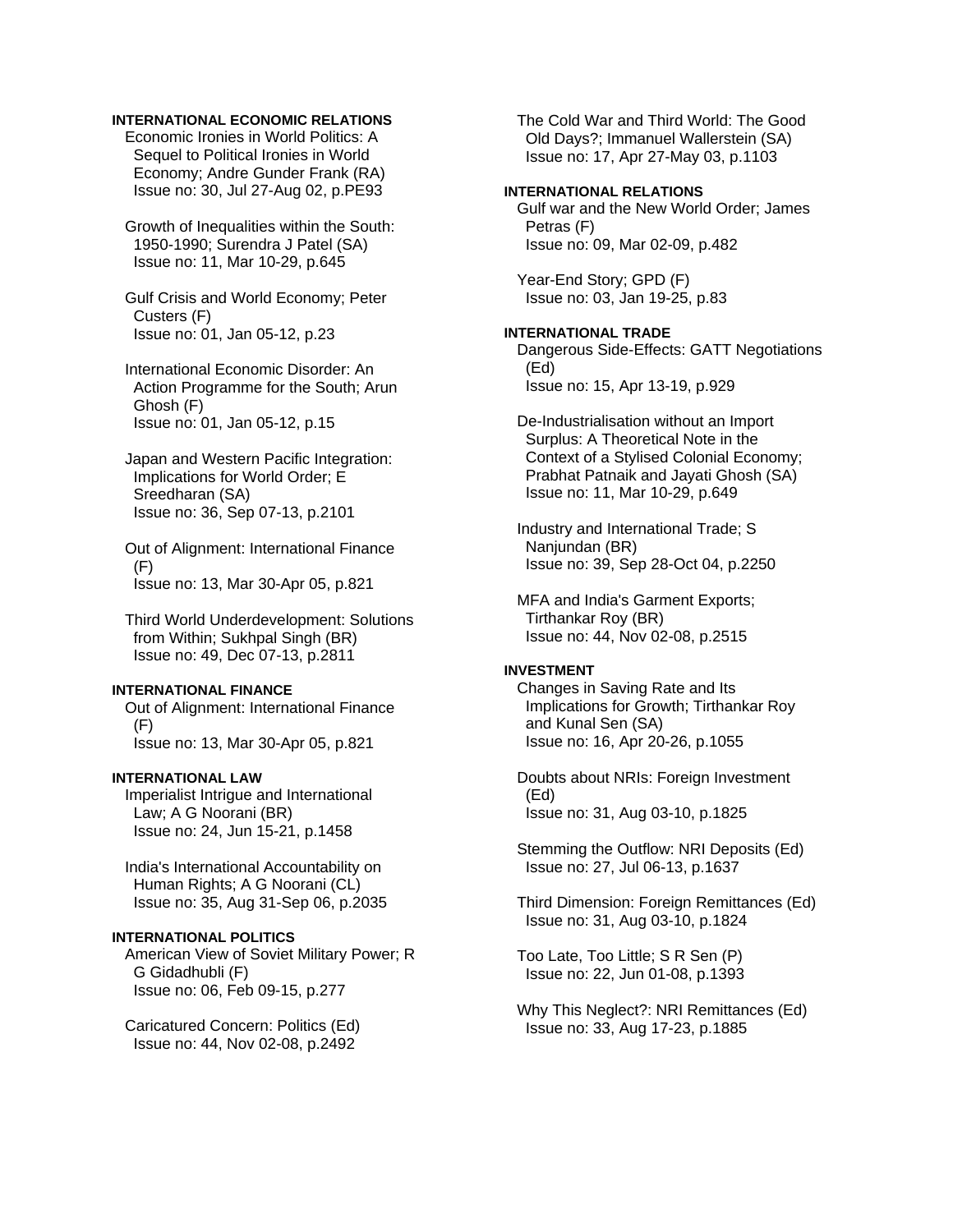**INTERNATIONAL ECONOMIC RELATIONS**

Economic Ironies in World Politics: A Sequel to Political Ironies in World Economy; Andre Gunder Frank (RA)
Issue no: 30, Jul 27-Aug 02, p.PE93

Growth of Inequalities within the South: 1950-1990; Surendra J Patel (SA)
Issue no: 11, Mar 10-29, p.645

Gulf Crisis and World Economy; Peter Custers (F)
Issue no: 01, Jan 05-12, p.23

International Economic Disorder: An Action Programme for the South; Arun Ghosh (F)
Issue no: 01, Jan 05-12, p.15

Japan and Western Pacific Integration: Implications for World Order; E Sreedharan (SA)
Issue no: 36, Sep 07-13, p.2101

Out of Alignment: International Finance (F)
Issue no: 13, Mar 30-Apr 05, p.821

Third World Underdevelopment: Solutions from Within; Sukhpal Singh (BR)
Issue no: 49, Dec 07-13, p.2811

**INTERNATIONAL FINANCE**

Out of Alignment: International Finance (F)
Issue no: 13, Mar 30-Apr 05, p.821

**INTERNATIONAL LAW**

Imperialist Intrigue and International Law; A G Noorani (BR)
Issue no: 24, Jun 15-21, p.1458

India's International Accountability on Human Rights; A G Noorani (CL)
Issue no: 35, Aug 31-Sep 06, p.2035

**INTERNATIONAL POLITICS**

American View of Soviet Military Power; R G Gidadhubli (F)
Issue no: 06, Feb 09-15, p.277

Caricatured Concern: Politics (Ed)
Issue no: 44, Nov 02-08, p.2492

The Cold War and Third World: The Good Old Days?; Immanuel Wallerstein (SA)
Issue no: 17, Apr 27-May 03, p.1103

**INTERNATIONAL RELATIONS**

Gulf war and the New World Order; James Petras (F)
Issue no: 09, Mar 02-09, p.482

Year-End Story; GPD (F)
Issue no: 03, Jan 19-25, p.83

**INTERNATIONAL TRADE**

Dangerous Side-Effects: GATT Negotiations (Ed)
Issue no: 15, Apr 13-19, p.929

De-Industrialisation without an Import Surplus: A Theoretical Note in the Context of a Stylised Colonial Economy; Prabhat Patnaik and Jayati Ghosh (SA)
Issue no: 11, Mar 10-29, p.649

Industry and International Trade; S Nanjundan (BR)
Issue no: 39, Sep 28-Oct 04, p.2250

MFA and India's Garment Exports; Tirthankar Roy (BR)
Issue no: 44, Nov 02-08, p.2515

**INVESTMENT**

Changes in Saving Rate and Its Implications for Growth; Tirthankar Roy and Kunal Sen (SA)
Issue no: 16, Apr 20-26, p.1055

Doubts about NRIs: Foreign Investment (Ed)
Issue no: 31, Aug 03-10, p.1825

Stemming the Outflow: NRI Deposits (Ed)
Issue no: 27, Jul 06-13, p.1637

Third Dimension: Foreign Remittances (Ed)
Issue no: 31, Aug 03-10, p.1824

Too Late, Too Little; S R Sen (P)
Issue no: 22, Jun 01-08, p.1393

Why This Neglect?: NRI Remittances (Ed)
Issue no: 33, Aug 17-23, p.1885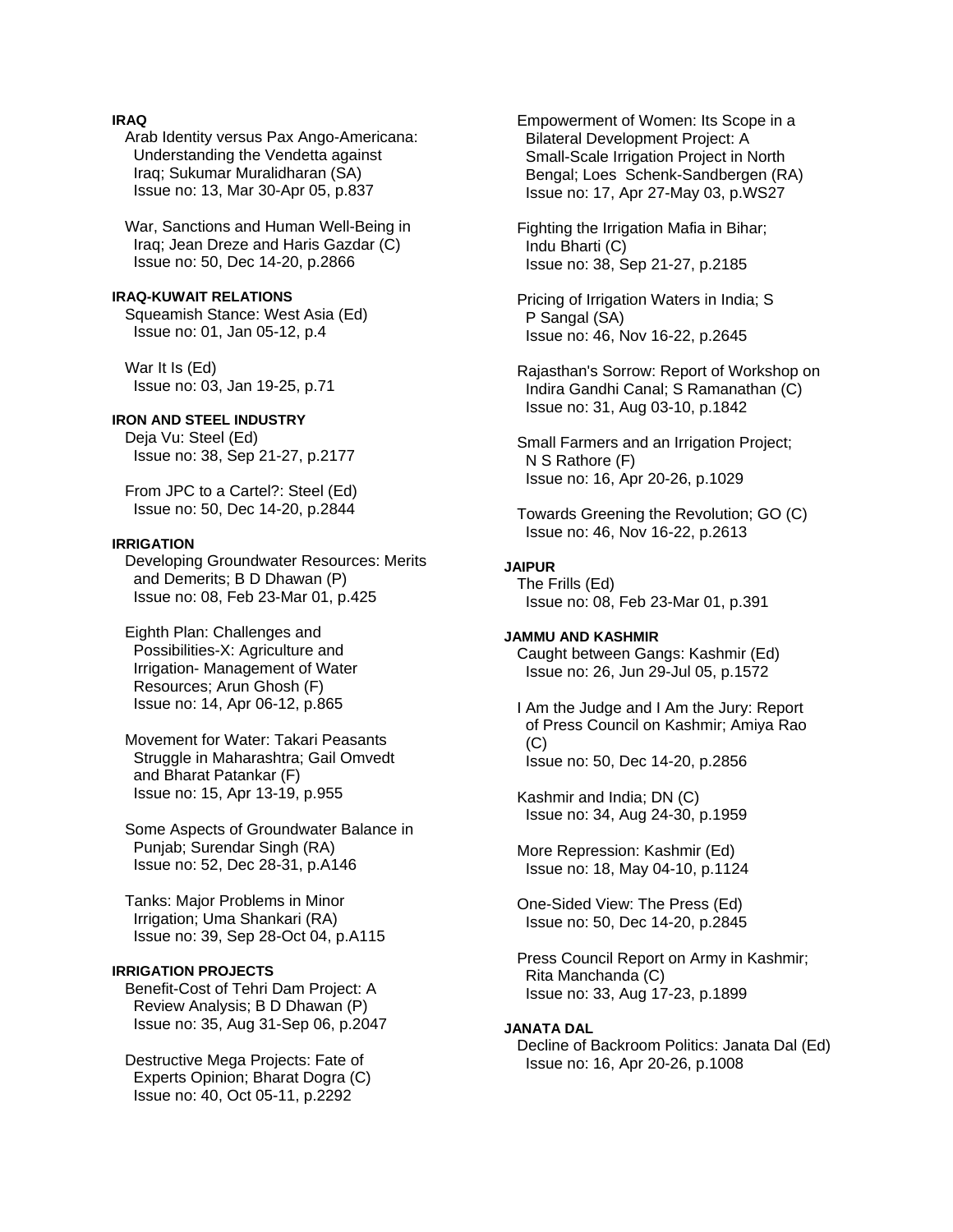**IRAQ**

Arab Identity versus Pax Ango-Americana: Understanding the Vendetta against Iraq; Sukumar Muralidharan (SA)
Issue no: 13, Mar 30-Apr 05, p.837

War, Sanctions and Human Well-Being in Iraq; Jean Dreze and Haris Gazdar (C)
Issue no: 50, Dec 14-20, p.2866

**IRAQ-KUWAIT RELATIONS**

Squeamish Stance: West Asia (Ed)
Issue no: 01, Jan 05-12, p.4

War It Is (Ed)
Issue no: 03, Jan 19-25, p.71

**IRON AND STEEL INDUSTRY**

Deja Vu: Steel (Ed)
Issue no: 38, Sep 21-27, p.2177

From JPC to a Cartel?: Steel (Ed)
Issue no: 50, Dec 14-20, p.2844

**IRRIGATION**

Developing Groundwater Resources: Merits and Demerits; B D Dhawan (P)
Issue no: 08, Feb 23-Mar 01, p.425

Eighth Plan: Challenges and Possibilities-X: Agriculture and Irrigation- Management of Water Resources; Arun Ghosh (F)
Issue no: 14, Apr 06-12, p.865

Movement for Water: Takari Peasants Struggle in Maharashtra; Gail Omvedt and Bharat Patankar (F)
Issue no: 15, Apr 13-19, p.955

Some Aspects of Groundwater Balance in Punjab; Surendar Singh (RA)
Issue no: 52, Dec 28-31, p.A146

Tanks: Major Problems in Minor Irrigation; Uma Shankari (RA)
Issue no: 39, Sep 28-Oct 04, p.A115

**IRRIGATION PROJECTS**

Benefit-Cost of Tehri Dam Project: A Review Analysis; B D Dhawan (P)
Issue no: 35, Aug 31-Sep 06, p.2047

Destructive Mega Projects: Fate of Experts Opinion; Bharat Dogra (C)
Issue no: 40, Oct 05-11, p.2292

Empowerment of Women: Its Scope in a Bilateral Development Project: A Small-Scale Irrigation Project in North Bengal; Loes Schenk-Sandbergen (RA)
Issue no: 17, Apr 27-May 03, p.WS27

Fighting the Irrigation Mafia in Bihar; Indu Bharti (C)
Issue no: 38, Sep 21-27, p.2185

Pricing of Irrigation Waters in India; S P Sangal (SA)
Issue no: 46, Nov 16-22, p.2645

Rajasthan's Sorrow: Report of Workshop on Indira Gandhi Canal; S Ramanathan (C)
Issue no: 31, Aug 03-10, p.1842

Small Farmers and an Irrigation Project; N S Rathore (F)
Issue no: 16, Apr 20-26, p.1029

Towards Greening the Revolution; GO (C)
Issue no: 46, Nov 16-22, p.2613

**JAIPUR**

The Frills (Ed)
Issue no: 08, Feb 23-Mar 01, p.391

**JAMMU AND KASHMIR**

Caught between Gangs: Kashmir (Ed)
Issue no: 26, Jun 29-Jul 05, p.1572

I Am the Judge and I Am the Jury: Report of Press Council on Kashmir; Amiya Rao (C)
Issue no: 50, Dec 14-20, p.2856

Kashmir and India; DN (C)
Issue no: 34, Aug 24-30, p.1959

More Repression: Kashmir (Ed)
Issue no: 18, May 04-10, p.1124

One-Sided View: The Press (Ed)
Issue no: 50, Dec 14-20, p.2845

Press Council Report on Army in Kashmir; Rita Manchanda (C)
Issue no: 33, Aug 17-23, p.1899

**JANATA DAL**

Decline of Backroom Politics: Janata Dal (Ed)
Issue no: 16, Apr 20-26, p.1008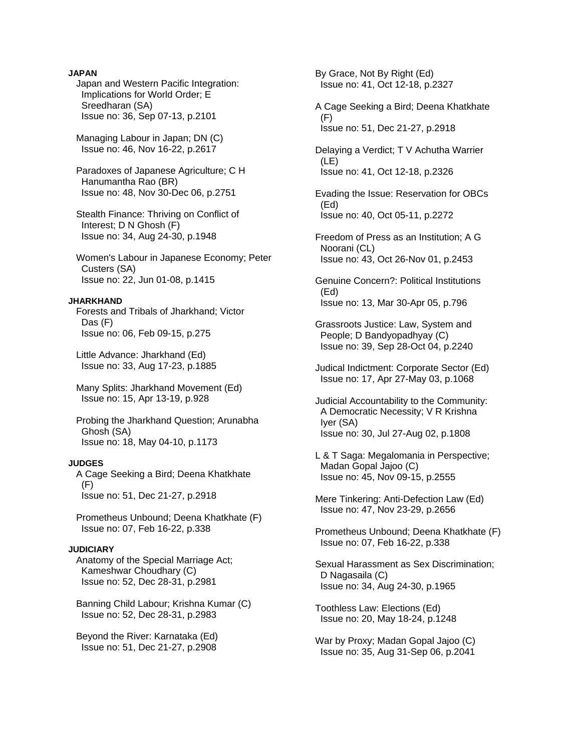**JAPAN**

Japan and Western Pacific Integration: Implications for World Order; E Sreedharan (SA)
Issue no: 36, Sep 07-13, p.2101

Managing Labour in Japan; DN (C)
Issue no: 46, Nov 16-22, p.2617

Paradoxes of Japanese Agriculture; C H Hanumantha Rao (BR)
Issue no: 48, Nov 30-Dec 06, p.2751

Stealth Finance: Thriving on Conflict of Interest; D N Ghosh (F)
Issue no: 34, Aug 24-30, p.1948

Women's Labour in Japanese Economy; Peter Custers (SA)
Issue no: 22, Jun 01-08, p.1415

**JHARKHAND**

Forests and Tribals of Jharkhand; Victor Das (F)
Issue no: 06, Feb 09-15, p.275

Little Advance: Jharkhand (Ed)
Issue no: 33, Aug 17-23, p.1885

Many Splits: Jharkhand Movement (Ed)
Issue no: 15, Apr 13-19, p.928

Probing the Jharkhand Question; Arunabha Ghosh (SA)
Issue no: 18, May 04-10, p.1173

**JUDGES**

A Cage Seeking a Bird; Deena Khatkhate (F)
Issue no: 51, Dec 21-27, p.2918

Prometheus Unbound; Deena Khatkhate (F)
Issue no: 07, Feb 16-22, p.338

**JUDICIARY**

Anatomy of the Special Marriage Act; Kameshwar Choudhary (C)
Issue no: 52, Dec 28-31, p.2981

Banning Child Labour; Krishna Kumar (C)
Issue no: 52, Dec 28-31, p.2983

Beyond the River: Karnataka (Ed)
Issue no: 51, Dec 21-27, p.2908

By Grace, Not By Right (Ed)
Issue no: 41, Oct 12-18, p.2327

A Cage Seeking a Bird; Deena Khatkhate (F)
Issue no: 51, Dec 21-27, p.2918

Delaying a Verdict; T V Achutha Warrier (LE)
Issue no: 41, Oct 12-18, p.2326

Evading the Issue: Reservation for OBCs (Ed)
Issue no: 40, Oct 05-11, p.2272

Freedom of Press as an Institution; A G Noorani (CL)
Issue no: 43, Oct 26-Nov 01, p.2453

Genuine Concern?: Political Institutions (Ed)
Issue no: 13, Mar 30-Apr 05, p.796

Grassroots Justice: Law, System and People; D Bandyopadhyay (C)
Issue no: 39, Sep 28-Oct 04, p.2240

Judical Indictment: Corporate Sector (Ed)
Issue no: 17, Apr 27-May 03, p.1068

Judicial Accountability to the Community: A Democratic Necessity; V R Krishna Iyer (SA)
Issue no: 30, Jul 27-Aug 02, p.1808

L & T Saga: Megalomania in Perspective; Madan Gopal Jajoo (C)
Issue no: 45, Nov 09-15, p.2555

Mere Tinkering: Anti-Defection Law (Ed)
Issue no: 47, Nov 23-29, p.2656

Prometheus Unbound; Deena Khatkhate (F)
Issue no: 07, Feb 16-22, p.338

Sexual Harassment as Sex Discrimination; D Nagasaila (C)
Issue no: 34, Aug 24-30, p.1965

Toothless Law: Elections (Ed)
Issue no: 20, May 18-24, p.1248

War by Proxy; Madan Gopal Jajoo (C)
Issue no: 35, Aug 31-Sep 06, p.2041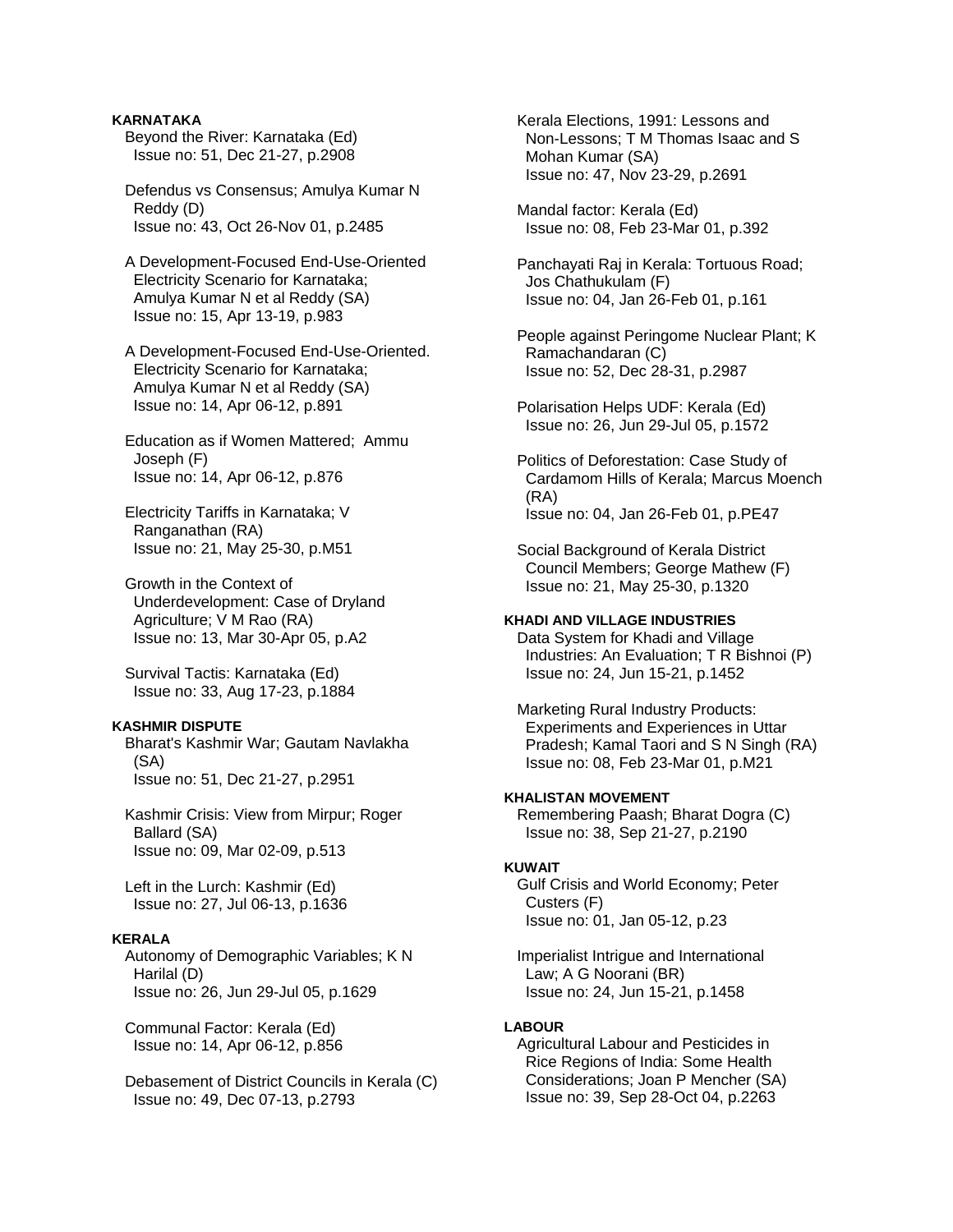**KARNATAKA**

Beyond the River: Karnataka (Ed)
Issue no: 51, Dec 21-27, p.2908

Defendus vs Consensus; Amulya Kumar N Reddy (D)
Issue no: 43, Oct 26-Nov 01, p.2485

A Development-Focused End-Use-Oriented Electricity Scenario for Karnataka; Amulya Kumar N et al Reddy (SA)
Issue no: 15, Apr 13-19, p.983

A Development-Focused End-Use-Oriented. Electricity Scenario for Karnataka; Amulya Kumar N et al Reddy (SA)
Issue no: 14, Apr 06-12, p.891

Education as if Women Mattered; Ammu Joseph (F)
Issue no: 14, Apr 06-12, p.876

Electricity Tariffs in Karnataka; V Ranganathan (RA)
Issue no: 21, May 25-30, p.M51

Growth in the Context of Underdevelopment: Case of Dryland Agriculture; V M Rao (RA)
Issue no: 13, Mar 30-Apr 05, p.A2

Survival Tactis: Karnataka (Ed)
Issue no: 33, Aug 17-23, p.1884

**KASHMIR DISPUTE**

Bharat's Kashmir War; Gautam Navlakha (SA)
Issue no: 51, Dec 21-27, p.2951

Kashmir Crisis: View from Mirpur; Roger Ballard (SA)
Issue no: 09, Mar 02-09, p.513

Left in the Lurch: Kashmir (Ed)
Issue no: 27, Jul 06-13, p.1636

**KERALA**

Autonomy of Demographic Variables; K N Harilal (D)
Issue no: 26, Jun 29-Jul 05, p.1629

Communal Factor: Kerala (Ed)
Issue no: 14, Apr 06-12, p.856

Debasement of District Councils in Kerala (C)
Issue no: 49, Dec 07-13, p.2793

Kerala Elections, 1991: Lessons and Non-Lessons; T M Thomas Isaac and S Mohan Kumar (SA)
Issue no: 47, Nov 23-29, p.2691

Mandal factor: Kerala (Ed)
Issue no: 08, Feb 23-Mar 01, p.392

Panchayati Raj in Kerala: Tortuous Road; Jos Chathukulam (F)
Issue no: 04, Jan 26-Feb 01, p.161

People against Peringome Nuclear Plant; K Ramachandaran (C)
Issue no: 52, Dec 28-31, p.2987

Polarisation Helps UDF: Kerala (Ed)
Issue no: 26, Jun 29-Jul 05, p.1572

Politics of Deforestation: Case Study of Cardamom Hills of Kerala; Marcus Moench (RA)
Issue no: 04, Jan 26-Feb 01, p.PE47

Social Background of Kerala District Council Members; George Mathew (F)
Issue no: 21, May 25-30, p.1320

**KHADI AND VILLAGE INDUSTRIES**

Data System for Khadi and Village Industries: An Evaluation; T R Bishnoi (P)
Issue no: 24, Jun 15-21, p.1452

Marketing Rural Industry Products: Experiments and Experiences in Uttar Pradesh; Kamal Taori and S N Singh (RA)
Issue no: 08, Feb 23-Mar 01, p.M21

**KHALISTAN MOVEMENT**

Remembering Paash; Bharat Dogra (C)
Issue no: 38, Sep 21-27, p.2190

**KUWAIT**

Gulf Crisis and World Economy; Peter Custers (F)
Issue no: 01, Jan 05-12, p.23

Imperialist Intrigue and International Law; A G Noorani (BR)
Issue no: 24, Jun 15-21, p.1458

**LABOUR**

Agricultural Labour and Pesticides in Rice Regions of India: Some Health Considerations; Joan P Mencher (SA)
Issue no: 39, Sep 28-Oct 04, p.2263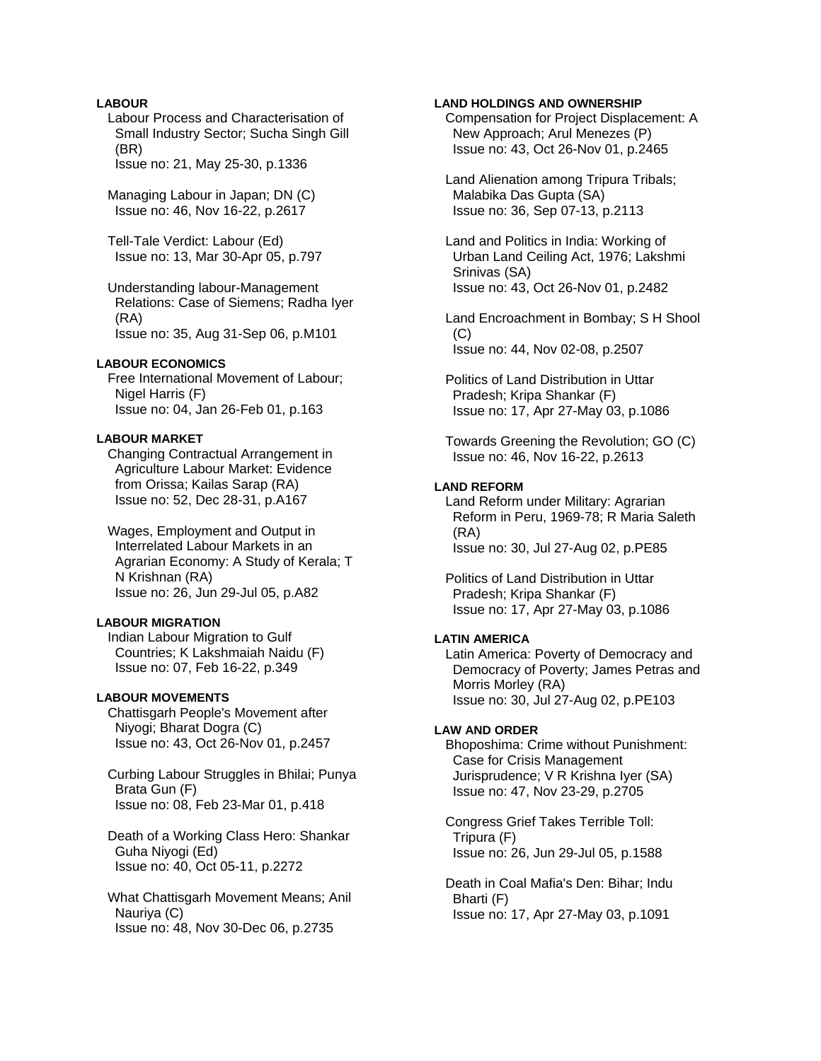**LABOUR**

Labour Process and Characterisation of Small Industry Sector; Sucha Singh Gill (BR)
Issue no: 21, May 25-30, p.1336

Managing Labour in Japan; DN (C)
Issue no: 46, Nov 16-22, p.2617

Tell-Tale Verdict: Labour (Ed)
Issue no: 13, Mar 30-Apr 05, p.797

Understanding labour-Management Relations: Case of Siemens; Radha Iyer (RA)
Issue no: 35, Aug 31-Sep 06, p.M101

**LABOUR ECONOMICS**

Free International Movement of Labour; Nigel Harris (F)
Issue no: 04, Jan 26-Feb 01, p.163

**LABOUR MARKET**

Changing Contractual Arrangement in Agriculture Labour Market: Evidence from Orissa; Kailas Sarap (RA)
Issue no: 52, Dec 28-31, p.A167

Wages, Employment and Output in Interrelated Labour Markets in an Agrarian Economy: A Study of Kerala; T N Krishnan (RA)
Issue no: 26, Jun 29-Jul 05, p.A82

**LABOUR MIGRATION**

Indian Labour Migration to Gulf Countries; K Lakshmaiah Naidu (F)
Issue no: 07, Feb 16-22, p.349

**LABOUR MOVEMENTS**

Chattisgarh People's Movement after Niyogi; Bharat Dogra (C)
Issue no: 43, Oct 26-Nov 01, p.2457

Curbing Labour Struggles in Bhilai; Punya Brata Gun (F)
Issue no: 08, Feb 23-Mar 01, p.418

Death of a Working Class Hero: Shankar Guha Niyogi (Ed)
Issue no: 40, Oct 05-11, p.2272

What Chattisgarh Movement Means; Anil Nauriya (C)
Issue no: 48, Nov 30-Dec 06, p.2735

**LAND HOLDINGS AND OWNERSHIP**

Compensation for Project Displacement: A New Approach; Arul Menezes (P)
Issue no: 43, Oct 26-Nov 01, p.2465

Land Alienation among Tripura Tribals; Malabika Das Gupta (SA)
Issue no: 36, Sep 07-13, p.2113

Land and Politics in India: Working of Urban Land Ceiling Act, 1976; Lakshmi Srinivas (SA)
Issue no: 43, Oct 26-Nov 01, p.2482

Land Encroachment in Bombay; S H Shool (C)
Issue no: 44, Nov 02-08, p.2507

Politics of Land Distribution in Uttar Pradesh; Kripa Shankar (F)
Issue no: 17, Apr 27-May 03, p.1086

Towards Greening the Revolution; GO (C)
Issue no: 46, Nov 16-22, p.2613

**LAND REFORM**

Land Reform under Military: Agrarian Reform in Peru, 1969-78; R Maria Saleth (RA)
Issue no: 30, Jul 27-Aug 02, p.PE85

Politics of Land Distribution in Uttar Pradesh; Kripa Shankar (F)
Issue no: 17, Apr 27-May 03, p.1086

**LATIN AMERICA**

Latin America: Poverty of Democracy and Democracy of Poverty; James Petras and Morris Morley (RA)
Issue no: 30, Jul 27-Aug 02, p.PE103

**LAW AND ORDER**

Bhoposhima: Crime without Punishment: Case for Crisis Management Jurisprudence; V R Krishna Iyer (SA)
Issue no: 47, Nov 23-29, p.2705

Congress Grief Takes Terrible Toll: Tripura (F)
Issue no: 26, Jun 29-Jul 05, p.1588

Death in Coal Mafia's Den: Bihar; Indu Bharti (F)
Issue no: 17, Apr 27-May 03, p.1091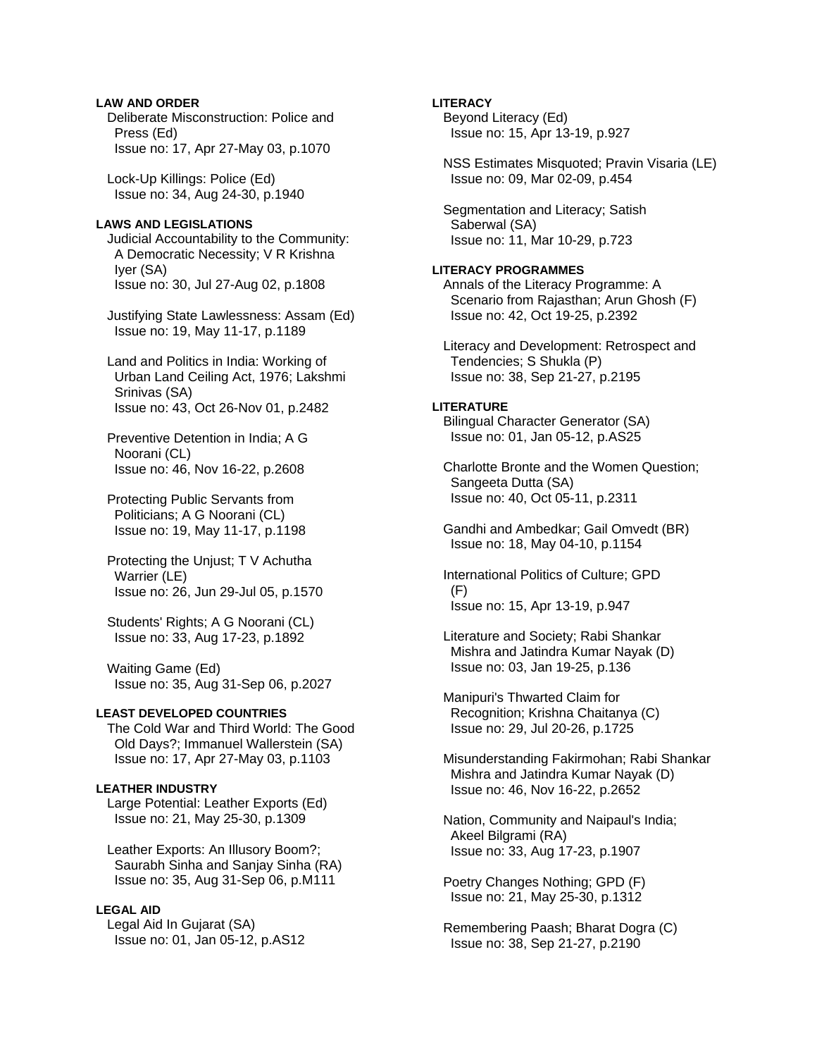**LAW AND ORDER**

Deliberate Misconstruction: Police and Press (Ed)
Issue no: 17, Apr 27-May 03, p.1070

Lock-Up Killings: Police (Ed)
Issue no: 34, Aug 24-30, p.1940

**LAWS AND LEGISLATIONS**

Judicial Accountability to the Community: A Democratic Necessity; V R Krishna Iyer (SA)
Issue no: 30, Jul 27-Aug 02, p.1808

Justifying State Lawlessness: Assam (Ed)
Issue no: 19, May 11-17, p.1189

Land and Politics in India: Working of Urban Land Ceiling Act, 1976; Lakshmi Srinivas (SA)
Issue no: 43, Oct 26-Nov 01, p.2482

Preventive Detention in India; A G Noorani (CL)
Issue no: 46, Nov 16-22, p.2608

Protecting Public Servants from Politicians; A G Noorani (CL)
Issue no: 19, May 11-17, p.1198

Protecting the Unjust; T V Achutha Warrier (LE)
Issue no: 26, Jun 29-Jul 05, p.1570

Students' Rights; A G Noorani (CL)
Issue no: 33, Aug 17-23, p.1892

Waiting Game (Ed)
Issue no: 35, Aug 31-Sep 06, p.2027

**LEAST DEVELOPED COUNTRIES**

The Cold War and Third World: The Good Old Days?; Immanuel Wallerstein (SA)
Issue no: 17, Apr 27-May 03, p.1103

**LEATHER INDUSTRY**

Large Potential: Leather Exports (Ed)
Issue no: 21, May 25-30, p.1309

Leather Exports: An Illusory Boom?; Saurabh Sinha and Sanjay Sinha (RA)
Issue no: 35, Aug 31-Sep 06, p.M111

**LEGAL AID**

Legal Aid In Gujarat (SA)
Issue no: 01, Jan 05-12, p.AS12

**LITERACY**

Beyond Literacy (Ed)
Issue no: 15, Apr 13-19, p.927

NSS Estimates Misquoted; Pravin Visaria (LE)
Issue no: 09, Mar 02-09, p.454

Segmentation and Literacy; Satish Saberwal (SA)
Issue no: 11, Mar 10-29, p.723

**LITERACY PROGRAMMES**

Annals of the Literacy Programme: A Scenario from Rajasthan; Arun Ghosh (F)
Issue no: 42, Oct 19-25, p.2392

Literacy and Development: Retrospect and Tendencies; S Shukla (P)
Issue no: 38, Sep 21-27, p.2195

**LITERATURE**

Bilingual Character Generator (SA)
Issue no: 01, Jan 05-12, p.AS25

Charlotte Bronte and the Women Question; Sangeeta Dutta (SA)
Issue no: 40, Oct 05-11, p.2311

Gandhi and Ambedkar; Gail Omvedt (BR)
Issue no: 18, May 04-10, p.1154

International Politics of Culture; GPD (F)
Issue no: 15, Apr 13-19, p.947

Literature and Society; Rabi Shankar Mishra and Jatindra Kumar Nayak (D)
Issue no: 03, Jan 19-25, p.136

Manipuri's Thwarted Claim for Recognition; Krishna Chaitanya (C)
Issue no: 29, Jul 20-26, p.1725

Misunderstanding Fakirmohan; Rabi Shankar Mishra and Jatindra Kumar Nayak (D)
Issue no: 46, Nov 16-22, p.2652

Nation, Community and Naipaul's India; Akeel Bilgrami (RA)
Issue no: 33, Aug 17-23, p.1907

Poetry Changes Nothing; GPD (F)
Issue no: 21, May 25-30, p.1312

Remembering Paash; Bharat Dogra (C)
Issue no: 38, Sep 21-27, p.2190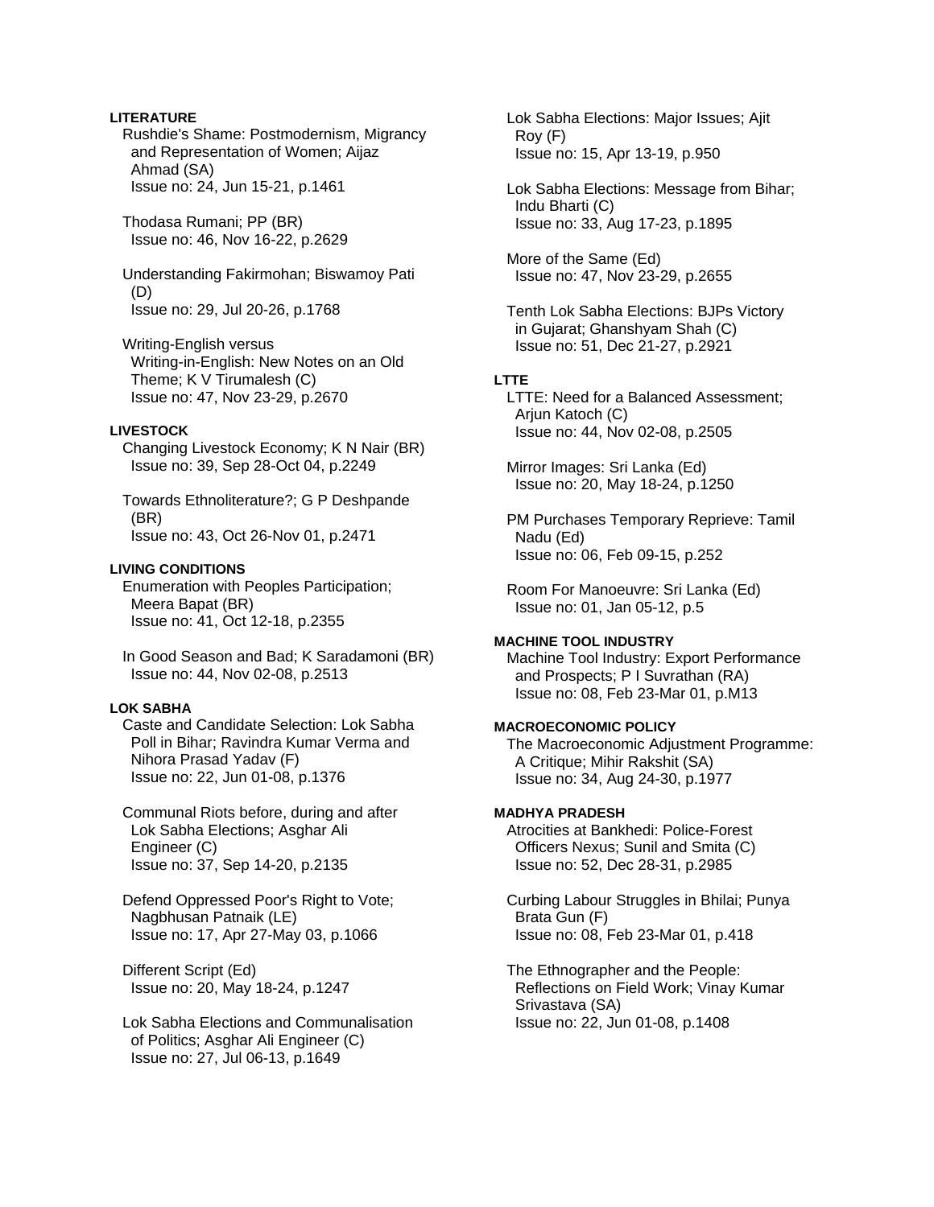**LITERATURE**

Rushdie's Shame: Postmodernism, Migrancy and Representation of Women; Aijaz Ahmad (SA)
Issue no: 24, Jun 15-21, p.1461

Thodasa Rumani; PP (BR)
Issue no: 46, Nov 16-22, p.2629

Understanding Fakirmohan; Biswamoy Pati (D)
Issue no: 29, Jul 20-26, p.1768

Writing-English versus Writing-in-English: New Notes on an Old Theme; K V Tirumalesh (C)
Issue no: 47, Nov 23-29, p.2670

**LIVESTOCK**

Changing Livestock Economy; K N Nair (BR)
Issue no: 39, Sep 28-Oct 04, p.2249

Towards Ethnoliterature?; G P Deshpande (BR)
Issue no: 43, Oct 26-Nov 01, p.2471

**LIVING CONDITIONS**

Enumeration with Peoples Participation; Meera Bapat (BR)
Issue no: 41, Oct 12-18, p.2355

In Good Season and Bad; K Saradamoni (BR)
Issue no: 44, Nov 02-08, p.2513

**LOK SABHA**

Caste and Candidate Selection: Lok Sabha Poll in Bihar; Ravindra Kumar Verma and Nihora Prasad Yadav (F)
Issue no: 22, Jun 01-08, p.1376

Communal Riots before, during and after Lok Sabha Elections; Asghar Ali Engineer (C)
Issue no: 37, Sep 14-20, p.2135

Defend Oppressed Poor's Right to Vote; Nagbhusan Patnaik (LE)
Issue no: 17, Apr 27-May 03, p.1066

Different Script (Ed)
Issue no: 20, May 18-24, p.1247

Lok Sabha Elections and Communalisation of Politics; Asghar Ali Engineer (C)
Issue no: 27, Jul 06-13, p.1649

Lok Sabha Elections: Major Issues; Ajit Roy (F)
Issue no: 15, Apr 13-19, p.950

Lok Sabha Elections: Message from Bihar; Indu Bharti (C)
Issue no: 33, Aug 17-23, p.1895

More of the Same (Ed)
Issue no: 47, Nov 23-29, p.2655

Tenth Lok Sabha Elections: BJPs Victory in Gujarat; Ghanshyam Shah (C)
Issue no: 51, Dec 21-27, p.2921

**LTTE**

LTTE: Need for a Balanced Assessment; Arjun Katoch (C)
Issue no: 44, Nov 02-08, p.2505

Mirror Images: Sri Lanka (Ed)
Issue no: 20, May 18-24, p.1250

PM Purchases Temporary Reprieve: Tamil Nadu (Ed)
Issue no: 06, Feb 09-15, p.252

Room For Manoeuvre: Sri Lanka (Ed)
Issue no: 01, Jan 05-12, p.5

**MACHINE TOOL INDUSTRY**

Machine Tool Industry: Export Performance and Prospects; P I Suvrathan (RA)
Issue no: 08, Feb 23-Mar 01, p.M13

**MACROECONOMIC POLICY**

The Macroeconomic Adjustment Programme: A Critique; Mihir Rakshit (SA)
Issue no: 34, Aug 24-30, p.1977

**MADHYA PRADESH**

Atrocities at Bankhedi: Police-Forest Officers Nexus; Sunil and Smita (C)
Issue no: 52, Dec 28-31, p.2985

Curbing Labour Struggles in Bhilai; Punya Brata Gun (F)
Issue no: 08, Feb 23-Mar 01, p.418

The Ethnographer and the People: Reflections on Field Work; Vinay Kumar Srivastava (SA)
Issue no: 22, Jun 01-08, p.1408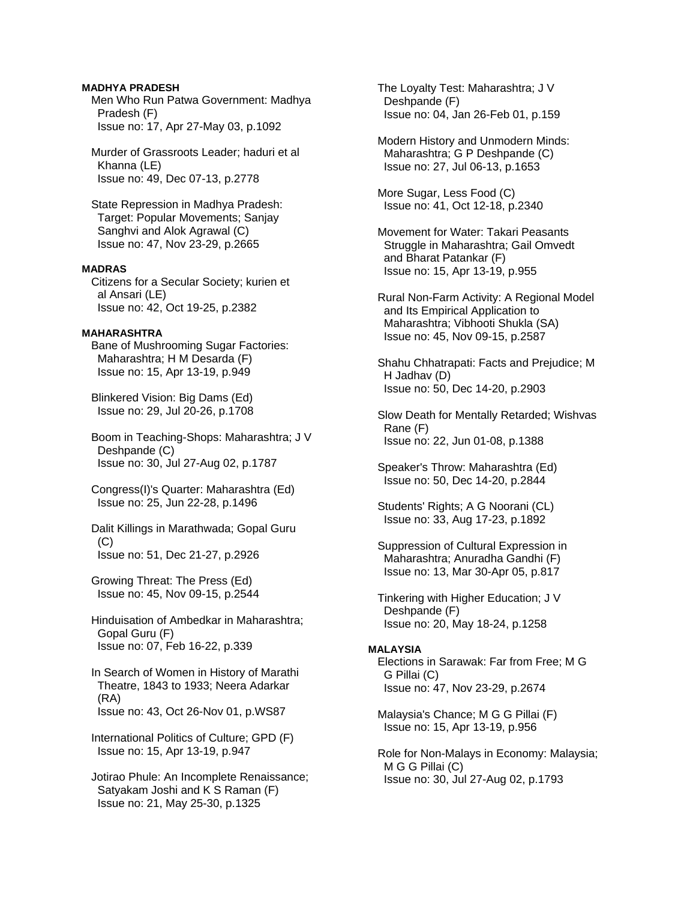**MADHYA PRADESH**

Men Who Run Patwa Government: Madhya Pradesh (F)
Issue no: 17, Apr 27-May 03, p.1092

Murder of Grassroots Leader; haduri et al Khanna (LE)
Issue no: 49, Dec 07-13, p.2778

State Repression in Madhya Pradesh: Target: Popular Movements; Sanjay Sanghvi and Alok Agrawal (C)
Issue no: 47, Nov 23-29, p.2665

**MADRAS**

Citizens for a Secular Society; kurien et al Ansari (LE)
Issue no: 42, Oct 19-25, p.2382

**MAHARASHTRA**

Bane of Mushrooming Sugar Factories: Maharashtra; H M Desarda (F)
Issue no: 15, Apr 13-19, p.949

Blinkered Vision: Big Dams (Ed)
Issue no: 29, Jul 20-26, p.1708

Boom in Teaching-Shops: Maharashtra; J V Deshpande (C)
Issue no: 30, Jul 27-Aug 02, p.1787

Congress(I)'s Quarter: Maharashtra (Ed)
Issue no: 25, Jun 22-28, p.1496

Dalit Killings in Marathwada; Gopal Guru (C)
Issue no: 51, Dec 21-27, p.2926

Growing Threat: The Press (Ed)
Issue no: 45, Nov 09-15, p.2544

Hinduisation of Ambedkar in Maharashtra; Gopal Guru (F)
Issue no: 07, Feb 16-22, p.339

In Search of Women in History of Marathi Theatre, 1843 to 1933; Neera Adarkar (RA)
Issue no: 43, Oct 26-Nov 01, p.WS87

International Politics of Culture; GPD (F)
Issue no: 15, Apr 13-19, p.947

Jotirao Phule: An Incomplete Renaissance; Satyakam Joshi and K S Raman (F)
Issue no: 21, May 25-30, p.1325

The Loyalty Test: Maharashtra; J V Deshpande (F)
Issue no: 04, Jan 26-Feb 01, p.159

Modern History and Unmodern Minds: Maharashtra; G P Deshpande (C)
Issue no: 27, Jul 06-13, p.1653

More Sugar, Less Food (C)
Issue no: 41, Oct 12-18, p.2340

Movement for Water: Takari Peasants Struggle in Maharashtra; Gail Omvedt and Bharat Patankar (F)
Issue no: 15, Apr 13-19, p.955

Rural Non-Farm Activity: A Regional Model and Its Empirical Application to Maharashtra; Vibhooti Shukla (SA)
Issue no: 45, Nov 09-15, p.2587

Shahu Chhatrapati: Facts and Prejudice; M H Jadhav (D)
Issue no: 50, Dec 14-20, p.2903

Slow Death for Mentally Retarded; Wishvas Rane (F)
Issue no: 22, Jun 01-08, p.1388

Speaker's Throw: Maharashtra (Ed)
Issue no: 50, Dec 14-20, p.2844

Students' Rights; A G Noorani (CL)
Issue no: 33, Aug 17-23, p.1892

Suppression of Cultural Expression in Maharashtra; Anuradha Gandhi (F)
Issue no: 13, Mar 30-Apr 05, p.817

Tinkering with Higher Education; J V Deshpande (F)
Issue no: 20, May 18-24, p.1258

**MALAYSIA**

Elections in Sarawak: Far from Free; M G G Pillai (C)
Issue no: 47, Nov 23-29, p.2674

Malaysia's Chance; M G G Pillai (F)
Issue no: 15, Apr 13-19, p.956

Role for Non-Malays in Economy: Malaysia; M G G Pillai (C)
Issue no: 30, Jul 27-Aug 02, p.1793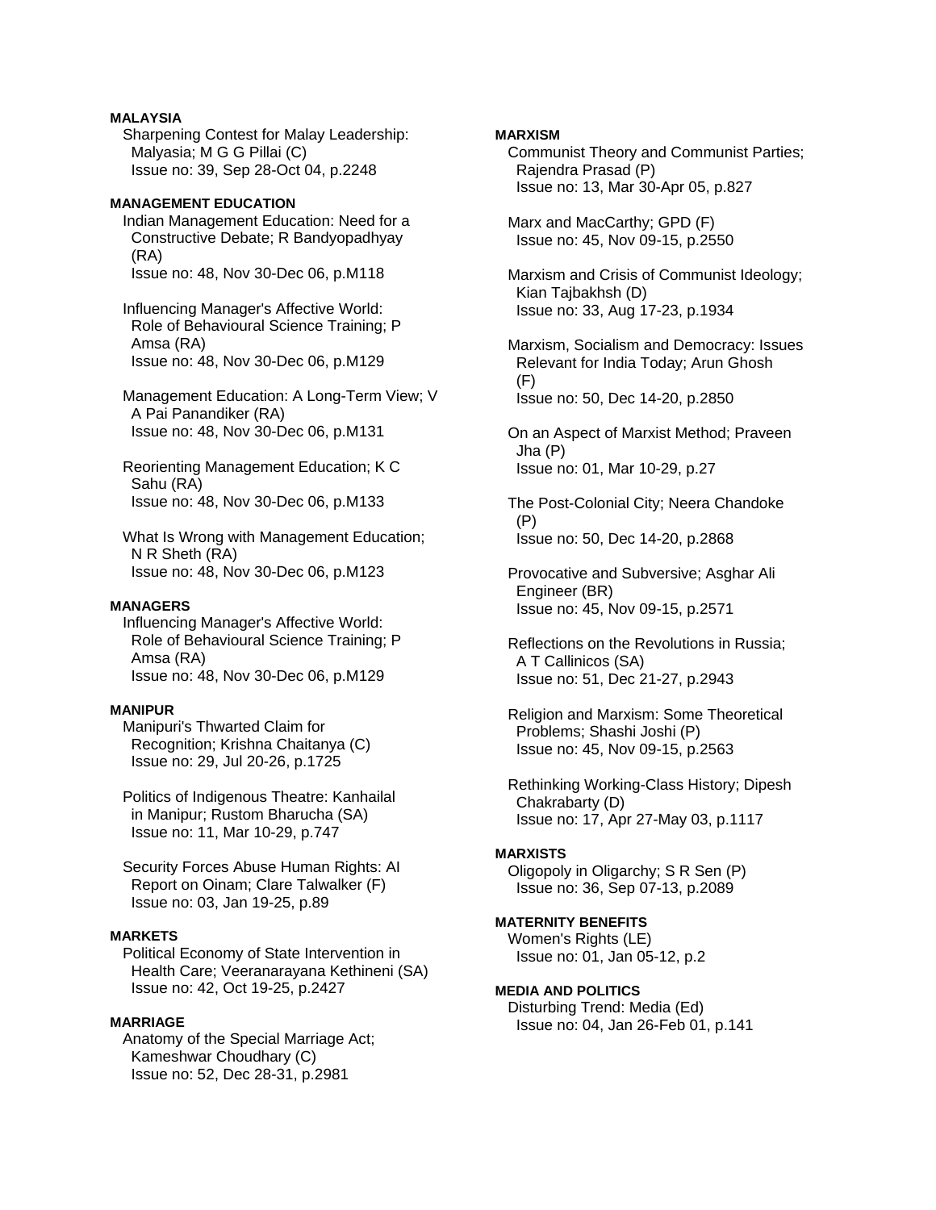**MALAYSIA**

Sharpening Contest for Malay Leadership: Malyasia; M G G Pillai (C)
Issue no: 39, Sep 28-Oct 04, p.2248

**MANAGEMENT EDUCATION**

Indian Management Education: Need for a Constructive Debate; R Bandyopadhyay (RA)
Issue no: 48, Nov 30-Dec 06, p.M118

Influencing Manager's Affective World: Role of Behavioural Science Training; P Amsa (RA)
Issue no: 48, Nov 30-Dec 06, p.M129

Management Education: A Long-Term View; V A Pai Panandiker (RA)
Issue no: 48, Nov 30-Dec 06, p.M131

Reorienting Management Education; K C Sahu (RA)
Issue no: 48, Nov 30-Dec 06, p.M133

What Is Wrong with Management Education; N R Sheth (RA)
Issue no: 48, Nov 30-Dec 06, p.M123

**MANAGERS**

Influencing Manager's Affective World: Role of Behavioural Science Training; P Amsa (RA)
Issue no: 48, Nov 30-Dec 06, p.M129

**MANIPUR**

Manipuri's Thwarted Claim for Recognition; Krishna Chaitanya (C)
Issue no: 29, Jul 20-26, p.1725

Politics of Indigenous Theatre: Kanhailal in Manipur; Rustom Bharucha (SA)
Issue no: 11, Mar 10-29, p.747

Security Forces Abuse Human Rights: AI Report on Oinam; Clare Talwalker (F)
Issue no: 03, Jan 19-25, p.89

**MARKETS**

Political Economy of State Intervention in Health Care; Veeranarayana Kethineni (SA)
Issue no: 42, Oct 19-25, p.2427

**MARRIAGE**

Anatomy of the Special Marriage Act; Kameshwar Choudhary (C)
Issue no: 52, Dec 28-31, p.2981

**MARXISM**

Communist Theory and Communist Parties; Rajendra Prasad (P)
Issue no: 13, Mar 30-Apr 05, p.827

Marx and MacCarthy; GPD (F)
Issue no: 45, Nov 09-15, p.2550

Marxism and Crisis of Communist Ideology; Kian Tajbakhsh (D)
Issue no: 33, Aug 17-23, p.1934

Marxism, Socialism and Democracy: Issues Relevant for India Today; Arun Ghosh (F)
Issue no: 50, Dec 14-20, p.2850

On an Aspect of Marxist Method; Praveen Jha (P)
Issue no: 01, Mar 10-29, p.27

The Post-Colonial City; Neera Chandoke (P)
Issue no: 50, Dec 14-20, p.2868

Provocative and Subversive; Asghar Ali Engineer (BR)
Issue no: 45, Nov 09-15, p.2571

Reflections on the Revolutions in Russia; A T Callinicos (SA)
Issue no: 51, Dec 21-27, p.2943

Religion and Marxism: Some Theoretical Problems; Shashi Joshi (P)
Issue no: 45, Nov 09-15, p.2563

Rethinking Working-Class History; Dipesh Chakrabarty (D)
Issue no: 17, Apr 27-May 03, p.1117

**MARXISTS**

Oligopoly in Oligarchy; S R Sen (P)
Issue no: 36, Sep 07-13, p.2089

**MATERNITY BENEFITS**

Women's Rights (LE)
Issue no: 01, Jan 05-12, p.2

**MEDIA AND POLITICS**

Disturbing Trend: Media (Ed)
Issue no: 04, Jan 26-Feb 01, p.141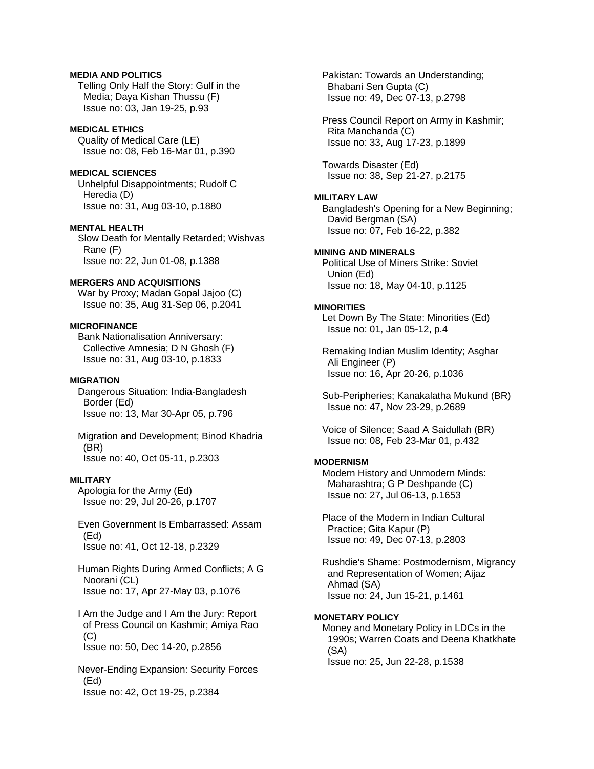**MEDIA AND POLITICS**

Telling Only Half the Story: Gulf in the Media; Daya Kishan Thussu (F)
Issue no: 03, Jan 19-25, p.93

**MEDICAL ETHICS**

Quality of Medical Care (LE)
Issue no: 08, Feb 16-Mar 01, p.390

**MEDICAL SCIENCES**

Unhelpful Disappointments; Rudolf C Heredia (D)
Issue no: 31, Aug 03-10, p.1880

**MENTAL HEALTH**

Slow Death for Mentally Retarded; Wishvas Rane (F)
Issue no: 22, Jun 01-08, p.1388

**MERGERS AND ACQUISITIONS**

War by Proxy; Madan Gopal Jajoo (C)
Issue no: 35, Aug 31-Sep 06, p.2041

**MICROFINANCE**

Bank Nationalisation Anniversary: Collective Amnesia; D N Ghosh (F)
Issue no: 31, Aug 03-10, p.1833

**MIGRATION**

Dangerous Situation: India-Bangladesh Border (Ed)
Issue no: 13, Mar 30-Apr 05, p.796

Migration and Development; Binod Khadria (BR)
Issue no: 40, Oct 05-11, p.2303

**MILITARY**

Apologia for the Army (Ed)
Issue no: 29, Jul 20-26, p.1707

Even Government Is Embarrassed: Assam (Ed)
Issue no: 41, Oct 12-18, p.2329

Human Rights During Armed Conflicts; A G Noorani (CL)
Issue no: 17, Apr 27-May 03, p.1076

I Am the Judge and I Am the Jury: Report of Press Council on Kashmir; Amiya Rao (C)
Issue no: 50, Dec 14-20, p.2856

Never-Ending Expansion: Security Forces (Ed)
Issue no: 42, Oct 19-25, p.2384

Pakistan: Towards an Understanding; Bhabani Sen Gupta (C)
Issue no: 49, Dec 07-13, p.2798

Press Council Report on Army in Kashmir; Rita Manchanda (C)
Issue no: 33, Aug 17-23, p.1899

Towards Disaster (Ed)
Issue no: 38, Sep 21-27, p.2175

**MILITARY LAW**

Bangladesh's Opening for a New Beginning; David Bergman (SA)
Issue no: 07, Feb 16-22, p.382

**MINING AND MINERALS**

Political Use of Miners Strike: Soviet Union (Ed)
Issue no: 18, May 04-10, p.1125

**MINORITIES**

Let Down By The State: Minorities (Ed)
Issue no: 01, Jan 05-12, p.4

Remaking Indian Muslim Identity; Asghar Ali Engineer (P)
Issue no: 16, Apr 20-26, p.1036

Sub-Peripheries; Kanakalatha Mukund (BR)
Issue no: 47, Nov 23-29, p.2689

Voice of Silence; Saad A Saidullah (BR)
Issue no: 08, Feb 23-Mar 01, p.432

**MODERNISM**

Modern History and Unmodern Minds: Maharashtra; G P Deshpande (C)
Issue no: 27, Jul 06-13, p.1653

Place of the Modern in Indian Cultural Practice; Gita Kapur (P)
Issue no: 49, Dec 07-13, p.2803

Rushdie's Shame: Postmodernism, Migrancy and Representation of Women; Aijaz Ahmad (SA)
Issue no: 24, Jun 15-21, p.1461

**MONETARY POLICY**

Money and Monetary Policy in LDCs in the 1990s; Warren Coats and Deena Khatkhate (SA)
Issue no: 25, Jun 22-28, p.1538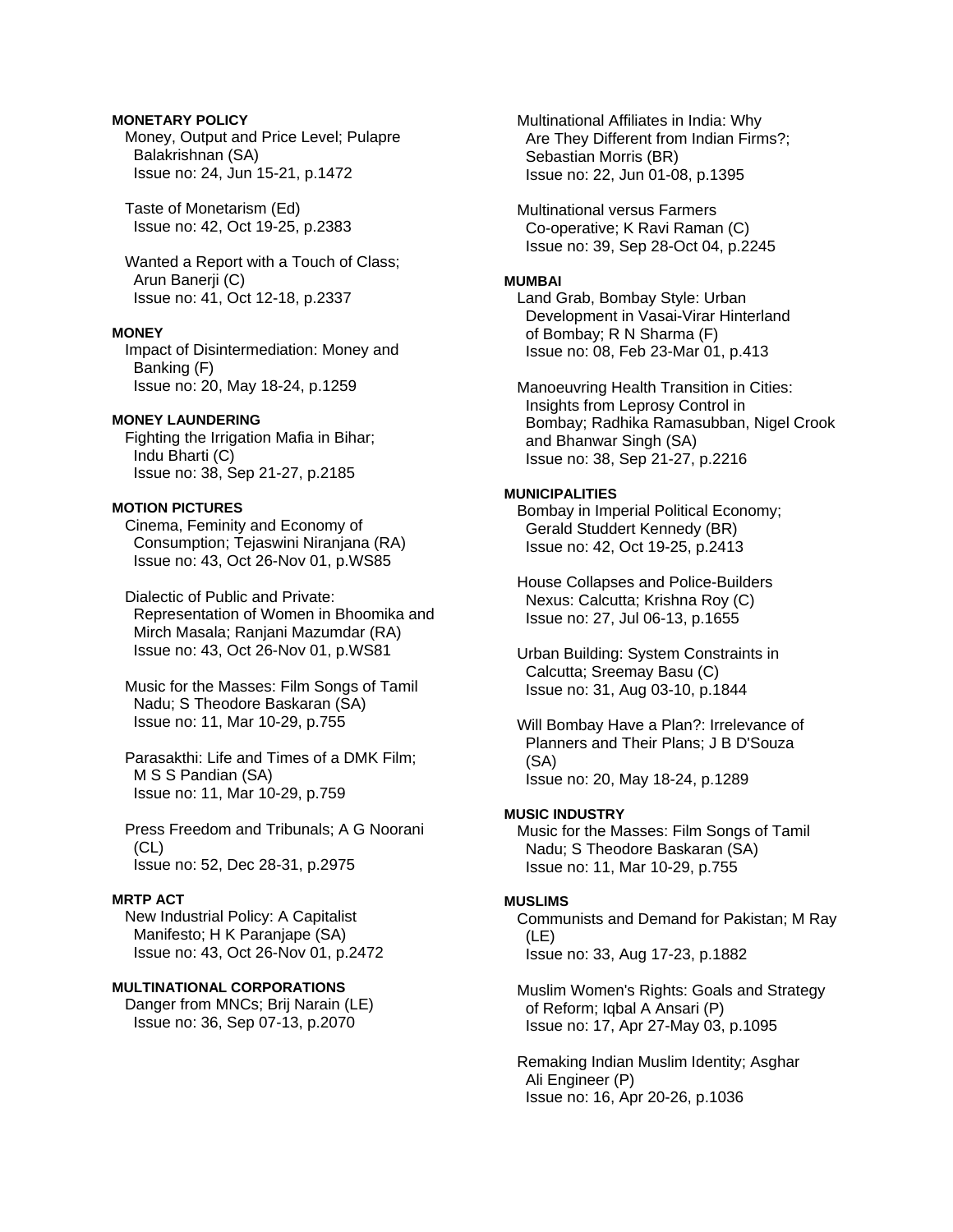**MONETARY POLICY**

Money, Output and Price Level; Pulapre Balakrishnan (SA)
Issue no: 24, Jun 15-21, p.1472

Taste of Monetarism (Ed)
Issue no: 42, Oct 19-25, p.2383

Wanted a Report with a Touch of Class; Arun Banerji (C)
Issue no: 41, Oct 12-18, p.2337

**MONEY**

Impact of Disintermediation: Money and Banking (F)
Issue no: 20, May 18-24, p.1259

**MONEY LAUNDERING**

Fighting the Irrigation Mafia in Bihar; Indu Bharti (C)
Issue no: 38, Sep 21-27, p.2185

**MOTION PICTURES**

Cinema, Feminity and Economy of Consumption; Tejaswini Niranjana (RA)
Issue no: 43, Oct 26-Nov 01, p.WS85

Dialectic of Public and Private: Representation of Women in Bhoomika and Mirch Masala; Ranjani Mazumdar (RA)
Issue no: 43, Oct 26-Nov 01, p.WS81

Music for the Masses: Film Songs of Tamil Nadu; S Theodore Baskaran (SA)
Issue no: 11, Mar 10-29, p.755

Parasakthi: Life and Times of a DMK Film; M S S Pandian (SA)
Issue no: 11, Mar 10-29, p.759

Press Freedom and Tribunals; A G Noorani (CL)
Issue no: 52, Dec 28-31, p.2975

**MRTP ACT**

New Industrial Policy: A Capitalist Manifesto; H K Paranjape (SA)
Issue no: 43, Oct 26-Nov 01, p.2472

**MULTINATIONAL CORPORATIONS**

Danger from MNCs; Brij Narain (LE)
Issue no: 36, Sep 07-13, p.2070

Multinational Affiliates in India: Why Are They Different from Indian Firms?; Sebastian Morris (BR)
Issue no: 22, Jun 01-08, p.1395

Multinational versus Farmers Co-operative; K Ravi Raman (C)
Issue no: 39, Sep 28-Oct 04, p.2245

**MUMBAI**

Land Grab, Bombay Style: Urban Development in Vasai-Virar Hinterland of Bombay; R N Sharma (F)
Issue no: 08, Feb 23-Mar 01, p.413

Manoeuvring Health Transition in Cities: Insights from Leprosy Control in Bombay; Radhika Ramasubban, Nigel Crook and Bhanwar Singh (SA)
Issue no: 38, Sep 21-27, p.2216

**MUNICIPALITIES**

Bombay in Imperial Political Economy; Gerald Studdert Kennedy (BR)
Issue no: 42, Oct 19-25, p.2413

House Collapses and Police-Builders Nexus: Calcutta; Krishna Roy (C)
Issue no: 27, Jul 06-13, p.1655

Urban Building: System Constraints in Calcutta; Sreemay Basu (C)
Issue no: 31, Aug 03-10, p.1844

Will Bombay Have a Plan?: Irrelevance of Planners and Their Plans; J B D'Souza (SA)
Issue no: 20, May 18-24, p.1289

**MUSIC INDUSTRY**

Music for the Masses: Film Songs of Tamil Nadu; S Theodore Baskaran (SA)
Issue no: 11, Mar 10-29, p.755

**MUSLIMS**

Communists and Demand for Pakistan; M Ray (LE)
Issue no: 33, Aug 17-23, p.1882

Muslim Women's Rights: Goals and Strategy of Reform; Iqbal A Ansari (P)
Issue no: 17, Apr 27-May 03, p.1095

Remaking Indian Muslim Identity; Asghar Ali Engineer (P)
Issue no: 16, Apr 20-26, p.1036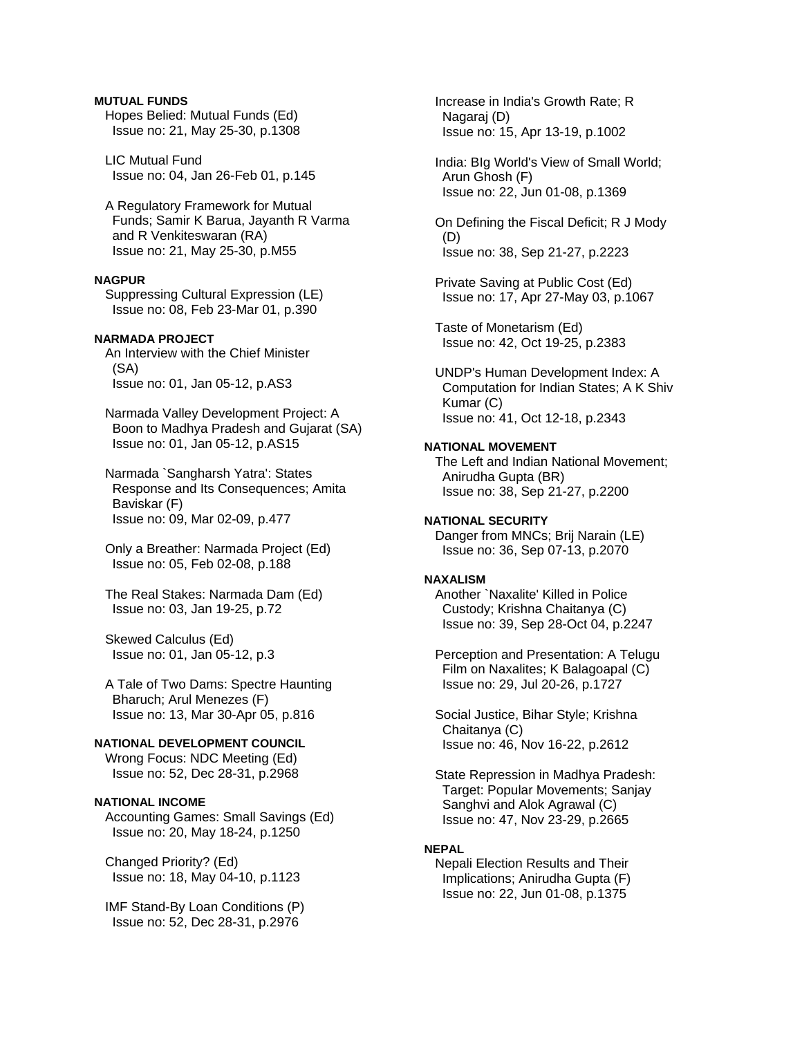**MUTUAL FUNDS**

Hopes Belied: Mutual Funds (Ed)
Issue no: 21, May 25-30, p.1308

LIC Mutual Fund
Issue no: 04, Jan 26-Feb 01, p.145

A Regulatory Framework for Mutual Funds; Samir K Barua, Jayanth R Varma and R Venkiteswaran (RA)
Issue no: 21, May 25-30, p.M55

**NAGPUR**

Suppressing Cultural Expression (LE)
Issue no: 08, Feb 23-Mar 01, p.390

**NARMADA PROJECT**

An Interview with the Chief Minister (SA)
Issue no: 01, Jan 05-12, p.AS3

Narmada Valley Development Project: A Boon to Madhya Pradesh and Gujarat (SA)
Issue no: 01, Jan 05-12, p.AS15

Narmada `Sangharsh Yatra': States Response and Its Consequences; Amita Baviskar (F)
Issue no: 09, Mar 02-09, p.477

Only a Breather: Narmada Project (Ed)
Issue no: 05, Feb 02-08, p.188

The Real Stakes: Narmada Dam (Ed)
Issue no: 03, Jan 19-25, p.72

Skewed Calculus (Ed)
Issue no: 01, Jan 05-12, p.3

A Tale of Two Dams: Spectre Haunting Bharuch; Arul Menezes (F)
Issue no: 13, Mar 30-Apr 05, p.816

**NATIONAL DEVELOPMENT COUNCIL**

Wrong Focus: NDC Meeting (Ed)
Issue no: 52, Dec 28-31, p.2968

**NATIONAL INCOME**

Accounting Games: Small Savings (Ed)
Issue no: 20, May 18-24, p.1250

Changed Priority? (Ed)
Issue no: 18, May 04-10, p.1123

IMF Stand-By Loan Conditions (P)
Issue no: 52, Dec 28-31, p.2976

Increase in India's Growth Rate; R Nagaraj (D)
Issue no: 15, Apr 13-19, p.1002

India: BIg World's View of Small World; Arun Ghosh (F)
Issue no: 22, Jun 01-08, p.1369

On Defining the Fiscal Deficit; R J Mody (D)
Issue no: 38, Sep 21-27, p.2223

Private Saving at Public Cost (Ed)
Issue no: 17, Apr 27-May 03, p.1067

Taste of Monetarism (Ed)
Issue no: 42, Oct 19-25, p.2383

UNDP's Human Development Index: A Computation for Indian States; A K Shiv Kumar (C)
Issue no: 41, Oct 12-18, p.2343

**NATIONAL MOVEMENT**

The Left and Indian National Movement; Anirudha Gupta (BR)
Issue no: 38, Sep 21-27, p.2200

**NATIONAL SECURITY**

Danger from MNCs; Brij Narain (LE)
Issue no: 36, Sep 07-13, p.2070

**NAXALISM**

Another `Naxalite' Killed in Police Custody; Krishna Chaitanya (C)
Issue no: 39, Sep 28-Oct 04, p.2247

Perception and Presentation: A Telugu Film on Naxalites; K Balagoapal (C)
Issue no: 29, Jul 20-26, p.1727

Social Justice, Bihar Style; Krishna Chaitanya (C)
Issue no: 46, Nov 16-22, p.2612

State Repression in Madhya Pradesh: Target: Popular Movements; Sanjay Sanghvi and Alok Agrawal (C)
Issue no: 47, Nov 23-29, p.2665

**NEPAL**

Nepali Election Results and Their Implications; Anirudha Gupta (F)
Issue no: 22, Jun 01-08, p.1375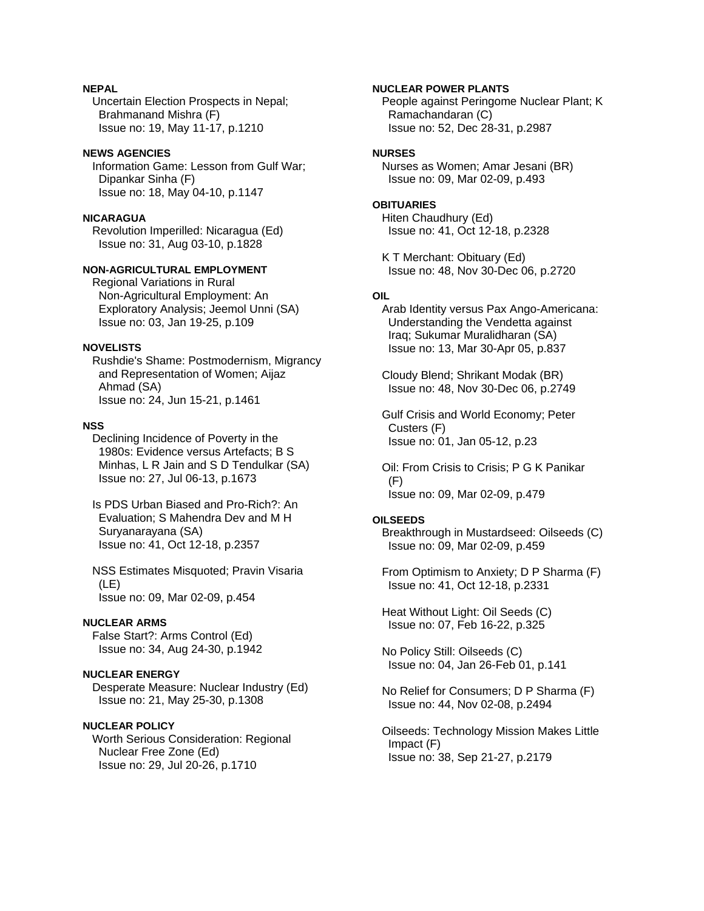**NEPAL**

Uncertain Election Prospects in Nepal; Brahmanand Mishra (F)
Issue no: 19, May 11-17, p.1210

**NEWS AGENCIES**

Information Game: Lesson from Gulf War; Dipankar Sinha (F)
Issue no: 18, May 04-10, p.1147

**NICARAGUA**

Revolution Imperilled: Nicaragua (Ed)
Issue no: 31, Aug 03-10, p.1828

**NON-AGRICULTURAL EMPLOYMENT**

Regional Variations in Rural Non-Agricultural Employment: An Exploratory Analysis; Jeemol Unni (SA)
Issue no: 03, Jan 19-25, p.109

**NOVELISTS**

Rushdie's Shame: Postmodernism, Migrancy and Representation of Women; Aijaz Ahmad (SA)
Issue no: 24, Jun 15-21, p.1461

**NSS**

Declining Incidence of Poverty in the 1980s: Evidence versus Artefacts; B S Minhas, L R Jain and S D Tendulkar (SA)
Issue no: 27, Jul 06-13, p.1673

Is PDS Urban Biased and Pro-Rich?: An Evaluation; S Mahendra Dev and M H Suryanarayana (SA)
Issue no: 41, Oct 12-18, p.2357

NSS Estimates Misquoted; Pravin Visaria (LE)
Issue no: 09, Mar 02-09, p.454

**NUCLEAR ARMS**

False Start?: Arms Control (Ed)
Issue no: 34, Aug 24-30, p.1942

**NUCLEAR ENERGY**

Desperate Measure: Nuclear Industry (Ed)
Issue no: 21, May 25-30, p.1308

**NUCLEAR POLICY**

Worth Serious Consideration: Regional Nuclear Free Zone (Ed)
Issue no: 29, Jul 20-26, p.1710

**NUCLEAR POWER PLANTS**

People against Peringome Nuclear Plant; K Ramachandaran (C)
Issue no: 52, Dec 28-31, p.2987

**NURSES**

Nurses as Women; Amar Jesani (BR)
Issue no: 09, Mar 02-09, p.493

**OBITUARIES**

Hiten Chaudhury (Ed)
Issue no: 41, Oct 12-18, p.2328

K T Merchant: Obituary (Ed)
Issue no: 48, Nov 30-Dec 06, p.2720

**OIL**

Arab Identity versus Pax Ango-Americana: Understanding the Vendetta against Iraq; Sukumar Muralidharan (SA)
Issue no: 13, Mar 30-Apr 05, p.837

Cloudy Blend; Shrikant Modak (BR)
Issue no: 48, Nov 30-Dec 06, p.2749

Gulf Crisis and World Economy; Peter Custers (F)
Issue no: 01, Jan 05-12, p.23

Oil: From Crisis to Crisis; P G K Panikar (F)
Issue no: 09, Mar 02-09, p.479

**OILSEEDS**

Breakthrough in Mustardseed: Oilseeds (C)
Issue no: 09, Mar 02-09, p.459

From Optimism to Anxiety; D P Sharma (F)
Issue no: 41, Oct 12-18, p.2331

Heat Without Light: Oil Seeds (C)
Issue no: 07, Feb 16-22, p.325

No Policy Still: Oilseeds (C)
Issue no: 04, Jan 26-Feb 01, p.141

No Relief for Consumers; D P Sharma (F)
Issue no: 44, Nov 02-08, p.2494

Oilseeds: Technology Mission Makes Little Impact (F)
Issue no: 38, Sep 21-27, p.2179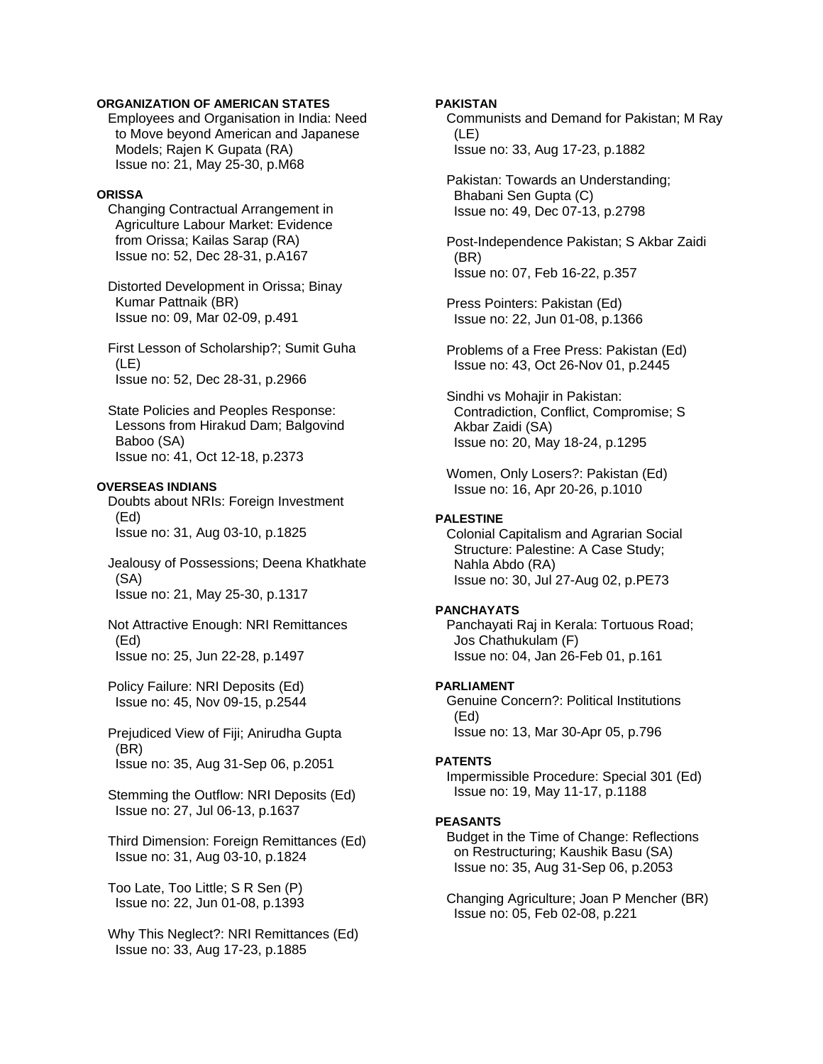**ORGANIZATION OF AMERICAN STATES**

Employees and Organisation in India: Need to Move beyond American and Japanese Models; Rajen K Gupata (RA)
Issue no: 21, May 25-30, p.M68

**ORISSA**

Changing Contractual Arrangement in Agriculture Labour Market: Evidence from Orissa; Kailas Sarap (RA)
Issue no: 52, Dec 28-31, p.A167

Distorted Development in Orissa; Binay Kumar Pattnaik (BR)
Issue no: 09, Mar 02-09, p.491

First Lesson of Scholarship?; Sumit Guha (LE)
Issue no: 52, Dec 28-31, p.2966

State Policies and Peoples Response: Lessons from Hirakud Dam; Balgovind Baboo (SA)
Issue no: 41, Oct 12-18, p.2373

**OVERSEAS INDIANS**

Doubts about NRIs: Foreign Investment (Ed)
Issue no: 31, Aug 03-10, p.1825

Jealousy of Possessions; Deena Khatkhate (SA)
Issue no: 21, May 25-30, p.1317

Not Attractive Enough: NRI Remittances (Ed)
Issue no: 25, Jun 22-28, p.1497

Policy Failure: NRI Deposits (Ed)
Issue no: 45, Nov 09-15, p.2544

Prejudiced View of Fiji; Anirudha Gupta (BR)
Issue no: 35, Aug 31-Sep 06, p.2051

Stemming the Outflow: NRI Deposits (Ed)
Issue no: 27, Jul 06-13, p.1637

Third Dimension: Foreign Remittances (Ed)
Issue no: 31, Aug 03-10, p.1824

Too Late, Too Little; S R Sen (P)
Issue no: 22, Jun 01-08, p.1393

Why This Neglect?: NRI Remittances (Ed)
Issue no: 33, Aug 17-23, p.1885

**PAKISTAN**

Communists and Demand for Pakistan; M Ray (LE)
Issue no: 33, Aug 17-23, p.1882

Pakistan: Towards an Understanding; Bhabani Sen Gupta (C)
Issue no: 49, Dec 07-13, p.2798

Post-Independence Pakistan; S Akbar Zaidi (BR)
Issue no: 07, Feb 16-22, p.357

Press Pointers: Pakistan (Ed)
Issue no: 22, Jun 01-08, p.1366

Problems of a Free Press: Pakistan (Ed)
Issue no: 43, Oct 26-Nov 01, p.2445

Sindhi vs Mohajir in Pakistan: Contradiction, Conflict, Compromise; S Akbar Zaidi (SA)
Issue no: 20, May 18-24, p.1295

Women, Only Losers?: Pakistan (Ed)
Issue no: 16, Apr 20-26, p.1010

**PALESTINE**

Colonial Capitalism and Agrarian Social Structure: Palestine: A Case Study; Nahla Abdo (RA)
Issue no: 30, Jul 27-Aug 02, p.PE73

**PANCHAYATS**

Panchayati Raj in Kerala: Tortuous Road; Jos Chathukulam (F)
Issue no: 04, Jan 26-Feb 01, p.161

**PARLIAMENT**

Genuine Concern?: Political Institutions (Ed)
Issue no: 13, Mar 30-Apr 05, p.796

**PATENTS**

Impermissible Procedure: Special 301 (Ed)
Issue no: 19, May 11-17, p.1188

**PEASANTS**

Budget in the Time of Change: Reflections on Restructuring; Kaushik Basu (SA)
Issue no: 35, Aug 31-Sep 06, p.2053

Changing Agriculture; Joan P Mencher (BR)
Issue no: 05, Feb 02-08, p.221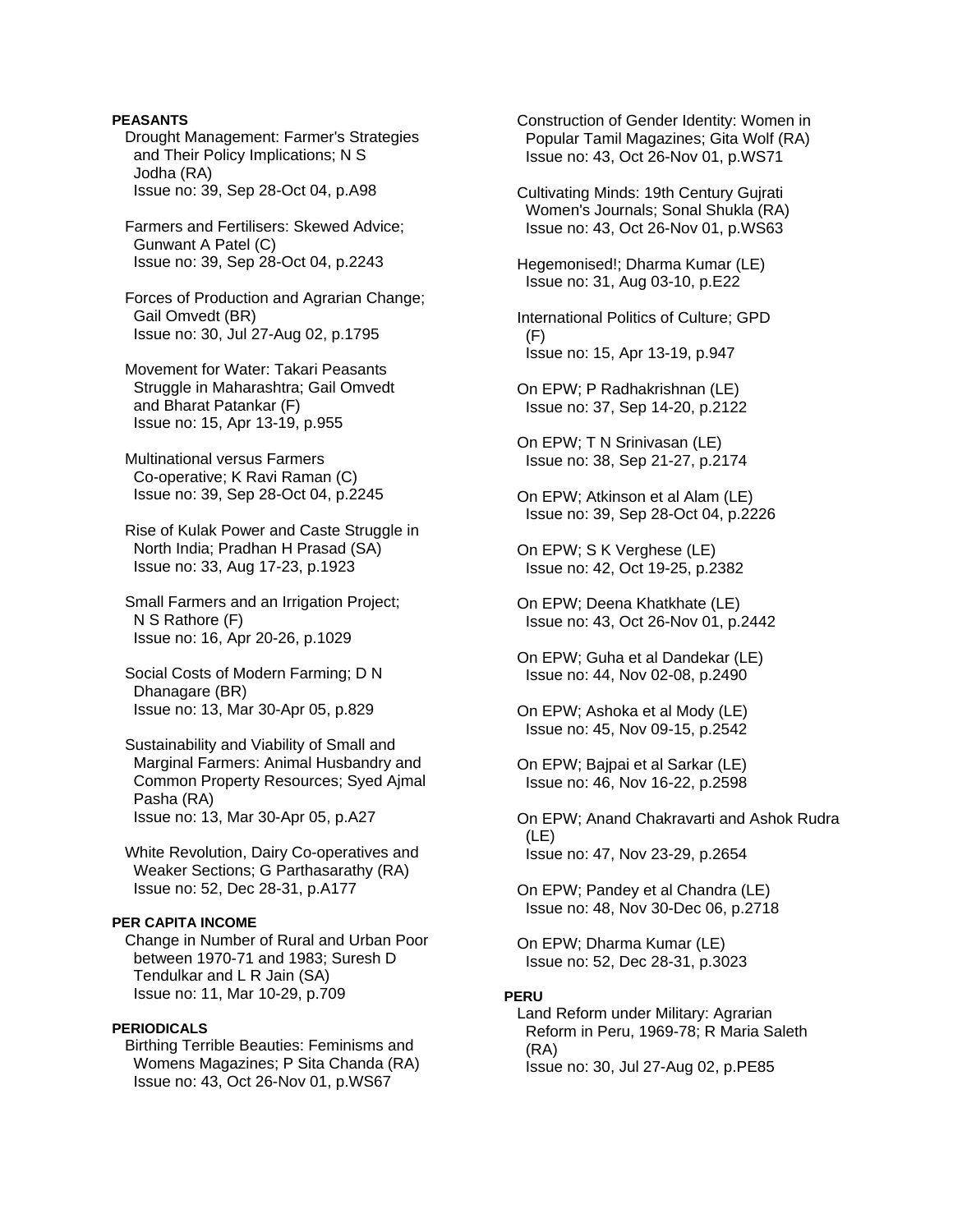**PEASANTS**

Drought Management: Farmer's Strategies and Their Policy Implications; N S Jodha (RA)
Issue no: 39, Sep 28-Oct 04, p.A98

Farmers and Fertilisers: Skewed Advice; Gunwant A Patel (C)
Issue no: 39, Sep 28-Oct 04, p.2243

Forces of Production and Agrarian Change; Gail Omvedt (BR)
Issue no: 30, Jul 27-Aug 02, p.1795

Movement for Water: Takari Peasants Struggle in Maharashtra; Gail Omvedt and Bharat Patankar (F)
Issue no: 15, Apr 13-19, p.955

Multinational versus Farmers Co-operative; K Ravi Raman (C)
Issue no: 39, Sep 28-Oct 04, p.2245

Rise of Kulak Power and Caste Struggle in North India; Pradhan H Prasad (SA)
Issue no: 33, Aug 17-23, p.1923

Small Farmers and an Irrigation Project; N S Rathore (F)
Issue no: 16, Apr 20-26, p.1029

Social Costs of Modern Farming; D N Dhanagare (BR)
Issue no: 13, Mar 30-Apr 05, p.829

Sustainability and Viability of Small and Marginal Farmers: Animal Husbandry and Common Property Resources; Syed Ajmal Pasha (RA)
Issue no: 13, Mar 30-Apr 05, p.A27

White Revolution, Dairy Co-operatives and Weaker Sections; G Parthasarathy (RA)
Issue no: 52, Dec 28-31, p.A177

**PER CAPITA INCOME**

Change in Number of Rural and Urban Poor between 1970-71 and 1983; Suresh D Tendulkar and L R Jain (SA)
Issue no: 11, Mar 10-29, p.709

**PERIODICALS**

Birthing Terrible Beauties: Feminisms and Womens Magazines; P Sita Chanda (RA)
Issue no: 43, Oct 26-Nov 01, p.WS67

Construction of Gender Identity: Women in Popular Tamil Magazines; Gita Wolf (RA)
Issue no: 43, Oct 26-Nov 01, p.WS71

Cultivating Minds: 19th Century Gujrati Women's Journals; Sonal Shukla (RA)
Issue no: 43, Oct 26-Nov 01, p.WS63

Hegemonised!; Dharma Kumar (LE)
Issue no: 31, Aug 03-10, p.E22

International Politics of Culture; GPD (F)
Issue no: 15, Apr 13-19, p.947

On EPW; P Radhakrishnan (LE)
Issue no: 37, Sep 14-20, p.2122

On EPW; T N Srinivasan (LE)
Issue no: 38, Sep 21-27, p.2174

On EPW; Atkinson et al Alam (LE)
Issue no: 39, Sep 28-Oct 04, p.2226

On EPW; S K Verghese (LE)
Issue no: 42, Oct 19-25, p.2382

On EPW; Deena Khatkhate (LE)
Issue no: 43, Oct 26-Nov 01, p.2442

On EPW; Guha et al Dandekar (LE)
Issue no: 44, Nov 02-08, p.2490

On EPW; Ashoka et al Mody (LE)
Issue no: 45, Nov 09-15, p.2542

On EPW; Bajpai et al Sarkar (LE)
Issue no: 46, Nov 16-22, p.2598

On EPW; Anand Chakravarti and Ashok Rudra (LE)
Issue no: 47, Nov 23-29, p.2654

On EPW; Pandey et al Chandra (LE)
Issue no: 48, Nov 30-Dec 06, p.2718

On EPW; Dharma Kumar (LE)
Issue no: 52, Dec 28-31, p.3023

**PERU**

Land Reform under Military: Agrarian Reform in Peru, 1969-78; R Maria Saleth (RA)
Issue no: 30, Jul 27-Aug 02, p.PE85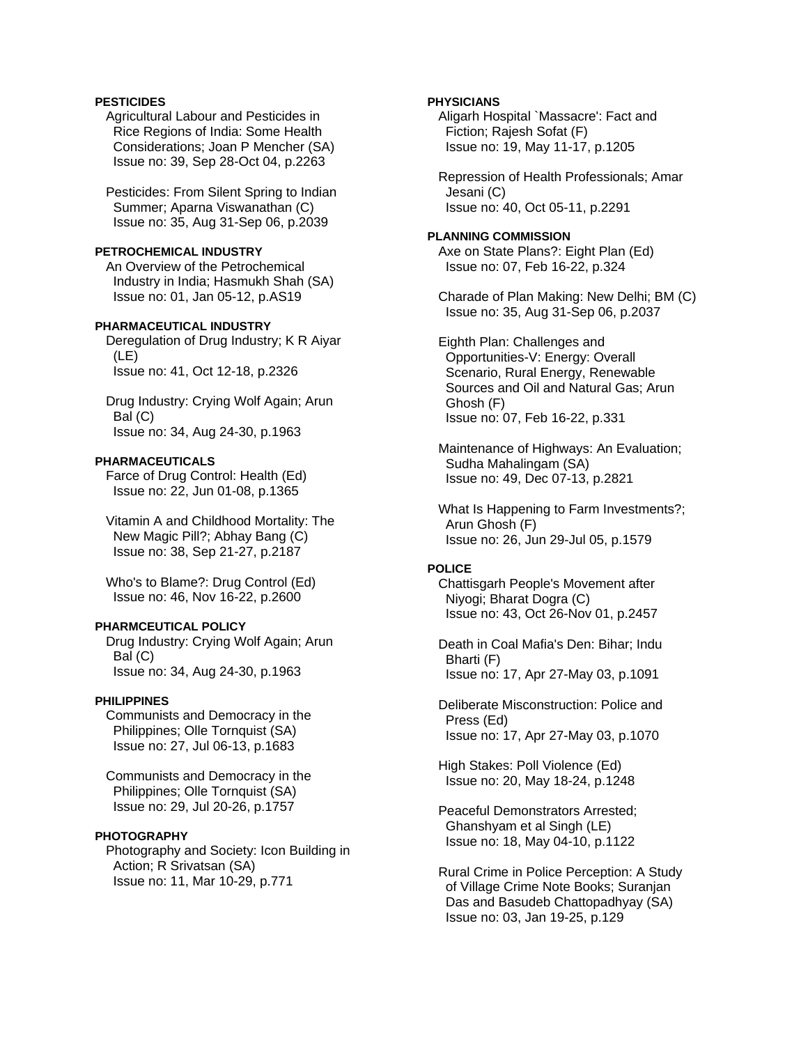**PESTICIDES**

Agricultural Labour and Pesticides in Rice Regions of India: Some Health Considerations; Joan P Mencher (SA)
Issue no: 39, Sep 28-Oct 04, p.2263

Pesticides: From Silent Spring to Indian Summer; Aparna Viswanathan (C)
Issue no: 35, Aug 31-Sep 06, p.2039

**PETROCHEMICAL INDUSTRY**

An Overview of the Petrochemical Industry in India; Hasmukh Shah (SA)
Issue no: 01, Jan 05-12, p.AS19

**PHARMACEUTICAL INDUSTRY**

Deregulation of Drug Industry; K R Aiyar (LE)
Issue no: 41, Oct 12-18, p.2326

Drug Industry: Crying Wolf Again; Arun Bal (C)
Issue no: 34, Aug 24-30, p.1963

**PHARMACEUTICALS**

Farce of Drug Control: Health (Ed)
Issue no: 22, Jun 01-08, p.1365

Vitamin A and Childhood Mortality: The New Magic Pill?; Abhay Bang (C)
Issue no: 38, Sep 21-27, p.2187

Who's to Blame?: Drug Control (Ed)
Issue no: 46, Nov 16-22, p.2600

**PHARMCEUTICAL POLICY**

Drug Industry: Crying Wolf Again; Arun Bal (C)
Issue no: 34, Aug 24-30, p.1963

**PHILIPPINES**

Communists and Democracy in the Philippines; Olle Tornquist (SA)
Issue no: 27, Jul 06-13, p.1683

Communists and Democracy in the Philippines; Olle Tornquist (SA)
Issue no: 29, Jul 20-26, p.1757

**PHOTOGRAPHY**

Photography and Society: Icon Building in Action; R Srivatsan (SA)
Issue no: 11, Mar 10-29, p.771

**PHYSICIANS**

Aligarh Hospital `Massacre': Fact and Fiction; Rajesh Sofat (F)
Issue no: 19, May 11-17, p.1205

Repression of Health Professionals; Amar Jesani (C)
Issue no: 40, Oct 05-11, p.2291

**PLANNING COMMISSION**

Axe on State Plans?: Eight Plan (Ed)
Issue no: 07, Feb 16-22, p.324

Charade of Plan Making: New Delhi; BM (C)
Issue no: 35, Aug 31-Sep 06, p.2037

Eighth Plan: Challenges and Opportunities-V: Energy: Overall Scenario, Rural Energy, Renewable Sources and Oil and Natural Gas; Arun Ghosh (F)
Issue no: 07, Feb 16-22, p.331

Maintenance of Highways: An Evaluation; Sudha Mahalingam (SA)
Issue no: 49, Dec 07-13, p.2821

What Is Happening to Farm Investments?; Arun Ghosh (F)
Issue no: 26, Jun 29-Jul 05, p.1579

**POLICE**

Chattisgarh People's Movement after Niyogi; Bharat Dogra (C)
Issue no: 43, Oct 26-Nov 01, p.2457

Death in Coal Mafia's Den: Bihar; Indu Bharti (F)
Issue no: 17, Apr 27-May 03, p.1091

Deliberate Misconstruction: Police and Press (Ed)
Issue no: 17, Apr 27-May 03, p.1070

High Stakes: Poll Violence (Ed)
Issue no: 20, May 18-24, p.1248

Peaceful Demonstrators Arrested; Ghanshyam et al Singh (LE)
Issue no: 18, May 04-10, p.1122

Rural Crime in Police Perception: A Study of Village Crime Note Books; Suranjan Das and Basudeb Chattopadhyay (SA)
Issue no: 03, Jan 19-25, p.129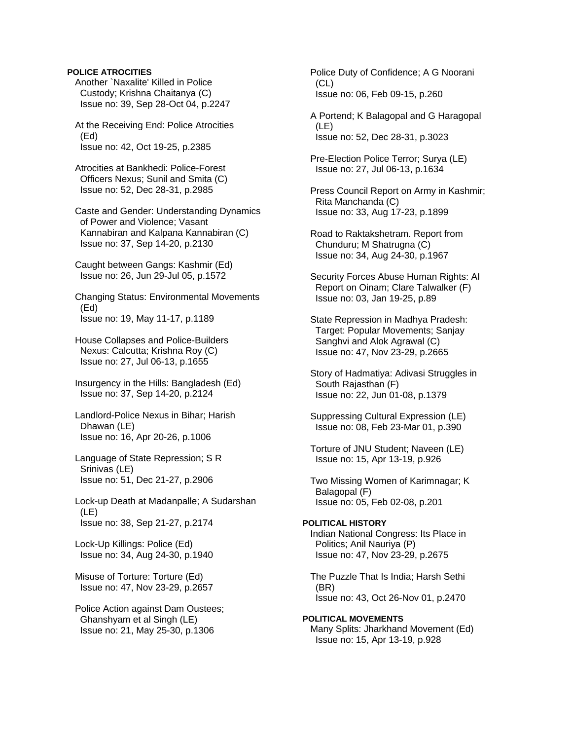**POLICE ATROCITIES**

Another `Naxalite' Killed in Police Custody; Krishna Chaitanya (C)
Issue no: 39, Sep 28-Oct 04, p.2247

At the Receiving End: Police Atrocities (Ed)
Issue no: 42, Oct 19-25, p.2385

Atrocities at Bankhedi: Police-Forest Officers Nexus; Sunil and Smita (C)
Issue no: 52, Dec 28-31, p.2985

Caste and Gender: Understanding Dynamics of Power and Violence; Vasant Kannabiran and Kalpana Kannabiran (C)
Issue no: 37, Sep 14-20, p.2130

Caught between Gangs: Kashmir (Ed)
Issue no: 26, Jun 29-Jul 05, p.1572

Changing Status: Environmental Movements (Ed)
Issue no: 19, May 11-17, p.1189

House Collapses and Police-Builders Nexus: Calcutta; Krishna Roy (C)
Issue no: 27, Jul 06-13, p.1655

Insurgency in the Hills: Bangladesh (Ed)
Issue no: 37, Sep 14-20, p.2124

Landlord-Police Nexus in Bihar; Harish Dhawan (LE)
Issue no: 16, Apr 20-26, p.1006

Language of State Repression; S R Srinivas (LE)
Issue no: 51, Dec 21-27, p.2906

Lock-up Death at Madanpalle; A Sudarshan (LE)
Issue no: 38, Sep 21-27, p.2174

Lock-Up Killings: Police (Ed)
Issue no: 34, Aug 24-30, p.1940

Misuse of Torture: Torture (Ed)
Issue no: 47, Nov 23-29, p.2657

Police Action against Dam Oustees; Ghanshyam et al Singh (LE)
Issue no: 21, May 25-30, p.1306

Police Duty of Confidence; A G Noorani (CL)
Issue no: 06, Feb 09-15, p.260

A Portend; K Balagopal and G Haragopal (LE)
Issue no: 52, Dec 28-31, p.3023

Pre-Election Police Terror; Surya (LE)
Issue no: 27, Jul 06-13, p.1634

Press Council Report on Army in Kashmir; Rita Manchanda (C)
Issue no: 33, Aug 17-23, p.1899

Road to Raktakshetram. Report from Chunduru; M Shatrugna (C)
Issue no: 34, Aug 24-30, p.1967

Security Forces Abuse Human Rights: AI Report on Oinam; Clare Talwalker (F)
Issue no: 03, Jan 19-25, p.89

State Repression in Madhya Pradesh: Target: Popular Movements; Sanjay Sanghvi and Alok Agrawal (C)
Issue no: 47, Nov 23-29, p.2665

Story of Hadmatiya: Adivasi Struggles in South Rajasthan (F)
Issue no: 22, Jun 01-08, p.1379

Suppressing Cultural Expression (LE)
Issue no: 08, Feb 23-Mar 01, p.390

Torture of JNU Student; Naveen (LE)
Issue no: 15, Apr 13-19, p.926

Two Missing Women of Karimnagar; K Balagopal (F)
Issue no: 05, Feb 02-08, p.201

**POLITICAL HISTORY**

Indian National Congress: Its Place in Politics; Anil Nauriya (P)
Issue no: 47, Nov 23-29, p.2675

The Puzzle That Is India; Harsh Sethi (BR)
Issue no: 43, Oct 26-Nov 01, p.2470

**POLITICAL MOVEMENTS**

Many Splits: Jharkhand Movement (Ed)
Issue no: 15, Apr 13-19, p.928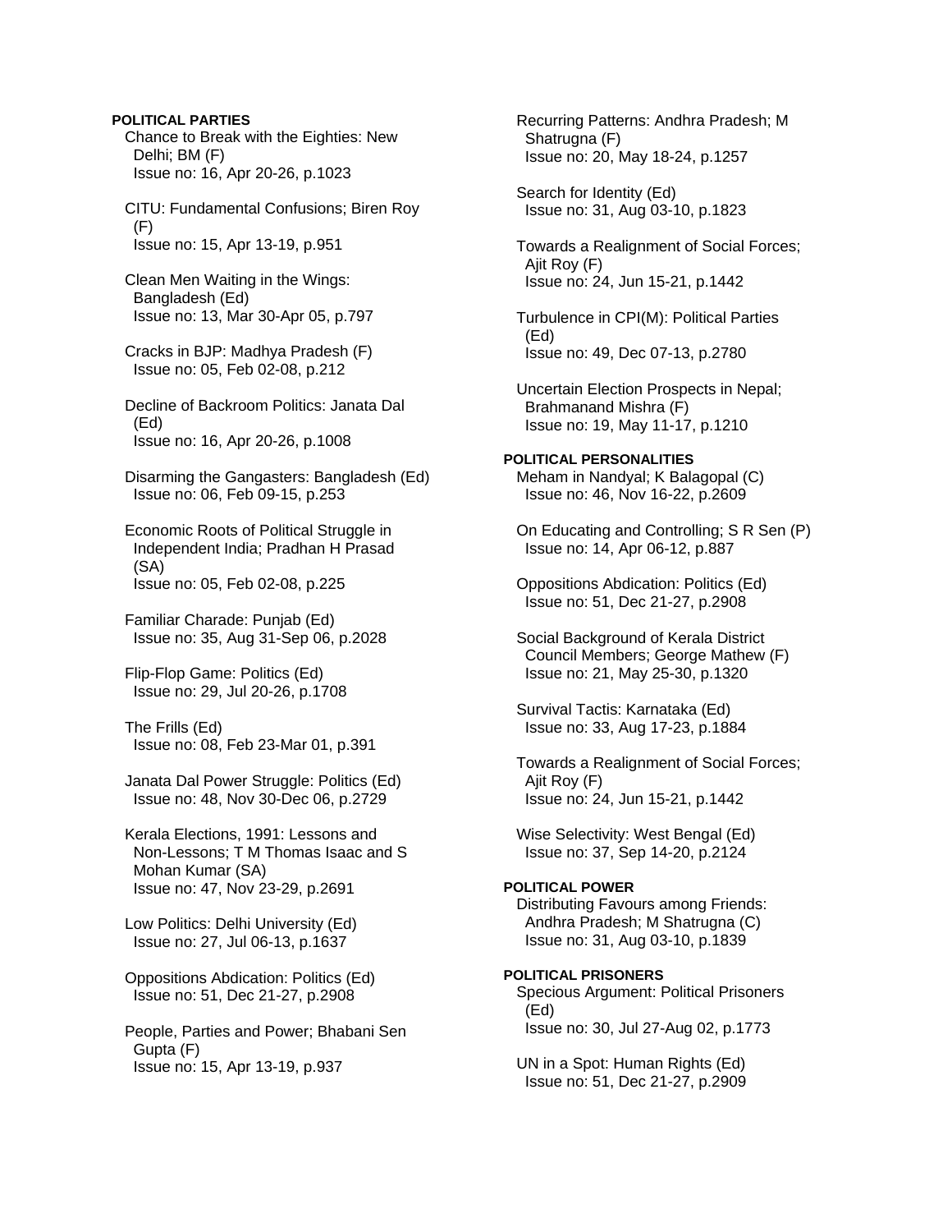**POLITICAL PARTIES**

Chance to Break with the Eighties: New Delhi; BM (F)
Issue no: 16, Apr 20-26, p.1023

CITU: Fundamental Confusions; Biren Roy (F)
Issue no: 15, Apr 13-19, p.951

Clean Men Waiting in the Wings: Bangladesh (Ed)
Issue no: 13, Mar 30-Apr 05, p.797

Cracks in BJP: Madhya Pradesh (F)
Issue no: 05, Feb 02-08, p.212

Decline of Backroom Politics: Janata Dal (Ed)
Issue no: 16, Apr 20-26, p.1008

Disarming the Gangsters: Bangladesh (Ed)
Issue no: 06, Feb 09-15, p.253

Economic Roots of Political Struggle in Independent India; Pradhan H Prasad (SA)
Issue no: 05, Feb 02-08, p.225

Familiar Charade: Punjab (Ed)
Issue no: 35, Aug 31-Sep 06, p.2028

Flip-Flop Game: Politics (Ed)
Issue no: 29, Jul 20-26, p.1708

The Frills (Ed)
Issue no: 08, Feb 23-Mar 01, p.391

Janata Dal Power Struggle: Politics (Ed)
Issue no: 48, Nov 30-Dec 06, p.2729

Kerala Elections, 1991: Lessons and Non-Lessons; T M Thomas Isaac and S Mohan Kumar (SA)
Issue no: 47, Nov 23-29, p.2691

Low Politics: Delhi University (Ed)
Issue no: 27, Jul 06-13, p.1637

Oppositions Abdication: Politics (Ed)
Issue no: 51, Dec 21-27, p.2908

People, Parties and Power; Bhabani Sen Gupta (F)
Issue no: 15, Apr 13-19, p.937

Recurring Patterns: Andhra Pradesh; M Shatrugna (F)
Issue no: 20, May 18-24, p.1257

Search for Identity (Ed)
Issue no: 31, Aug 03-10, p.1823

Towards a Realignment of Social Forces; Ajit Roy (F)
Issue no: 24, Jun 15-21, p.1442

Turbulence in CPI(M): Political Parties (Ed)
Issue no: 49, Dec 07-13, p.2780

Uncertain Election Prospects in Nepal; Brahmanand Mishra (F)
Issue no: 19, May 11-17, p.1210

**POLITICAL PERSONALITIES**

Meham in Nandyal; K Balagopal (C)
Issue no: 46, Nov 16-22, p.2609

On Educating and Controlling; S R Sen (P)
Issue no: 14, Apr 06-12, p.887

Oppositions Abdication: Politics (Ed)
Issue no: 51, Dec 21-27, p.2908

Social Background of Kerala District Council Members; George Mathew (F)
Issue no: 21, May 25-30, p.1320

Survival Tactis: Karnataka (Ed)
Issue no: 33, Aug 17-23, p.1884

Towards a Realignment of Social Forces; Ajit Roy (F)
Issue no: 24, Jun 15-21, p.1442

Wise Selectivity: West Bengal (Ed)
Issue no: 37, Sep 14-20, p.2124

**POLITICAL POWER**

Distributing Favours among Friends: Andhra Pradesh; M Shatrugna (C)
Issue no: 31, Aug 03-10, p.1839

**POLITICAL PRISONERS**

Specious Argument: Political Prisoners (Ed)
Issue no: 30, Jul 27-Aug 02, p.1773

UN in a Spot: Human Rights (Ed)
Issue no: 51, Dec 21-27, p.2909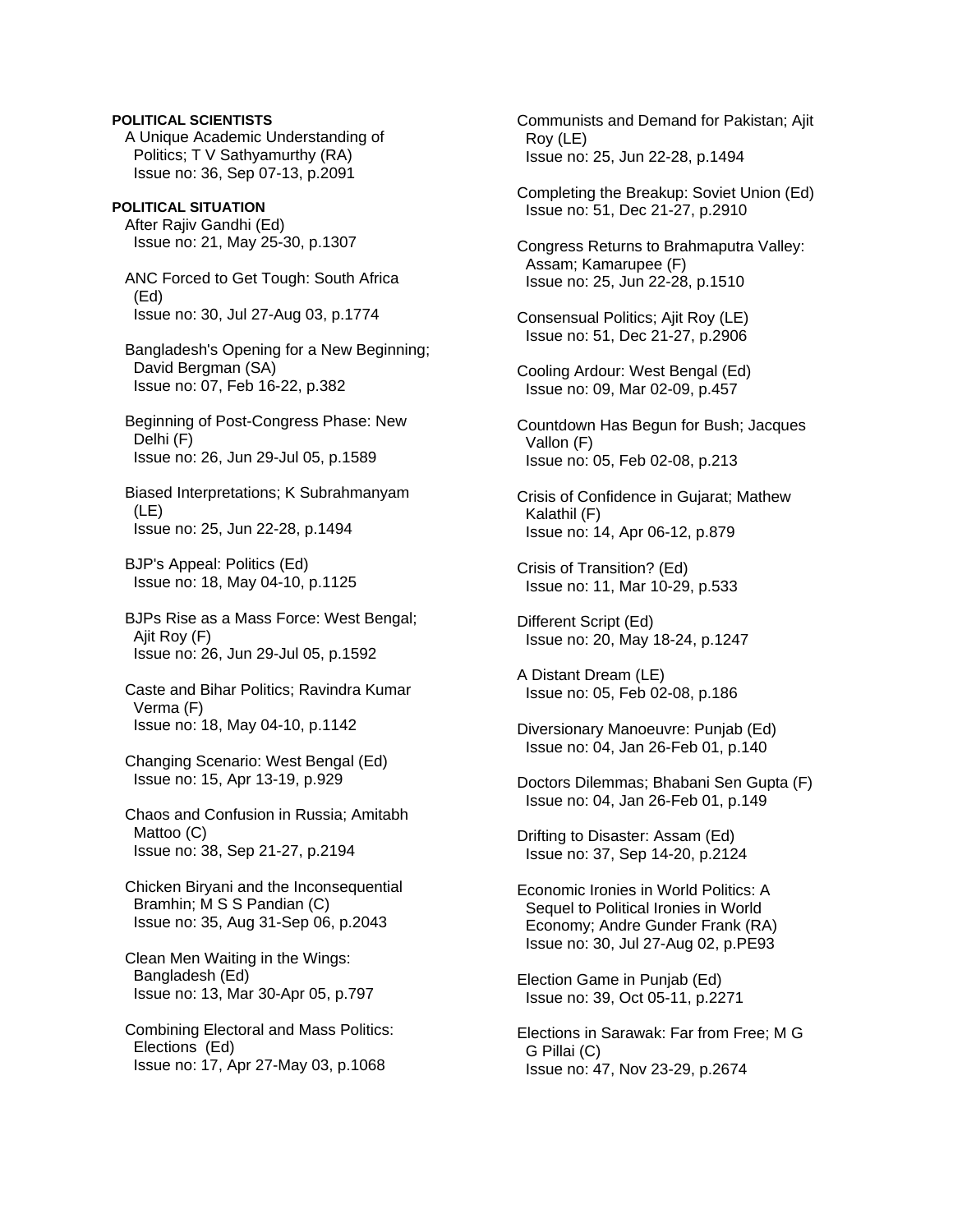**POLITICAL SCIENTISTS**

A Unique Academic Understanding of Politics; T V Sathyamurthy (RA)
Issue no: 36, Sep 07-13, p.2091

**POLITICAL SITUATION**

After Rajiv Gandhi (Ed)
Issue no: 21, May 25-30, p.1307

ANC Forced to Get Tough: South Africa (Ed)
Issue no: 30, Jul 27-Aug 03, p.1774

Bangladesh's Opening for a New Beginning; David Bergman (SA)
Issue no: 07, Feb 16-22, p.382

Beginning of Post-Congress Phase: New Delhi (F)
Issue no: 26, Jun 29-Jul 05, p.1589

Biased Interpretations; K Subrahmanyam (LE)
Issue no: 25, Jun 22-28, p.1494

BJP's Appeal: Politics (Ed)
Issue no: 18, May 04-10, p.1125

BJPs Rise as a Mass Force: West Bengal; Ajit Roy (F)
Issue no: 26, Jun 29-Jul 05, p.1592

Caste and Bihar Politics; Ravindra Kumar Verma (F)
Issue no: 18, May 04-10, p.1142

Changing Scenario: West Bengal (Ed)
Issue no: 15, Apr 13-19, p.929

Chaos and Confusion in Russia; Amitabh Mattoo (C)
Issue no: 38, Sep 21-27, p.2194

Chicken Biryani and the Inconsequential Bramhin; M S S Pandian (C)
Issue no: 35, Aug 31-Sep 06, p.2043

Clean Men Waiting in the Wings: Bangladesh (Ed)
Issue no: 13, Mar 30-Apr 05, p.797

Combining Electoral and Mass Politics: Elections (Ed)
Issue no: 17, Apr 27-May 03, p.1068

Communists and Demand for Pakistan; Ajit Roy (LE)
Issue no: 25, Jun 22-28, p.1494

Completing the Breakup: Soviet Union (Ed)
Issue no: 51, Dec 21-27, p.2910

Congress Returns to Brahmaputra Valley: Assam; Kamarupee (F)
Issue no: 25, Jun 22-28, p.1510

Consensual Politics; Ajit Roy (LE)
Issue no: 51, Dec 21-27, p.2906

Cooling Ardour: West Bengal (Ed)
Issue no: 09, Mar 02-09, p.457

Countdown Has Begun for Bush; Jacques Vallon (F)
Issue no: 05, Feb 02-08, p.213

Crisis of Confidence in Gujarat; Mathew Kalathil (F)
Issue no: 14, Apr 06-12, p.879

Crisis of Transition? (Ed)
Issue no: 11, Mar 10-29, p.533

Different Script (Ed)
Issue no: 20, May 18-24, p.1247

A Distant Dream (LE)
Issue no: 05, Feb 02-08, p.186

Diversionary Manoeuvre: Punjab (Ed)
Issue no: 04, Jan 26-Feb 01, p.140

Doctors Dilemmas; Bhabani Sen Gupta (F)
Issue no: 04, Jan 26-Feb 01, p.149

Drifting to Disaster: Assam (Ed)
Issue no: 37, Sep 14-20, p.2124

Economic Ironies in World Politics: A Sequel to Political Ironies in World Economy; Andre Gunder Frank (RA)
Issue no: 30, Jul 27-Aug 02, p.PE93

Election Game in Punjab (Ed)
Issue no: 39, Oct 05-11, p.2271

Elections in Sarawak: Far from Free; M G G Pillai (C)
Issue no: 47, Nov 23-29, p.2674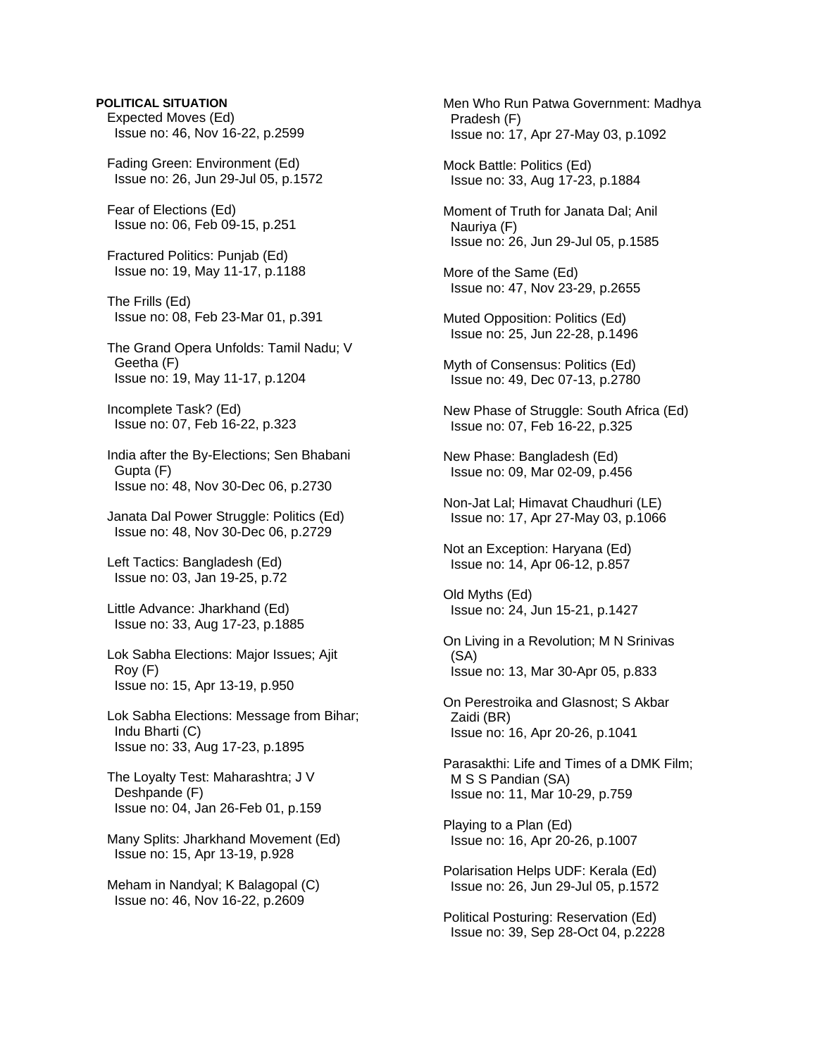**POLITICAL SITUATION**

Expected Moves (Ed)
Issue no: 46, Nov 16-22, p.2599

Fading Green: Environment (Ed)
Issue no: 26, Jun 29-Jul 05, p.1572

Fear of Elections (Ed)
Issue no: 06, Feb 09-15, p.251

Fractured Politics: Punjab (Ed)
Issue no: 19, May 11-17, p.1188

The Frills (Ed)
Issue no: 08, Feb 23-Mar 01, p.391

The Grand Opera Unfolds: Tamil Nadu; V Geetha (F)
Issue no: 19, May 11-17, p.1204

Incomplete Task? (Ed)
Issue no: 07, Feb 16-22, p.323

India after the By-Elections; Sen Bhabani Gupta (F)
Issue no: 48, Nov 30-Dec 06, p.2730

Janata Dal Power Struggle: Politics (Ed)
Issue no: 48, Nov 30-Dec 06, p.2729

Left Tactics: Bangladesh (Ed)
Issue no: 03, Jan 19-25, p.72

Little Advance: Jharkhand (Ed)
Issue no: 33, Aug 17-23, p.1885

Lok Sabha Elections: Major Issues; Ajit Roy (F)
Issue no: 15, Apr 13-19, p.950

Lok Sabha Elections: Message from Bihar; Indu Bharti (C)
Issue no: 33, Aug 17-23, p.1895

The Loyalty Test: Maharashtra; J V Deshpande (F)
Issue no: 04, Jan 26-Feb 01, p.159

Many Splits: Jharkhand Movement (Ed)
Issue no: 15, Apr 13-19, p.928

Meham in Nandyal; K Balagopal (C)
Issue no: 46, Nov 16-22, p.2609

Men Who Run Patwa Government: Madhya Pradesh (F)
Issue no: 17, Apr 27-May 03, p.1092

Mock Battle: Politics (Ed)
Issue no: 33, Aug 17-23, p.1884

Moment of Truth for Janata Dal; Anil Nauriya (F)
Issue no: 26, Jun 29-Jul 05, p.1585

More of the Same (Ed)
Issue no: 47, Nov 23-29, p.2655

Muted Opposition: Politics (Ed)
Issue no: 25, Jun 22-28, p.1496

Myth of Consensus: Politics (Ed)
Issue no: 49, Dec 07-13, p.2780

New Phase of Struggle: South Africa (Ed)
Issue no: 07, Feb 16-22, p.325

New Phase: Bangladesh (Ed)
Issue no: 09, Mar 02-09, p.456

Non-Jat Lal; Himavat Chaudhuri (LE)
Issue no: 17, Apr 27-May 03, p.1066

Not an Exception: Haryana (Ed)
Issue no: 14, Apr 06-12, p.857

Old Myths (Ed)
Issue no: 24, Jun 15-21, p.1427

On Living in a Revolution; M N Srinivas (SA)
Issue no: 13, Mar 30-Apr 05, p.833

On Perestroika and Glasnost; S Akbar Zaidi (BR)
Issue no: 16, Apr 20-26, p.1041

Parasakthi: Life and Times of a DMK Film; M S S Pandian (SA)
Issue no: 11, Mar 10-29, p.759

Playing to a Plan (Ed)
Issue no: 16, Apr 20-26, p.1007

Polarisation Helps UDF: Kerala (Ed)
Issue no: 26, Jun 29-Jul 05, p.1572

Political Posturing: Reservation (Ed)
Issue no: 39, Sep 28-Oct 04, p.2228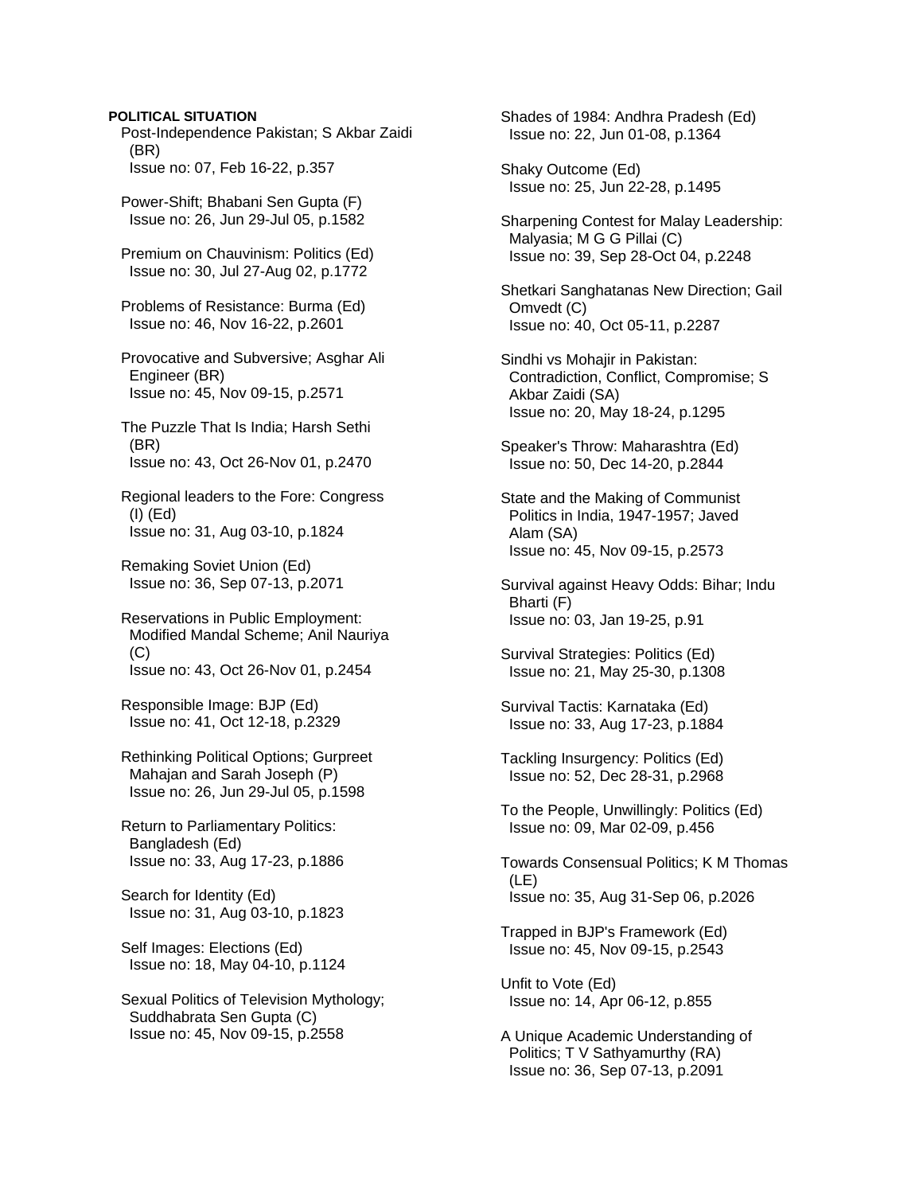**POLITICAL SITUATION**

Post-Independence Pakistan; S Akbar Zaidi (BR)
Issue no: 07, Feb 16-22, p.357

Power-Shift; Bhabani Sen Gupta (F)
Issue no: 26, Jun 29-Jul 05, p.1582

Premium on Chauvinism: Politics (Ed)
Issue no: 30, Jul 27-Aug 02, p.1772

Problems of Resistance: Burma (Ed)
Issue no: 46, Nov 16-22, p.2601

Provocative and Subversive; Asghar Ali Engineer (BR)
Issue no: 45, Nov 09-15, p.2571

The Puzzle That Is India; Harsh Sethi (BR)
Issue no: 43, Oct 26-Nov 01, p.2470

Regional leaders to the Fore: Congress (I) (Ed)
Issue no: 31, Aug 03-10, p.1824

Remaking Soviet Union (Ed)
Issue no: 36, Sep 07-13, p.2071

Reservations in Public Employment: Modified Mandal Scheme; Anil Nauriya (C)
Issue no: 43, Oct 26-Nov 01, p.2454

Responsible Image: BJP (Ed)
Issue no: 41, Oct 12-18, p.2329

Rethinking Political Options; Gurpreet Mahajan and Sarah Joseph (P)
Issue no: 26, Jun 29-Jul 05, p.1598

Return to Parliamentary Politics: Bangladesh (Ed)
Issue no: 33, Aug 17-23, p.1886

Search for Identity (Ed)
Issue no: 31, Aug 03-10, p.1823

Self Images: Elections (Ed)
Issue no: 18, May 04-10, p.1124

Sexual Politics of Television Mythology; Suddhabrata Sen Gupta (C)
Issue no: 45, Nov 09-15, p.2558

Shades of 1984: Andhra Pradesh (Ed)
Issue no: 22, Jun 01-08, p.1364

Shaky Outcome (Ed)
Issue no: 25, Jun 22-28, p.1495

Sharpening Contest for Malay Leadership: Malyasia; M G G Pillai (C)
Issue no: 39, Sep 28-Oct 04, p.2248

Shetkari Sanghatanas New Direction; Gail Omvedt (C)
Issue no: 40, Oct 05-11, p.2287

Sindhi vs Mohajir in Pakistan: Contradiction, Conflict, Compromise; S Akbar Zaidi (SA)
Issue no: 20, May 18-24, p.1295

Speaker's Throw: Maharashtra (Ed)
Issue no: 50, Dec 14-20, p.2844

State and the Making of Communist Politics in India, 1947-1957; Javed Alam (SA)
Issue no: 45, Nov 09-15, p.2573

Survival against Heavy Odds: Bihar; Indu Bharti (F)
Issue no: 03, Jan 19-25, p.91

Survival Strategies: Politics (Ed)
Issue no: 21, May 25-30, p.1308

Survival Tactis: Karnataka (Ed)
Issue no: 33, Aug 17-23, p.1884

Tackling Insurgency: Politics (Ed)
Issue no: 52, Dec 28-31, p.2968

To the People, Unwillingly: Politics (Ed)
Issue no: 09, Mar 02-09, p.456

Towards Consensual Politics; K M Thomas (LE)
Issue no: 35, Aug 31-Sep 06, p.2026

Trapped in BJP's Framework (Ed)
Issue no: 45, Nov 09-15, p.2543

Unfit to Vote (Ed)
Issue no: 14, Apr 06-12, p.855

A Unique Academic Understanding of Politics; T V Sathyamurthy (RA)
Issue no: 36, Sep 07-13, p.2091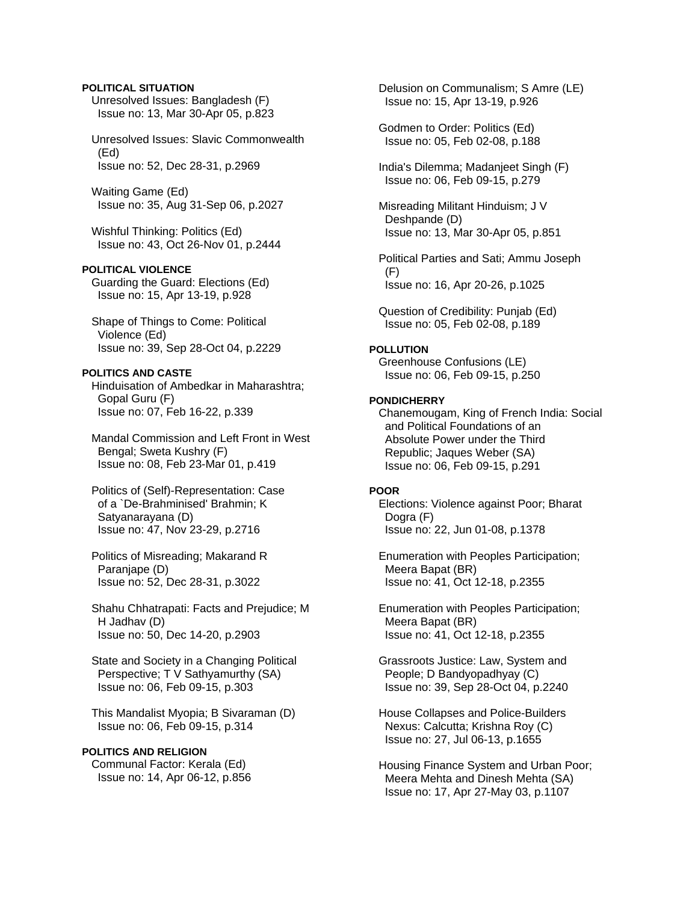**POLITICAL SITUATION**

Unresolved Issues: Bangladesh (F)
Issue no: 13, Mar 30-Apr 05, p.823

Unresolved Issues: Slavic Commonwealth (Ed)
Issue no: 52, Dec 28-31, p.2969

Waiting Game (Ed)
Issue no: 35, Aug 31-Sep 06, p.2027

Wishful Thinking: Politics (Ed)
Issue no: 43, Oct 26-Nov 01, p.2444

**POLITICAL VIOLENCE**

Guarding the Guard: Elections (Ed)
Issue no: 15, Apr 13-19, p.928

Shape of Things to Come: Political Violence (Ed)
Issue no: 39, Sep 28-Oct 04, p.2229

**POLITICS AND CASTE**

Hinduisation of Ambedkar in Maharashtra; Gopal Guru (F)
Issue no: 07, Feb 16-22, p.339

Mandal Commission and Left Front in West Bengal; Sweta Kushry (F)
Issue no: 08, Feb 23-Mar 01, p.419

Politics of (Self)-Representation: Case of a `De-Brahminised' Brahmin; K Satyanarayana (D)
Issue no: 47, Nov 23-29, p.2716

Politics of Misreading; Makarand R Paranjape (D)
Issue no: 52, Dec 28-31, p.3022

Shahu Chhatrapati: Facts and Prejudice; M H Jadhav (D)
Issue no: 50, Dec 14-20, p.2903

State and Society in a Changing Political Perspective; T V Sathyamurthy (SA)
Issue no: 06, Feb 09-15, p.303

This Mandalist Myopia; B Sivaraman (D)
Issue no: 06, Feb 09-15, p.314

**POLITICS AND RELIGION**

Communal Factor: Kerala (Ed)
Issue no: 14, Apr 06-12, p.856

Delusion on Communalism; S Amre (LE)
Issue no: 15, Apr 13-19, p.926

Godmen to Order: Politics (Ed)
Issue no: 05, Feb 02-08, p.188

India's Dilemma; Madanjeet Singh (F)
Issue no: 06, Feb 09-15, p.279

Misreading Militant Hinduism; J V Deshpande (D)
Issue no: 13, Mar 30-Apr 05, p.851

Political Parties and Sati; Ammu Joseph (F)
Issue no: 16, Apr 20-26, p.1025

Question of Credibility: Punjab (Ed)
Issue no: 05, Feb 02-08, p.189

**POLLUTION**

Greenhouse Confusions (LE)
Issue no: 06, Feb 09-15, p.250

**PONDICHERRY**

Chanemougam, King of French India: Social and Political Foundations of an Absolute Power under the Third Republic; Jaques Weber (SA)
Issue no: 06, Feb 09-15, p.291

**POOR**

Elections: Violence against Poor; Bharat Dogra (F)
Issue no: 22, Jun 01-08, p.1378

Enumeration with Peoples Participation; Meera Bapat (BR)
Issue no: 41, Oct 12-18, p.2355

Enumeration with Peoples Participation; Meera Bapat (BR)
Issue no: 41, Oct 12-18, p.2355

Grassroots Justice: Law, System and People; D Bandyopadhyay (C)
Issue no: 39, Sep 28-Oct 04, p.2240

House Collapses and Police-Builders Nexus: Calcutta; Krishna Roy (C)
Issue no: 27, Jul 06-13, p.1655

Housing Finance System and Urban Poor; Meera Mehta and Dinesh Mehta (SA)
Issue no: 17, Apr 27-May 03, p.1107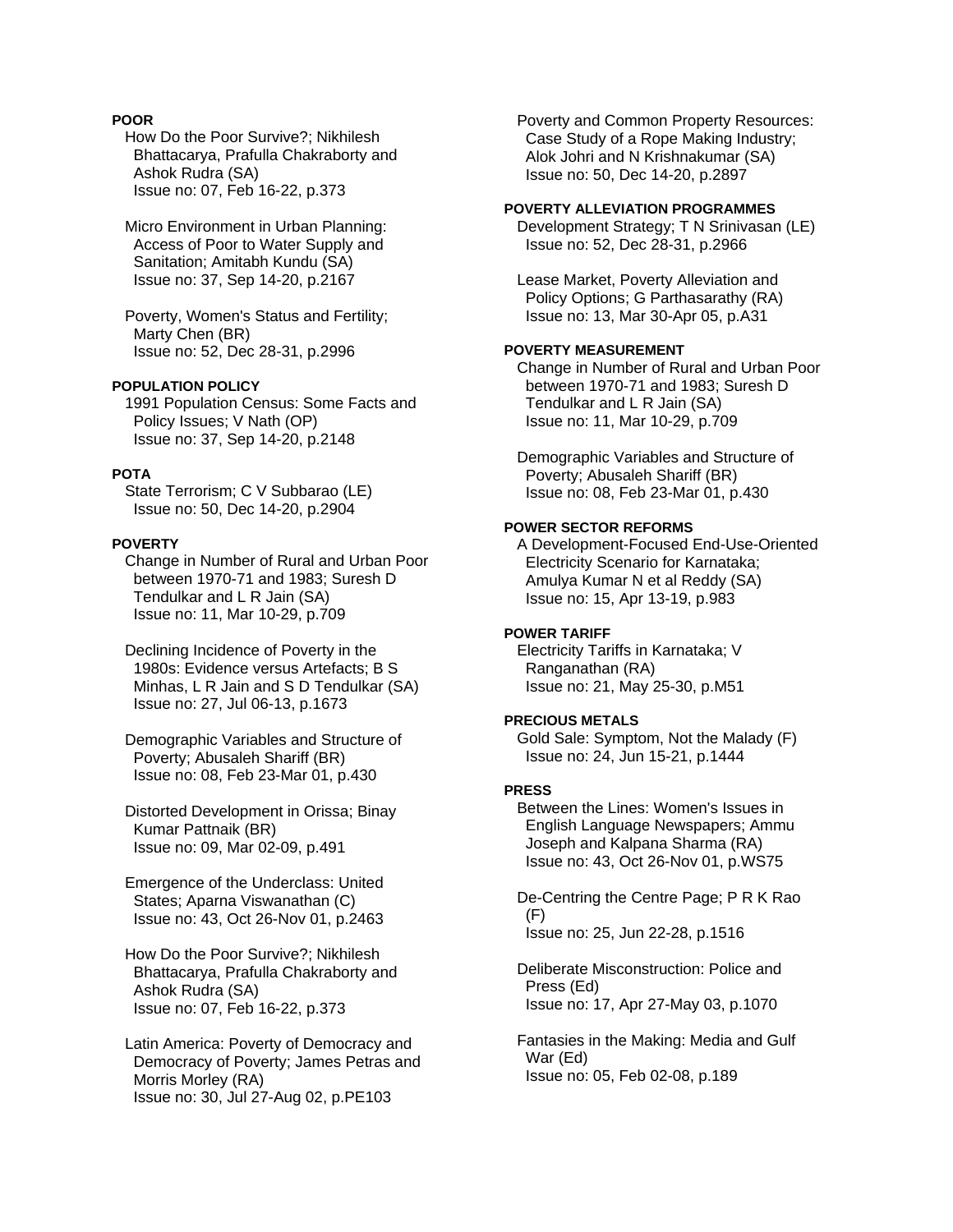**POOR**

How Do the Poor Survive?; Nikhilesh Bhattacarya, Prafulla Chakraborty and Ashok Rudra (SA)
Issue no: 07, Feb 16-22, p.373

Micro Environment in Urban Planning: Access of Poor to Water Supply and Sanitation; Amitabh Kundu (SA)
Issue no: 37, Sep 14-20, p.2167

Poverty, Women's Status and Fertility; Marty Chen (BR)
Issue no: 52, Dec 28-31, p.2996

**POPULATION POLICY**

1991 Population Census: Some Facts and Policy Issues; V Nath (OP)
Issue no: 37, Sep 14-20, p.2148

**POTA**

State Terrorism; C V Subbarao (LE)
Issue no: 50, Dec 14-20, p.2904

**POVERTY**

Change in Number of Rural and Urban Poor between 1970-71 and 1983; Suresh D Tendulkar and L R Jain (SA)
Issue no: 11, Mar 10-29, p.709

Declining Incidence of Poverty in the 1980s: Evidence versus Artefacts; B S Minhas, L R Jain and S D Tendulkar (SA)
Issue no: 27, Jul 06-13, p.1673

Demographic Variables and Structure of Poverty; Abusaleh Shariff (BR)
Issue no: 08, Feb 23-Mar 01, p.430

Distorted Development in Orissa; Binay Kumar Pattnaik (BR)
Issue no: 09, Mar 02-09, p.491

Emergence of the Underclass: United States; Aparna Viswanathan (C)
Issue no: 43, Oct 26-Nov 01, p.2463

How Do the Poor Survive?; Nikhilesh Bhattacarya, Prafulla Chakraborty and Ashok Rudra (SA)
Issue no: 07, Feb 16-22, p.373

Latin America: Poverty of Democracy and Democracy of Poverty; James Petras and Morris Morley (RA)
Issue no: 30, Jul 27-Aug 02, p.PE103

Poverty and Common Property Resources: Case Study of a Rope Making Industry; Alok Johri and N Krishnakumar (SA)
Issue no: 50, Dec 14-20, p.2897

**POVERTY ALLEVIATION PROGRAMMES**

Development Strategy; T N Srinivasan (LE)
Issue no: 52, Dec 28-31, p.2966

Lease Market, Poverty Alleviation and Policy Options; G Parthasarathy (RA)
Issue no: 13, Mar 30-Apr 05, p.A31

**POVERTY MEASUREMENT**

Change in Number of Rural and Urban Poor between 1970-71 and 1983; Suresh D Tendulkar and L R Jain (SA)
Issue no: 11, Mar 10-29, p.709

Demographic Variables and Structure of Poverty; Abusaleh Shariff (BR)
Issue no: 08, Feb 23-Mar 01, p.430

**POWER SECTOR REFORMS**

A Development-Focused End-Use-Oriented Electricity Scenario for Karnataka; Amulya Kumar N et al Reddy (SA)
Issue no: 15, Apr 13-19, p.983

**POWER TARIFF**

Electricity Tariffs in Karnataka; V Ranganathan (RA)
Issue no: 21, May 25-30, p.M51

**PRECIOUS METALS**

Gold Sale: Symptom, Not the Malady (F)
Issue no: 24, Jun 15-21, p.1444

**PRESS**

Between the Lines: Women's Issues in English Language Newspapers; Ammu Joseph and Kalpana Sharma (RA)
Issue no: 43, Oct 26-Nov 01, p.WS75

De-Centring the Centre Page; P R K Rao (F)
Issue no: 25, Jun 22-28, p.1516

Deliberate Misconstruction: Police and Press (Ed)
Issue no: 17, Apr 27-May 03, p.1070

Fantasies in the Making: Media and Gulf War (Ed)
Issue no: 05, Feb 02-08, p.189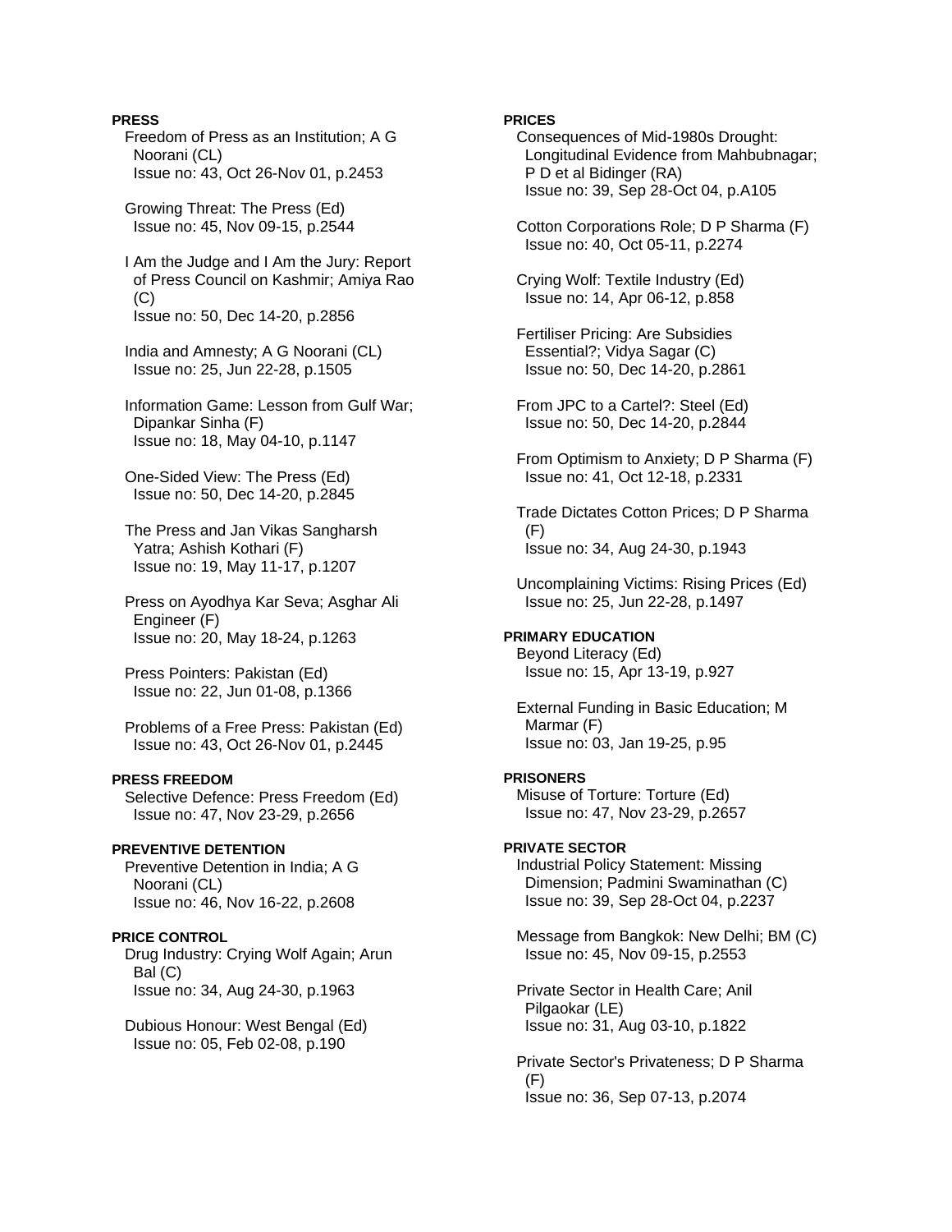**PRESS**

Freedom of Press as an Institution; A G Noorani (CL)
Issue no: 43, Oct 26-Nov 01, p.2453

Growing Threat: The Press (Ed)
Issue no: 45, Nov 09-15, p.2544

I Am the Judge and I Am the Jury: Report of Press Council on Kashmir; Amiya Rao (C)
Issue no: 50, Dec 14-20, p.2856

India and Amnesty; A G Noorani (CL)
Issue no: 25, Jun 22-28, p.1505

Information Game: Lesson from Gulf War; Dipankar Sinha (F)
Issue no: 18, May 04-10, p.1147

One-Sided View: The Press (Ed)
Issue no: 50, Dec 14-20, p.2845

The Press and Jan Vikas Sangharsh Yatra; Ashish Kothari (F)
Issue no: 19, May 11-17, p.1207

Press on Ayodhya Kar Seva; Asghar Ali Engineer (F)
Issue no: 20, May 18-24, p.1263

Press Pointers: Pakistan (Ed)
Issue no: 22, Jun 01-08, p.1366

Problems of a Free Press: Pakistan (Ed)
Issue no: 43, Oct 26-Nov 01, p.2445

**PRESS FREEDOM**

Selective Defence: Press Freedom (Ed)
Issue no: 47, Nov 23-29, p.2656

**PREVENTIVE DETENTION**

Preventive Detention in India; A G Noorani (CL)
Issue no: 46, Nov 16-22, p.2608

**PRICE CONTROL**

Drug Industry: Crying Wolf Again; Arun Bal (C)
Issue no: 34, Aug 24-30, p.1963

Dubious Honour: West Bengal (Ed)
Issue no: 05, Feb 02-08, p.190

**PRICES**

Consequences of Mid-1980s Drought: Longitudinal Evidence from Mahbubnagar; P D et al Bidinger (RA)
Issue no: 39, Sep 28-Oct 04, p.A105

Cotton Corporations Role; D P Sharma (F)
Issue no: 40, Oct 05-11, p.2274

Crying Wolf: Textile Industry (Ed)
Issue no: 14, Apr 06-12, p.858

Fertiliser Pricing: Are Subsidies Essential?; Vidya Sagar (C)
Issue no: 50, Dec 14-20, p.2861

From JPC to a Cartel?: Steel (Ed)
Issue no: 50, Dec 14-20, p.2844

From Optimism to Anxiety; D P Sharma (F)
Issue no: 41, Oct 12-18, p.2331

Trade Dictates Cotton Prices; D P Sharma (F)
Issue no: 34, Aug 24-30, p.1943

Uncomplaining Victims: Rising Prices (Ed)
Issue no: 25, Jun 22-28, p.1497

**PRIMARY EDUCATION**

Beyond Literacy (Ed)
Issue no: 15, Apr 13-19, p.927

External Funding in Basic Education; M Marmar (F)
Issue no: 03, Jan 19-25, p.95

**PRISONERS**

Misuse of Torture: Torture (Ed)
Issue no: 47, Nov 23-29, p.2657

**PRIVATE SECTOR**

Industrial Policy Statement: Missing Dimension; Padmini Swaminathan (C)
Issue no: 39, Sep 28-Oct 04, p.2237

Message from Bangkok: New Delhi; BM (C)
Issue no: 45, Nov 09-15, p.2553

Private Sector in Health Care; Anil Pilgaokar (LE)
Issue no: 31, Aug 03-10, p.1822

Private Sector's Privateness; D P Sharma (F)
Issue no: 36, Sep 07-13, p.2074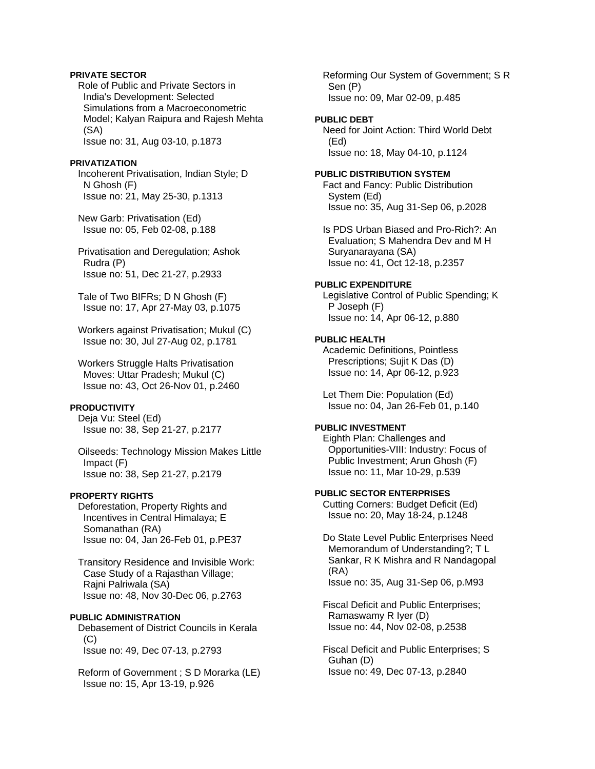**PRIVATE SECTOR**

Role of Public and Private Sectors in India's Development: Selected Simulations from a Macroeconometric Model; Kalyan Raipura and Rajesh Mehta (SA)
Issue no: 31, Aug 03-10, p.1873

**PRIVATIZATION**

Incoherent Privatisation, Indian Style; D N Ghosh (F)
Issue no: 21, May 25-30, p.1313

New Garb: Privatisation (Ed)
Issue no: 05, Feb 02-08, p.188

Privatisation and Deregulation; Ashok Rudra (P)
Issue no: 51, Dec 21-27, p.2933

Tale of Two BIFRs; D N Ghosh (F)
Issue no: 17, Apr 27-May 03, p.1075

Workers against Privatisation; Mukul (C)
Issue no: 30, Jul 27-Aug 02, p.1781

Workers Struggle Halts Privatisation Moves: Uttar Pradesh; Mukul (C)
Issue no: 43, Oct 26-Nov 01, p.2460

**PRODUCTIVITY**

Deja Vu: Steel (Ed)
Issue no: 38, Sep 21-27, p.2177

Oilseeds: Technology Mission Makes Little Impact (F)
Issue no: 38, Sep 21-27, p.2179

**PROPERTY RIGHTS**

Deforestation, Property Rights and Incentives in Central Himalaya; E Somanathan (RA)
Issue no: 04, Jan 26-Feb 01, p.PE37

Transitory Residence and Invisible Work: Case Study of a Rajasthan Village; Rajni Palriwala (SA)
Issue no: 48, Nov 30-Dec 06, p.2763

**PUBLIC ADMINISTRATION**

Debasement of District Councils in Kerala (C)
Issue no: 49, Dec 07-13, p.2793

Reform of Government ; S D Morarka (LE)
Issue no: 15, Apr 13-19, p.926

Reforming Our System of Government; S R Sen (P)
Issue no: 09, Mar 02-09, p.485

**PUBLIC DEBT**

Need for Joint Action: Third World Debt (Ed)
Issue no: 18, May 04-10, p.1124

**PUBLIC DISTRIBUTION SYSTEM**

Fact and Fancy: Public Distribution System (Ed)
Issue no: 35, Aug 31-Sep 06, p.2028

Is PDS Urban Biased and Pro-Rich?: An Evaluation; S Mahendra Dev and M H Suryanarayana (SA)
Issue no: 41, Oct 12-18, p.2357

**PUBLIC EXPENDITURE**

Legislative Control of Public Spending; K P Joseph (F)
Issue no: 14, Apr 06-12, p.880

**PUBLIC HEALTH**

Academic Definitions, Pointless Prescriptions; Sujit K Das (D)
Issue no: 14, Apr 06-12, p.923

Let Them Die: Population (Ed)
Issue no: 04, Jan 26-Feb 01, p.140

**PUBLIC INVESTMENT**

Eighth Plan: Challenges and Opportunities-VIII: Industry: Focus of Public Investment; Arun Ghosh (F)
Issue no: 11, Mar 10-29, p.539

**PUBLIC SECTOR ENTERPRISES**

Cutting Corners: Budget Deficit (Ed)
Issue no: 20, May 18-24, p.1248

Do State Level Public Enterprises Need Memorandum of Understanding?; T L Sankar, R K Mishra and R Nandagopal (RA)
Issue no: 35, Aug 31-Sep 06, p.M93

Fiscal Deficit and Public Enterprises; Ramaswamy R Iyer (D)
Issue no: 44, Nov 02-08, p.2538

Fiscal Deficit and Public Enterprises; S Guhan (D)
Issue no: 49, Dec 07-13, p.2840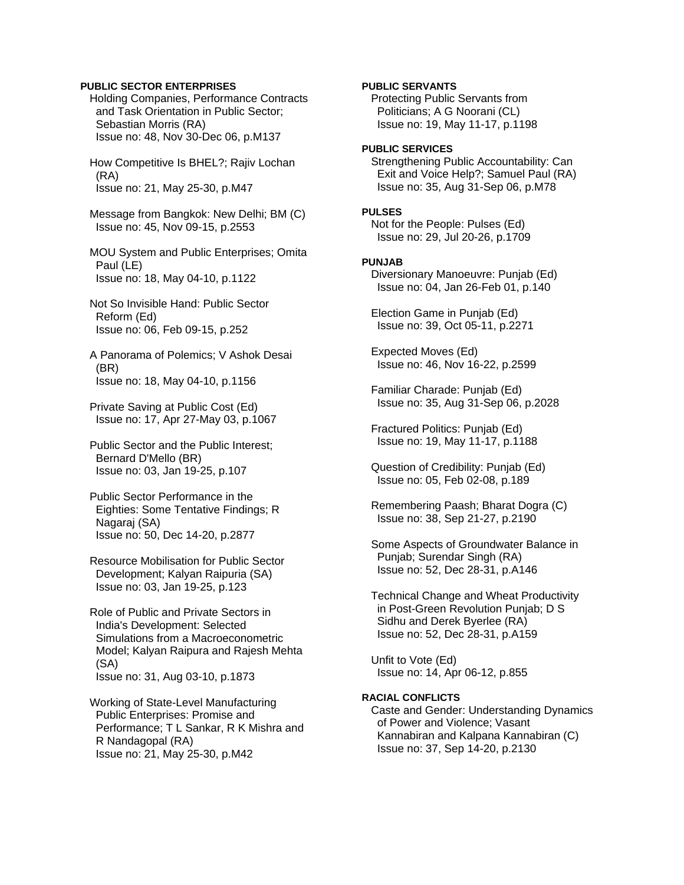**PUBLIC SECTOR ENTERPRISES**

Holding Companies, Performance Contracts and Task Orientation in Public Sector; Sebastian Morris (RA)
Issue no: 48, Nov 30-Dec 06, p.M137

How Competitive Is BHEL?; Rajiv Lochan (RA)
Issue no: 21, May 25-30, p.M47

Message from Bangkok: New Delhi; BM (C)
Issue no: 45, Nov 09-15, p.2553

MOU System and Public Enterprises; Omita Paul (LE)
Issue no: 18, May 04-10, p.1122

Not So Invisible Hand: Public Sector Reform (Ed)
Issue no: 06, Feb 09-15, p.252

A Panorama of Polemics; V Ashok Desai (BR)
Issue no: 18, May 04-10, p.1156

Private Saving at Public Cost (Ed)
Issue no: 17, Apr 27-May 03, p.1067

Public Sector and the Public Interest; Bernard D'Mello (BR)
Issue no: 03, Jan 19-25, p.107

Public Sector Performance in the Eighties: Some Tentative Findings; R Nagaraj (SA)
Issue no: 50, Dec 14-20, p.2877

Resource Mobilisation for Public Sector Development; Kalyan Raipuria (SA)
Issue no: 03, Jan 19-25, p.123

Role of Public and Private Sectors in India's Development: Selected Simulations from a Macroeconometric Model; Kalyan Raipura and Rajesh Mehta (SA)
Issue no: 31, Aug 03-10, p.1873

Working of State-Level Manufacturing Public Enterprises: Promise and Performance; T L Sankar, R K Mishra and R Nandagopal (RA)
Issue no: 21, May 25-30, p.M42

**PUBLIC SERVANTS**

Protecting Public Servants from Politicians; A G Noorani (CL)
Issue no: 19, May 11-17, p.1198

**PUBLIC SERVICES**

Strengthening Public Accountability: Can Exit and Voice Help?; Samuel Paul (RA)
Issue no: 35, Aug 31-Sep 06, p.M78

**PULSES**

Not for the People: Pulses (Ed)
Issue no: 29, Jul 20-26, p.1709

**PUNJAB**

Diversionary Manoeuvre: Punjab (Ed)
Issue no: 04, Jan 26-Feb 01, p.140

Election Game in Punjab (Ed)
Issue no: 39, Oct 05-11, p.2271

Expected Moves (Ed)
Issue no: 46, Nov 16-22, p.2599

Familiar Charade: Punjab (Ed)
Issue no: 35, Aug 31-Sep 06, p.2028

Fractured Politics: Punjab (Ed)
Issue no: 19, May 11-17, p.1188

Question of Credibility: Punjab (Ed)
Issue no: 05, Feb 02-08, p.189

Remembering Paash; Bharat Dogra (C)
Issue no: 38, Sep 21-27, p.2190

Some Aspects of Groundwater Balance in Punjab; Surendar Singh (RA)
Issue no: 52, Dec 28-31, p.A146

Technical Change and Wheat Productivity in Post-Green Revolution Punjab; D S Sidhu and Derek Byerlee (RA)
Issue no: 52, Dec 28-31, p.A159

Unfit to Vote (Ed)
Issue no: 14, Apr 06-12, p.855

**RACIAL CONFLICTS**

Caste and Gender: Understanding Dynamics of Power and Violence; Vasant Kannabiran and Kalpana Kannabiran (C)
Issue no: 37, Sep 14-20, p.2130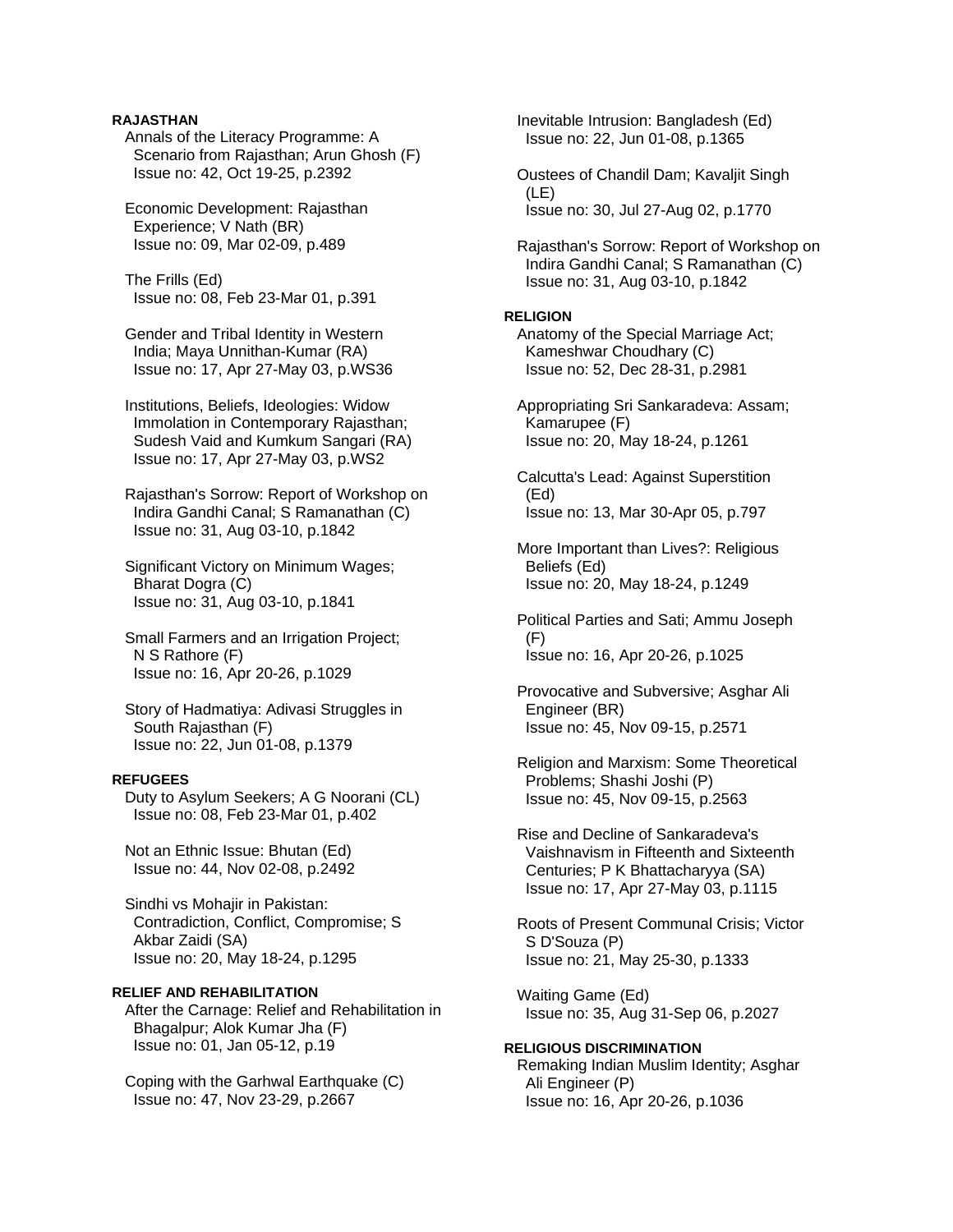**RAJASTHAN**

Annals of the Literacy Programme: A Scenario from Rajasthan; Arun Ghosh (F)
Issue no: 42, Oct 19-25, p.2392

Economic Development: Rajasthan Experience; V Nath (BR)
Issue no: 09, Mar 02-09, p.489

The Frills (Ed)
Issue no: 08, Feb 23-Mar 01, p.391

Gender and Tribal Identity in Western India; Maya Unnithan-Kumar (RA)
Issue no: 17, Apr 27-May 03, p.WS36

Institutions, Beliefs, Ideologies: Widow Immolation in Contemporary Rajasthan; Sudesh Vaid and Kumkum Sangari (RA)
Issue no: 17, Apr 27-May 03, p.WS2

Rajasthan's Sorrow: Report of Workshop on Indira Gandhi Canal; S Ramanathan (C)
Issue no: 31, Aug 03-10, p.1842

Significant Victory on Minimum Wages; Bharat Dogra (C)
Issue no: 31, Aug 03-10, p.1841

Small Farmers and an Irrigation Project; N S Rathore (F)
Issue no: 16, Apr 20-26, p.1029

Story of Hadmatiya: Adivasi Struggles in South Rajasthan (F)
Issue no: 22, Jun 01-08, p.1379

**REFUGEES**

Duty to Asylum Seekers; A G Noorani (CL)
Issue no: 08, Feb 23-Mar 01, p.402

Not an Ethnic Issue: Bhutan (Ed)
Issue no: 44, Nov 02-08, p.2492

Sindhi vs Mohajir in Pakistan: Contradiction, Conflict, Compromise; S Akbar Zaidi (SA)
Issue no: 20, May 18-24, p.1295

**RELIEF AND REHABILITATION**

After the Carnage: Relief and Rehabilitation in Bhagalpur; Alok Kumar Jha (F)
Issue no: 01, Jan 05-12, p.19

Coping with the Garhwal Earthquake (C)
Issue no: 47, Nov 23-29, p.2667

Inevitable Intrusion: Bangladesh (Ed)
Issue no: 22, Jun 01-08, p.1365

Oustees of Chandil Dam; Kavaljit Singh (LE)
Issue no: 30, Jul 27-Aug 02, p.1770

Rajasthan's Sorrow: Report of Workshop on Indira Gandhi Canal; S Ramanathan (C)
Issue no: 31, Aug 03-10, p.1842

**RELIGION**

Anatomy of the Special Marriage Act; Kameshwar Choudhary (C)
Issue no: 52, Dec 28-31, p.2981

Appropriating Sri Sankaradeva: Assam; Kamarupee (F)
Issue no: 20, May 18-24, p.1261

Calcutta's Lead: Against Superstition (Ed)
Issue no: 13, Mar 30-Apr 05, p.797

More Important than Lives?: Religious Beliefs (Ed)
Issue no: 20, May 18-24, p.1249

Political Parties and Sati; Ammu Joseph (F)
Issue no: 16, Apr 20-26, p.1025

Provocative and Subversive; Asghar Ali Engineer (BR)
Issue no: 45, Nov 09-15, p.2571

Religion and Marxism: Some Theoretical Problems; Shashi Joshi (P)
Issue no: 45, Nov 09-15, p.2563

Rise and Decline of Sankaradeva's Vaishnavism in Fifteenth and Sixteenth Centuries; P K Bhattacharyya (SA)
Issue no: 17, Apr 27-May 03, p.1115

Roots of Present Communal Crisis; Victor S D'Souza (P)
Issue no: 21, May 25-30, p.1333

Waiting Game (Ed)
Issue no: 35, Aug 31-Sep 06, p.2027

**RELIGIOUS DISCRIMINATION**

Remaking Indian Muslim Identity; Asghar Ali Engineer (P)
Issue no: 16, Apr 20-26, p.1036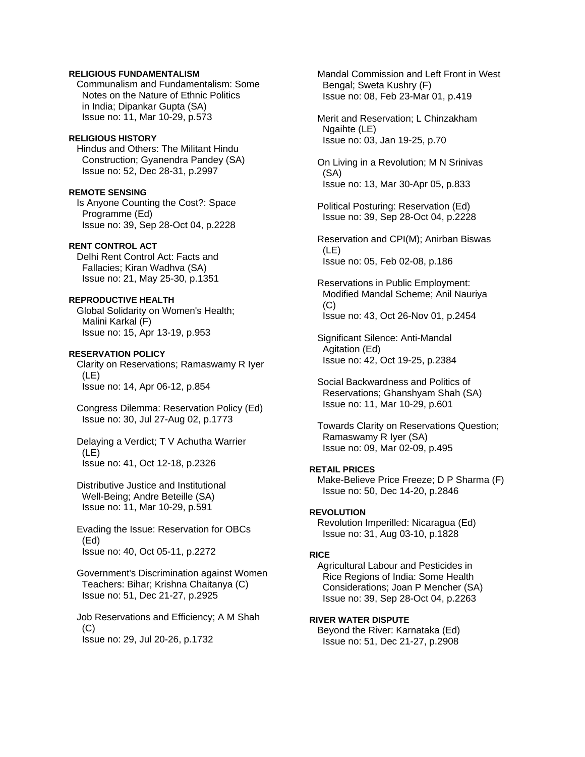**RELIGIOUS FUNDAMENTALISM**

Communalism and Fundamentalism: Some Notes on the Nature of Ethnic Politics in India; Dipankar Gupta (SA)
Issue no: 11, Mar 10-29, p.573

**RELIGIOUS HISTORY**

Hindus and Others: The Militant Hindu Construction; Gyanendra Pandey (SA)
Issue no: 52, Dec 28-31, p.2997

**REMOTE SENSING**

Is Anyone Counting the Cost?: Space Programme (Ed)
Issue no: 39, Sep 28-Oct 04, p.2228

**RENT CONTROL ACT**

Delhi Rent Control Act: Facts and Fallacies; Kiran Wadhva (SA)
Issue no: 21, May 25-30, p.1351

**REPRODUCTIVE HEALTH**

Global Solidarity on Women's Health; Malini Karkal (F)
Issue no: 15, Apr 13-19, p.953

**RESERVATION POLICY**

Clarity on Reservations; Ramaswamy R Iyer (LE)
Issue no: 14, Apr 06-12, p.854

Congress Dilemma: Reservation Policy (Ed)
Issue no: 30, Jul 27-Aug 02, p.1773

Delaying a Verdict; T V Achutha Warrier (LE)
Issue no: 41, Oct 12-18, p.2326

Distributive Justice and Institutional Well-Being; Andre Beteille (SA)
Issue no: 11, Mar 10-29, p.591

Evading the Issue: Reservation for OBCs (Ed)
Issue no: 40, Oct 05-11, p.2272

Government's Discrimination against Women Teachers: Bihar; Krishna Chaitanya (C)
Issue no: 51, Dec 21-27, p.2925

Job Reservations and Efficiency; A M Shah (C)
Issue no: 29, Jul 20-26, p.1732

Mandal Commission and Left Front in West Bengal; Sweta Kushry (F)
Issue no: 08, Feb 23-Mar 01, p.419

Merit and Reservation; L Chinzakham Ngaihte (LE)
Issue no: 03, Jan 19-25, p.70

On Living in a Revolution; M N Srinivas (SA)
Issue no: 13, Mar 30-Apr 05, p.833

Political Posturing: Reservation (Ed)
Issue no: 39, Sep 28-Oct 04, p.2228

Reservation and CPI(M); Anirban Biswas (LE)
Issue no: 05, Feb 02-08, p.186

Reservations in Public Employment: Modified Mandal Scheme; Anil Nauriya (C)
Issue no: 43, Oct 26-Nov 01, p.2454

Significant Silence: Anti-Mandal Agitation (Ed)
Issue no: 42, Oct 19-25, p.2384

Social Backwardness and Politics of Reservations; Ghanshyam Shah (SA)
Issue no: 11, Mar 10-29, p.601

Towards Clarity on Reservations Question; Ramaswamy R Iyer (SA)
Issue no: 09, Mar 02-09, p.495

**RETAIL PRICES**

Make-Believe Price Freeze; D P Sharma (F)
Issue no: 50, Dec 14-20, p.2846

**REVOLUTION**

Revolution Imperilled: Nicaragua (Ed)
Issue no: 31, Aug 03-10, p.1828

**RICE**

Agricultural Labour and Pesticides in Rice Regions of India: Some Health Considerations; Joan P Mencher (SA)
Issue no: 39, Sep 28-Oct 04, p.2263

**RIVER WATER DISPUTE**

Beyond the River: Karnataka (Ed)
Issue no: 51, Dec 21-27, p.2908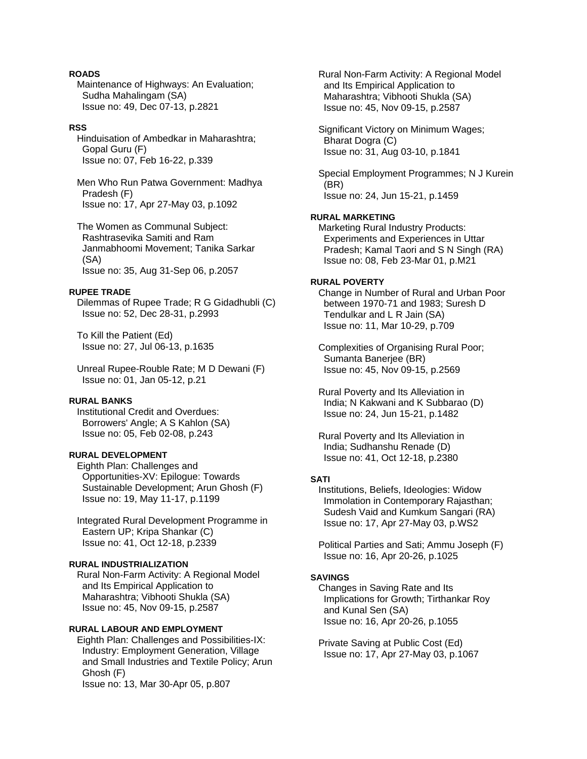**ROADS**

Maintenance of Highways: An Evaluation; Sudha Mahalingam (SA)
Issue no: 49, Dec 07-13, p.2821

**RSS**

Hinduisation of Ambedkar in Maharashtra; Gopal Guru (F)
Issue no: 07, Feb 16-22, p.339

Men Who Run Patwa Government: Madhya Pradesh (F)
Issue no: 17, Apr 27-May 03, p.1092

The Women as Communal Subject: Rashtrasevika Samiti and Ram Janmabhoomi Movement; Tanika Sarkar (SA)
Issue no: 35, Aug 31-Sep 06, p.2057

**RUPEE TRADE**

Dilemmas of Rupee Trade; R G Gidadhubli (C)
Issue no: 52, Dec 28-31, p.2993

To Kill the Patient (Ed)
Issue no: 27, Jul 06-13, p.1635

Unreal Rupee-Rouble Rate; M D Dewani (F)
Issue no: 01, Jan 05-12, p.21

**RURAL BANKS**

Institutional Credit and Overdues: Borrowers' Angle; A S Kahlon (SA)
Issue no: 05, Feb 02-08, p.243

**RURAL DEVELOPMENT**

Eighth Plan: Challenges and Opportunities-XV: Epilogue: Towards Sustainable Development; Arun Ghosh (F)
Issue no: 19, May 11-17, p.1199

Integrated Rural Development Programme in Eastern UP; Kripa Shankar (C)
Issue no: 41, Oct 12-18, p.2339

**RURAL INDUSTRIALIZATION**

Rural Non-Farm Activity: A Regional Model and Its Empirical Application to Maharashtra; Vibhooti Shukla (SA)
Issue no: 45, Nov 09-15, p.2587

**RURAL LABOUR AND EMPLOYMENT**

Eighth Plan: Challenges and Possibilities-IX: Industry: Employment Generation, Village and Small Industries and Textile Policy; Arun Ghosh (F)
Issue no: 13, Mar 30-Apr 05, p.807

Rural Non-Farm Activity: A Regional Model and Its Empirical Application to Maharashtra; Vibhooti Shukla (SA)
Issue no: 45, Nov 09-15, p.2587

Significant Victory on Minimum Wages; Bharat Dogra (C)
Issue no: 31, Aug 03-10, p.1841

Special Employment Programmes; N J Kurein (BR)
Issue no: 24, Jun 15-21, p.1459

**RURAL MARKETING**

Marketing Rural Industry Products: Experiments and Experiences in Uttar Pradesh; Kamal Taori and S N Singh (RA)
Issue no: 08, Feb 23-Mar 01, p.M21

**RURAL POVERTY**

Change in Number of Rural and Urban Poor between 1970-71 and 1983; Suresh D Tendulkar and L R Jain (SA)
Issue no: 11, Mar 10-29, p.709

Complexities of Organising Rural Poor; Sumanta Banerjee (BR)
Issue no: 45, Nov 09-15, p.2569

Rural Poverty and Its Alleviation in India; N Kakwani and K Subbarao (D)
Issue no: 24, Jun 15-21, p.1482

Rural Poverty and Its Alleviation in India; Sudhanshu Renade (D)
Issue no: 41, Oct 12-18, p.2380

**SATI**

Institutions, Beliefs, Ideologies: Widow Immolation in Contemporary Rajasthan; Sudesh Vaid and Kumkum Sangari (RA)
Issue no: 17, Apr 27-May 03, p.WS2

Political Parties and Sati; Ammu Joseph (F)
Issue no: 16, Apr 20-26, p.1025

**SAVINGS**

Changes in Saving Rate and Its Implications for Growth; Tirthankar Roy and Kunal Sen (SA)
Issue no: 16, Apr 20-26, p.1055

Private Saving at Public Cost (Ed)
Issue no: 17, Apr 27-May 03, p.1067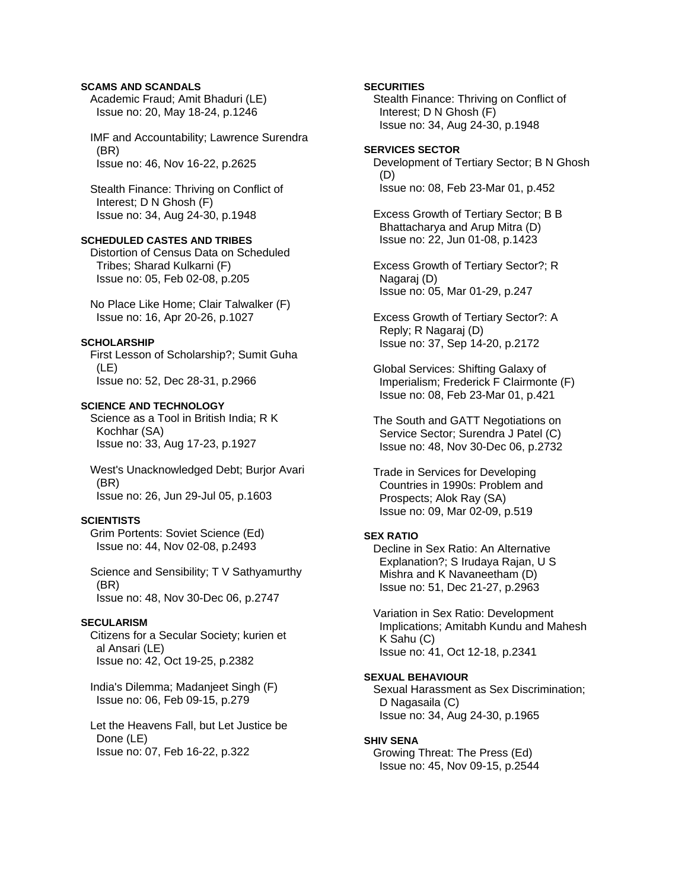**SCAMS AND SCANDALS**

Academic Fraud; Amit Bhaduri (LE)
Issue no: 20, May 18-24, p.1246

IMF and Accountability; Lawrence Surendra (BR)
Issue no: 46, Nov 16-22, p.2625

Stealth Finance: Thriving on Conflict of Interest; D N Ghosh (F)
Issue no: 34, Aug 24-30, p.1948

**SCHEDULED CASTES AND TRIBES**

Distortion of Census Data on Scheduled Tribes; Sharad Kulkarni (F)
Issue no: 05, Feb 02-08, p.205

No Place Like Home; Clair Talwalker (F)
Issue no: 16, Apr 20-26, p.1027

**SCHOLARSHIP**

First Lesson of Scholarship?; Sumit Guha (LE)
Issue no: 52, Dec 28-31, p.2966

**SCIENCE AND TECHNOLOGY**

Science as a Tool in British India; R K Kochhar (SA)
Issue no: 33, Aug 17-23, p.1927

West's Unacknowledged Debt; Burjor Avari (BR)
Issue no: 26, Jun 29-Jul 05, p.1603

**SCIENTISTS**

Grim Portents: Soviet Science (Ed)
Issue no: 44, Nov 02-08, p.2493

Science and Sensibility; T V Sathyamurthy (BR)
Issue no: 48, Nov 30-Dec 06, p.2747

**SECULARISM**

Citizens for a Secular Society; kurien et al Ansari (LE)
Issue no: 42, Oct 19-25, p.2382

India's Dilemma; Madanjeet Singh (F)
Issue no: 06, Feb 09-15, p.279

Let the Heavens Fall, but Let Justice be Done (LE)
Issue no: 07, Feb 16-22, p.322

**SECURITIES**

Stealth Finance: Thriving on Conflict of Interest; D N Ghosh (F)
Issue no: 34, Aug 24-30, p.1948

**SERVICES SECTOR**

Development of Tertiary Sector; B N Ghosh (D)
Issue no: 08, Feb 23-Mar 01, p.452

Excess Growth of Tertiary Sector; B B Bhattacharya and Arup Mitra (D)
Issue no: 22, Jun 01-08, p.1423

Excess Growth of Tertiary Sector?; R Nagaraj (D)
Issue no: 05, Mar 01-29, p.247

Excess Growth of Tertiary Sector?: A Reply; R Nagaraj (D)
Issue no: 37, Sep 14-20, p.2172

Global Services: Shifting Galaxy of Imperialism; Frederick F Clairmonte (F)
Issue no: 08, Feb 23-Mar 01, p.421

The South and GATT Negotiations on Service Sector; Surendra J Patel (C)
Issue no: 48, Nov 30-Dec 06, p.2732

Trade in Services for Developing Countries in 1990s: Problem and Prospects; Alok Ray (SA)
Issue no: 09, Mar 02-09, p.519

**SEX RATIO**

Decline in Sex Ratio: An Alternative Explanation?; S Irudaya Rajan, U S Mishra and K Navaneetham (D)
Issue no: 51, Dec 21-27, p.2963

Variation in Sex Ratio: Development Implications; Amitabh Kundu and Mahesh K Sahu (C)
Issue no: 41, Oct 12-18, p.2341

**SEXUAL BEHAVIOUR**

Sexual Harassment as Sex Discrimination; D Nagasaila (C)
Issue no: 34, Aug 24-30, p.1965

**SHIV SENA**

Growing Threat: The Press (Ed)
Issue no: 45, Nov 09-15, p.2544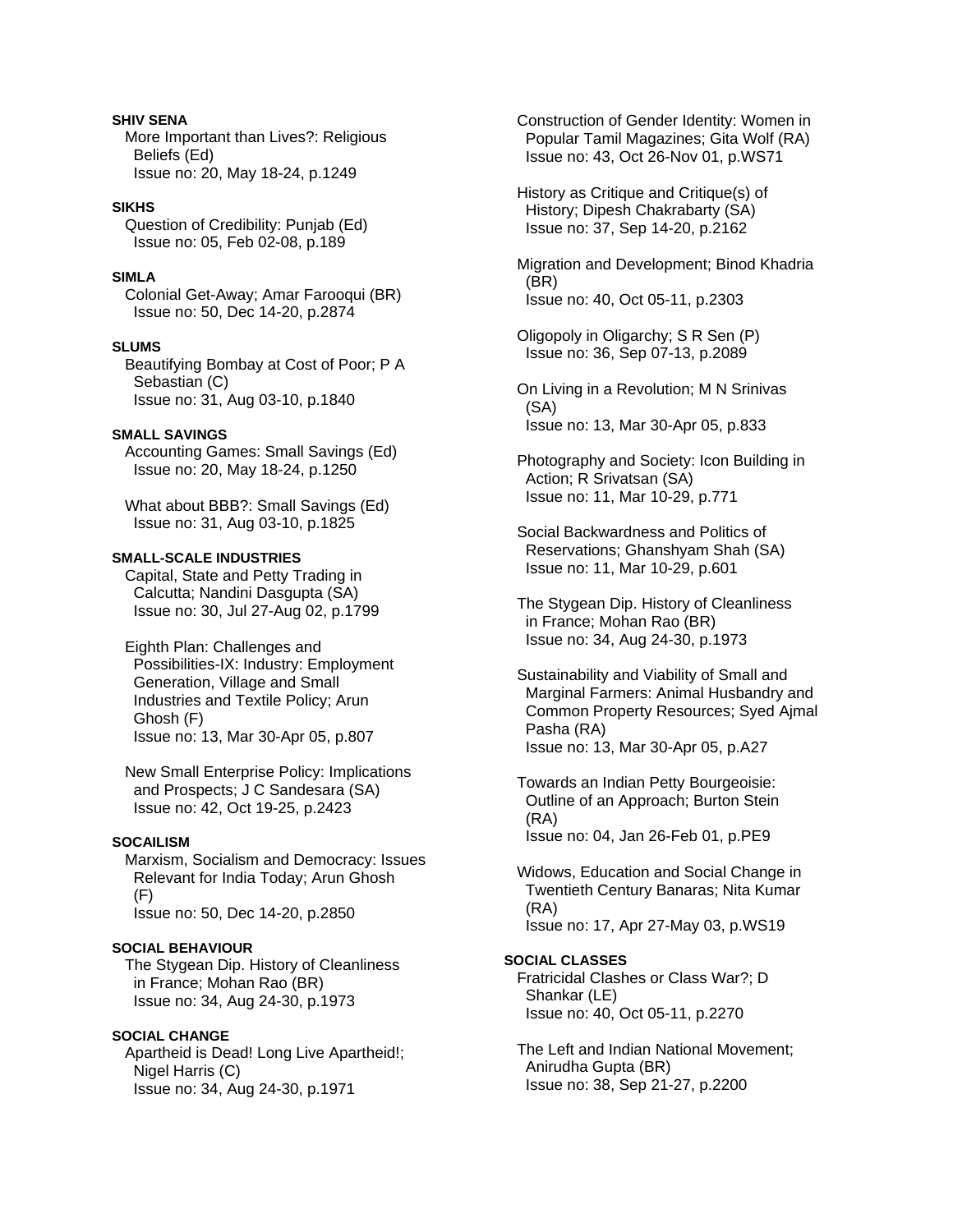**SHIV SENA**

More Important than Lives?: Religious Beliefs (Ed)
Issue no: 20, May 18-24, p.1249

**SIKHS**

Question of Credibility: Punjab (Ed)
Issue no: 05, Feb 02-08, p.189

**SIMLA**

Colonial Get-Away; Amar Farooqui (BR)
Issue no: 50, Dec 14-20, p.2874

**SLUMS**

Beautifying Bombay at Cost of Poor; P A Sebastian (C)
Issue no: 31, Aug 03-10, p.1840

**SMALL SAVINGS**

Accounting Games: Small Savings (Ed)
Issue no: 20, May 18-24, p.1250

What about BBB?: Small Savings (Ed)
Issue no: 31, Aug 03-10, p.1825

**SMALL-SCALE INDUSTRIES**

Capital, State and Petty Trading in Calcutta; Nandini Dasgupta (SA)
Issue no: 30, Jul 27-Aug 02, p.1799

Eighth Plan: Challenges and Possibilities-IX: Industry: Employment Generation, Village and Small Industries and Textile Policy; Arun Ghosh (F)
Issue no: 13, Mar 30-Apr 05, p.807

New Small Enterprise Policy: Implications and Prospects; J C Sandesara (SA)
Issue no: 42, Oct 19-25, p.2423

**SOCAILISM**

Marxism, Socialism and Democracy: Issues Relevant for India Today; Arun Ghosh (F)
Issue no: 50, Dec 14-20, p.2850

**SOCIAL BEHAVIOUR**

The Stygean Dip. History of Cleanliness in France; Mohan Rao (BR)
Issue no: 34, Aug 24-30, p.1973

**SOCIAL CHANGE**

Apartheid is Dead! Long Live Apartheid!; Nigel Harris (C)
Issue no: 34, Aug 24-30, p.1971

Construction of Gender Identity: Women in Popular Tamil Magazines; Gita Wolf (RA)
Issue no: 43, Oct 26-Nov 01, p.WS71

History as Critique and Critique(s) of History; Dipesh Chakrabarty (SA)
Issue no: 37, Sep 14-20, p.2162

Migration and Development; Binod Khadria (BR)
Issue no: 40, Oct 05-11, p.2303

Oligopoly in Oligarchy; S R Sen (P)
Issue no: 36, Sep 07-13, p.2089

On Living in a Revolution; M N Srinivas (SA)
Issue no: 13, Mar 30-Apr 05, p.833

Photography and Society: Icon Building in Action; R Srivatsan (SA)
Issue no: 11, Mar 10-29, p.771

Social Backwardness and Politics of Reservations; Ghanshyam Shah (SA)
Issue no: 11, Mar 10-29, p.601

The Stygean Dip. History of Cleanliness in France; Mohan Rao (BR)
Issue no: 34, Aug 24-30, p.1973

Sustainability and Viability of Small and Marginal Farmers: Animal Husbandry and Common Property Resources; Syed Ajmal Pasha (RA)
Issue no: 13, Mar 30-Apr 05, p.A27

Towards an Indian Petty Bourgeoisie: Outline of an Approach; Burton Stein (RA)
Issue no: 04, Jan 26-Feb 01, p.PE9

Widows, Education and Social Change in Twentieth Century Banaras; Nita Kumar (RA)
Issue no: 17, Apr 27-May 03, p.WS19

**SOCIAL CLASSES**

Fratricidal Clashes or Class War?; D Shankar (LE)
Issue no: 40, Oct 05-11, p.2270

The Left and Indian National Movement; Anirudha Gupta (BR)
Issue no: 38, Sep 21-27, p.2200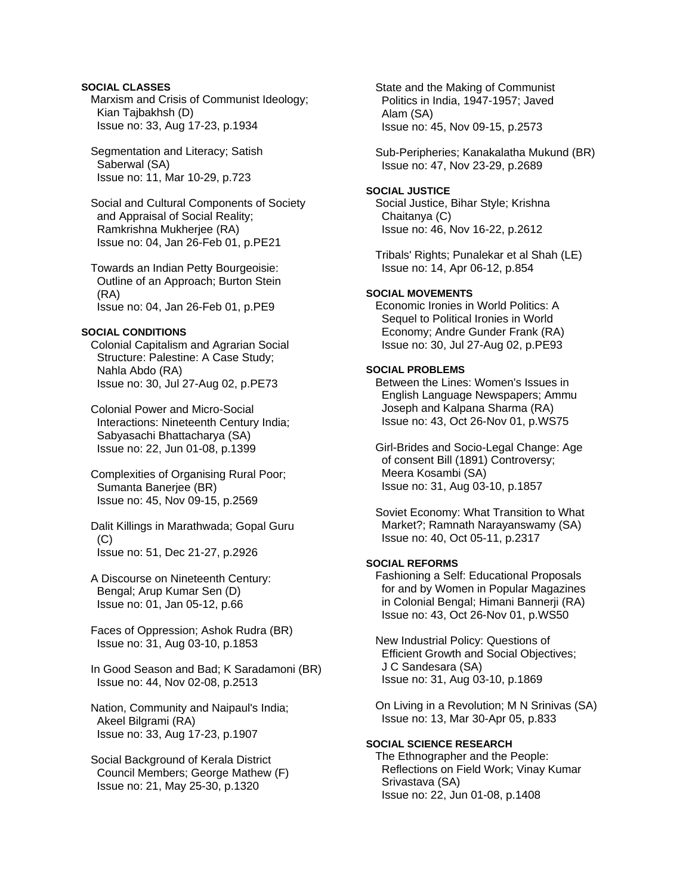**SOCIAL CLASSES**

Marxism and Crisis of Communist Ideology; Kian Tajbakhsh (D)
Issue no: 33, Aug 17-23, p.1934

Segmentation and Literacy; Satish Saberwal (SA)
Issue no: 11, Mar 10-29, p.723

Social and Cultural Components of Society and Appraisal of Social Reality; Ramkrishna Mukherjee (RA)
Issue no: 04, Jan 26-Feb 01, p.PE21

Towards an Indian Petty Bourgeoisie: Outline of an Approach; Burton Stein (RA)
Issue no: 04, Jan 26-Feb 01, p.PE9

**SOCIAL CONDITIONS**

Colonial Capitalism and Agrarian Social Structure: Palestine: A Case Study; Nahla Abdo (RA)
Issue no: 30, Jul 27-Aug 02, p.PE73

Colonial Power and Micro-Social Interactions: Nineteenth Century India; Sabyasachi Bhattacharya (SA)
Issue no: 22, Jun 01-08, p.1399

Complexities of Organising Rural Poor; Sumanta Banerjee (BR)
Issue no: 45, Nov 09-15, p.2569

Dalit Killings in Marathwada; Gopal Guru (C)
Issue no: 51, Dec 21-27, p.2926

A Discourse on Nineteenth Century: Bengal; Arup Kumar Sen (D)
Issue no: 01, Jan 05-12, p.66

Faces of Oppression; Ashok Rudra (BR)
Issue no: 31, Aug 03-10, p.1853

In Good Season and Bad; K Saradamoni (BR)
Issue no: 44, Nov 02-08, p.2513

Nation, Community and Naipaul's India; Akeel Bilgrami (RA)
Issue no: 33, Aug 17-23, p.1907

Social Background of Kerala District Council Members; George Mathew (F)
Issue no: 21, May 25-30, p.1320

State and the Making of Communist Politics in India, 1947-1957; Javed Alam (SA)
Issue no: 45, Nov 09-15, p.2573

Sub-Peripheries; Kanakalatha Mukund (BR)
Issue no: 47, Nov 23-29, p.2689

**SOCIAL JUSTICE**

Social Justice, Bihar Style; Krishna Chaitanya (C)
Issue no: 46, Nov 16-22, p.2612

Tribals' Rights; Punalekar et al Shah (LE)
Issue no: 14, Apr 06-12, p.854

**SOCIAL MOVEMENTS**

Economic Ironies in World Politics: A Sequel to Political Ironies in World Economy; Andre Gunder Frank (RA)
Issue no: 30, Jul 27-Aug 02, p.PE93

**SOCIAL PROBLEMS**

Between the Lines: Women's Issues in English Language Newspapers; Ammu Joseph and Kalpana Sharma (RA)
Issue no: 43, Oct 26-Nov 01, p.WS75

Girl-Brides and Socio-Legal Change: Age of consent Bill (1891) Controversy; Meera Kosambi (SA)
Issue no: 31, Aug 03-10, p.1857

Soviet Economy: What Transition to What Market?; Ramnath Narayanswamy (SA)
Issue no: 40, Oct 05-11, p.2317

**SOCIAL REFORMS**

Fashioning a Self: Educational Proposals for and by Women in Popular Magazines in Colonial Bengal; Himani Bannerji (RA)
Issue no: 43, Oct 26-Nov 01, p.WS50

New Industrial Policy: Questions of Efficient Growth and Social Objectives; J C Sandesara (SA)
Issue no: 31, Aug 03-10, p.1869

On Living in a Revolution; M N Srinivas (SA)
Issue no: 13, Mar 30-Apr 05, p.833

**SOCIAL SCIENCE RESEARCH**

The Ethnographer and the People: Reflections on Field Work; Vinay Kumar Srivastava (SA)
Issue no: 22, Jun 01-08, p.1408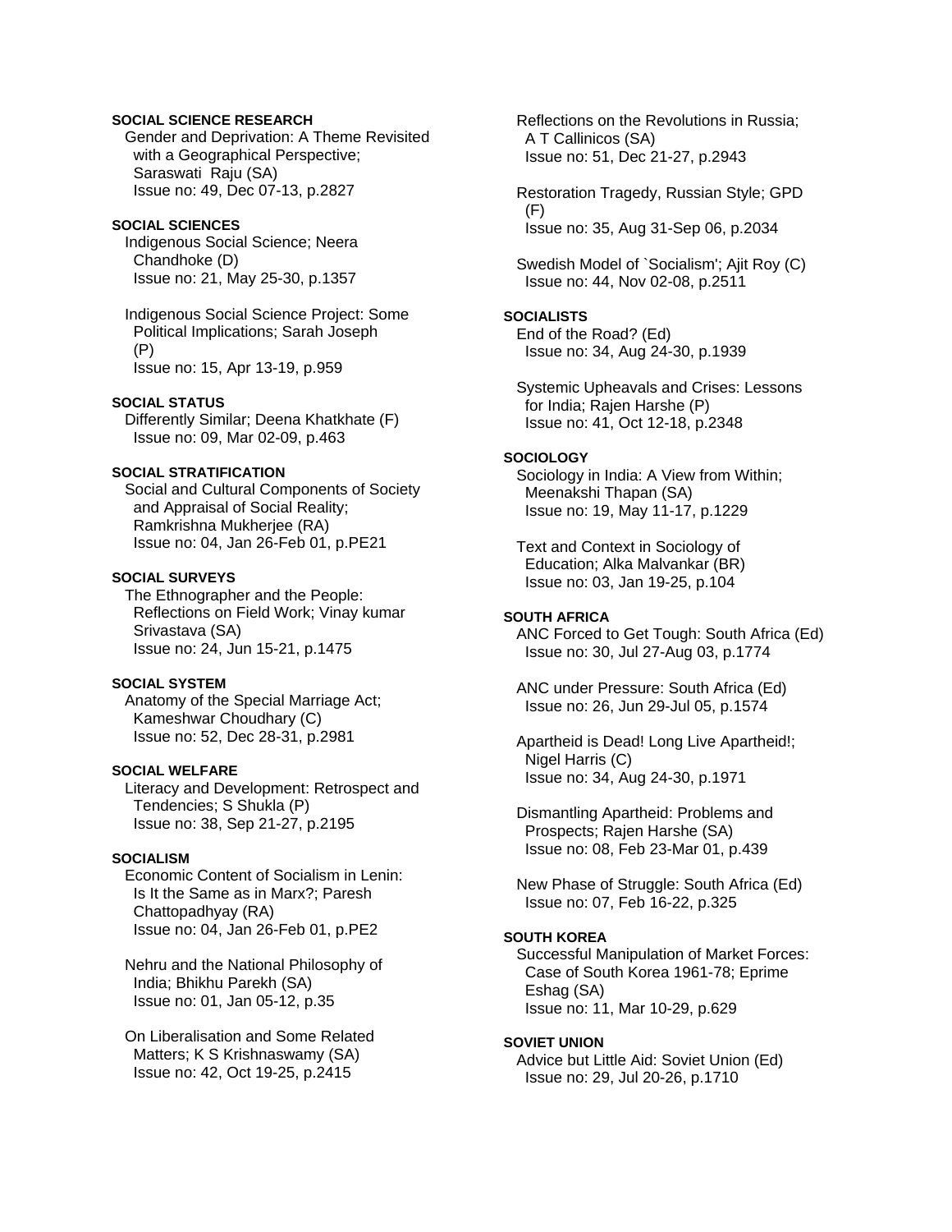**SOCIAL SCIENCE RESEARCH**

Gender and Deprivation: A Theme Revisited with a Geographical Perspective; Saraswati Raju (SA)
Issue no: 49, Dec 07-13, p.2827

**SOCIAL SCIENCES**

Indigenous Social Science; Neera Chandhoke (D)
Issue no: 21, May 25-30, p.1357

Indigenous Social Science Project: Some Political Implications; Sarah Joseph (P)
Issue no: 15, Apr 13-19, p.959

**SOCIAL STATUS**

Differently Similar; Deena Khatkhate (F)
Issue no: 09, Mar 02-09, p.463

**SOCIAL STRATIFICATION**

Social and Cultural Components of Society and Appraisal of Social Reality; Ramkrishna Mukherjee (RA)
Issue no: 04, Jan 26-Feb 01, p.PE21

**SOCIAL SURVEYS**

The Ethnographer and the People: Reflections on Field Work; Vinay kumar Srivastava (SA)
Issue no: 24, Jun 15-21, p.1475

**SOCIAL SYSTEM**

Anatomy of the Special Marriage Act; Kameshwar Choudhary (C)
Issue no: 52, Dec 28-31, p.2981

**SOCIAL WELFARE**

Literacy and Development: Retrospect and Tendencies; S Shukla (P)
Issue no: 38, Sep 21-27, p.2195

**SOCIALISM**

Economic Content of Socialism in Lenin: Is It the Same as in Marx?; Paresh Chattopadhyay (RA)
Issue no: 04, Jan 26-Feb 01, p.PE2

Nehru and the National Philosophy of India; Bhikhu Parekh (SA)
Issue no: 01, Jan 05-12, p.35

On Liberalisation and Some Related Matters; K S Krishnaswamy (SA)
Issue no: 42, Oct 19-25, p.2415

Reflections on the Revolutions in Russia; A T Callinicos (SA)
Issue no: 51, Dec 21-27, p.2943

Restoration Tragedy, Russian Style; GPD (F)
Issue no: 35, Aug 31-Sep 06, p.2034

Swedish Model of `Socialism'; Ajit Roy (C)
Issue no: 44, Nov 02-08, p.2511

**SOCIALISTS**

End of the Road? (Ed)
Issue no: 34, Aug 24-30, p.1939

Systemic Upheavals and Crises: Lessons for India; Rajen Harshe (P)
Issue no: 41, Oct 12-18, p.2348

**SOCIOLOGY**

Sociology in India: A View from Within; Meenakshi Thapan (SA)
Issue no: 19, May 11-17, p.1229

Text and Context in Sociology of Education; Alka Malvankar (BR)
Issue no: 03, Jan 19-25, p.104

**SOUTH AFRICA**

ANC Forced to Get Tough: South Africa (Ed)
Issue no: 30, Jul 27-Aug 03, p.1774

ANC under Pressure: South Africa (Ed)
Issue no: 26, Jun 29-Jul 05, p.1574

Apartheid is Dead! Long Live Apartheid!; Nigel Harris (C)
Issue no: 34, Aug 24-30, p.1971

Dismantling Apartheid: Problems and Prospects; Rajen Harshe (SA)
Issue no: 08, Feb 23-Mar 01, p.439

New Phase of Struggle: South Africa (Ed)
Issue no: 07, Feb 16-22, p.325

**SOUTH KOREA**

Successful Manipulation of Market Forces: Case of South Korea 1961-78; Eprime Eshag (SA)
Issue no: 11, Mar 10-29, p.629

**SOVIET UNION**

Advice but Little Aid: Soviet Union (Ed)
Issue no: 29, Jul 20-26, p.1710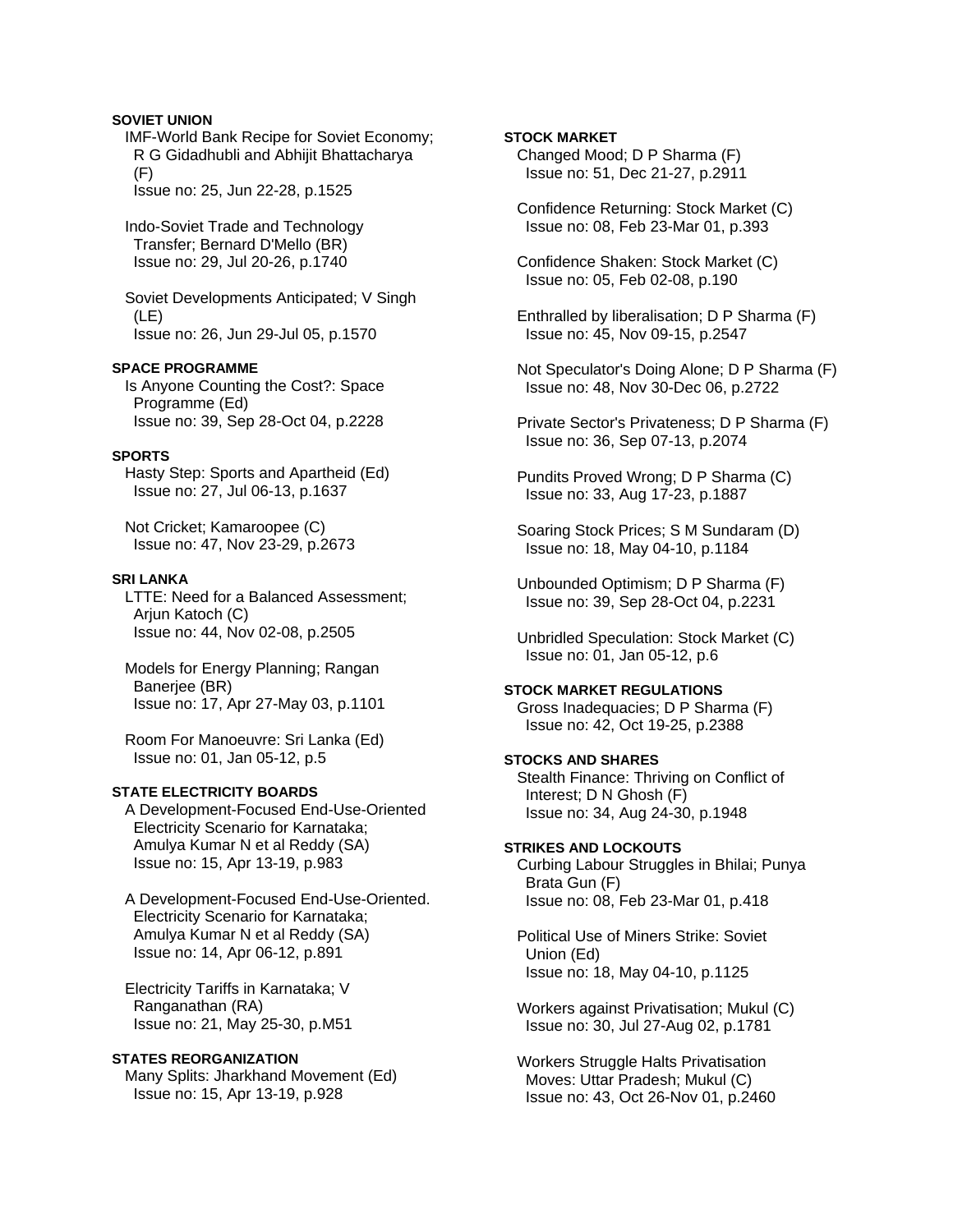**SOVIET UNION**

IMF-World Bank Recipe for Soviet Economy; R G Gidadhubli and Abhijit Bhattacharya (F)
Issue no: 25, Jun 22-28, p.1525

Indo-Soviet Trade and Technology Transfer; Bernard D'Mello (BR)
Issue no: 29, Jul 20-26, p.1740

Soviet Developments Anticipated; V Singh (LE)
Issue no: 26, Jun 29-Jul 05, p.1570

**SPACE PROGRAMME**

Is Anyone Counting the Cost?: Space Programme (Ed)
Issue no: 39, Sep 28-Oct 04, p.2228

**SPORTS**

Hasty Step: Sports and Apartheid (Ed)
Issue no: 27, Jul 06-13, p.1637

Not Cricket; Kamaroopee (C)
Issue no: 47, Nov 23-29, p.2673

**SRI LANKA**

LTTE: Need for a Balanced Assessment; Arjun Katoch (C)
Issue no: 44, Nov 02-08, p.2505

Models for Energy Planning; Rangan Banerjee (BR)
Issue no: 17, Apr 27-May 03, p.1101

Room For Manoeuvre: Sri Lanka (Ed)
Issue no: 01, Jan 05-12, p.5

**STATE ELECTRICITY BOARDS**

A Development-Focused End-Use-Oriented Electricity Scenario for Karnataka; Amulya Kumar N et al Reddy (SA)
Issue no: 15, Apr 13-19, p.983

A Development-Focused End-Use-Oriented. Electricity Scenario for Karnataka; Amulya Kumar N et al Reddy (SA)
Issue no: 14, Apr 06-12, p.891

Electricity Tariffs in Karnataka; V Ranganathan (RA)
Issue no: 21, May 25-30, p.M51

**STATES REORGANIZATION**

Many Splits: Jharkhand Movement (Ed)
Issue no: 15, Apr 13-19, p.928

**STOCK MARKET**

Changed Mood; D P Sharma (F)
Issue no: 51, Dec 21-27, p.2911

Confidence Returning: Stock Market (C)
Issue no: 08, Feb 23-Mar 01, p.393

Confidence Shaken: Stock Market (C)
Issue no: 05, Feb 02-08, p.190

Enthralled by liberalisation; D P Sharma (F)
Issue no: 45, Nov 09-15, p.2547

Not Speculator's Doing Alone; D P Sharma (F)
Issue no: 48, Nov 30-Dec 06, p.2722

Private Sector's Privateness; D P Sharma (F)
Issue no: 36, Sep 07-13, p.2074

Pundits Proved Wrong; D P Sharma (C)
Issue no: 33, Aug 17-23, p.1887

Soaring Stock Prices; S M Sundaram (D)
Issue no: 18, May 04-10, p.1184

Unbounded Optimism; D P Sharma (F)
Issue no: 39, Sep 28-Oct 04, p.2231

Unbridled Speculation: Stock Market (C)
Issue no: 01, Jan 05-12, p.6

**STOCK MARKET REGULATIONS**

Gross Inadequacies; D P Sharma (F)
Issue no: 42, Oct 19-25, p.2388

**STOCKS AND SHARES**

Stealth Finance: Thriving on Conflict of Interest; D N Ghosh (F)
Issue no: 34, Aug 24-30, p.1948

**STRIKES AND LOCKOUTS**

Curbing Labour Struggles in Bhilai; Punya Brata Gun (F)
Issue no: 08, Feb 23-Mar 01, p.418

Political Use of Miners Strike: Soviet Union (Ed)
Issue no: 18, May 04-10, p.1125

Workers against Privatisation; Mukul (C)
Issue no: 30, Jul 27-Aug 02, p.1781

Workers Struggle Halts Privatisation Moves: Uttar Pradesh; Mukul (C)
Issue no: 43, Oct 26-Nov 01, p.2460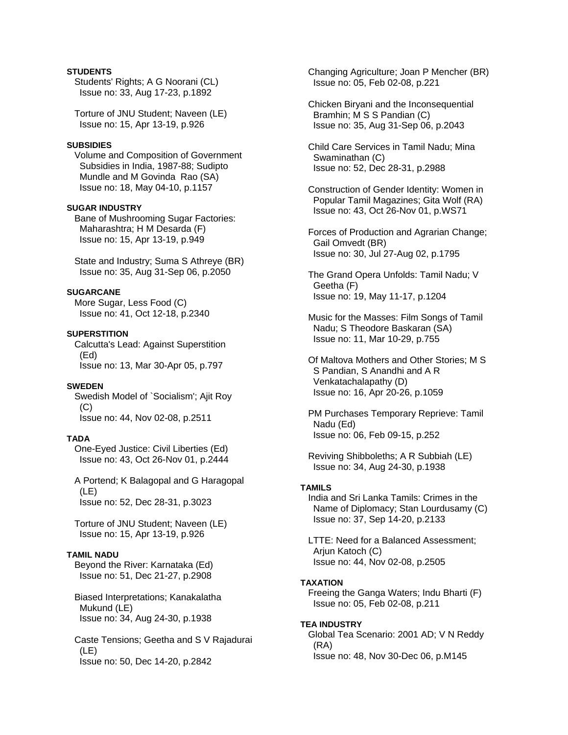**STUDENTS**

Students' Rights; A G Noorani (CL)
Issue no: 33, Aug 17-23, p.1892

Torture of JNU Student; Naveen (LE)
Issue no: 15, Apr 13-19, p.926

**SUBSIDIES**

Volume and Composition of Government Subsidies in India, 1987-88; Sudipto Mundle and M Govinda Rao (SA)
Issue no: 18, May 04-10, p.1157

**SUGAR INDUSTRY**

Bane of Mushrooming Sugar Factories: Maharashtra; H M Desarda (F)
Issue no: 15, Apr 13-19, p.949

State and Industry; Suma S Athreye (BR)
Issue no: 35, Aug 31-Sep 06, p.2050

**SUGARCANE**

More Sugar, Less Food (C)
Issue no: 41, Oct 12-18, p.2340

**SUPERSTITION**

Calcutta's Lead: Against Superstition (Ed)
Issue no: 13, Mar 30-Apr 05, p.797

**SWEDEN**

Swedish Model of `Socialism'; Ajit Roy (C)
Issue no: 44, Nov 02-08, p.2511

**TADA**

One-Eyed Justice: Civil Liberties (Ed)
Issue no: 43, Oct 26-Nov 01, p.2444

A Portend; K Balagopal and G Haragopal (LE)
Issue no: 52, Dec 28-31, p.3023

Torture of JNU Student; Naveen (LE)
Issue no: 15, Apr 13-19, p.926

**TAMIL NADU**

Beyond the River: Karnataka (Ed)
Issue no: 51, Dec 21-27, p.2908

Biased Interpretations; Kanakalatha Mukund (LE)
Issue no: 34, Aug 24-30, p.1938

Caste Tensions; Geetha and S V Rajadurai (LE)
Issue no: 50, Dec 14-20, p.2842

Changing Agriculture; Joan P Mencher (BR)
Issue no: 05, Feb 02-08, p.221

Chicken Biryani and the Inconsequential Bramhin; M S S Pandian (C)
Issue no: 35, Aug 31-Sep 06, p.2043

Child Care Services in Tamil Nadu; Mina Swaminathan (C)
Issue no: 52, Dec 28-31, p.2988

Construction of Gender Identity: Women in Popular Tamil Magazines; Gita Wolf (RA)
Issue no: 43, Oct 26-Nov 01, p.WS71

Forces of Production and Agrarian Change; Gail Omvedt (BR)
Issue no: 30, Jul 27-Aug 02, p.1795

The Grand Opera Unfolds: Tamil Nadu; V Geetha (F)
Issue no: 19, May 11-17, p.1204

Music for the Masses: Film Songs of Tamil Nadu; S Theodore Baskaran (SA)
Issue no: 11, Mar 10-29, p.755

Of Maltova Mothers and Other Stories; M S S Pandian, S Anandhi and A R Venkatachalapathy (D)
Issue no: 16, Apr 20-26, p.1059

PM Purchases Temporary Reprieve: Tamil Nadu (Ed)
Issue no: 06, Feb 09-15, p.252

Reviving Shibboleths; A R Subbiah (LE)
Issue no: 34, Aug 24-30, p.1938

**TAMILS**

India and Sri Lanka Tamils: Crimes in the Name of Diplomacy; Stan Lourdusamy (C)
Issue no: 37, Sep 14-20, p.2133

LTTE: Need for a Balanced Assessment; Arjun Katoch (C)
Issue no: 44, Nov 02-08, p.2505

**TAXATION**

Freeing the Ganga Waters; Indu Bharti (F)
Issue no: 05, Feb 02-08, p.211

**TEA INDUSTRY**

Global Tea Scenario: 2001 AD; V N Reddy (RA)
Issue no: 48, Nov 30-Dec 06, p.M145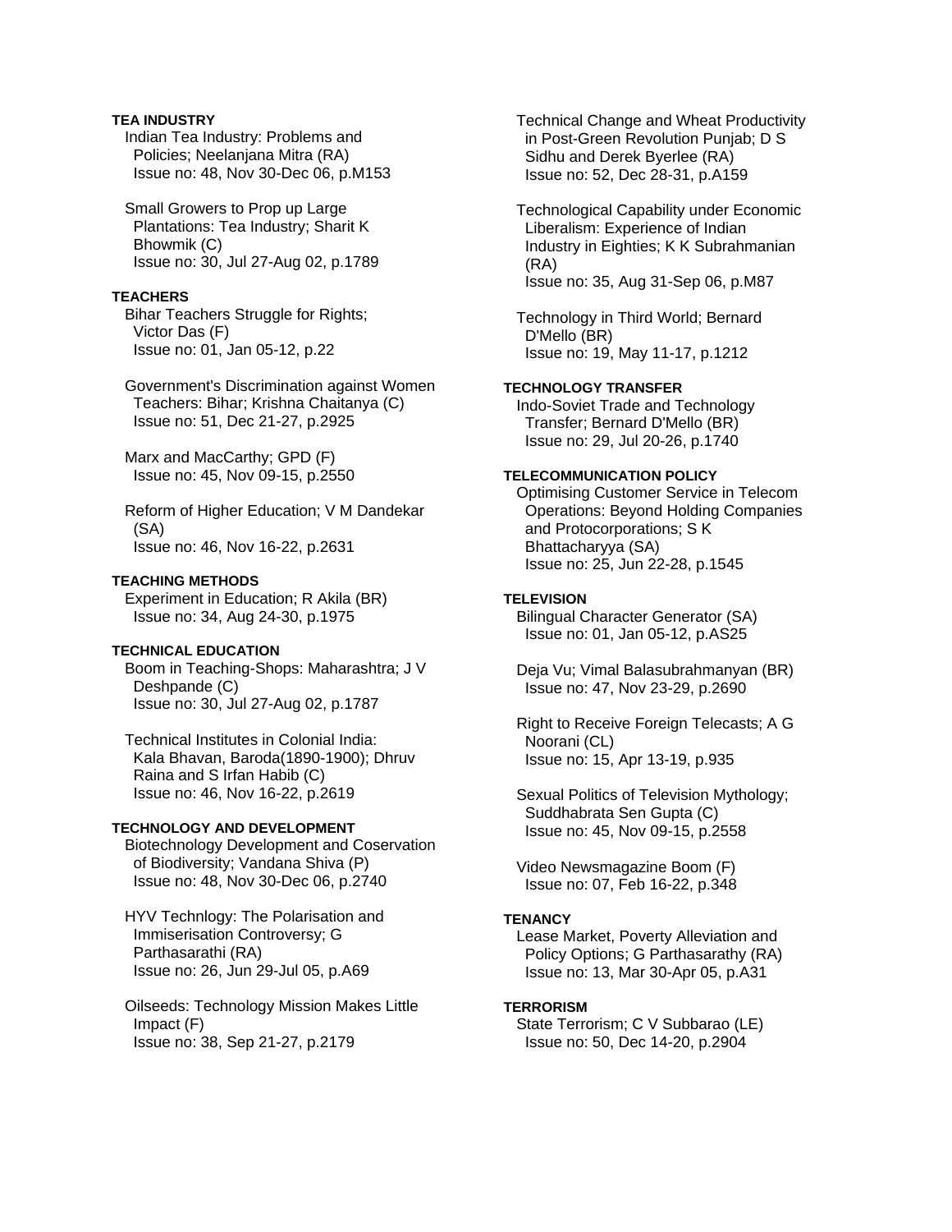**TEA INDUSTRY**

Indian Tea Industry: Problems and Policies; Neelanjana Mitra (RA)
Issue no: 48, Nov 30-Dec 06, p.M153

Small Growers to Prop up Large Plantations: Tea Industry; Sharit K Bhowmik (C)
Issue no: 30, Jul 27-Aug 02, p.1789

**TEACHERS**

Bihar Teachers Struggle for Rights; Victor Das (F)
Issue no: 01, Jan 05-12, p.22

Government's Discrimination against Women Teachers: Bihar; Krishna Chaitanya (C)
Issue no: 51, Dec 21-27, p.2925

Marx and MacCarthy; GPD (F)
Issue no: 45, Nov 09-15, p.2550

Reform of Higher Education; V M Dandekar (SA)
Issue no: 46, Nov 16-22, p.2631

**TEACHING METHODS**

Experiment in Education; R Akila (BR)
Issue no: 34, Aug 24-30, p.1975

**TECHNICAL EDUCATION**

Boom in Teaching-Shops: Maharashtra; J V Deshpande (C)
Issue no: 30, Jul 27-Aug 02, p.1787

Technical Institutes in Colonial India: Kala Bhavan, Baroda(1890-1900); Dhruv Raina and S Irfan Habib (C)
Issue no: 46, Nov 16-22, p.2619

**TECHNOLOGY AND DEVELOPMENT**

Biotechnology Development and Coservation of Biodiversity; Vandana Shiva (P)
Issue no: 48, Nov 30-Dec 06, p.2740

HYV Technlogy: The Polarisation and Immiserisation Controversy; G Parthasarathi (RA)
Issue no: 26, Jun 29-Jul 05, p.A69

Oilseeds: Technology Mission Makes Little Impact (F)
Issue no: 38, Sep 21-27, p.2179

Technical Change and Wheat Productivity in Post-Green Revolution Punjab; D S Sidhu and Derek Byerlee (RA)
Issue no: 52, Dec 28-31, p.A159

Technological Capability under Economic Liberalism: Experience of Indian Industry in Eighties; K K Subrahmanian (RA)
Issue no: 35, Aug 31-Sep 06, p.M87

Technology in Third World; Bernard D'Mello (BR)
Issue no: 19, May 11-17, p.1212

**TECHNOLOGY TRANSFER**

Indo-Soviet Trade and Technology Transfer; Bernard D'Mello (BR)
Issue no: 29, Jul 20-26, p.1740

**TELECOMMUNICATION POLICY**

Optimising Customer Service in Telecom Operations: Beyond Holding Companies and Protocorporations; S K Bhattacharyya (SA)
Issue no: 25, Jun 22-28, p.1545

**TELEVISION**

Bilingual Character Generator (SA)
Issue no: 01, Jan 05-12, p.AS25

Deja Vu; Vimal Balasubrahmanyan (BR)
Issue no: 47, Nov 23-29, p.2690

Right to Receive Foreign Telecasts; A G Noorani (CL)
Issue no: 15, Apr 13-19, p.935

Sexual Politics of Television Mythology; Suddhabrata Sen Gupta (C)
Issue no: 45, Nov 09-15, p.2558

Video Newsmagazine Boom (F)
Issue no: 07, Feb 16-22, p.348

**TENANCY**

Lease Market, Poverty Alleviation and Policy Options; G Parthasarathy (RA)
Issue no: 13, Mar 30-Apr 05, p.A31

**TERRORISM**

State Terrorism; C V Subbarao (LE)
Issue no: 50, Dec 14-20, p.2904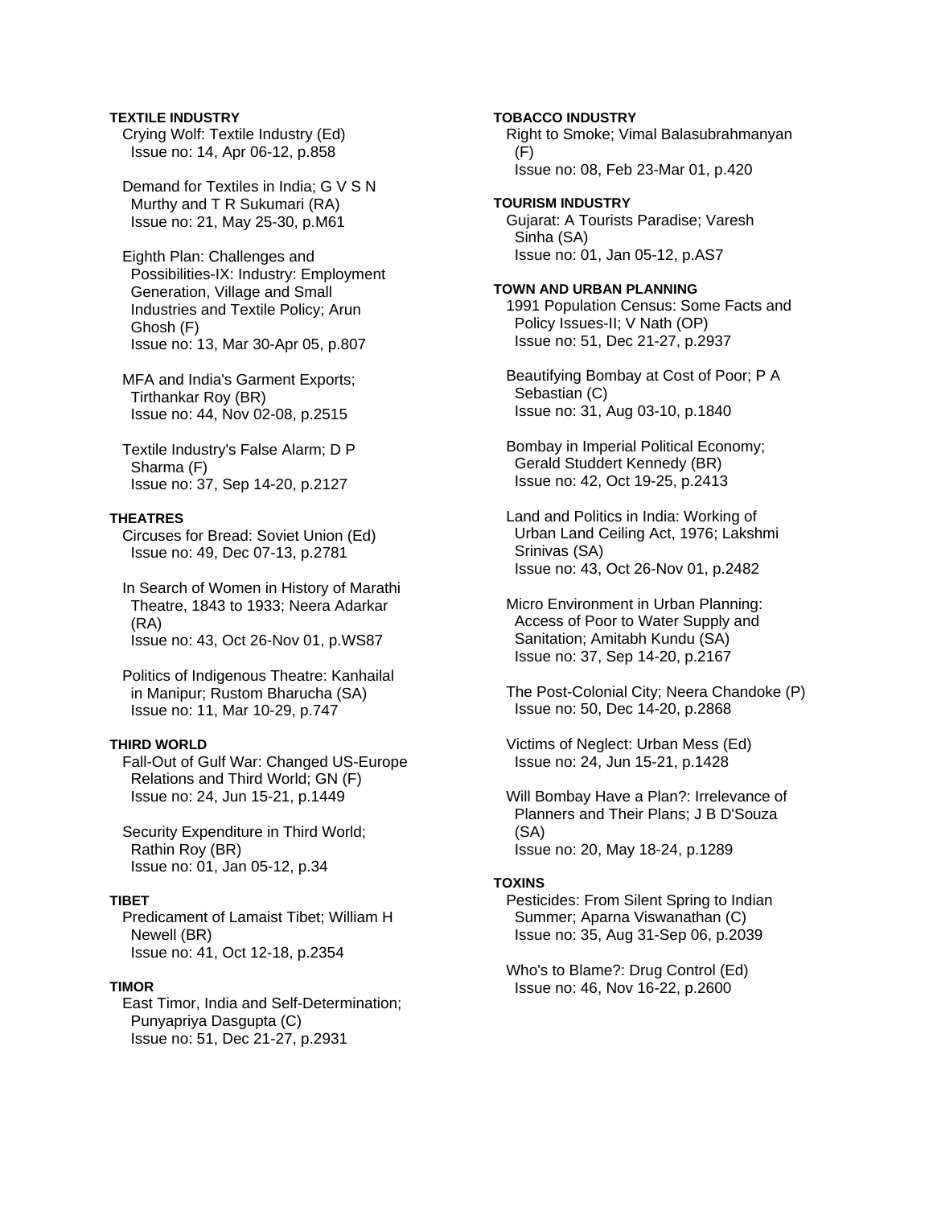**TEXTILE INDUSTRY**

Crying Wolf: Textile Industry (Ed)
Issue no: 14, Apr 06-12, p.858

Demand for Textiles in India; G V S N Murthy and T R Sukumari (RA)
Issue no: 21, May 25-30, p.M61

Eighth Plan: Challenges and Possibilities-IX: Industry: Employment Generation, Village and Small Industries and Textile Policy; Arun Ghosh (F)
Issue no: 13, Mar 30-Apr 05, p.807

MFA and India's Garment Exports; Tirthankar Roy (BR)
Issue no: 44, Nov 02-08, p.2515

Textile Industry's False Alarm; D P Sharma (F)
Issue no: 37, Sep 14-20, p.2127

**THEATRES**

Circuses for Bread: Soviet Union (Ed)
Issue no: 49, Dec 07-13, p.2781

In Search of Women in History of Marathi Theatre, 1843 to 1933; Neera Adarkar (RA)
Issue no: 43, Oct 26-Nov 01, p.WS87

Politics of Indigenous Theatre: Kanhailal in Manipur; Rustom Bharucha (SA)
Issue no: 11, Mar 10-29, p.747

**THIRD WORLD**

Fall-Out of Gulf War: Changed US-Europe Relations and Third World; GN (F)
Issue no: 24, Jun 15-21, p.1449

Security Expenditure in Third World; Rathin Roy (BR)
Issue no: 01, Jan 05-12, p.34

**TIBET**

Predicament of Lamaist Tibet; William H Newell (BR)
Issue no: 41, Oct 12-18, p.2354

**TIMOR**

East Timor, India and Self-Determination; Punyapriya Dasgupta (C)
Issue no: 51, Dec 21-27, p.2931

**TOBACCO INDUSTRY**

Right to Smoke; Vimal Balasubrahmanyan (F)
Issue no: 08, Feb 23-Mar 01, p.420

**TOURISM INDUSTRY**

Gujarat: A Tourists Paradise; Varesh Sinha (SA)
Issue no: 01, Jan 05-12, p.AS7

**TOWN AND URBAN PLANNING**

1991 Population Census: Some Facts and Policy Issues-II; V Nath (OP)
Issue no: 51, Dec 21-27, p.2937

Beautifying Bombay at Cost of Poor; P A Sebastian (C)
Issue no: 31, Aug 03-10, p.1840

Bombay in Imperial Political Economy; Gerald Studdert Kennedy (BR)
Issue no: 42, Oct 19-25, p.2413

Land and Politics in India: Working of Urban Land Ceiling Act, 1976; Lakshmi Srinivas (SA)
Issue no: 43, Oct 26-Nov 01, p.2482

Micro Environment in Urban Planning: Access of Poor to Water Supply and Sanitation; Amitabh Kundu (SA)
Issue no: 37, Sep 14-20, p.2167

The Post-Colonial City; Neera Chandoke (P)
Issue no: 50, Dec 14-20, p.2868

Victims of Neglect: Urban Mess (Ed)
Issue no: 24, Jun 15-21, p.1428

Will Bombay Have a Plan?: Irrelevance of Planners and Their Plans; J B D'Souza (SA)
Issue no: 20, May 18-24, p.1289

**TOXINS**

Pesticides: From Silent Spring to Indian Summer; Aparna Viswanathan (C)
Issue no: 35, Aug 31-Sep 06, p.2039

Who's to Blame?: Drug Control (Ed)
Issue no: 46, Nov 16-22, p.2600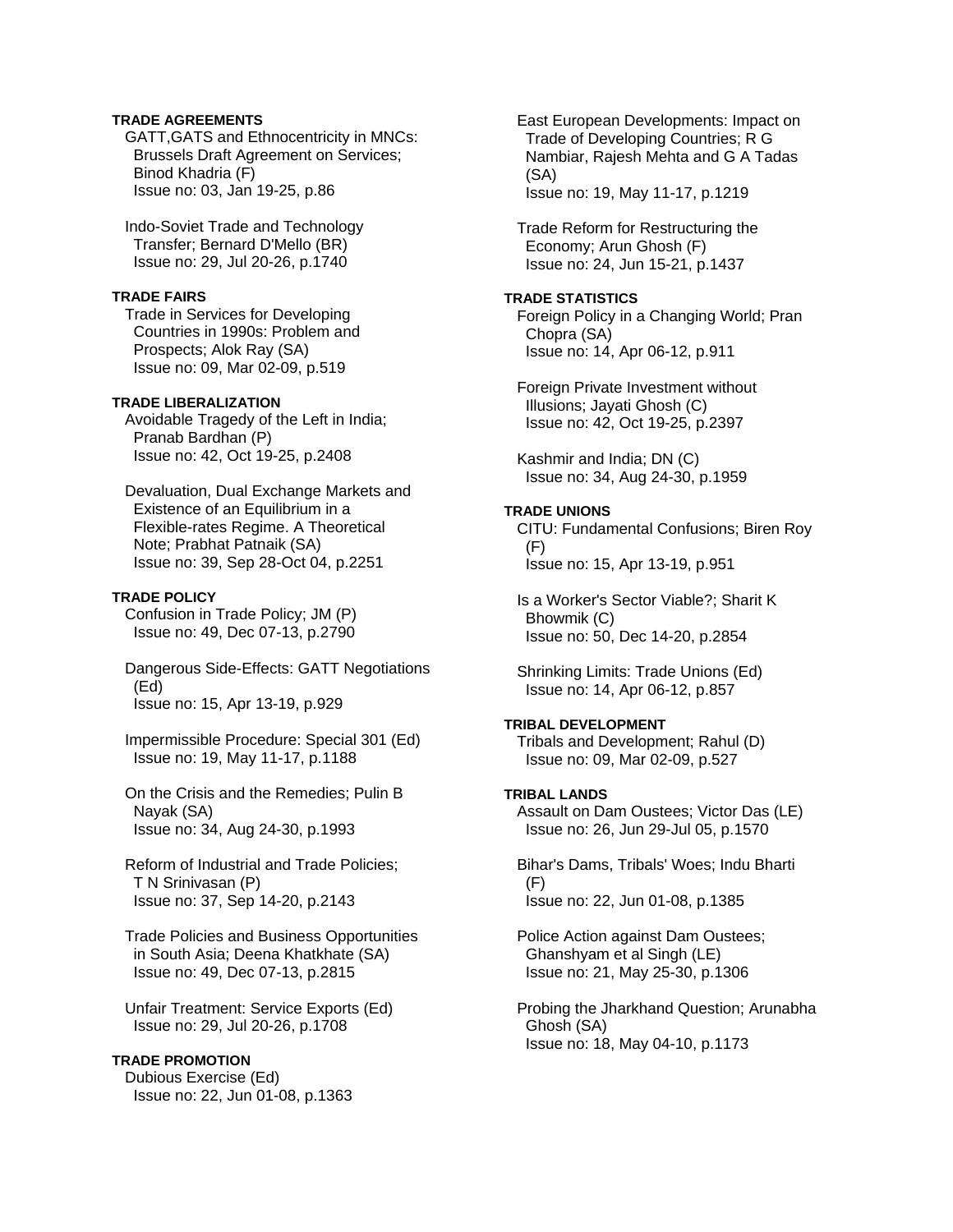**TRADE AGREEMENTS**

GATT,GATS and Ethnocentricity in MNCs: Brussels Draft Agreement on Services; Binod Khadria (F)
Issue no: 03, Jan 19-25, p.86

Indo-Soviet Trade and Technology Transfer; Bernard D'Mello (BR)
Issue no: 29, Jul 20-26, p.1740

**TRADE FAIRS**

Trade in Services for Developing Countries in 1990s: Problem and Prospects; Alok Ray (SA)
Issue no: 09, Mar 02-09, p.519

**TRADE LIBERALIZATION**

Avoidable Tragedy of the Left in India; Pranab Bardhan (P)
Issue no: 42, Oct 19-25, p.2408

Devaluation, Dual Exchange Markets and Existence of an Equilibrium in a Flexible-rates Regime. A Theoretical Note; Prabhat Patnaik (SA)
Issue no: 39, Sep 28-Oct 04, p.2251

**TRADE POLICY**

Confusion in Trade Policy; JM (P)
Issue no: 49, Dec 07-13, p.2790

Dangerous Side-Effects: GATT Negotiations (Ed)
Issue no: 15, Apr 13-19, p.929

Impermissible Procedure: Special 301 (Ed)
Issue no: 19, May 11-17, p.1188

On the Crisis and the Remedies; Pulin B Nayak (SA)
Issue no: 34, Aug 24-30, p.1993

Reform of Industrial and Trade Policies; T N Srinivasan (P)
Issue no: 37, Sep 14-20, p.2143

Trade Policies and Business Opportunities in South Asia; Deena Khatkhate (SA)
Issue no: 49, Dec 07-13, p.2815

Unfair Treatment: Service Exports (Ed)
Issue no: 29, Jul 20-26, p.1708

**TRADE PROMOTION**

Dubious Exercise (Ed)
Issue no: 22, Jun 01-08, p.1363

East European Developments: Impact on Trade of Developing Countries; R G Nambiar, Rajesh Mehta and G A Tadas (SA)
Issue no: 19, May 11-17, p.1219

Trade Reform for Restructuring the Economy; Arun Ghosh (F)
Issue no: 24, Jun 15-21, p.1437

**TRADE STATISTICS**

Foreign Policy in a Changing World; Pran Chopra (SA)
Issue no: 14, Apr 06-12, p.911

Foreign Private Investment without Illusions; Jayati Ghosh (C)
Issue no: 42, Oct 19-25, p.2397

Kashmir and India; DN (C)
Issue no: 34, Aug 24-30, p.1959

**TRADE UNIONS**

CITU: Fundamental Confusions; Biren Roy (F)
Issue no: 15, Apr 13-19, p.951

Is a Worker's Sector Viable?; Sharit K Bhowmik (C)
Issue no: 50, Dec 14-20, p.2854

Shrinking Limits: Trade Unions (Ed)
Issue no: 14, Apr 06-12, p.857

**TRIBAL DEVELOPMENT**

Tribals and Development; Rahul (D)
Issue no: 09, Mar 02-09, p.527

**TRIBAL LANDS**

Assault on Dam Oustees; Victor Das (LE)
Issue no: 26, Jun 29-Jul 05, p.1570

Bihar's Dams, Tribals' Woes; Indu Bharti (F)
Issue no: 22, Jun 01-08, p.1385

Police Action against Dam Oustees; Ghanshyam et al Singh (LE)
Issue no: 21, May 25-30, p.1306

Probing the Jharkhand Question; Arunabha Ghosh (SA)
Issue no: 18, May 04-10, p.1173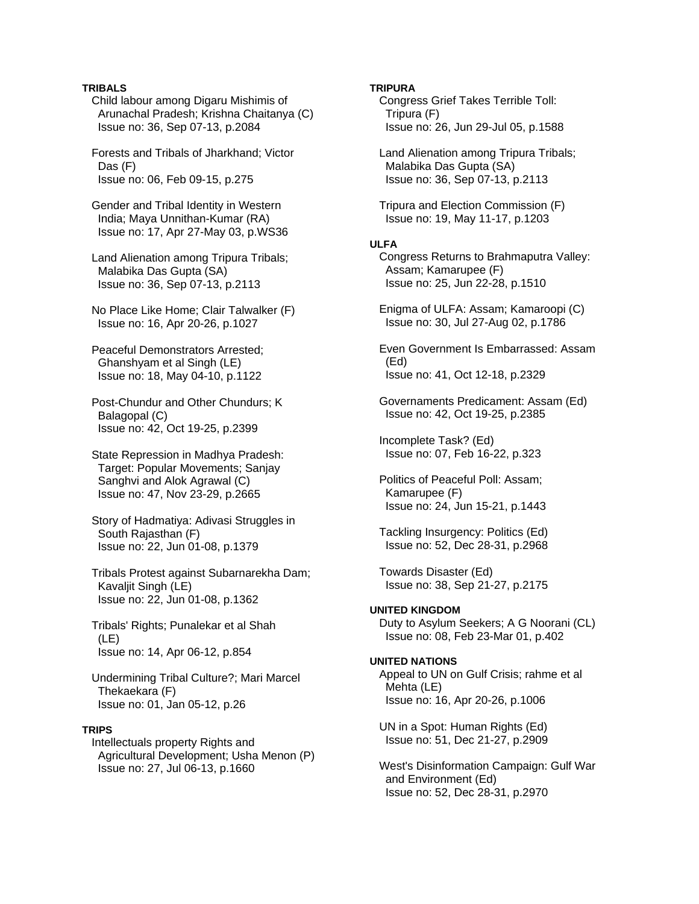**TRIBALS**

Child labour among Digaru Mishimis of Arunachal Pradesh; Krishna Chaitanya (C)
Issue no: 36, Sep 07-13, p.2084

Forests and Tribals of Jharkhand; Victor Das (F)
Issue no: 06, Feb 09-15, p.275

Gender and Tribal Identity in Western India; Maya Unnithan-Kumar (RA)
Issue no: 17, Apr 27-May 03, p.WS36

Land Alienation among Tripura Tribals; Malabika Das Gupta (SA)
Issue no: 36, Sep 07-13, p.2113

No Place Like Home; Clair Talwalker (F)
Issue no: 16, Apr 20-26, p.1027

Peaceful Demonstrators Arrested; Ghanshyam et al Singh (LE)
Issue no: 18, May 04-10, p.1122

Post-Chundur and Other Chundurs; K Balagopal (C)
Issue no: 42, Oct 19-25, p.2399

State Repression in Madhya Pradesh: Target: Popular Movements; Sanjay Sanghvi and Alok Agrawal (C)
Issue no: 47, Nov 23-29, p.2665

Story of Hadmatiya: Adivasi Struggles in South Rajasthan (F)
Issue no: 22, Jun 01-08, p.1379

Tribals Protest against Subarnarekha Dam; Kavaljit Singh (LE)
Issue no: 22, Jun 01-08, p.1362

Tribals' Rights; Punalekar et al Shah (LE)
Issue no: 14, Apr 06-12, p.854

Undermining Tribal Culture?; Mari Marcel Thekaekara (F)
Issue no: 01, Jan 05-12, p.26

**TRIPS**

Intellectuals property Rights and Agricultural Development; Usha Menon (P)
Issue no: 27, Jul 06-13, p.1660

**TRIPURA**

Congress Grief Takes Terrible Toll: Tripura (F)
Issue no: 26, Jun 29-Jul 05, p.1588

Land Alienation among Tripura Tribals; Malabika Das Gupta (SA)
Issue no: 36, Sep 07-13, p.2113

Tripura and Election Commission (F)
Issue no: 19, May 11-17, p.1203

**ULFA**

Congress Returns to Brahmaputra Valley: Assam; Kamarupee (F)
Issue no: 25, Jun 22-28, p.1510

Enigma of ULFA: Assam; Kamaroopi (C)
Issue no: 30, Jul 27-Aug 02, p.1786

Even Government Is Embarrassed: Assam (Ed)
Issue no: 41, Oct 12-18, p.2329

Governaments Predicament: Assam (Ed)
Issue no: 42, Oct 19-25, p.2385

Incomplete Task? (Ed)
Issue no: 07, Feb 16-22, p.323

Politics of Peaceful Poll: Assam; Kamarupee (F)
Issue no: 24, Jun 15-21, p.1443

Tackling Insurgency: Politics (Ed)
Issue no: 52, Dec 28-31, p.2968

Towards Disaster (Ed)
Issue no: 38, Sep 21-27, p.2175

**UNITED KINGDOM**

Duty to Asylum Seekers; A G Noorani (CL)
Issue no: 08, Feb 23-Mar 01, p.402

**UNITED NATIONS**

Appeal to UN on Gulf Crisis; rahme et al Mehta (LE)
Issue no: 16, Apr 20-26, p.1006

UN in a Spot: Human Rights (Ed)
Issue no: 51, Dec 21-27, p.2909

West's Disinformation Campaign: Gulf War and Environment (Ed)
Issue no: 52, Dec 28-31, p.2970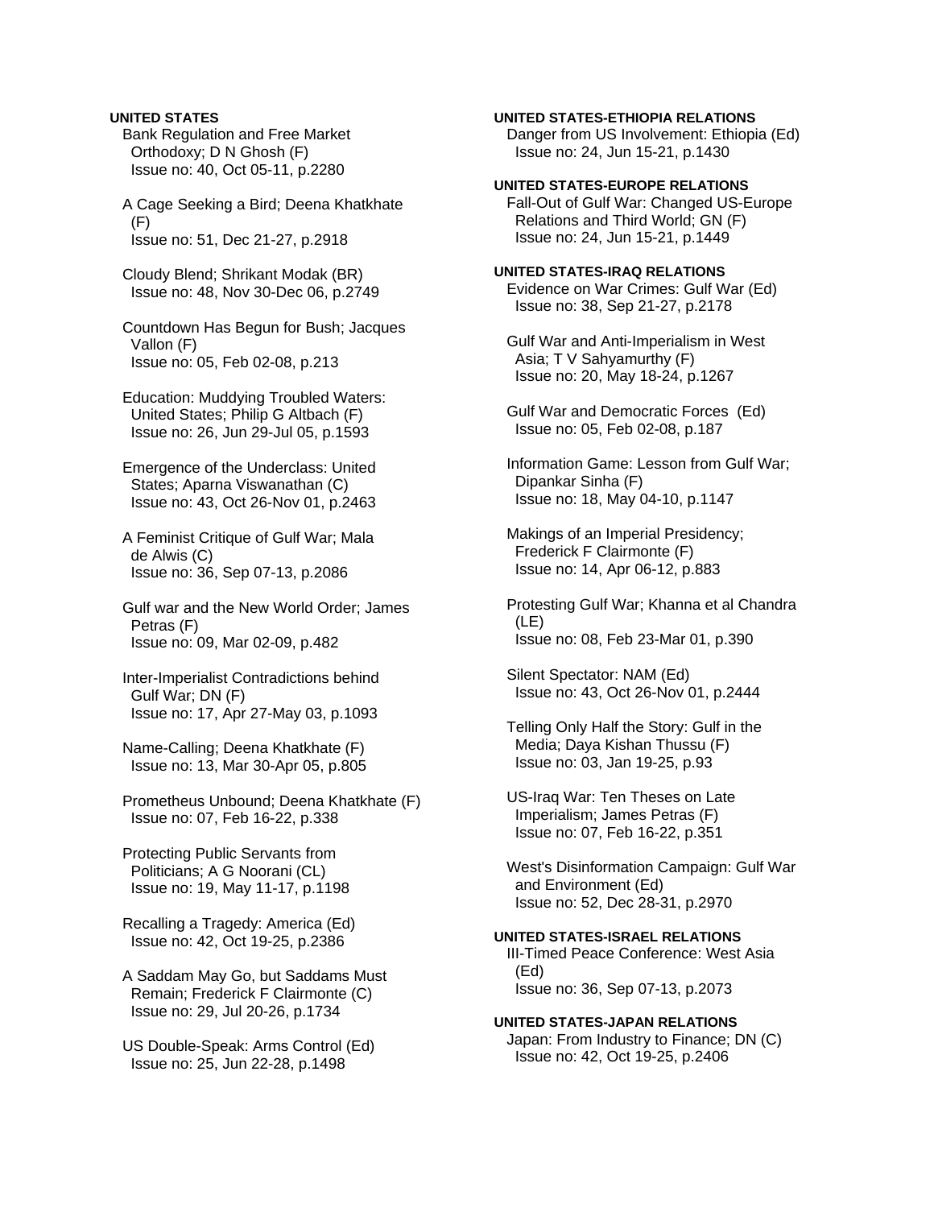**UNITED STATES**

Bank Regulation and Free Market Orthodoxy; D N Ghosh (F)
Issue no: 40, Oct 05-11, p.2280

A Cage Seeking a Bird; Deena Khatkhate (F)
Issue no: 51, Dec 21-27, p.2918

Cloudy Blend; Shrikant Modak (BR)
Issue no: 48, Nov 30-Dec 06, p.2749

Countdown Has Begun for Bush; Jacques Vallon (F)
Issue no: 05, Feb 02-08, p.213

Education: Muddying Troubled Waters: United States; Philip G Altbach (F)
Issue no: 26, Jun 29-Jul 05, p.1593

Emergence of the Underclass: United States; Aparna Viswanathan (C)
Issue no: 43, Oct 26-Nov 01, p.2463

A Feminist Critique of Gulf War; Mala de Alwis (C)
Issue no: 36, Sep 07-13, p.2086

Gulf war and the New World Order; James Petras (F)
Issue no: 09, Mar 02-09, p.482

Inter-Imperialist Contradictions behind Gulf War; DN (F)
Issue no: 17, Apr 27-May 03, p.1093

Name-Calling; Deena Khatkhate (F)
Issue no: 13, Mar 30-Apr 05, p.805

Prometheus Unbound; Deena Khatkhate (F)
Issue no: 07, Feb 16-22, p.338

Protecting Public Servants from Politicians; A G Noorani (CL)
Issue no: 19, May 11-17, p.1198

Recalling a Tragedy: America (Ed)
Issue no: 42, Oct 19-25, p.2386

A Saddam May Go, but Saddams Must Remain; Frederick F Clairmonte (C)
Issue no: 29, Jul 20-26, p.1734

US Double-Speak: Arms Control (Ed)
Issue no: 25, Jun 22-28, p.1498

**UNITED STATES-ETHIOPIA RELATIONS**

Danger from US Involvement: Ethiopia (Ed)
Issue no: 24, Jun 15-21, p.1430

**UNITED STATES-EUROPE RELATIONS**

Fall-Out of Gulf War: Changed US-Europe Relations and Third World; GN (F)
Issue no: 24, Jun 15-21, p.1449

**UNITED STATES-IRAQ RELATIONS**

Evidence on War Crimes: Gulf War (Ed)
Issue no: 38, Sep 21-27, p.2178

Gulf War and Anti-Imperialism in West Asia; T V Sahyamurthy (F)
Issue no: 20, May 18-24, p.1267

Gulf War and Democratic Forces (Ed)
Issue no: 05, Feb 02-08, p.187

Information Game: Lesson from Gulf War; Dipankar Sinha (F)
Issue no: 18, May 04-10, p.1147

Makings of an Imperial Presidency; Frederick F Clairmonte (F)
Issue no: 14, Apr 06-12, p.883

Protesting Gulf War; Khanna et al Chandra (LE)
Issue no: 08, Feb 23-Mar 01, p.390

Silent Spectator: NAM (Ed)
Issue no: 43, Oct 26-Nov 01, p.2444

Telling Only Half the Story: Gulf in the Media; Daya Kishan Thussu (F)
Issue no: 03, Jan 19-25, p.93

US-Iraq War: Ten Theses on Late Imperialism; James Petras (F)
Issue no: 07, Feb 16-22, p.351

West's Disinformation Campaign: Gulf War and Environment (Ed)
Issue no: 52, Dec 28-31, p.2970

**UNITED STATES-ISRAEL RELATIONS**

Ill-Timed Peace Conference: West Asia (Ed)
Issue no: 36, Sep 07-13, p.2073

**UNITED STATES-JAPAN RELATIONS**

Japan: From Industry to Finance; DN (C)
Issue no: 42, Oct 19-25, p.2406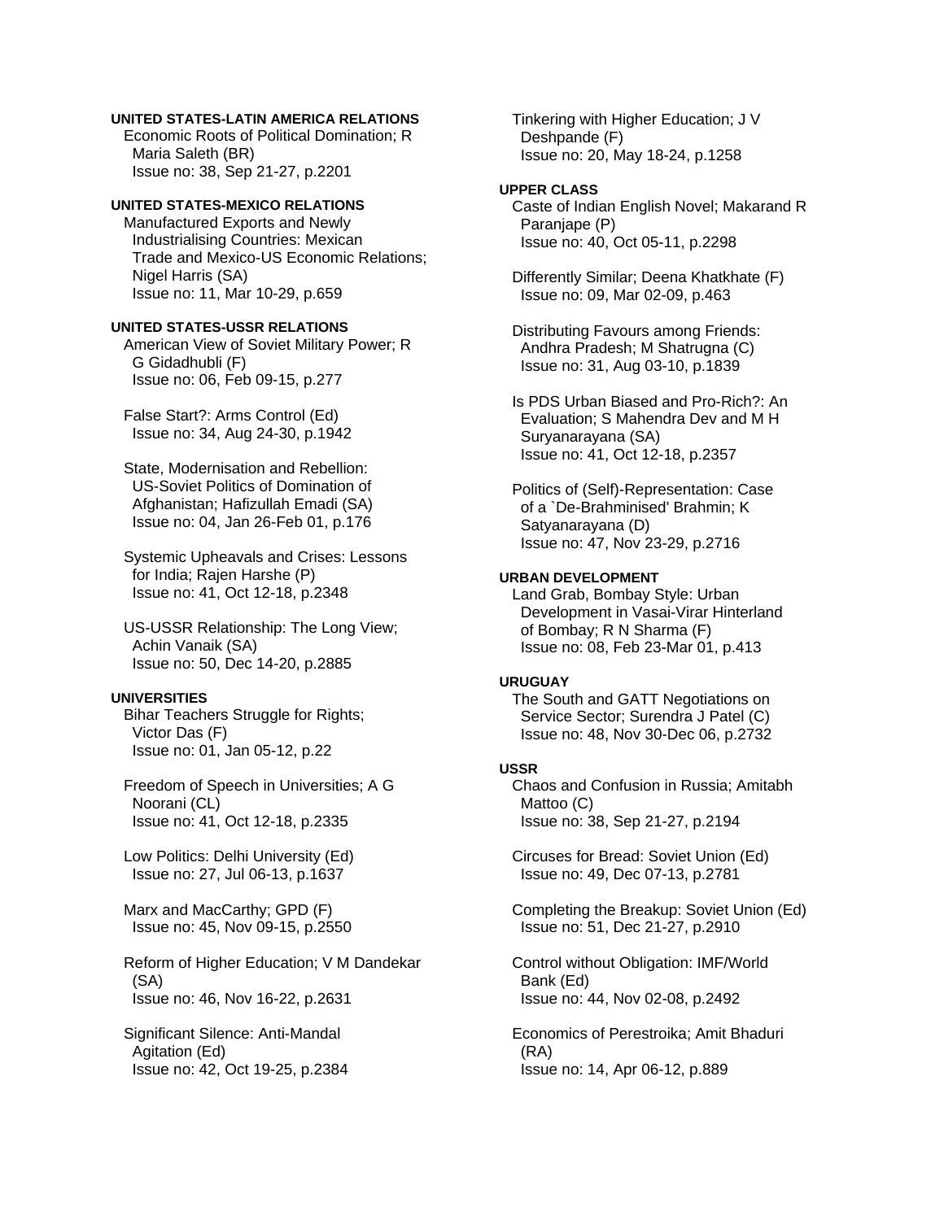**UNITED STATES-LATIN AMERICA RELATIONS**

Economic Roots of Political Domination; R Maria Saleth (BR)
Issue no: 38, Sep 21-27, p.2201

**UNITED STATES-MEXICO RELATIONS**

Manufactured Exports and Newly Industrialising Countries: Mexican Trade and Mexico-US Economic Relations; Nigel Harris (SA)
Issue no: 11, Mar 10-29, p.659

**UNITED STATES-USSR RELATIONS**

American View of Soviet Military Power; R G Gidadhubli (F)
Issue no: 06, Feb 09-15, p.277

False Start?: Arms Control (Ed)
Issue no: 34, Aug 24-30, p.1942

State, Modernisation and Rebellion: US-Soviet Politics of Domination of Afghanistan; Hafizullah Emadi (SA)
Issue no: 04, Jan 26-Feb 01, p.176

Systemic Upheavals and Crises: Lessons for India; Rajen Harshe (P)
Issue no: 41, Oct 12-18, p.2348

US-USSR Relationship: The Long View; Achin Vanaik (SA)
Issue no: 50, Dec 14-20, p.2885

**UNIVERSITIES**

Bihar Teachers Struggle for Rights; Victor Das (F)
Issue no: 01, Jan 05-12, p.22

Freedom of Speech in Universities; A G Noorani (CL)
Issue no: 41, Oct 12-18, p.2335

Low Politics: Delhi University (Ed)
Issue no: 27, Jul 06-13, p.1637

Marx and MacCarthy; GPD (F)
Issue no: 45, Nov 09-15, p.2550

Reform of Higher Education; V M Dandekar (SA)
Issue no: 46, Nov 16-22, p.2631

Significant Silence: Anti-Mandal Agitation (Ed)
Issue no: 42, Oct 19-25, p.2384

Tinkering with Higher Education; J V Deshpande (F)
Issue no: 20, May 18-24, p.1258

**UPPER CLASS**

Caste of Indian English Novel; Makarand R Paranjape (P)
Issue no: 40, Oct 05-11, p.2298

Differently Similar; Deena Khatkhate (F)
Issue no: 09, Mar 02-09, p.463

Distributing Favours among Friends: Andhra Pradesh; M Shatrugna (C)
Issue no: 31, Aug 03-10, p.1839

Is PDS Urban Biased and Pro-Rich?: An Evaluation; S Mahendra Dev and M H Suryanarayana (SA)
Issue no: 41, Oct 12-18, p.2357

Politics of (Self)-Representation: Case of a `De-Brahminised' Brahmin; K Satyanarayana (D)
Issue no: 47, Nov 23-29, p.2716

**URBAN DEVELOPMENT**

Land Grab, Bombay Style: Urban Development in Vasai-Virar Hinterland of Bombay; R N Sharma (F)
Issue no: 08, Feb 23-Mar 01, p.413

**URUGUAY**

The South and GATT Negotiations on Service Sector; Surendra J Patel (C)
Issue no: 48, Nov 30-Dec 06, p.2732

**USSR**

Chaos and Confusion in Russia; Amitabh Mattoo (C)
Issue no: 38, Sep 21-27, p.2194

Circuses for Bread: Soviet Union (Ed)
Issue no: 49, Dec 07-13, p.2781

Completing the Breakup: Soviet Union (Ed)
Issue no: 51, Dec 21-27, p.2910

Control without Obligation: IMF/World Bank (Ed)
Issue no: 44, Nov 02-08, p.2492

Economics of Perestroika; Amit Bhaduri (RA)
Issue no: 14, Apr 06-12, p.889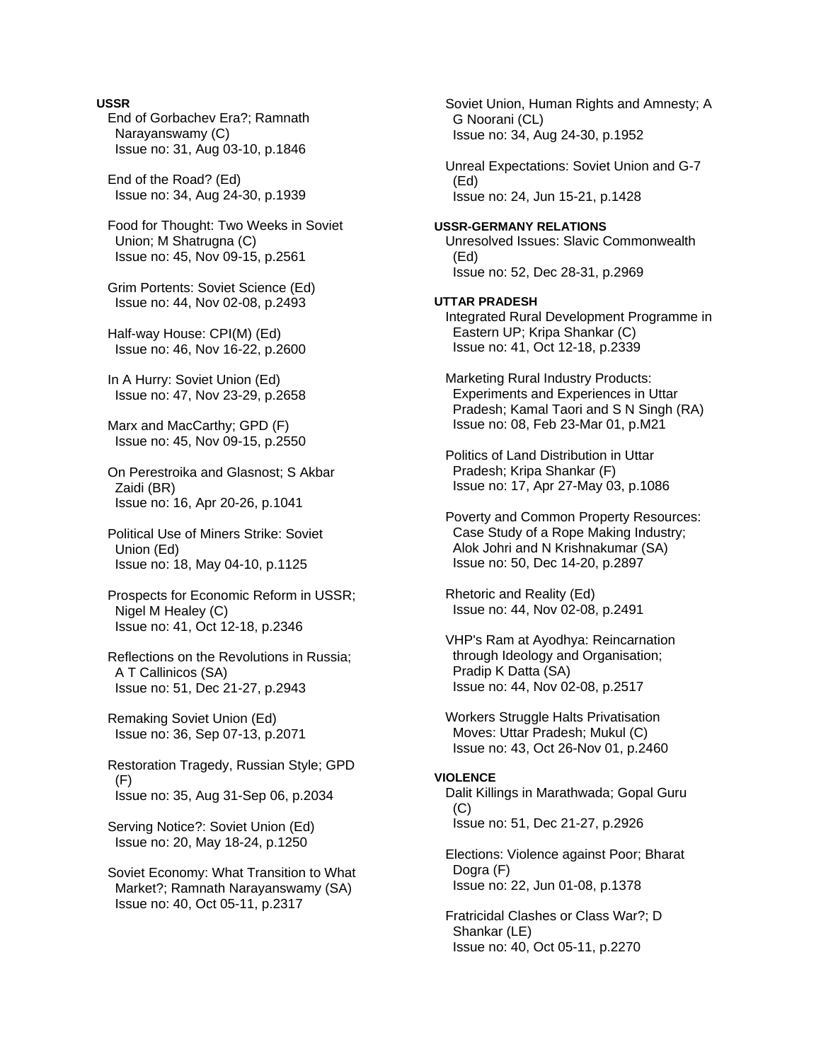**USSR**

End of Gorbachev Era?; Ramnath Narayanswamy (C)
Issue no: 31, Aug 03-10, p.1846

End of the Road? (Ed)
Issue no: 34, Aug 24-30, p.1939

Food for Thought: Two Weeks in Soviet Union; M Shatrugna (C)
Issue no: 45, Nov 09-15, p.2561

Grim Portents: Soviet Science (Ed)
Issue no: 44, Nov 02-08, p.2493

Half-way House: CPI(M) (Ed)
Issue no: 46, Nov 16-22, p.2600

In A Hurry: Soviet Union (Ed)
Issue no: 47, Nov 23-29, p.2658

Marx and MacCarthy; GPD (F)
Issue no: 45, Nov 09-15, p.2550

On Perestroika and Glasnost; S Akbar Zaidi (BR)
Issue no: 16, Apr 20-26, p.1041

Political Use of Miners Strike: Soviet Union (Ed)
Issue no: 18, May 04-10, p.1125

Prospects for Economic Reform in USSR; Nigel M Healey (C)
Issue no: 41, Oct 12-18, p.2346

Reflections on the Revolutions in Russia; A T Callinicos (SA)
Issue no: 51, Dec 21-27, p.2943

Remaking Soviet Union (Ed)
Issue no: 36, Sep 07-13, p.2071

Restoration Tragedy, Russian Style; GPD (F)
Issue no: 35, Aug 31-Sep 06, p.2034

Serving Notice?: Soviet Union (Ed)
Issue no: 20, May 18-24, p.1250

Soviet Economy: What Transition to What Market?; Ramnath Narayanswamy (SA)
Issue no: 40, Oct 05-11, p.2317

Soviet Union, Human Rights and Amnesty; A G Noorani (CL)
Issue no: 34, Aug 24-30, p.1952

Unreal Expectations: Soviet Union and G-7 (Ed)
Issue no: 24, Jun 15-21, p.1428

**USSR-GERMANY RELATIONS**

Unresolved Issues: Slavic Commonwealth (Ed)
Issue no: 52, Dec 28-31, p.2969

**UTTAR PRADESH**

Integrated Rural Development Programme in Eastern UP; Kripa Shankar (C)
Issue no: 41, Oct 12-18, p.2339

Marketing Rural Industry Products: Experiments and Experiences in Uttar Pradesh; Kamal Taori and S N Singh (RA)
Issue no: 08, Feb 23-Mar 01, p.M21

Politics of Land Distribution in Uttar Pradesh; Kripa Shankar (F)
Issue no: 17, Apr 27-May 03, p.1086

Poverty and Common Property Resources: Case Study of a Rope Making Industry; Alok Johri and N Krishnakumar (SA)
Issue no: 50, Dec 14-20, p.2897

Rhetoric and Reality (Ed)
Issue no: 44, Nov 02-08, p.2491

VHP's Ram at Ayodhya: Reincarnation through Ideology and Organisation; Pradip K Datta (SA)
Issue no: 44, Nov 02-08, p.2517

Workers Struggle Halts Privatisation Moves: Uttar Pradesh; Mukul (C)
Issue no: 43, Oct 26-Nov 01, p.2460

**VIOLENCE**

Dalit Killings in Marathwada; Gopal Guru (C)
Issue no: 51, Dec 21-27, p.2926

Elections: Violence against Poor; Bharat Dogra (F)
Issue no: 22, Jun 01-08, p.1378

Fratricidal Clashes or Class War?; D Shankar (LE)
Issue no: 40, Oct 05-11, p.2270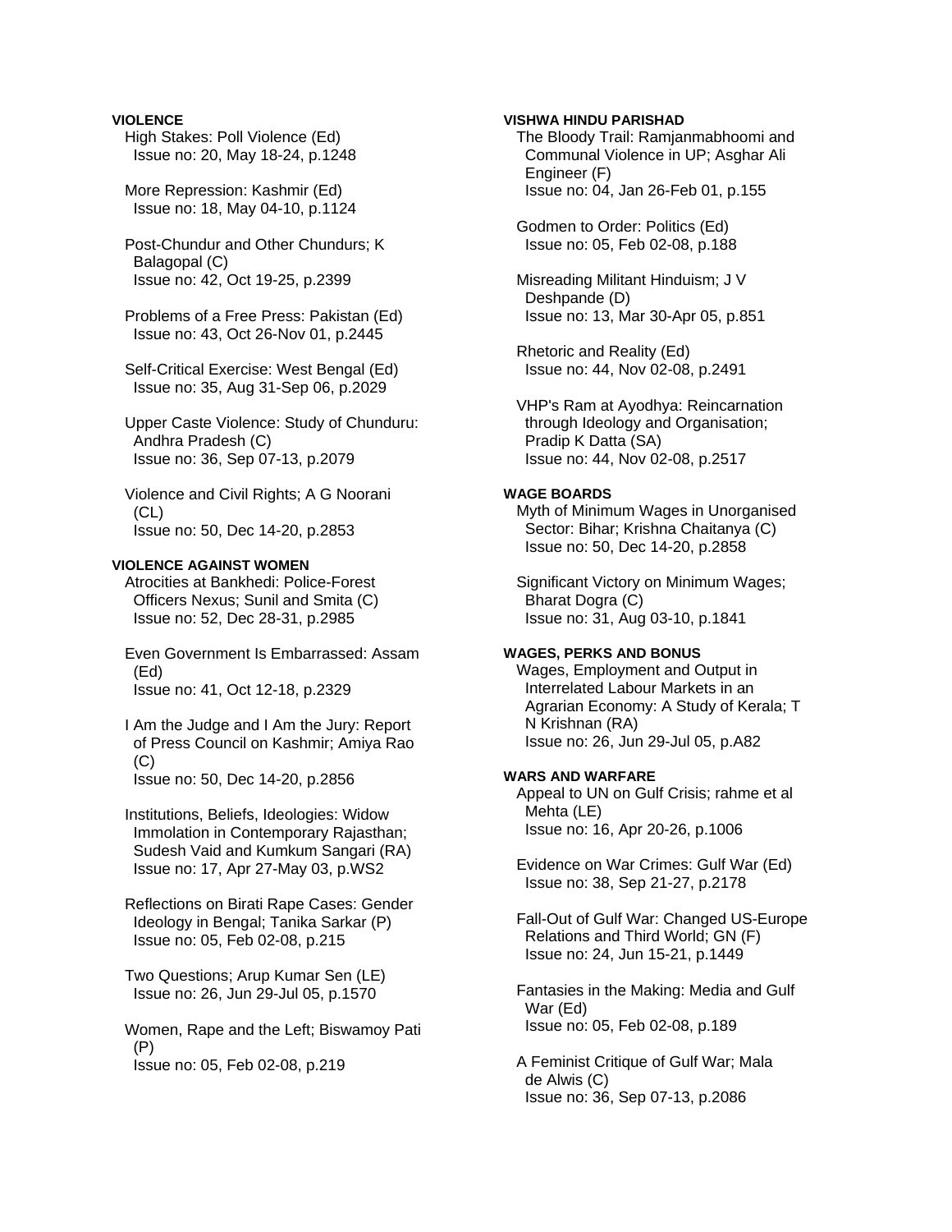**VIOLENCE**

High Stakes: Poll Violence (Ed)
Issue no: 20, May 18-24, p.1248

More Repression: Kashmir (Ed)
Issue no: 18, May 04-10, p.1124

Post-Chundur and Other Chundurs; K Balagopal (C)
Issue no: 42, Oct 19-25, p.2399

Problems of a Free Press: Pakistan (Ed)
Issue no: 43, Oct 26-Nov 01, p.2445

Self-Critical Exercise: West Bengal (Ed)
Issue no: 35, Aug 31-Sep 06, p.2029

Upper Caste Violence: Study of Chunduru: Andhra Pradesh (C)
Issue no: 36, Sep 07-13, p.2079

Violence and Civil Rights; A G Noorani (CL)
Issue no: 50, Dec 14-20, p.2853

**VIOLENCE AGAINST WOMEN**

Atrocities at Bankhedi: Police-Forest Officers Nexus; Sunil and Smita (C)
Issue no: 52, Dec 28-31, p.2985

Even Government Is Embarrassed: Assam (Ed)
Issue no: 41, Oct 12-18, p.2329

I Am the Judge and I Am the Jury: Report of Press Council on Kashmir; Amiya Rao (C)
Issue no: 50, Dec 14-20, p.2856

Institutions, Beliefs, Ideologies: Widow Immolation in Contemporary Rajasthan; Sudesh Vaid and Kumkum Sangari (RA)
Issue no: 17, Apr 27-May 03, p.WS2

Reflections on Birati Rape Cases: Gender Ideology in Bengal; Tanika Sarkar (P)
Issue no: 05, Feb 02-08, p.215

Two Questions; Arup Kumar Sen (LE)
Issue no: 26, Jun 29-Jul 05, p.1570

Women, Rape and the Left; Biswamoy Pati (P)
Issue no: 05, Feb 02-08, p.219

**VISHWA HINDU PARISHAD**

The Bloody Trail: Ramjanmabhoomi and Communal Violence in UP; Asghar Ali Engineer (F)
Issue no: 04, Jan 26-Feb 01, p.155

Godmen to Order: Politics (Ed)
Issue no: 05, Feb 02-08, p.188

Misreading Militant Hinduism; J V Deshpande (D)
Issue no: 13, Mar 30-Apr 05, p.851

Rhetoric and Reality (Ed)
Issue no: 44, Nov 02-08, p.2491

VHP's Ram at Ayodhya: Reincarnation through Ideology and Organisation; Pradip K Datta (SA)
Issue no: 44, Nov 02-08, p.2517

**WAGE BOARDS**

Myth of Minimum Wages in Unorganised Sector: Bihar; Krishna Chaitanya (C)
Issue no: 50, Dec 14-20, p.2858

Significant Victory on Minimum Wages; Bharat Dogra (C)
Issue no: 31, Aug 03-10, p.1841

**WAGES, PERKS AND BONUS**

Wages, Employment and Output in Interrelated Labour Markets in an Agrarian Economy: A Study of Kerala; T N Krishnan (RA)
Issue no: 26, Jun 29-Jul 05, p.A82

**WARS AND WARFARE**

Appeal to UN on Gulf Crisis; rahme et al Mehta (LE)
Issue no: 16, Apr 20-26, p.1006

Evidence on War Crimes: Gulf War (Ed)
Issue no: 38, Sep 21-27, p.2178

Fall-Out of Gulf War: Changed US-Europe Relations and Third World; GN (F)
Issue no: 24, Jun 15-21, p.1449

Fantasies in the Making: Media and Gulf War (Ed)
Issue no: 05, Feb 02-08, p.189

A Feminist Critique of Gulf War; Mala de Alwis (C)
Issue no: 36, Sep 07-13, p.2086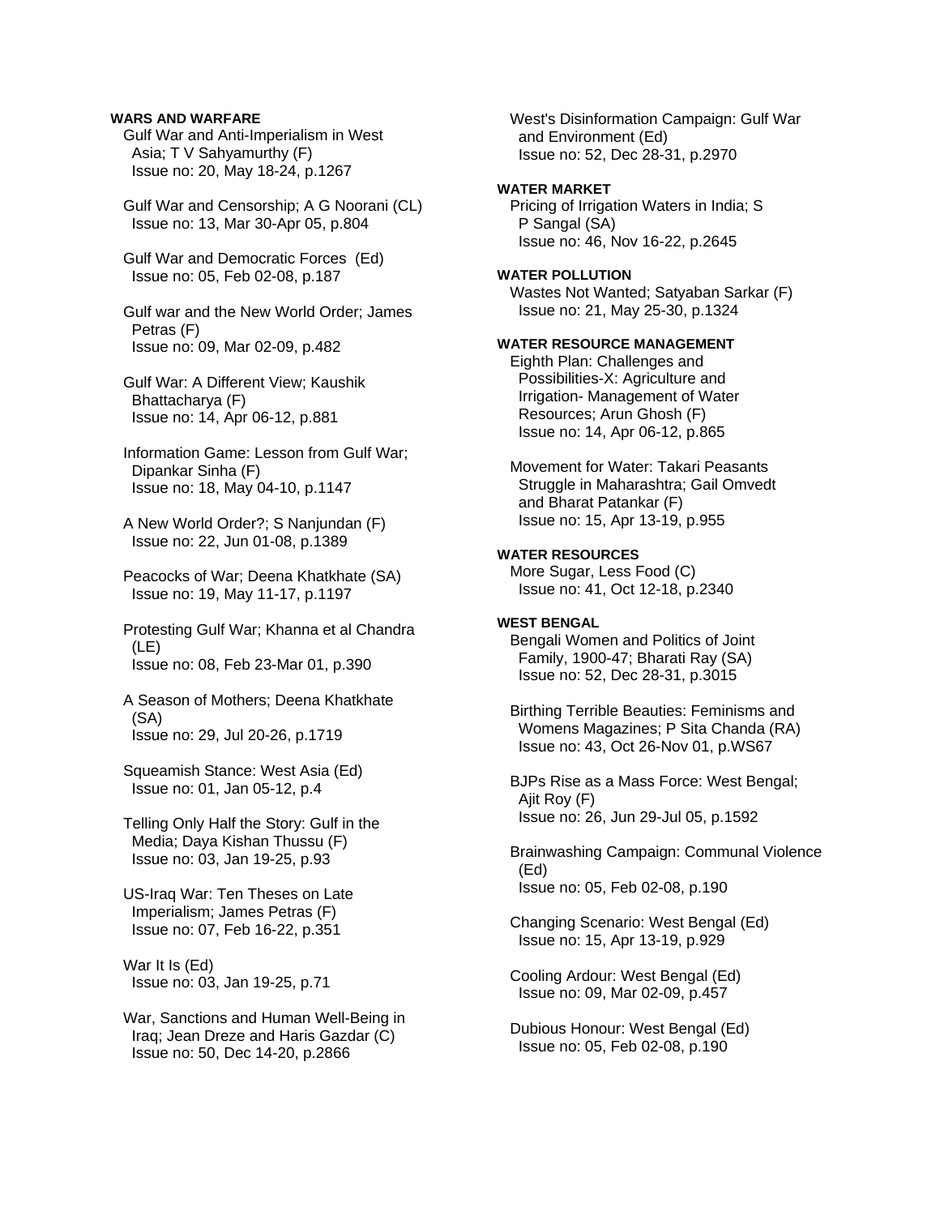**WARS AND WARFARE**

Gulf War and Anti-Imperialism in West Asia; T V Sahyamurthy (F)
Issue no: 20, May 18-24, p.1267

Gulf War and Censorship; A G Noorani (CL)
Issue no: 13, Mar 30-Apr 05, p.804

Gulf War and Democratic Forces (Ed)
Issue no: 05, Feb 02-08, p.187

Gulf war and the New World Order; James Petras (F)
Issue no: 09, Mar 02-09, p.482

Gulf War: A Different View; Kaushik Bhattacharya (F)
Issue no: 14, Apr 06-12, p.881

Information Game: Lesson from Gulf War; Dipankar Sinha (F)
Issue no: 18, May 04-10, p.1147

A New World Order?; S Nanjundan (F)
Issue no: 22, Jun 01-08, p.1389

Peacocks of War; Deena Khatkhate (SA)
Issue no: 19, May 11-17, p.1197

Protesting Gulf War; Khanna et al Chandra (LE)
Issue no: 08, Feb 23-Mar 01, p.390

A Season of Mothers; Deena Khatkhate (SA)
Issue no: 29, Jul 20-26, p.1719

Squeamish Stance: West Asia (Ed)
Issue no: 01, Jan 05-12, p.4

Telling Only Half the Story: Gulf in the Media; Daya Kishan Thussu (F)
Issue no: 03, Jan 19-25, p.93

US-Iraq War: Ten Theses on Late Imperialism; James Petras (F)
Issue no: 07, Feb 16-22, p.351

War It Is (Ed)
Issue no: 03, Jan 19-25, p.71

War, Sanctions and Human Well-Being in Iraq; Jean Dreze and Haris Gazdar (C)
Issue no: 50, Dec 14-20, p.2866

West's Disinformation Campaign: Gulf War and Environment (Ed)
Issue no: 52, Dec 28-31, p.2970

**WATER MARKET**

Pricing of Irrigation Waters in India; S P Sangal (SA)
Issue no: 46, Nov 16-22, p.2645

**WATER POLLUTION**

Wastes Not Wanted; Satyaban Sarkar (F)
Issue no: 21, May 25-30, p.1324

**WATER RESOURCE MANAGEMENT**

Eighth Plan: Challenges and Possibilities-X: Agriculture and Irrigation- Management of Water Resources; Arun Ghosh (F)
Issue no: 14, Apr 06-12, p.865

Movement for Water: Takari Peasants Struggle in Maharashtra; Gail Omvedt and Bharat Patankar (F)
Issue no: 15, Apr 13-19, p.955

**WATER RESOURCES**

More Sugar, Less Food (C)
Issue no: 41, Oct 12-18, p.2340

**WEST BENGAL**

Bengali Women and Politics of Joint Family, 1900-47; Bharati Ray (SA)
Issue no: 52, Dec 28-31, p.3015

Birthing Terrible Beauties: Feminisms and Womens Magazines; P Sita Chanda (RA)
Issue no: 43, Oct 26-Nov 01, p.WS67

BJPs Rise as a Mass Force: West Bengal; Ajit Roy (F)
Issue no: 26, Jun 29-Jul 05, p.1592

Brainwashing Campaign: Communal Violence (Ed)
Issue no: 05, Feb 02-08, p.190

Changing Scenario: West Bengal (Ed)
Issue no: 15, Apr 13-19, p.929

Cooling Ardour: West Bengal (Ed)
Issue no: 09, Mar 02-09, p.457

Dubious Honour: West Bengal (Ed)
Issue no: 05, Feb 02-08, p.190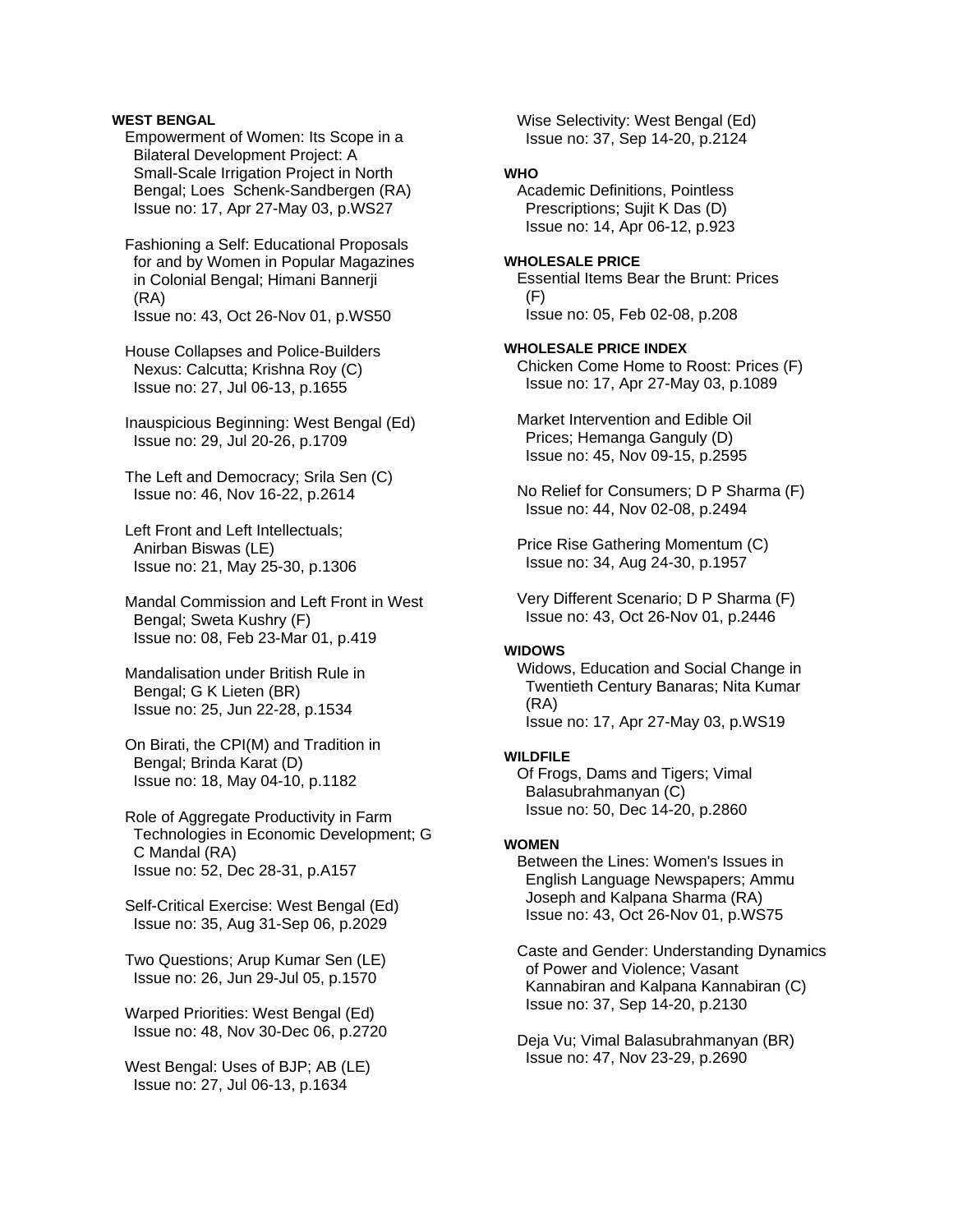**WEST BENGAL**

Empowerment of Women: Its Scope in a Bilateral Development Project: A Small-Scale Irrigation Project in North Bengal; Loes Schenk-Sandbergen (RA)
Issue no: 17, Apr 27-May 03, p.WS27

Fashioning a Self: Educational Proposals for and by Women in Popular Magazines in Colonial Bengal; Himani Bannerji (RA)
Issue no: 43, Oct 26-Nov 01, p.WS50

House Collapses and Police-Builders Nexus: Calcutta; Krishna Roy (C)
Issue no: 27, Jul 06-13, p.1655

Inauspicious Beginning: West Bengal (Ed)
Issue no: 29, Jul 20-26, p.1709

The Left and Democracy; Srila Sen (C)
Issue no: 46, Nov 16-22, p.2614

Left Front and Left Intellectuals; Anirban Biswas (LE)
Issue no: 21, May 25-30, p.1306

Mandal Commission and Left Front in West Bengal; Sweta Kushry (F)
Issue no: 08, Feb 23-Mar 01, p.419

Mandalisation under British Rule in Bengal; G K Lieten (BR)
Issue no: 25, Jun 22-28, p.1534

On Birati, the CPI(M) and Tradition in Bengal; Brinda Karat (D)
Issue no: 18, May 04-10, p.1182

Role of Aggregate Productivity in Farm Technologies in Economic Development; G C Mandal (RA)
Issue no: 52, Dec 28-31, p.A157

Self-Critical Exercise: West Bengal (Ed)
Issue no: 35, Aug 31-Sep 06, p.2029

Two Questions; Arup Kumar Sen (LE)
Issue no: 26, Jun 29-Jul 05, p.1570

Warped Priorities: West Bengal (Ed)
Issue no: 48, Nov 30-Dec 06, p.2720

West Bengal: Uses of BJP; AB (LE)
Issue no: 27, Jul 06-13, p.1634

Wise Selectivity: West Bengal (Ed)
Issue no: 37, Sep 14-20, p.2124

**WHO**

Academic Definitions, Pointless Prescriptions; Sujit K Das (D)
Issue no: 14, Apr 06-12, p.923

**WHOLESALE PRICE**

Essential Items Bear the Brunt: Prices (F)
Issue no: 05, Feb 02-08, p.208

**WHOLESALE PRICE INDEX**

Chicken Come Home to Roost: Prices (F)
Issue no: 17, Apr 27-May 03, p.1089

Market Intervention and Edible Oil Prices; Hemanga Ganguly (D)
Issue no: 45, Nov 09-15, p.2595

No Relief for Consumers; D P Sharma (F)
Issue no: 44, Nov 02-08, p.2494

Price Rise Gathering Momentum (C)
Issue no: 34, Aug 24-30, p.1957

Very Different Scenario; D P Sharma (F)
Issue no: 43, Oct 26-Nov 01, p.2446

**WIDOWS**

Widows, Education and Social Change in Twentieth Century Banaras; Nita Kumar (RA)
Issue no: 17, Apr 27-May 03, p.WS19

**WILDFILE**

Of Frogs, Dams and Tigers; Vimal Balasubrahmanyan (C)
Issue no: 50, Dec 14-20, p.2860

**WOMEN**

Between the Lines: Women's Issues in English Language Newspapers; Ammu Joseph and Kalpana Sharma (RA)
Issue no: 43, Oct 26-Nov 01, p.WS75

Caste and Gender: Understanding Dynamics of Power and Violence; Vasant Kannabiran and Kalpana Kannabiran (C)
Issue no: 37, Sep 14-20, p.2130

Deja Vu; Vimal Balasubrahmanyan (BR)
Issue no: 47, Nov 23-29, p.2690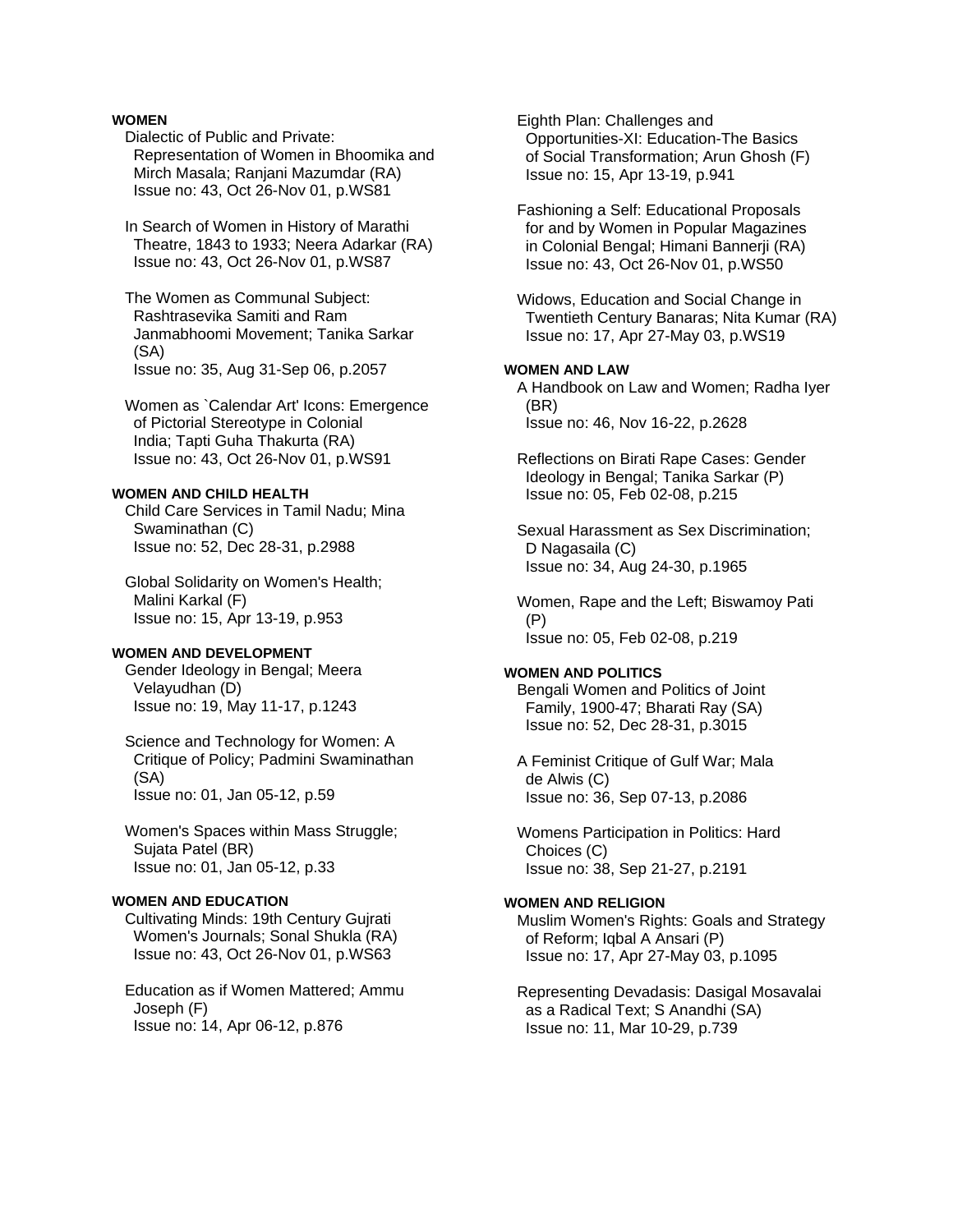**WOMEN**

Dialectic of Public and Private: Representation of Women in Bhoomika and Mirch Masala; Ranjani Mazumdar (RA)
Issue no: 43, Oct 26-Nov 01, p.WS81

In Search of Women in History of Marathi Theatre, 1843 to 1933; Neera Adarkar (RA)
Issue no: 43, Oct 26-Nov 01, p.WS87

The Women as Communal Subject: Rashtrasevika Samiti and Ram Janmabhoomi Movement; Tanika Sarkar (SA)
Issue no: 35, Aug 31-Sep 06, p.2057

Women as `Calendar Art' Icons: Emergence of Pictorial Stereotype in Colonial India; Tapti Guha Thakurta (RA)
Issue no: 43, Oct 26-Nov 01, p.WS91

**WOMEN AND CHILD HEALTH**

Child Care Services in Tamil Nadu; Mina Swaminathan (C)
Issue no: 52, Dec 28-31, p.2988

Global Solidarity on Women's Health; Malini Karkal (F)
Issue no: 15, Apr 13-19, p.953

**WOMEN AND DEVELOPMENT**

Gender Ideology in Bengal; Meera Velayudhan (D)
Issue no: 19, May 11-17, p.1243

Science and Technology for Women: A Critique of Policy; Padmini Swaminathan (SA)
Issue no: 01, Jan 05-12, p.59

Women's Spaces within Mass Struggle; Sujata Patel (BR)
Issue no: 01, Jan 05-12, p.33

**WOMEN AND EDUCATION**

Cultivating Minds: 19th Century Gujrati Women's Journals; Sonal Shukla (RA)
Issue no: 43, Oct 26-Nov 01, p.WS63

Education as if Women Mattered; Ammu Joseph (F)
Issue no: 14, Apr 06-12, p.876

Eighth Plan: Challenges and Opportunities-XI: Education-The Basics of Social Transformation; Arun Ghosh (F)
Issue no: 15, Apr 13-19, p.941

Fashioning a Self: Educational Proposals for and by Women in Popular Magazines in Colonial Bengal; Himani Bannerji (RA)
Issue no: 43, Oct 26-Nov 01, p.WS50

Widows, Education and Social Change in Twentieth Century Banaras; Nita Kumar (RA)
Issue no: 17, Apr 27-May 03, p.WS19

**WOMEN AND LAW**

A Handbook on Law and Women; Radha Iyer (BR)
Issue no: 46, Nov 16-22, p.2628

Reflections on Birati Rape Cases: Gender Ideology in Bengal; Tanika Sarkar (P)
Issue no: 05, Feb 02-08, p.215

Sexual Harassment as Sex Discrimination; D Nagasaila (C)
Issue no: 34, Aug 24-30, p.1965

Women, Rape and the Left; Biswamoy Pati (P)
Issue no: 05, Feb 02-08, p.219

**WOMEN AND POLITICS**

Bengali Women and Politics of Joint Family, 1900-47; Bharati Ray (SA)
Issue no: 52, Dec 28-31, p.3015

A Feminist Critique of Gulf War; Mala de Alwis (C)
Issue no: 36, Sep 07-13, p.2086

Womens Participation in Politics: Hard Choices (C)
Issue no: 38, Sep 21-27, p.2191

**WOMEN AND RELIGION**

Muslim Women's Rights: Goals and Strategy of Reform; Iqbal A Ansari (P)
Issue no: 17, Apr 27-May 03, p.1095

Representing Devadasis: Dasigal Mosavalai as a Radical Text; S Anandhi (SA)
Issue no: 11, Mar 10-29, p.739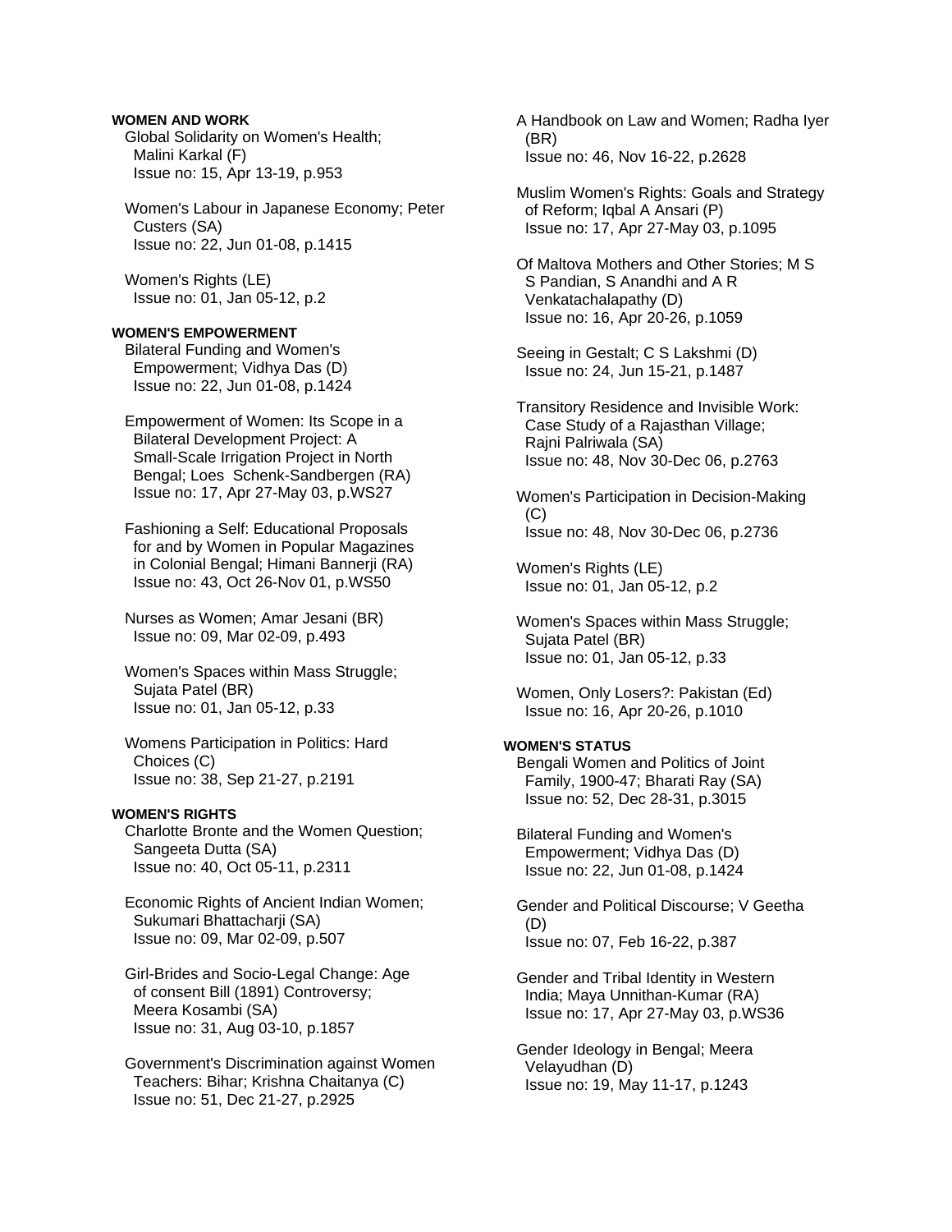**WOMEN AND WORK**

Global Solidarity on Women's Health; Malini Karkal (F)
Issue no: 15, Apr 13-19, p.953

Women's Labour in Japanese Economy; Peter Custers (SA)
Issue no: 22, Jun 01-08, p.1415

Women's Rights (LE)
Issue no: 01, Jan 05-12, p.2

**WOMEN'S EMPOWERMENT**

Bilateral Funding and Women's Empowerment; Vidhya Das (D)
Issue no: 22, Jun 01-08, p.1424

Empowerment of Women: Its Scope in a Bilateral Development Project: A Small-Scale Irrigation Project in North Bengal; Loes Schenk-Sandbergen (RA)
Issue no: 17, Apr 27-May 03, p.WS27

Fashioning a Self: Educational Proposals for and by Women in Popular Magazines in Colonial Bengal; Himani Bannerji (RA)
Issue no: 43, Oct 26-Nov 01, p.WS50

Nurses as Women; Amar Jesani (BR)
Issue no: 09, Mar 02-09, p.493

Women's Spaces within Mass Struggle; Sujata Patel (BR)
Issue no: 01, Jan 05-12, p.33

Womens Participation in Politics: Hard Choices (C)
Issue no: 38, Sep 21-27, p.2191

**WOMEN'S RIGHTS**

Charlotte Bronte and the Women Question; Sangeeta Dutta (SA)
Issue no: 40, Oct 05-11, p.2311

Economic Rights of Ancient Indian Women; Sukumari Bhattacharji (SA)
Issue no: 09, Mar 02-09, p.507

Girl-Brides and Socio-Legal Change: Age of consent Bill (1891) Controversy; Meera Kosambi (SA)
Issue no: 31, Aug 03-10, p.1857

Government's Discrimination against Women Teachers: Bihar; Krishna Chaitanya (C)
Issue no: 51, Dec 21-27, p.2925

A Handbook on Law and Women; Radha Iyer (BR)
Issue no: 46, Nov 16-22, p.2628

Muslim Women's Rights: Goals and Strategy of Reform; Iqbal A Ansari (P)
Issue no: 17, Apr 27-May 03, p.1095

Of Maltova Mothers and Other Stories; M S S Pandian, S Anandhi and A R Venkatachalapathy (D)
Issue no: 16, Apr 20-26, p.1059

Seeing in Gestalt; C S Lakshmi (D)
Issue no: 24, Jun 15-21, p.1487

Transitory Residence and Invisible Work: Case Study of a Rajasthan Village; Rajni Palriwala (SA)
Issue no: 48, Nov 30-Dec 06, p.2763

Women's Participation in Decision-Making (C)
Issue no: 48, Nov 30-Dec 06, p.2736

Women's Rights (LE)
Issue no: 01, Jan 05-12, p.2

Women's Spaces within Mass Struggle; Sujata Patel (BR)
Issue no: 01, Jan 05-12, p.33

Women, Only Losers?: Pakistan (Ed)
Issue no: 16, Apr 20-26, p.1010

**WOMEN'S STATUS**

Bengali Women and Politics of Joint Family, 1900-47; Bharati Ray (SA)
Issue no: 52, Dec 28-31, p.3015

Bilateral Funding and Women's Empowerment; Vidhya Das (D)
Issue no: 22, Jun 01-08, p.1424

Gender and Political Discourse; V Geetha (D)
Issue no: 07, Feb 16-22, p.387

Gender and Tribal Identity in Western India; Maya Unnithan-Kumar (RA)
Issue no: 17, Apr 27-May 03, p.WS36

Gender Ideology in Bengal; Meera Velayudhan (D)
Issue no: 19, May 11-17, p.1243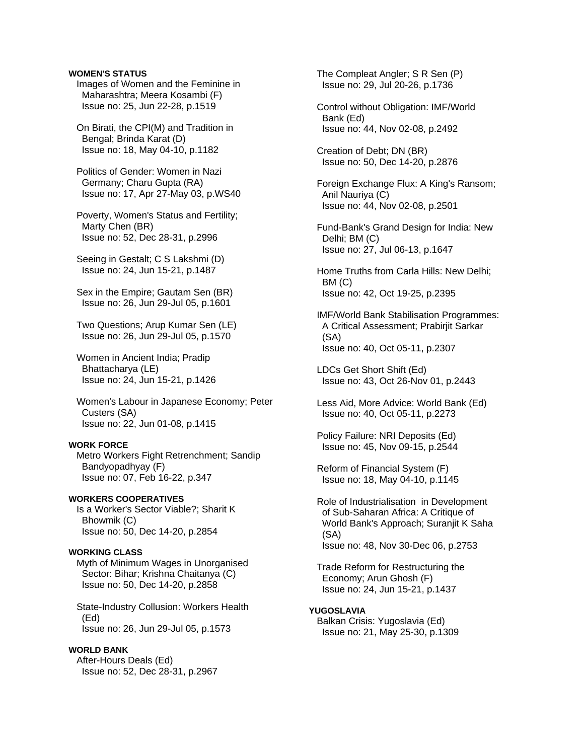**WOMEN'S STATUS**

Images of Women and the Feminine in Maharashtra; Meera Kosambi (F)
Issue no: 25, Jun 22-28, p.1519

On Birati, the CPI(M) and Tradition in Bengal; Brinda Karat (D)
Issue no: 18, May 04-10, p.1182

Politics of Gender: Women in Nazi Germany; Charu Gupta (RA)
Issue no: 17, Apr 27-May 03, p.WS40

Poverty, Women's Status and Fertility; Marty Chen (BR)
Issue no: 52, Dec 28-31, p.2996

Seeing in Gestalt; C S Lakshmi (D)
Issue no: 24, Jun 15-21, p.1487

Sex in the Empire; Gautam Sen (BR)
Issue no: 26, Jun 29-Jul 05, p.1601

Two Questions; Arup Kumar Sen (LE)
Issue no: 26, Jun 29-Jul 05, p.1570

Women in Ancient India; Pradip Bhattacharya (LE)
Issue no: 24, Jun 15-21, p.1426

Women's Labour in Japanese Economy; Peter Custers (SA)
Issue no: 22, Jun 01-08, p.1415

**WORK FORCE**

Metro Workers Fight Retrenchment; Sandip Bandyopadhyay (F)
Issue no: 07, Feb 16-22, p.347

**WORKERS COOPERATIVES**

Is a Worker's Sector Viable?; Sharit K Bhowmik (C)
Issue no: 50, Dec 14-20, p.2854

**WORKING CLASS**

Myth of Minimum Wages in Unorganised Sector: Bihar; Krishna Chaitanya (C)
Issue no: 50, Dec 14-20, p.2858

State-Industry Collusion: Workers Health (Ed)
Issue no: 26, Jun 29-Jul 05, p.1573

**WORLD BANK**

After-Hours Deals (Ed)
Issue no: 52, Dec 28-31, p.2967

The Compleat Angler; S R Sen (P)
Issue no: 29, Jul 20-26, p.1736

Control without Obligation: IMF/World Bank (Ed)
Issue no: 44, Nov 02-08, p.2492

Creation of Debt; DN (BR)
Issue no: 50, Dec 14-20, p.2876

Foreign Exchange Flux: A King's Ransom; Anil Nauriya (C)
Issue no: 44, Nov 02-08, p.2501

Fund-Bank's Grand Design for India: New Delhi; BM (C)
Issue no: 27, Jul 06-13, p.1647

Home Truths from Carla Hills: New Delhi; BM (C)
Issue no: 42, Oct 19-25, p.2395

IMF/World Bank Stabilisation Programmes: A Critical Assessment; Prabirjit Sarkar (SA)
Issue no: 40, Oct 05-11, p.2307

LDCs Get Short Shift (Ed)
Issue no: 43, Oct 26-Nov 01, p.2443

Less Aid, More Advice: World Bank (Ed)
Issue no: 40, Oct 05-11, p.2273

Policy Failure: NRI Deposits (Ed)
Issue no: 45, Nov 09-15, p.2544

Reform of Financial System (F)
Issue no: 18, May 04-10, p.1145

Role of Industrialisation in Development of Sub-Saharan Africa: A Critique of World Bank's Approach; Suranjit K Saha (SA)
Issue no: 48, Nov 30-Dec 06, p.2753

Trade Reform for Restructuring the Economy; Arun Ghosh (F)
Issue no: 24, Jun 15-21, p.1437

**YUGOSLAVIA**

Balkan Crisis: Yugoslavia (Ed)
Issue no: 21, May 25-30, p.1309